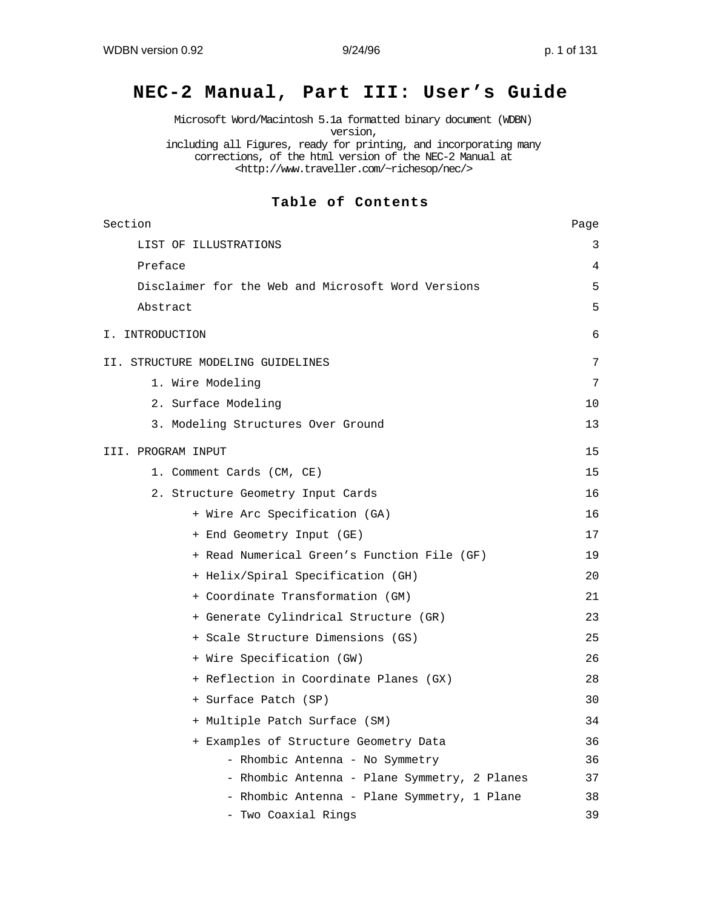# NEC-2 Manual, Part III: User's Guide

Microsoft Word/Macintosh 5.1a formatted binary document (WDBN) version,
including all Figures, ready for printing, and incorporating many corrections, of the html version of the NEC-2 Manual at <http://www.traveller.com/~richesop/nec/>

## Table of Contents

| Section | Page |
|---|---|
| LIST OF ILLUSTRATIONS | 3 |
| Preface | 4 |
| Disclaimer for the Web and Microsoft Word Versions | 5 |
| Abstract | 5 |
| I. INTRODUCTION | 6 |
| II. STRUCTURE MODELING GUIDELINES | 7 |
| 1. Wire Modeling | 7 |
| 2. Surface Modeling | 10 |
| 3. Modeling Structures Over Ground | 13 |
| III. PROGRAM INPUT | 15 |
| 1. Comment Cards (CM, CE) | 15 |
| 2. Structure Geometry Input Cards | 16 |
| + Wire Arc Specification (GA) | 16 |
| + End Geometry Input (GE) | 17 |
| + Read Numerical Green's Function File (GF) | 19 |
| + Helix/Spiral Specification (GH) | 20 |
| + Coordinate Transformation (GM) | 21 |
| + Generate Cylindrical Structure (GR) | 23 |
| + Scale Structure Dimensions (GS) | 25 |
| + Wire Specification (GW) | 26 |
| + Reflection in Coordinate Planes (GX) | 28 |
| + Surface Patch (SP) | 30 |
| + Multiple Patch Surface (SM) | 34 |
| + Examples of Structure Geometry Data | 36 |
| - Rhombic Antenna - No Symmetry | 36 |
| - Rhombic Antenna - Plane Symmetry, 2 Planes | 37 |
| - Rhombic Antenna - Plane Symmetry, 1 Plane | 38 |
| - Two Coaxial Rings | 39 |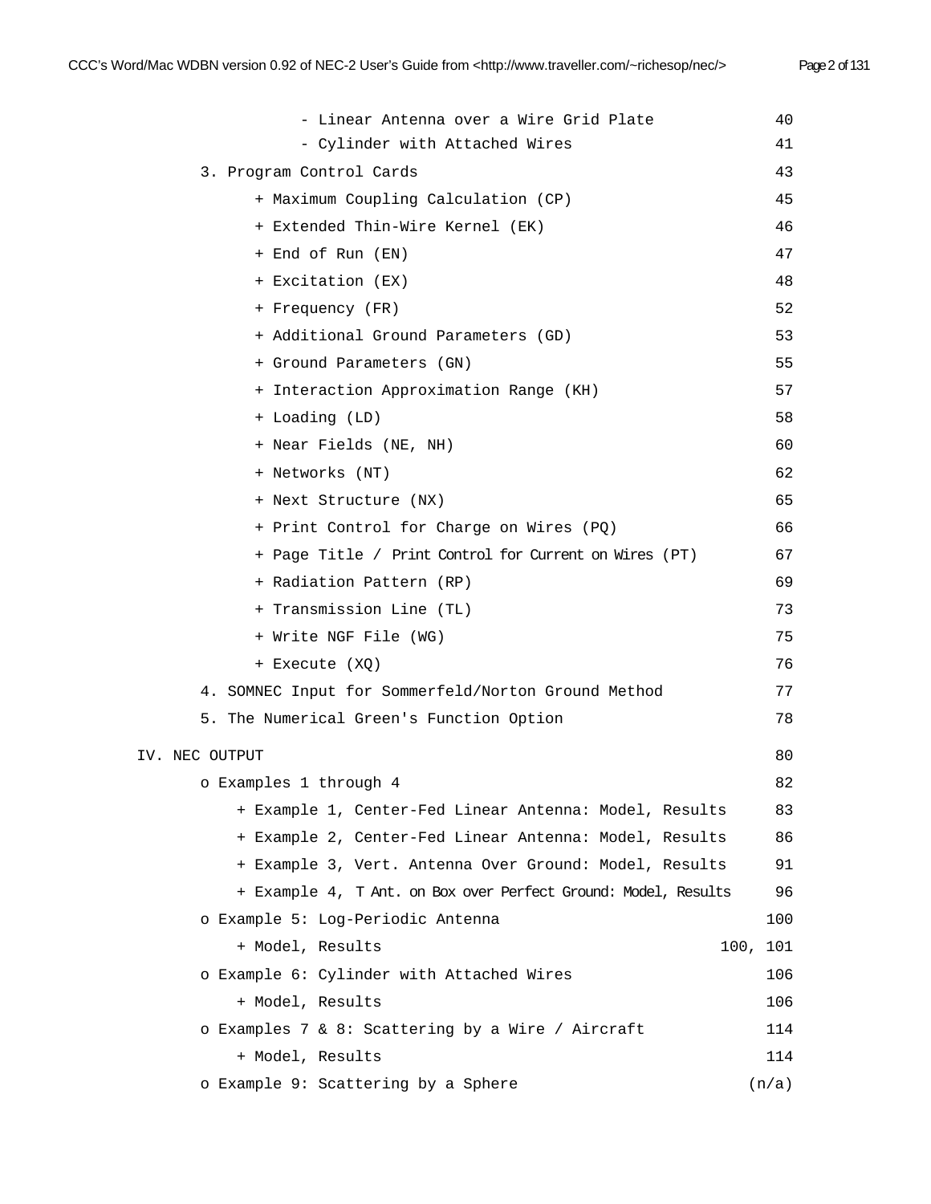| | |
|---|---|
| - Linear Antenna over a Wire Grid Plate | 40 |
| - Cylinder with Attached Wires | 41 |
| 3. Program Control Cards | 43 |
| + Maximum Coupling Calculation (CP) | 45 |
| + Extended Thin-Wire Kernel (EK) | 46 |
| + End of Run (EN) | 47 |
| + Excitation (EX) | 48 |
| + Frequency (FR) | 52 |
| + Additional Ground Parameters (GD) | 53 |
| + Ground Parameters (GN) | 55 |
| + Interaction Approximation Range (KH) | 57 |
| + Loading (LD) | 58 |
| + Near Fields (NE, NH) | 60 |
| + Networks (NT) | 62 |
| + Next Structure (NX) | 65 |
| + Print Control for Charge on Wires (PQ) | 66 |
| + Page Title / Print Control for Current on Wires (PT) | 67 |
| + Radiation Pattern (RP) | 69 |
| + Transmission Line (TL) | 73 |
| + Write NGF File (WG) | 75 |
| + Execute (XQ) | 76 |
| 4. SOMNEC Input for Sommerfeld/Norton Ground Method | 77 |
| 5. The Numerical Green's Function Option | 78 |
| IV. NEC OUTPUT | 80 |
| o Examples 1 through 4 | 82 |
| + Example 1, Center-Fed Linear Antenna: Model, Results | 83 |
| + Example 2, Center-Fed Linear Antenna: Model, Results | 86 |
| + Example 3, Vert. Antenna Over Ground: Model, Results | 91 |
| + Example 4, T Ant. on Box over Perfect Ground: Model, Results | 96 |
| o Example 5: Log-Periodic Antenna | 100 |
| + Model, Results | 100, 101 |
| o Example 6: Cylinder with Attached Wires | 106 |
| + Model, Results | 106 |
| o Examples 7 & 8: Scattering by a Wire / Aircraft | 114 |
| + Model, Results | 114 |
| o Example 9: Scattering by a Sphere | (n/a) |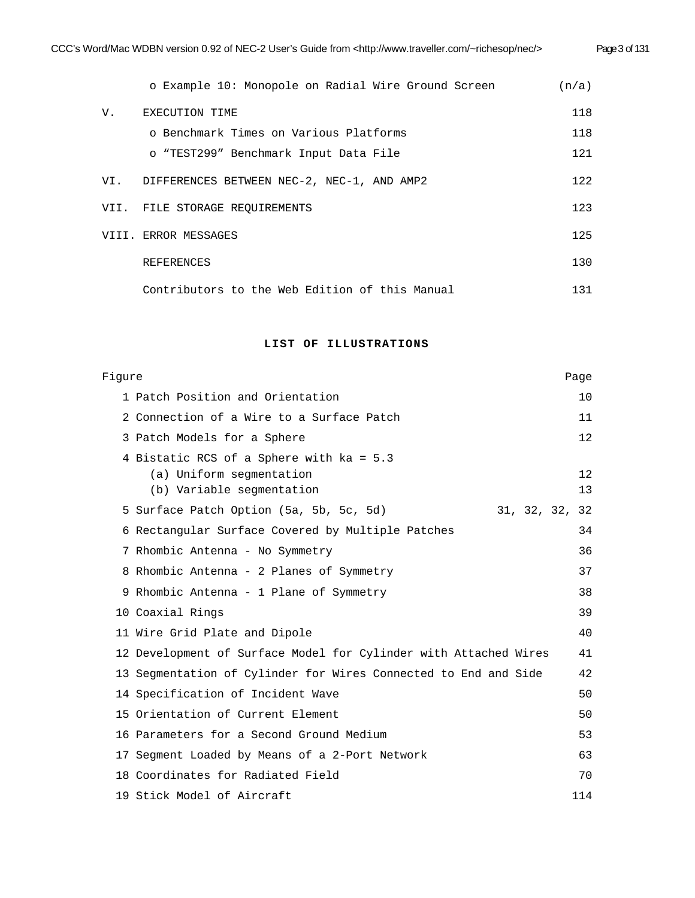| | | |
|---|---|---|
| | o Example 10: Monopole on Radial Wire Ground Screen | (n/a) |
| V. | EXECUTION TIME | 118 |
| | o Benchmark Times on Various Platforms | 118 |
| | o "TEST299" Benchmark Input Data File | 121 |
| VI. | DIFFERENCES BETWEEN NEC-2, NEC-1, AND AMP2 | 122 |
| VII. | FILE STORAGE REQUIREMENTS | 123 |
| VIII. | ERROR MESSAGES | 125 |
| | REFERENCES | 130 |
| | Contributors to the Web Edition of this Manual | 131 |

## LIST OF ILLUSTRATIONS

| Figure | | Page |
|---|---|---|
| 1 | Patch Position and Orientation | 10 |
| 2 | Connection of a Wire to a Surface Patch | 11 |
| 3 | Patch Models for a Sphere | 12 |
| 4 | Bistatic RCS of a Sphere with ka = 5.3 | |
| | (a) Uniform segmentation | 12 |
| | (b) Variable segmentation | 13 |
| 5 | Surface Patch Option (5a, 5b, 5c, 5d) | 31, 32, 32, 32 |
| 6 | Rectangular Surface Covered by Multiple Patches | 34 |
| 7 | Rhombic Antenna - No Symmetry | 36 |
| 8 | Rhombic Antenna - 2 Planes of Symmetry | 37 |
| 9 | Rhombic Antenna - 1 Plane of Symmetry | 38 |
| 10 | Coaxial Rings | 39 |
| 11 | Wire Grid Plate and Dipole | 40 |
| 12 | Development of Surface Model for Cylinder with Attached Wires | 41 |
| 13 | Segmentation of Cylinder for Wires Connected to End and Side | 42 |
| 14 | Specification of Incident Wave | 50 |
| 15 | Orientation of Current Element | 50 |
| 16 | Parameters for a Second Ground Medium | 53 |
| 17 | Segment Loaded by Means of a 2-Port Network | 63 |
| 18 | Coordinates for Radiated Field | 70 |
| 19 | Stick Model of Aircraft | 114 |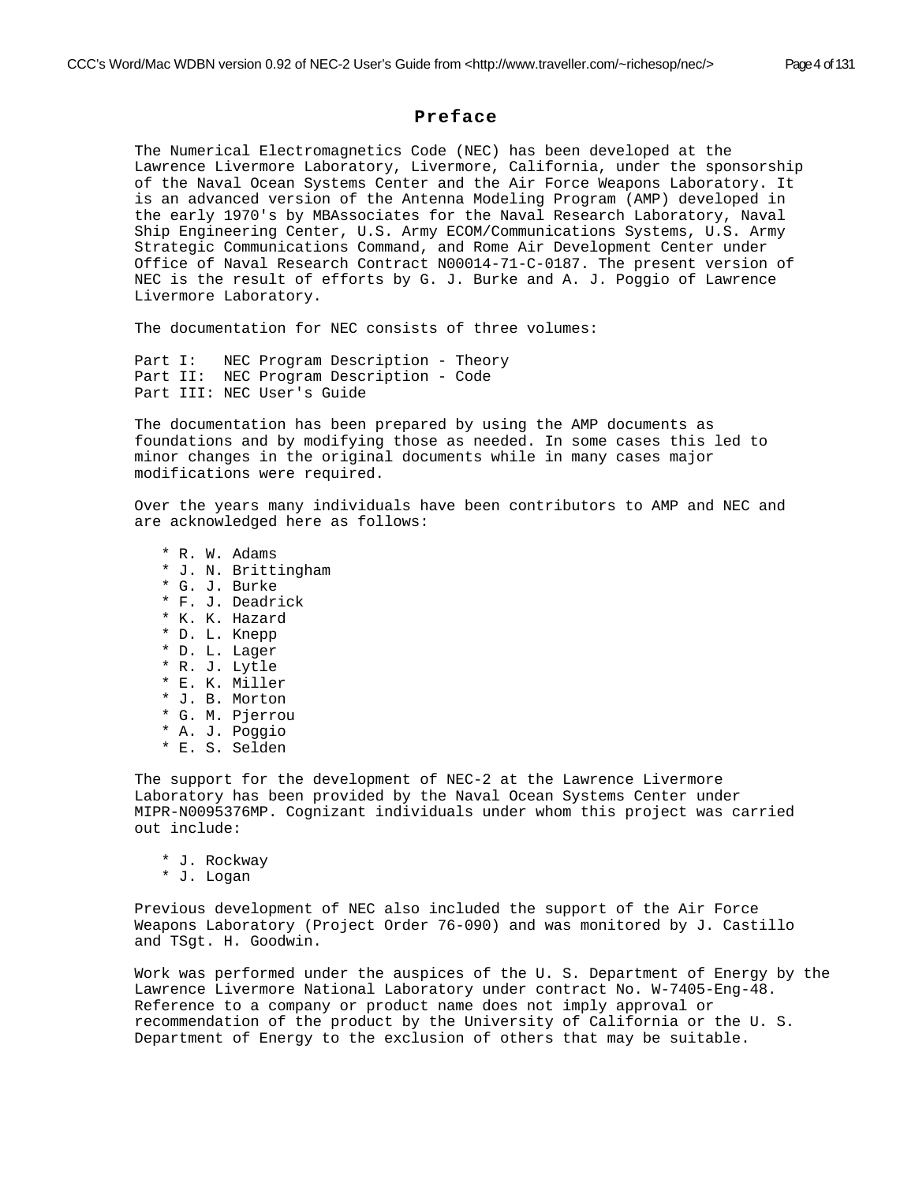# Preface

The Numerical Electromagnetics Code (NEC) has been developed at the Lawrence Livermore Laboratory, Livermore, California, under the sponsorship of the Naval Ocean Systems Center and the Air Force Weapons Laboratory. It is an advanced version of the Antenna Modeling Program (AMP) developed in the early 1970's by MBAssociates for the Naval Research Laboratory, Naval Ship Engineering Center, U.S. Army ECOM/Communications Systems, U.S. Army Strategic Communications Command, and Rome Air Development Center under Office of Naval Research Contract N00014-71-C-0187. The present version of NEC is the result of efforts by G. J. Burke and A. J. Poggio of Lawrence Livermore Laboratory.

The documentation for NEC consists of three volumes:

Part I: NEC Program Description - Theory
Part II: NEC Program Description - Code
Part III: NEC User's Guide

The documentation has been prepared by using the AMP documents as foundations and by modifying those as needed. In some cases this led to minor changes in the original documents while in many cases major modifications were required.

Over the years many individuals have been contributors to AMP and NEC and are acknowledged here as follows:

* R. W. Adams
* J. N. Brittingham
* G. J. Burke
* F. J. Deadrick
* K. K. Hazard
* D. L. Knepp
* D. L. Lager
* R. J. Lytle
* E. K. Miller
* J. B. Morton
* G. M. Pjerrou
* A. J. Poggio
* E. S. Selden

The support for the development of NEC-2 at the Lawrence Livermore Laboratory has been provided by the Naval Ocean Systems Center under MIPR-N0095376MP. Cognizant individuals under whom this project was carried out include:

* J. Rockway
* J. Logan

Previous development of NEC also included the support of the Air Force Weapons Laboratory (Project Order 76-090) and was monitored by J. Castillo and TSgt. H. Goodwin.

Work was performed under the auspices of the U. S. Department of Energy by the Lawrence Livermore National Laboratory under contract No. W-7405-Eng-48. Reference to a company or product name does not imply approval or recommendation of the product by the University of California or the U. S. Department of Energy to the exclusion of others that may be suitable.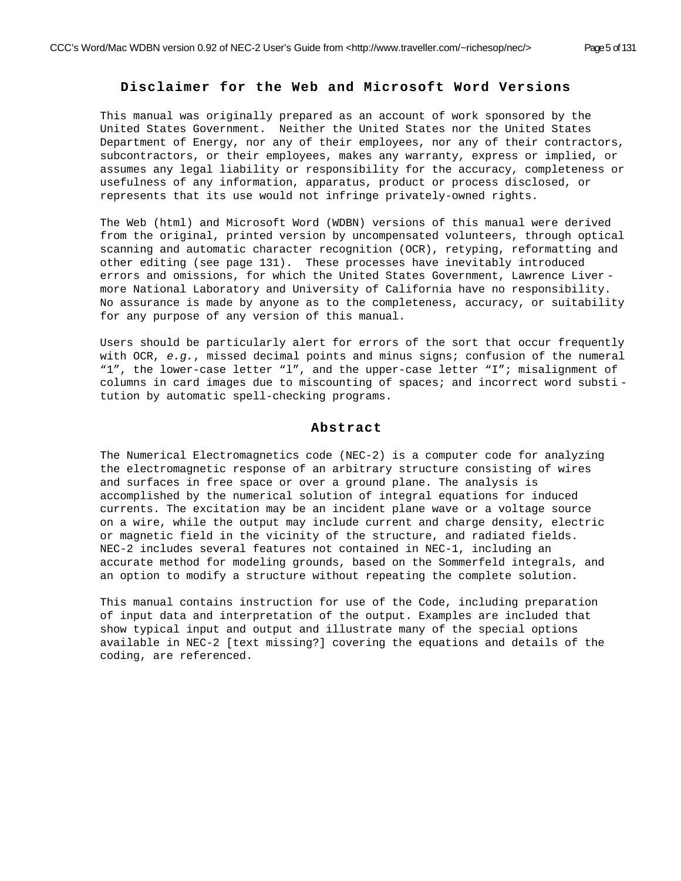## Disclaimer for the Web and Microsoft Word Versions

This manual was originally prepared as an account of work sponsored by the United States Government. Neither the United States nor the United States Department of Energy, nor any of their employees, nor any of their contractors, subcontractors, or their employees, makes any warranty, express or implied, or assumes any legal liability or responsibility for the accuracy, completeness or usefulness of any information, apparatus, product or process disclosed, or represents that its use would not infringe privately-owned rights.

The Web (html) and Microsoft Word (WDBN) versions of this manual were derived from the original, printed version by uncompensated volunteers, through optical scanning and automatic character recognition (OCR), retyping, reformatting and other editing (see page 131). These processes have inevitably introduced errors and omissions, for which the United States Government, Lawrence Livermore National Laboratory and University of California have no responsibility. No assurance is made by anyone as to the completeness, accuracy, or suitability for any purpose of any version of this manual.

Users should be particularly alert for errors of the sort that occur frequently with OCR, *e.g.*, missed decimal points and minus signs; confusion of the numeral "1", the lower-case letter "l", and the upper-case letter "I"; misalignment of columns in card images due to miscounting of spaces; and incorrect word substitution by automatic spell-checking programs.

## Abstract

The Numerical Electromagnetics code (NEC-2) is a computer code for analyzing the electromagnetic response of an arbitrary structure consisting of wires and surfaces in free space or over a ground plane. The analysis is accomplished by the numerical solution of integral equations for induced currents. The excitation may be an incident plane wave or a voltage source on a wire, while the output may include current and charge density, electric or magnetic field in the vicinity of the structure, and radiated fields. NEC-2 includes several features not contained in NEC-1, including an accurate method for modeling grounds, based on the Sommerfeld integrals, and an option to modify a structure without repeating the complete solution.

This manual contains instruction for use of the Code, including preparation of input data and interpretation of the output. Examples are included that show typical input and output and illustrate many of the special options available in NEC-2 [text missing?] covering the equations and details of the coding, are referenced.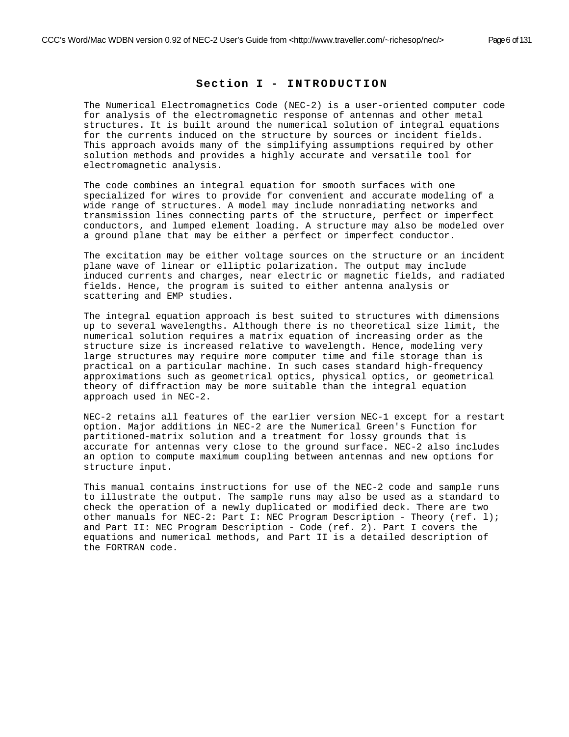# Section I - INTRODUCTION

The Numerical Electromagnetics Code (NEC-2) is a user-oriented computer code for analysis of the electromagnetic response of antennas and other metal structures. It is built around the numerical solution of integral equations for the currents induced on the structure by sources or incident fields. This approach avoids many of the simplifying assumptions required by other solution methods and provides a highly accurate and versatile tool for electromagnetic analysis.

The code combines an integral equation for smooth surfaces with one specialized for wires to provide for convenient and accurate modeling of a wide range of structures. A model may include nonradiating networks and transmission lines connecting parts of the structure, perfect or imperfect conductors, and lumped element loading. A structure may also be modeled over a ground plane that may be either a perfect or imperfect conductor.

The excitation may be either voltage sources on the structure or an incident plane wave of linear or elliptic polarization. The output may include induced currents and charges, near electric or magnetic fields, and radiated fields. Hence, the program is suited to either antenna analysis or scattering and EMP studies.

The integral equation approach is best suited to structures with dimensions up to several wavelengths. Although there is no theoretical size limit, the numerical solution requires a matrix equation of increasing order as the structure size is increased relative to wavelength. Hence, modeling very large structures may require more computer time and file storage than is practical on a particular machine. In such cases standard high-frequency approximations such as geometrical optics, physical optics, or geometrical theory of diffraction may be more suitable than the integral equation approach used in NEC-2.

NEC-2 retains all features of the earlier version NEC-1 except for a restart option. Major additions in NEC-2 are the Numerical Green's Function for partitioned-matrix solution and a treatment for lossy grounds that is accurate for antennas very close to the ground surface. NEC-2 also includes an option to compute maximum coupling between antennas and new options for structure input.

This manual contains instructions for use of the NEC-2 code and sample runs to illustrate the output. The sample runs may also be used as a standard to check the operation of a newly duplicated or modified deck. There are two other manuals for NEC-2: Part I: NEC Program Description - Theory (ref. l); and Part II: NEC Program Description - Code (ref. 2). Part I covers the equations and numerical methods, and Part II is a detailed description of the FORTRAN code.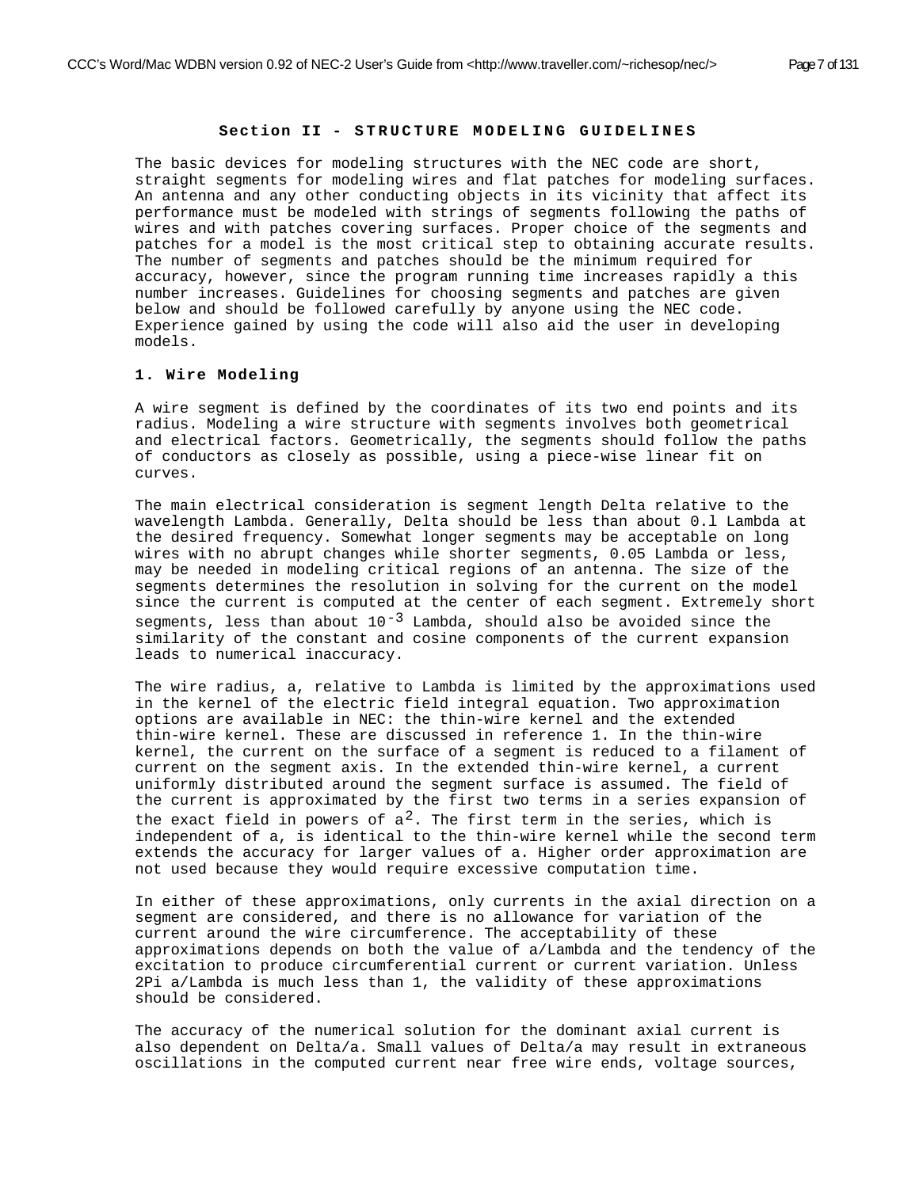## Section II - STRUCTURE MODELING GUIDELINES

The basic devices for modeling structures with the NEC code are short, straight segments for modeling wires and flat patches for modeling surfaces. An antenna and any other conducting objects in its vicinity that affect its performance must be modeled with strings of segments following the paths of wires and with patches covering surfaces. Proper choice of the segments and patches for a model is the most critical step to obtaining accurate results. The number of segments and patches should be the minimum required for accuracy, however, since the program running time increases rapidly a this number increases. Guidelines for choosing segments and patches are given below and should be followed carefully by anyone using the NEC code. Experience gained by using the code will also aid the user in developing models.

### 1. Wire Modeling

A wire segment is defined by the coordinates of its two end points and its radius. Modeling a wire structure with segments involves both geometrical and electrical factors. Geometrically, the segments should follow the paths of conductors as closely as possible, using a piece-wise linear fit on curves.

The main electrical consideration is segment length Delta relative to the wavelength Lambda. Generally, Delta should be less than about 0.l Lambda at the desired frequency. Somewhat longer segments may be acceptable on long wires with no abrupt changes while shorter segments, 0.05 Lambda or less, may be needed in modeling critical regions of an antenna. The size of the segments determines the resolution in solving for the current on the model since the current is computed at the center of each segment. Extremely short segments, less than about $10^{-3}$ Lambda, should also be avoided since the similarity of the constant and cosine components of the current expansion leads to numerical inaccuracy.

The wire radius, a, relative to Lambda is limited by the approximations used in the kernel of the electric field integral equation. Two approximation options are available in NEC: the thin-wire kernel and the extended thin-wire kernel. These are discussed in reference 1. In the thin-wire kernel, the current on the surface of a segment is reduced to a filament of current on the segment axis. In the extended thin-wire kernel, a current uniformly distributed around the segment surface is assumed. The field of the current is approximated by the first two terms in a series expansion of the exact field in powers of $a^2$. The first term in the series, which is independent of a, is identical to the thin-wire kernel while the second term extends the accuracy for larger values of a. Higher order approximation are not used because they would require excessive computation time.

In either of these approximations, only currents in the axial direction on a segment are considered, and there is no allowance for variation of the current around the wire circumference. The acceptability of these approximations depends on both the value of a/Lambda and the tendency of the excitation to produce circumferential current or current variation. Unless 2Pi a/Lambda is much less than 1, the validity of these approximations should be considered.

The accuracy of the numerical solution for the dominant axial current is also dependent on Delta/a. Small values of Delta/a may result in extraneous oscillations in the computed current near free wire ends, voltage sources,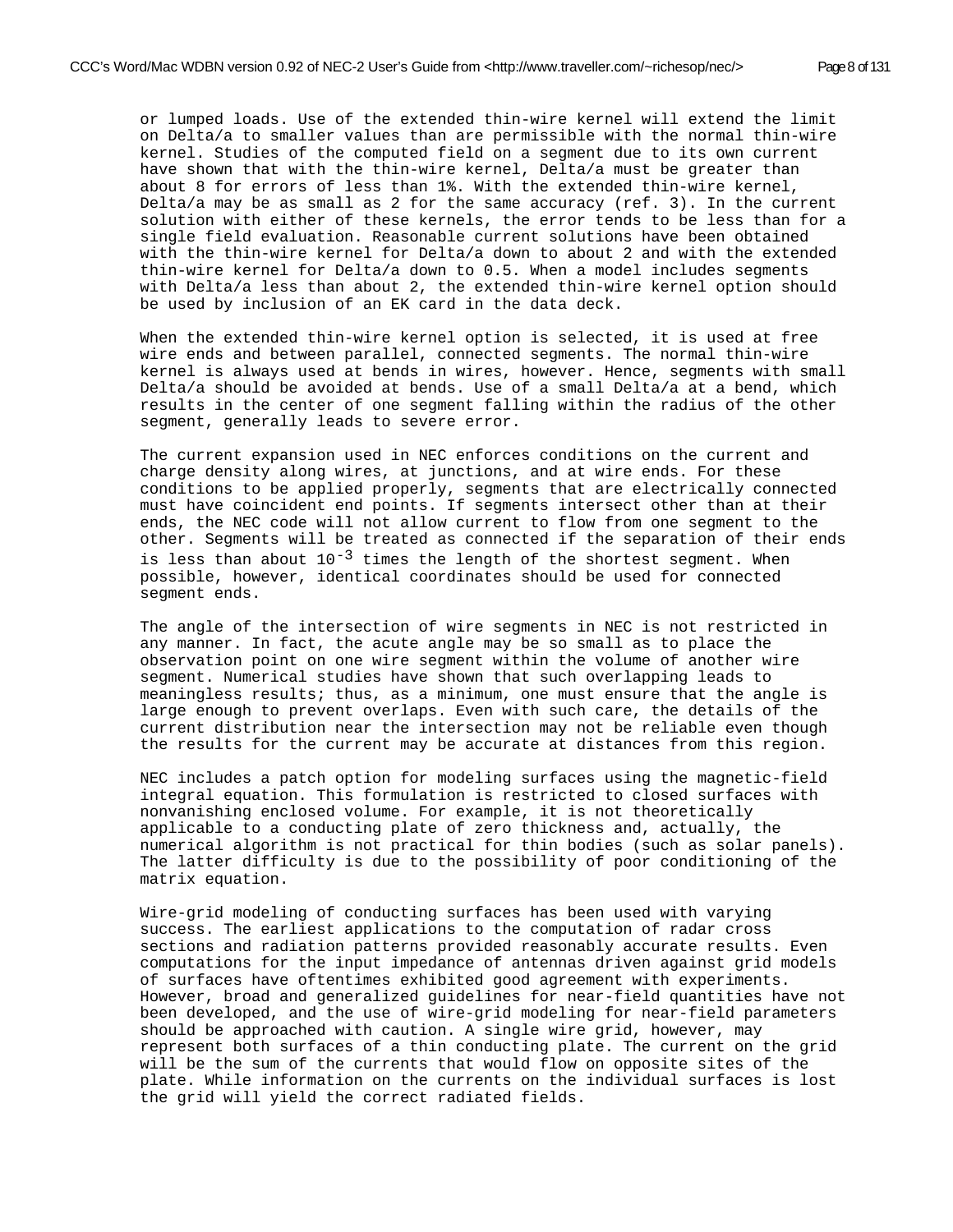or lumped loads. Use of the extended thin-wire kernel will extend the limit on Delta/a to smaller values than are permissible with the normal thin-wire kernel. Studies of the computed field on a segment due to its own current have shown that with the thin-wire kernel, Delta/a must be greater than about 8 for errors of less than 1%. With the extended thin-wire kernel, Delta/a may be as small as 2 for the same accuracy (ref. 3). In the current solution with either of these kernels, the error tends to be less than for a single field evaluation. Reasonable current solutions have been obtained with the thin-wire kernel for Delta/a down to about 2 and with the extended thin-wire kernel for Delta/a down to 0.5. When a model includes segments with Delta/a less than about 2, the extended thin-wire kernel option should be used by inclusion of an EK card in the data deck.

When the extended thin-wire kernel option is selected, it is used at free wire ends and between parallel, connected segments. The normal thin-wire kernel is always used at bends in wires, however. Hence, segments with small Delta/a should be avoided at bends. Use of a small Delta/a at a bend, which results in the center of one segment falling within the radius of the other segment, generally leads to severe error.

The current expansion used in NEC enforces conditions on the current and charge density along wires, at junctions, and at wire ends. For these conditions to be applied properly, segments that are electrically connected must have coincident end points. If segments intersect other than at their ends, the NEC code will not allow current to flow from one segment to the other. Segments will be treated as connected if the separation of their ends is less than about $10^{-3}$ times the length of the shortest segment. When possible, however, identical coordinates should be used for connected segment ends.

The angle of the intersection of wire segments in NEC is not restricted in any manner. In fact, the acute angle may be so small as to place the observation point on one wire segment within the volume of another wire segment. Numerical studies have shown that such overlapping leads to meaningless results; thus, as a minimum, one must ensure that the angle is large enough to prevent overlaps. Even with such care, the details of the current distribution near the intersection may not be reliable even though the results for the current may be accurate at distances from this region.

NEC includes a patch option for modeling surfaces using the magnetic-field integral equation. This formulation is restricted to closed surfaces with nonvanishing enclosed volume. For example, it is not theoretically applicable to a conducting plate of zero thickness and, actually, the numerical algorithm is not practical for thin bodies (such as solar panels). The latter difficulty is due to the possibility of poor conditioning of the matrix equation.

Wire-grid modeling of conducting surfaces has been used with varying success. The earliest applications to the computation of radar cross sections and radiation patterns provided reasonably accurate results. Even computations for the input impedance of antennas driven against grid models of surfaces have oftentimes exhibited good agreement with experiments. However, broad and generalized guidelines for near-field quantities have not been developed, and the use of wire-grid modeling for near-field parameters should be approached with caution. A single wire grid, however, may represent both surfaces of a thin conducting plate. The current on the grid will be the sum of the currents that would flow on opposite sites of the plate. While information on the currents on the individual surfaces is lost the grid will yield the correct radiated fields.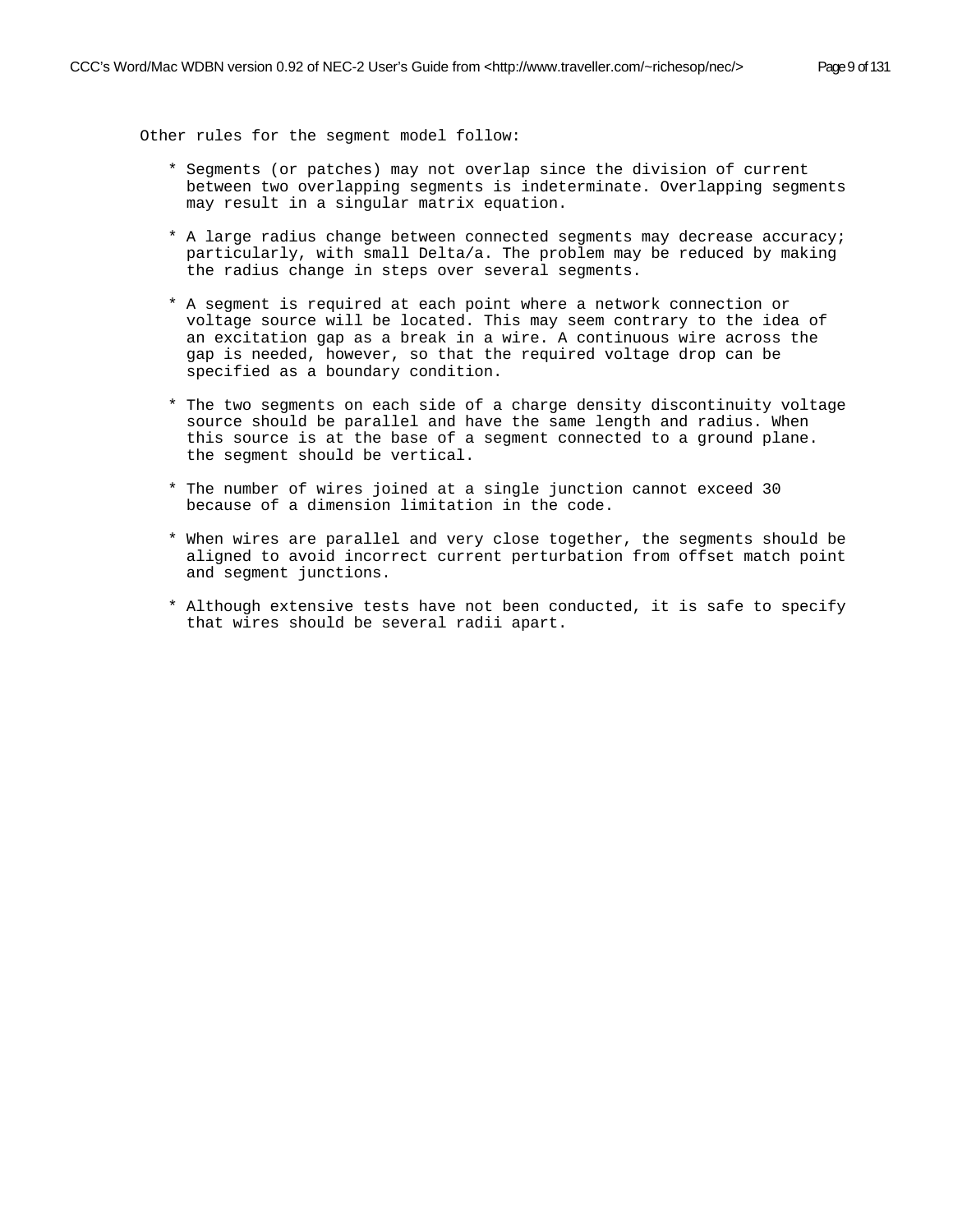Other rules for the segment model follow:

* Segments (or patches) may not overlap since the division of current between two overlapping segments is indeterminate. Overlapping segments may result in a singular matrix equation.

* A large radius change between connected segments may decrease accuracy; particularly, with small Delta/a. The problem may be reduced by making the radius change in steps over several segments.

* A segment is required at each point where a network connection or voltage source will be located. This may seem contrary to the idea of an excitation gap as a break in a wire. A continuous wire across the gap is needed, however, so that the required voltage drop can be specified as a boundary condition.

* The two segments on each side of a charge density discontinuity voltage source should be parallel and have the same length and radius. When this source is at the base of a segment connected to a ground plane. the segment should be vertical.

* The number of wires joined at a single junction cannot exceed 30 because of a dimension limitation in the code.

* When wires are parallel and very close together, the segments should be aligned to avoid incorrect current perturbation from offset match point and segment junctions.

* Although extensive tests have not been conducted, it is safe to specify that wires should be several radii apart.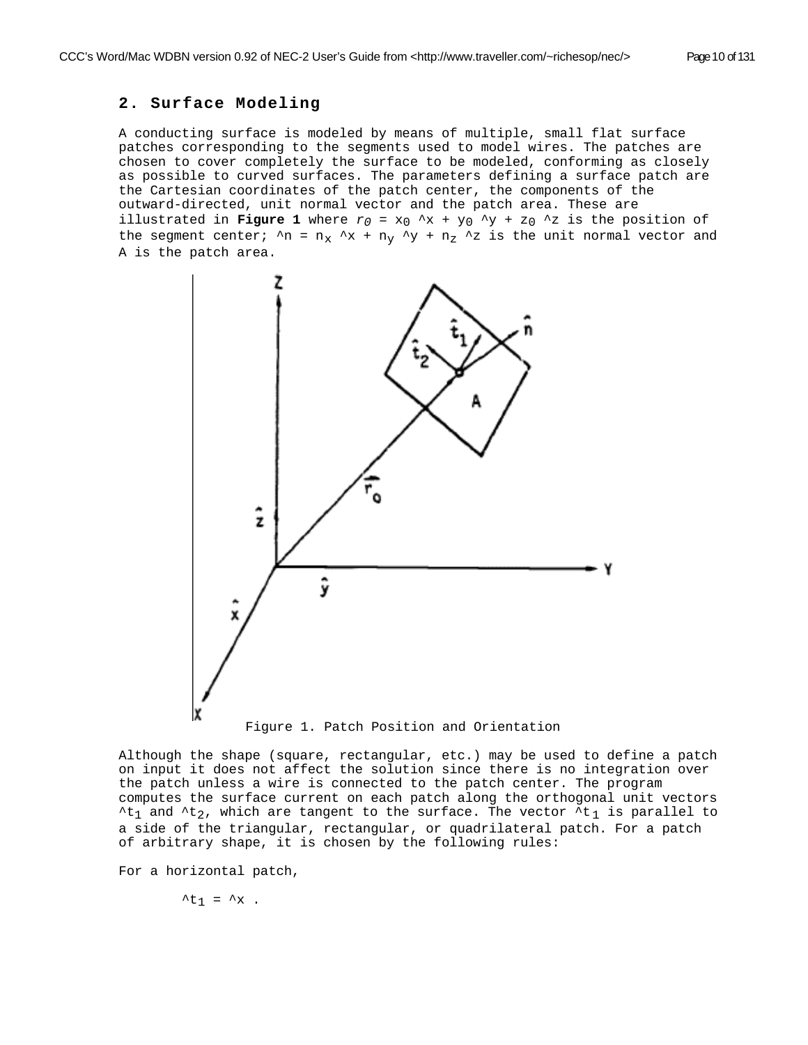## 2. Surface Modeling

A conducting surface is modeled by means of multiple, small flat surface patches corresponding to the segments used to model wires. The patches are chosen to cover completely the surface to be modeled, conforming as closely as possible to curved surfaces. The parameters defining a surface patch are the Cartesian coordinates of the patch center, the components of the outward-directed, unit normal vector and the patch area. These are illustrated in **Figure 1** where $r_0 = x_0 \hat{x} + y_0 \hat{y} + z_0 \hat{z}$ is the position of the segment center; $\hat{n} = n_x \hat{x} + n_y \hat{y} + n_z \hat{z}$ is the unit normal vector and A is the patch area.

Figure 1. Patch Position and Orientation

Although the shape (square, rectangular, etc.) may be used to define a patch on input it does not affect the solution since there is no integration over the patch unless a wire is connected to the patch center. The program computes the surface current on each patch along the orthogonal unit vectors $\hat{t}_1$ and $\hat{t}_2$, which are tangent to the surface. The vector $\hat{t}_1$ is parallel to a side of the triangular, rectangular, or quadrilateral patch. For a patch of arbitrary shape, it is chosen by the following rules:

For a horizontal patch,

$$\hat{t}_1 = \hat{x} .$$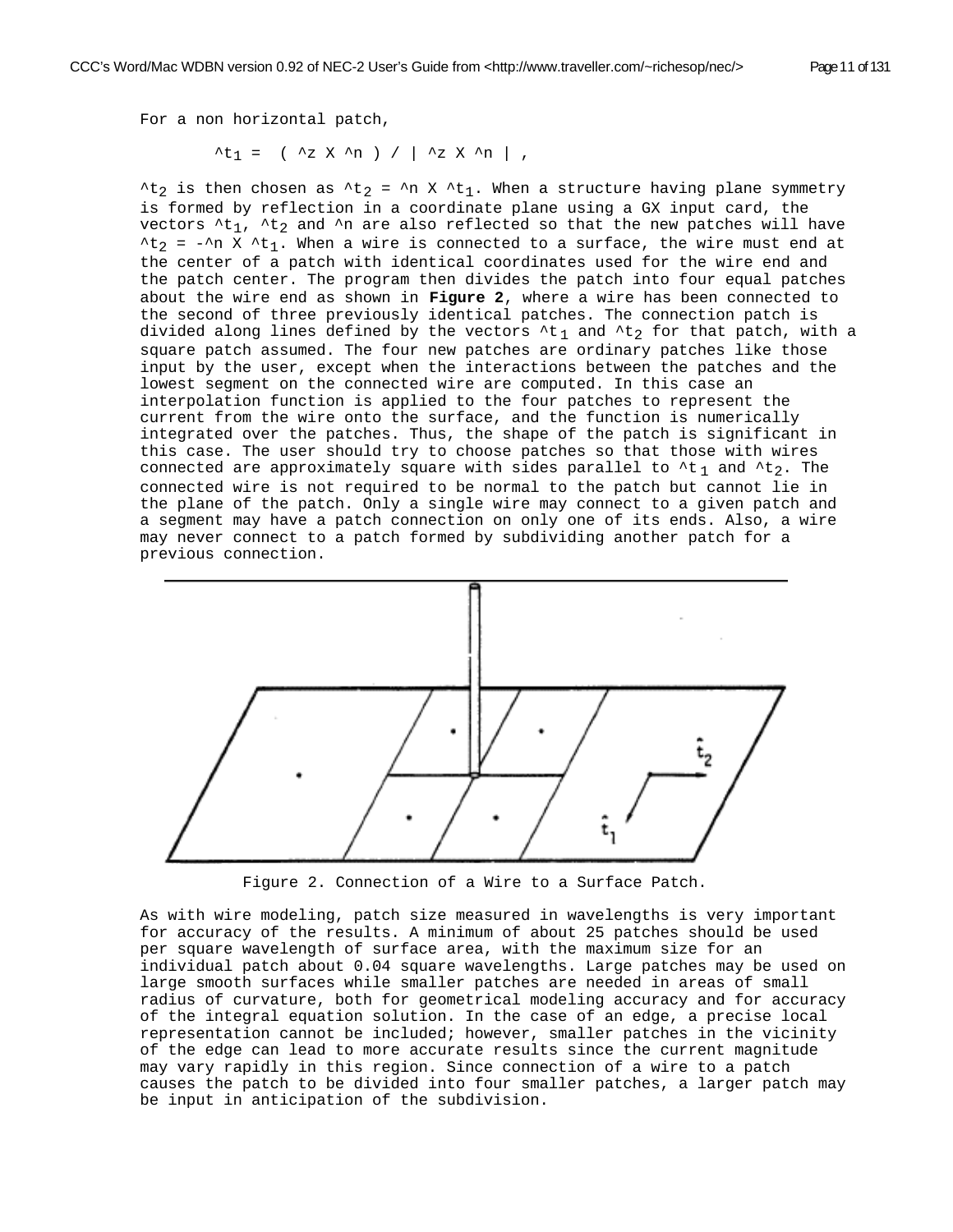For a non horizontal patch,

$$\hat{t}_1 = ( \hat{z} \times \hat{n} ) / | \hat{z} \times \hat{n} | ,$$

$\hat{t}_2$ is then chosen as $\hat{t}_2 = \hat{n} \times \hat{t}_1$. When a structure having plane symmetry is formed by reflection in a coordinate plane using a GX input card, the vectors $\hat{t}_1$, $\hat{t}_2$ and $\hat{n}$ are also reflected so that the new patches will have $\hat{t}_2 = -\hat{n} \times \hat{t}_1$. When a wire is connected to a surface, the wire must end at the center of a patch with identical coordinates used for the wire end and the patch center. The program then divides the patch into four equal patches about the wire end as shown in **Figure 2**, where a wire has been connected to the second of three previously identical patches. The connection patch is divided along lines defined by the vectors $\hat{t}_1$ and $\hat{t}_2$ for that patch, with a square patch assumed. The four new patches are ordinary patches like those input by the user, except when the interactions between the patches and the lowest segment on the connected wire are computed. In this case an interpolation function is applied to the four patches to represent the current from the wire onto the surface, and the function is numerically integrated over the patches. Thus, the shape of the patch is significant in this case. The user should try to choose patches so that those with wires connected are approximately square with sides parallel to $\hat{t}_1$ and $\hat{t}_2$. The connected wire is not required to be normal to the patch but cannot lie in the plane of the patch. Only a single wire may connect to a given patch and a segment may have a patch connection on only one of its ends. Also, a wire may never connect to a patch formed by subdividing another patch for a previous connection.

Figure 2. Connection of a Wire to a Surface Patch.

As with wire modeling, patch size measured in wavelengths is very important for accuracy of the results. A minimum of about 25 patches should be used per square wavelength of surface area, with the maximum size for an individual patch about 0.04 square wavelengths. Large patches may be used on large smooth surfaces while smaller patches are needed in areas of small radius of curvature, both for geometrical modeling accuracy and for accuracy of the integral equation solution. In the case of an edge, a precise local representation cannot be included; however, smaller patches in the vicinity of the edge can lead to more accurate results since the current magnitude may vary rapidly in this region. Since connection of a wire to a patch causes the patch to be divided into four smaller patches, a larger patch may be input in anticipation of the subdivision.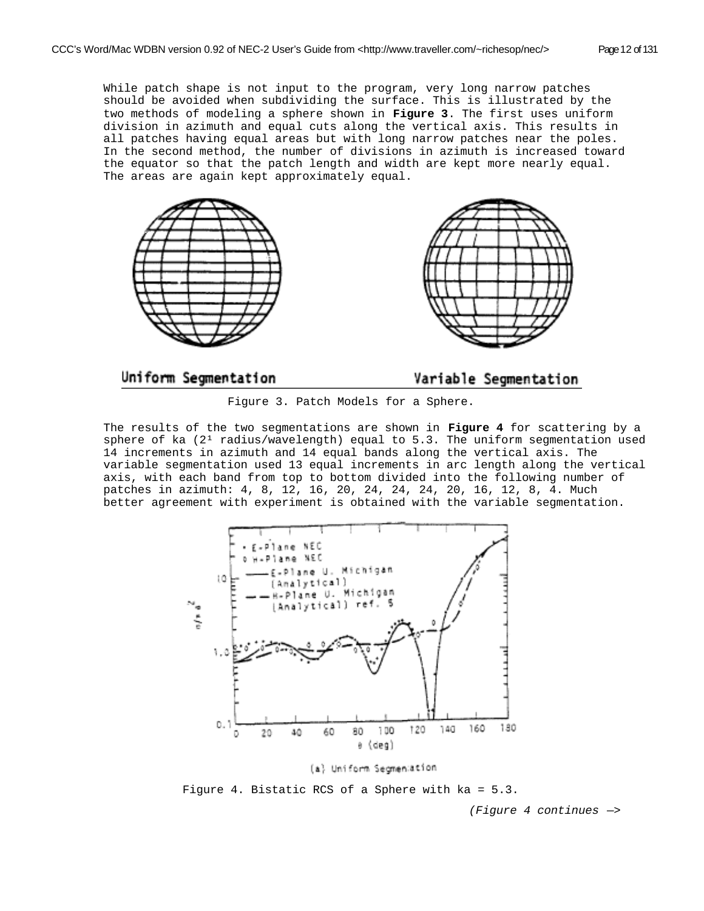While patch shape is not input to the program, very long narrow patches should be avoided when subdividing the surface. This is illustrated by the two methods of modeling a sphere shown in **Figure 3**. The first uses uniform division in azimuth and equal cuts along the vertical axis. This results in all patches having equal areas but with long narrow patches near the poles. In the second method, the number of divisions in azimuth is increased toward the equator so that the patch length and width are kept more nearly equal. The areas are again kept approximately equal.

Uniform Segmentation

Variable Segmentation

Figure 3. Patch Models for a Sphere.

The results of the two segmentations are shown in **Figure 4** for scattering by a sphere of ka (2¹ radius/wavelength) equal to 5.3. The uniform segmentation used 14 increments in azimuth and 14 equal bands along the vertical axis. The variable segmentation used 13 equal increments in arc length along the vertical axis, with each band from top to bottom divided into the following number of patches in azimuth: 4, 8, 12, 16, 20, 24, 24, 24, 20, 16, 12, 8, 4. Much better agreement with experiment is obtained with the variable segmentation.

(a) Uniform Segmentation

Figure 4. Bistatic RCS of a Sphere with ka = 5.3.

*(Figure 4 continues —>*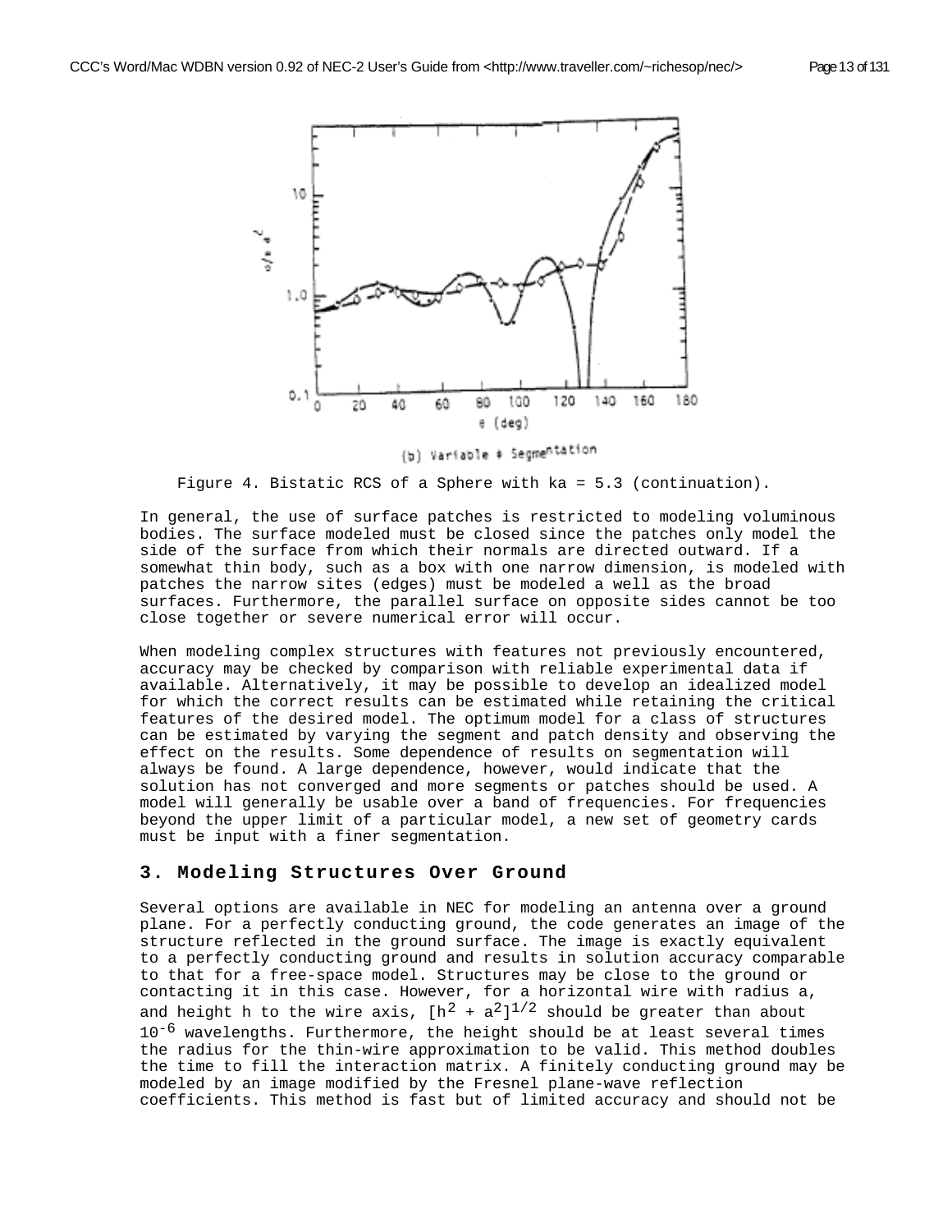(b) Variable # Segmentation

Figure 4. Bistatic RCS of a Sphere with ka = 5.3 (continuation).

In general, the use of surface patches is restricted to modeling voluminous bodies. The surface modeled must be closed since the patches only model the side of the surface from which their normals are directed outward. If a somewhat thin body, such as a box with one narrow dimension, is modeled with patches the narrow sites (edges) must be modeled a well as the broad surfaces. Furthermore, the parallel surface on opposite sides cannot be too close together or severe numerical error will occur.

When modeling complex structures with features not previously encountered, accuracy may be checked by comparison with reliable experimental data if available. Alternatively, it may be possible to develop an idealized model for which the correct results can be estimated while retaining the critical features of the desired model. The optimum model for a class of structures can be estimated by varying the segment and patch density and observing the effect on the results. Some dependence of results on segmentation will always be found. A large dependence, however, would indicate that the solution has not converged and more segments or patches should be used. A model will generally be usable over a band of frequencies. For frequencies beyond the upper limit of a particular model, a new set of geometry cards must be input with a finer segmentation.

## 3. Modeling Structures Over Ground

Several options are available in NEC for modeling an antenna over a ground plane. For a perfectly conducting ground, the code generates an image of the structure reflected in the ground surface. The image is exactly equivalent to a perfectly conducting ground and results in solution accuracy comparable to that for a free-space model. Structures may be close to the ground or contacting it in this case. However, for a horizontal wire with radius a, and height h to the wire axis, $[h^2 + a^2]^{1/2}$ should be greater than about $10^{-6}$ wavelengths. Furthermore, the height should be at least several times the radius for the thin-wire approximation to be valid. This method doubles the time to fill the interaction matrix. A finitely conducting ground may be modeled by an image modified by the Fresnel plane-wave reflection coefficients. This method is fast but of limited accuracy and should not be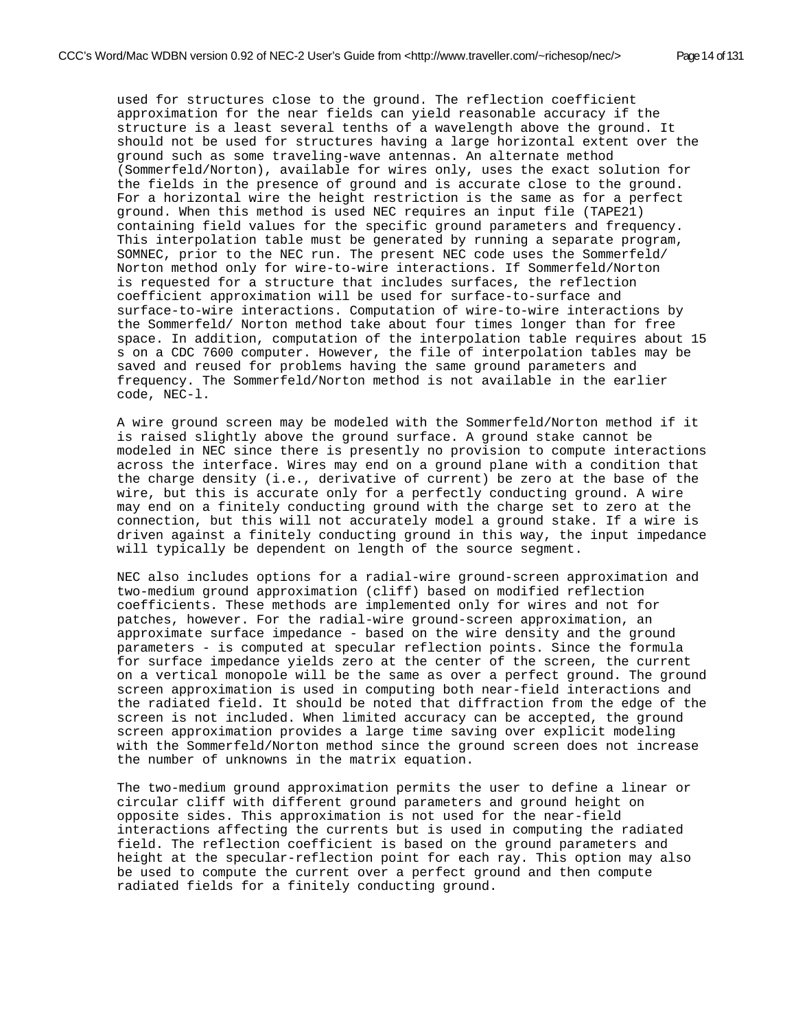used for structures close to the ground. The reflection coefficient approximation for the near fields can yield reasonable accuracy if the structure is a least several tenths of a wavelength above the ground. It should not be used for structures having a large horizontal extent over the ground such as some traveling-wave antennas. An alternate method (Sommerfeld/Norton), available for wires only, uses the exact solution for the fields in the presence of ground and is accurate close to the ground. For a horizontal wire the height restriction is the same as for a perfect ground. When this method is used NEC requires an input file (TAPE21) containing field values for the specific ground parameters and frequency. This interpolation table must be generated by running a separate program, SOMNEC, prior to the NEC run. The present NEC code uses the Sommerfeld/ Norton method only for wire-to-wire interactions. If Sommerfeld/Norton is requested for a structure that includes surfaces, the reflection coefficient approximation will be used for surface-to-surface and surface-to-wire interactions. Computation of wire-to-wire interactions by the Sommerfeld/ Norton method take about four times longer than for free space. In addition, computation of the interpolation table requires about 15 s on a CDC 7600 computer. However, the file of interpolation tables may be saved and reused for problems having the same ground parameters and frequency. The Sommerfeld/Norton method is not available in the earlier code, NEC-l.

A wire ground screen may be modeled with the Sommerfeld/Norton method if it is raised slightly above the ground surface. A ground stake cannot be modeled in NEC since there is presently no provision to compute interactions across the interface. Wires may end on a ground plane with a condition that the charge density (i.e., derivative of current) be zero at the base of the wire, but this is accurate only for a perfectly conducting ground. A wire may end on a finitely conducting ground with the charge set to zero at the connection, but this will not accurately model a ground stake. If a wire is driven against a finitely conducting ground in this way, the input impedance will typically be dependent on length of the source segment.

NEC also includes options for a radial-wire ground-screen approximation and two-medium ground approximation (cliff) based on modified reflection coefficients. These methods are implemented only for wires and not for patches, however. For the radial-wire ground-screen approximation, an approximate surface impedance - based on the wire density and the ground parameters - is computed at specular reflection points. Since the formula for surface impedance yields zero at the center of the screen, the current on a vertical monopole will be the same as over a perfect ground. The ground screen approximation is used in computing both near-field interactions and the radiated field. It should be noted that diffraction from the edge of the screen is not included. When limited accuracy can be accepted, the ground screen approximation provides a large time saving over explicit modeling with the Sommerfeld/Norton method since the ground screen does not increase the number of unknowns in the matrix equation.

The two-medium ground approximation permits the user to define a linear or circular cliff with different ground parameters and ground height on opposite sides. This approximation is not used for the near-field interactions affecting the currents but is used in computing the radiated field. The reflection coefficient is based on the ground parameters and height at the specular-reflection point for each ray. This option may also be used to compute the current over a perfect ground and then compute radiated fields for a finitely conducting ground.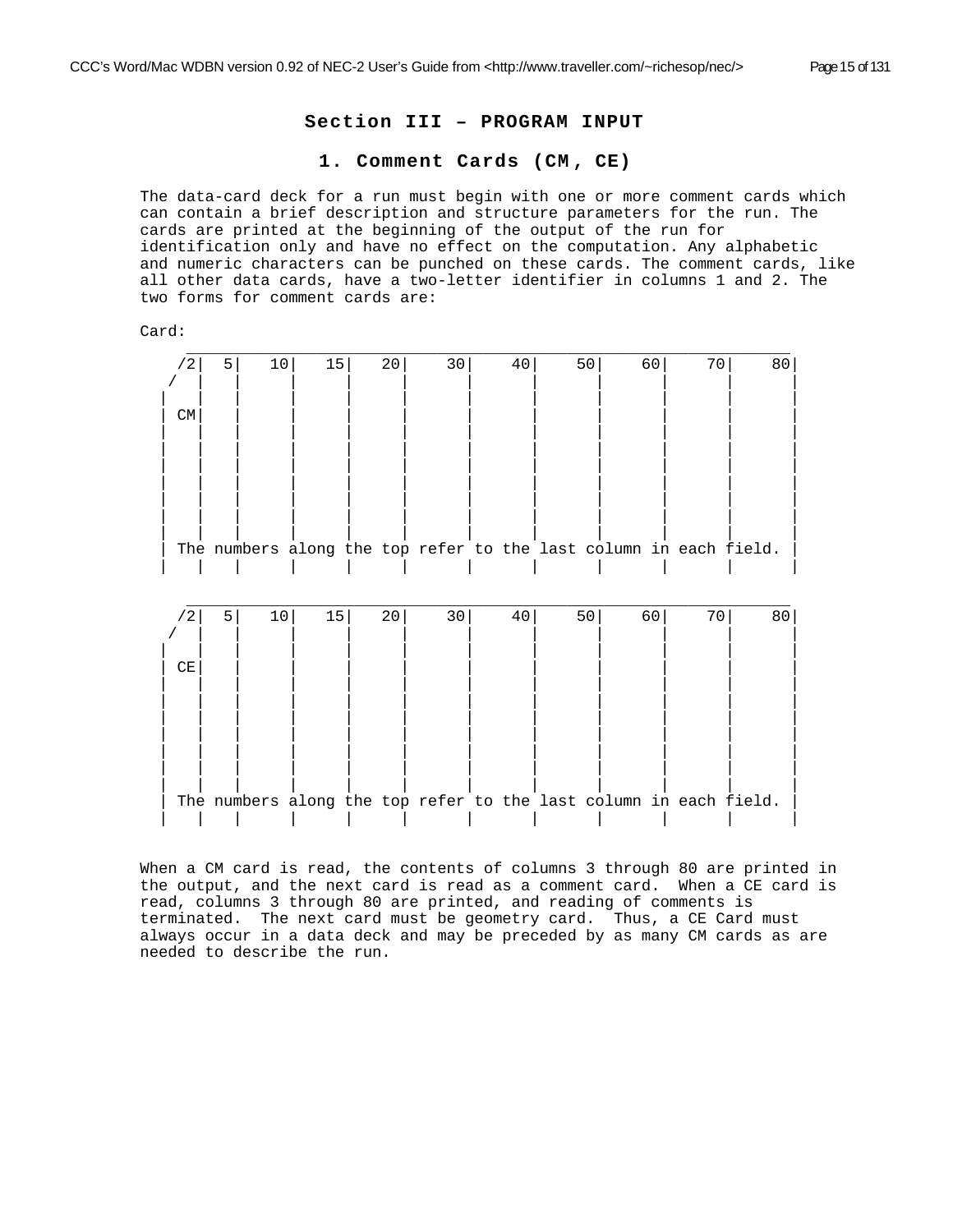## Section III – PROGRAM INPUT

### 1. Comment Cards (CM, CE)

The data-card deck for a run must begin with one or more comment cards which can contain a brief description and structure parameters for the run. The cards are printed at the beginning of the output of the run for identification only and have no effect on the computation. Any alphabetic and numeric characters can be punched on these cards. The comment cards, like all other data cards, have a two-letter identifier in columns 1 and 2. The two forms for comment cards are:

Card:

```
  _____________________________________________________________________
 /2|  5|   10|   15|   20|    30|    40|    50|    60|    70|    80|
/  |   |     |     |     |      |      |      |      |      |      |
|  |   |     |     |     |      |      |      |      |      |      |
|CM|   |     |     |     |      |      |      |      |      |      |
|  |   |     |     |     |      |      |      |      |      |      |
|  |   |     |     |     |      |      |      |      |      |      |
|  |   |     |     |     |      |      |      |      |      |      |
|  |   |     |     |     |      |      |      |      |      |      |
|  |   |     |     |     |      |      |      |      |      |      |
|  |   |     |     |     |      |      |      |      |      |      |
| The numbers along the top refer to the last column in each field. |
|  |   |     |     |     |      |      |      |      |      |      |
```

```
  _____________________________________________________________________
 /2|  5|   10|   15|   20|    30|    40|    50|    60|    70|    80|
/  |   |     |     |     |      |      |      |      |      |      |
|  |   |     |     |     |      |      |      |      |      |      |
|CE|   |     |     |     |      |      |      |      |      |      |
|  |   |     |     |     |      |      |      |      |      |      |
|  |   |     |     |     |      |      |      |      |      |      |
|  |   |     |     |     |      |      |      |      |      |      |
|  |   |     |     |     |      |      |      |      |      |      |
|  |   |     |     |     |      |      |      |      |      |      |
| The numbers along the top refer to the last column in each field. |
|  |   |     |     |     |      |      |      |      |      |      |
```

When a CM card is read, the contents of columns 3 through 80 are printed in the output, and the next card is read as a comment card. When a CE card is read, columns 3 through 80 are printed, and reading of comments is terminated. The next card must be geometry card. Thus, a CE Card must always occur in a data deck and may be preceded by as many CM cards as are needed to describe the run.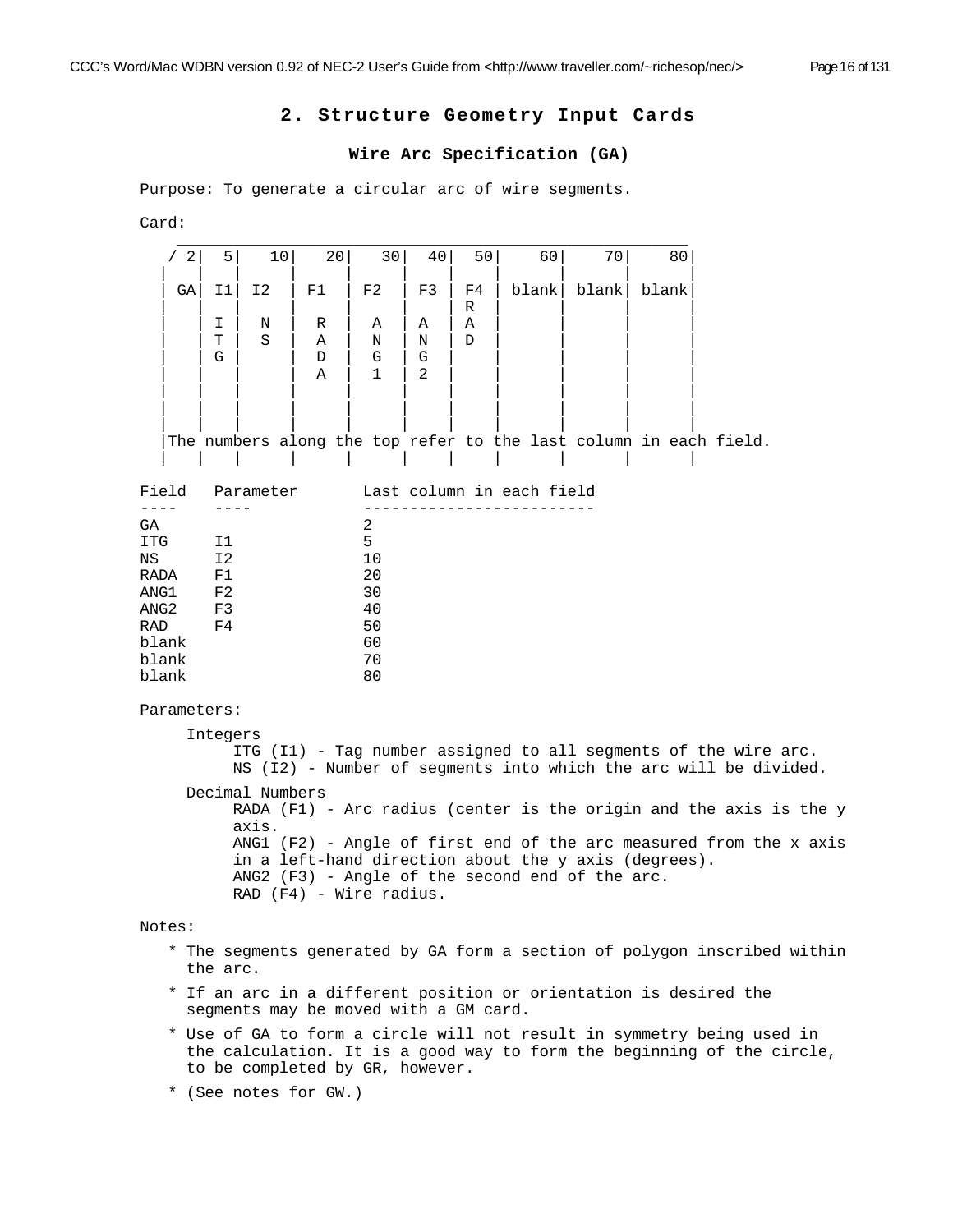## 2. Structure Geometry Input Cards

### Wire Arc Specification (GA)

Purpose: To generate a circular arc of wire segments.

Card:

```
 ________________________________________________________________
/ 2|  5|   10|   20|   30|  40|  50|   60|    70|    80|
|  |   |     |     |     |    |    |     |      |      |
|GA| I1| I2  | F1  | F2  | F3 | F4 | blank| blank| blank|
|  |   |     |     |     |    | R  |     |      |      |
|  | I |  N  |  R  |  A  | A  | A  |     |      |      |
|  | T |  S  |  A  |  N  | N  | D  |     |      |      |
|  | G |     |  D  |  G  | G  |    |     |      |      |
|  |   |     |  A  |  1  | 2  |    |     |      |      |
|  |   |     |     |     |    |    |     |      |      |
|  |   |     |     |     |    |    |     |      |      |
|  |   |     |     |     |    |    |     |      |      |
|The numbers along the top refer to the last column in each field.
|  |   |     |     |     |    |    |     |      |      |
```

```
Field   Parameter       Last column in each field
----    ----            -------------------------
GA                      2
ITG     I1              5
NS      I2              10
RADA    F1              20
ANG1    F2              30
ANG2    F3              40
RAD     F4              50
blank                   60
blank                   70
blank                   80
```

Parameters:

Integers
- ITG (I1) - Tag number assigned to all segments of the wire arc.
- NS (I2) - Number of segments into which the arc will be divided.

Decimal Numbers
- RADA (F1) - Arc radius (center is the origin and the axis is the y axis.
- ANG1 (F2) - Angle of first end of the arc measured from the x axis in a left-hand direction about the y axis (degrees).
- ANG2 (F3) - Angle of the second end of the arc.
- RAD (F4) - Wire radius.

Notes:

* The segments generated by GA form a section of polygon inscribed within the arc.
* If an arc in a different position or orientation is desired the segments may be moved with a GM card.
* Use of GA to form a circle will not result in symmetry being used in the calculation. It is a good way to form the beginning of the circle, to be completed by GR, however.
* (See notes for GW.)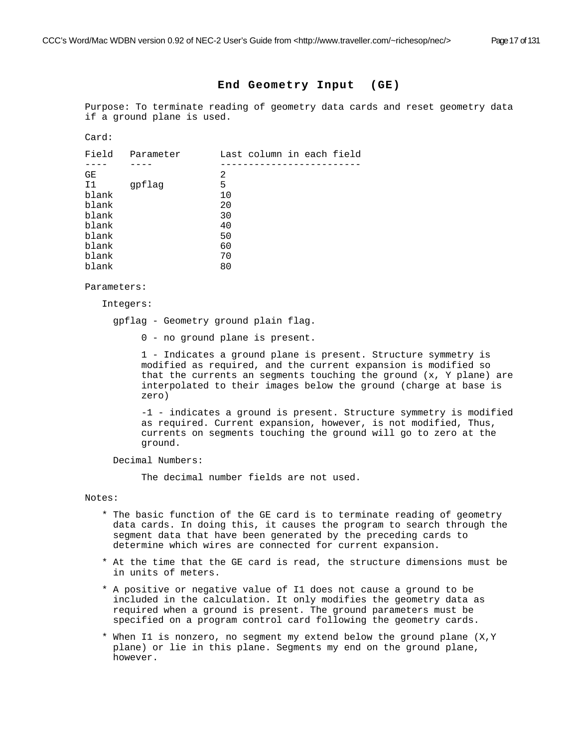## End Geometry Input (GE)

Purpose: To terminate reading of geometry data cards and reset geometry data if a ground plane is used.

Card:

| Field | Parameter | Last column in each field |
|---|---|---|
| GE | | 2 |
| I1 | gpflag | 5 |
| blank | | 10 |
| blank | | 20 |
| blank | | 30 |
| blank | | 40 |
| blank | | 50 |
| blank | | 60 |
| blank | | 70 |
| blank | | 80 |

Parameters:

Integers:

gpflag - Geometry ground plain flag.

0 - no ground plane is present.

1 - Indicates a ground plane is present. Structure symmetry is modified as required, and the current expansion is modified so that the currents an segments touching the ground (x, Y plane) are interpolated to their images below the ground (charge at base is zero)

-1 - indicates a ground is present. Structure symmetry is modified as required. Current expansion, however, is not modified, Thus, currents on segments touching the ground will go to zero at the ground.

Decimal Numbers:

The decimal number fields are not used.

Notes:

* The basic function of the GE card is to terminate reading of geometry data cards. In doing this, it causes the program to search through the segment data that have been generated by the preceding cards to determine which wires are connected for current expansion.
* At the time that the GE card is read, the structure dimensions must be in units of meters.
* A positive or negative value of I1 does not cause a ground to be included in the calculation. It only modifies the geometry data as required when a ground is present. The ground parameters must be specified on a program control card following the geometry cards.
* When I1 is nonzero, no segment my extend below the ground plane (X,Y plane) or lie in this plane. Segments my end on the ground plane, however.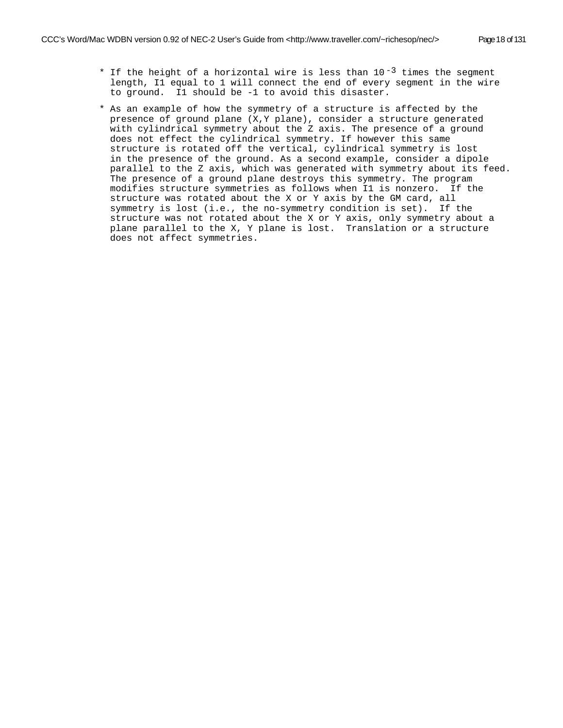* If the height of a horizontal wire is less than $10^{-3}$ times the segment length, I1 equal to 1 will connect the end of every segment in the wire to ground. I1 should be -1 to avoid this disaster.

* As an example of how the symmetry of a structure is affected by the presence of ground plane (X,Y plane), consider a structure generated with cylindrical symmetry about the Z axis. The presence of a ground does not effect the cylindrical symmetry. If however this same structure is rotated off the vertical, cylindrical symmetry is lost in the presence of the ground. As a second example, consider a dipole parallel to the Z axis, which was generated with symmetry about its feed. The presence of a ground plane destroys this symmetry. The program modifies structure symmetries as follows when I1 is nonzero. If the structure was rotated about the X or Y axis by the GM card, all symmetry is lost (i.e., the no-symmetry condition is set). If the structure was not rotated about the X or Y axis, only symmetry about a plane parallel to the X, Y plane is lost. Translation or a structure does not affect symmetries.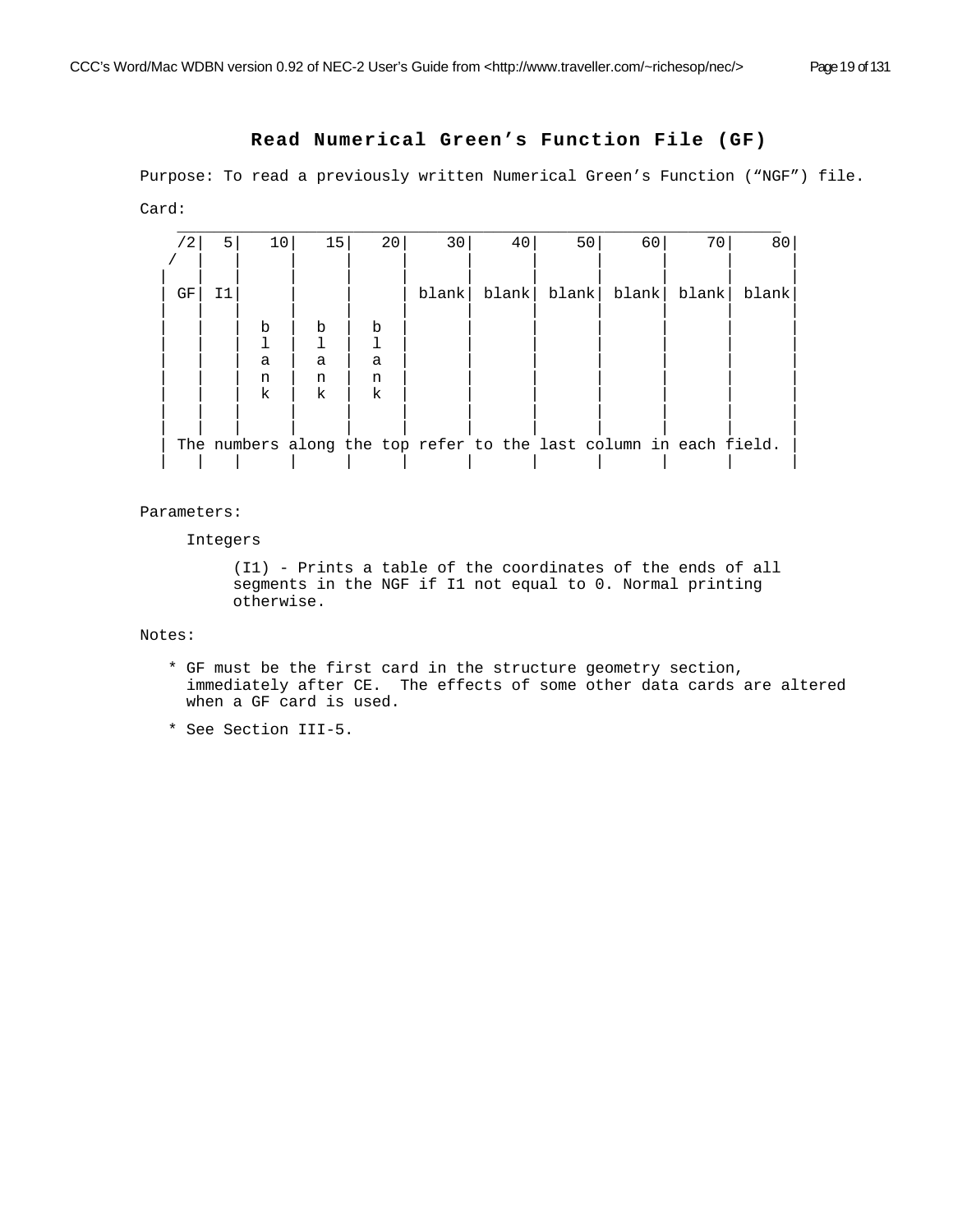# Read Numerical Green's Function File (GF)

Purpose: To read a previously written Numerical Green's Function ("NGF") file.

Card:

```
    ______________________________________________________________________
    /2|  5|   10|   15|   20|    30|    40|    50|    60|    70|    80|
   /  |   |     |     |     |      |      |      |      |      |      |
  |   |   |     |     |     |      |      |      |      |      |      |
  | GF| I1|     |     |     | blank| blank| blank| blank| blank| blank|
  |   |   |     |     |     |      |      |      |      |      |      |
  |   |   |  b  |  b  |  b  |      |      |      |      |      |      |
  |   |   |  l  |  l  |  l  |      |      |      |      |      |      |
  |   |   |  a  |  a  |  a  |      |      |      |      |      |      |
  |   |   |  n  |  n  |  n  |      |      |      |      |      |      |
  |   |   |  k  |  k  |  k  |      |      |      |      |      |      |
  |   |   |     |     |     |      |      |      |      |      |      |
  |   |   |     |     |     |      |      |      |      |      |      |
  | The numbers along the top refer to the last column in each field. |
  |   |   |     |     |     |      |      |      |      |      |      |
```

Parameters:

Integers

(I1) - Prints a table of the coordinates of the ends of all segments in the NGF if I1 not equal to 0. Normal printing otherwise.

Notes:

* GF must be the first card in the structure geometry section, immediately after CE. The effects of some other data cards are altered when a GF card is used.
* See Section III-5.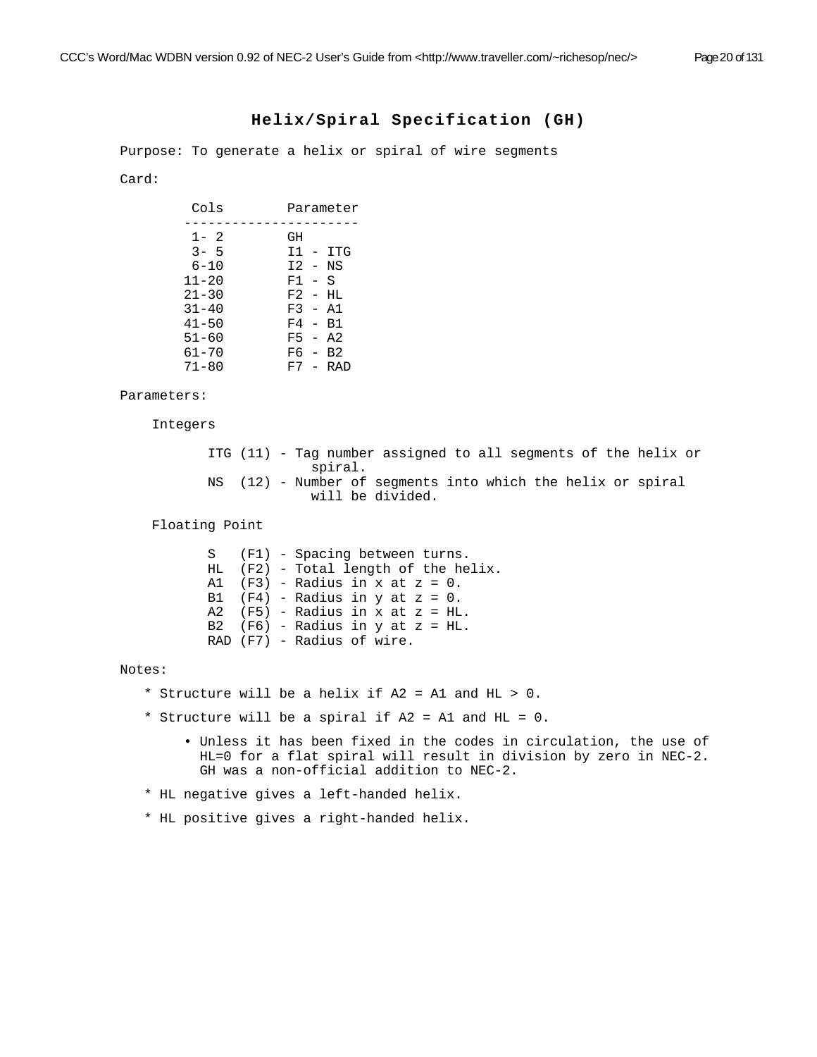## Helix/Spiral Specification (GH)

Purpose: To generate a helix or spiral of wire segments

Card:

| Cols | Parameter |
| --- | --- |
| 1- 2 | GH |
| 3- 5 | I1 - ITG |
| 6-10 | I2 - NS |
| 11-20 | F1 - S |
| 21-30 | F2 - HL |
| 31-40 | F3 - A1 |
| 41-50 | F4 - B1 |
| 51-60 | F5 - A2 |
| 61-70 | F6 - B2 |
| 71-80 | F7 - RAD |

Parameters:

Integers

- ITG (11) - Tag number assigned to all segments of the helix or spiral.
- NS (12) - Number of segments into which the helix or spiral will be divided.

Floating Point

- S (F1) - Spacing between turns.
- HL (F2) - Total length of the helix.
- A1 (F3) - Radius in x at z = 0.
- B1 (F4) - Radius in y at z = 0.
- A2 (F5) - Radius in x at z = HL.
- B2 (F6) - Radius in y at z = HL.
- RAD (F7) - Radius of wire.

Notes:

* Structure will be a helix if A2 = A1 and HL > 0.
* Structure will be a spiral if A2 = A1 and HL = 0.
    - Unless it has been fixed in the codes in circulation, the use of HL=0 for a flat spiral will result in division by zero in NEC-2. GH was a non-official addition to NEC-2.
* HL negative gives a left-handed helix.
* HL positive gives a right-handed helix.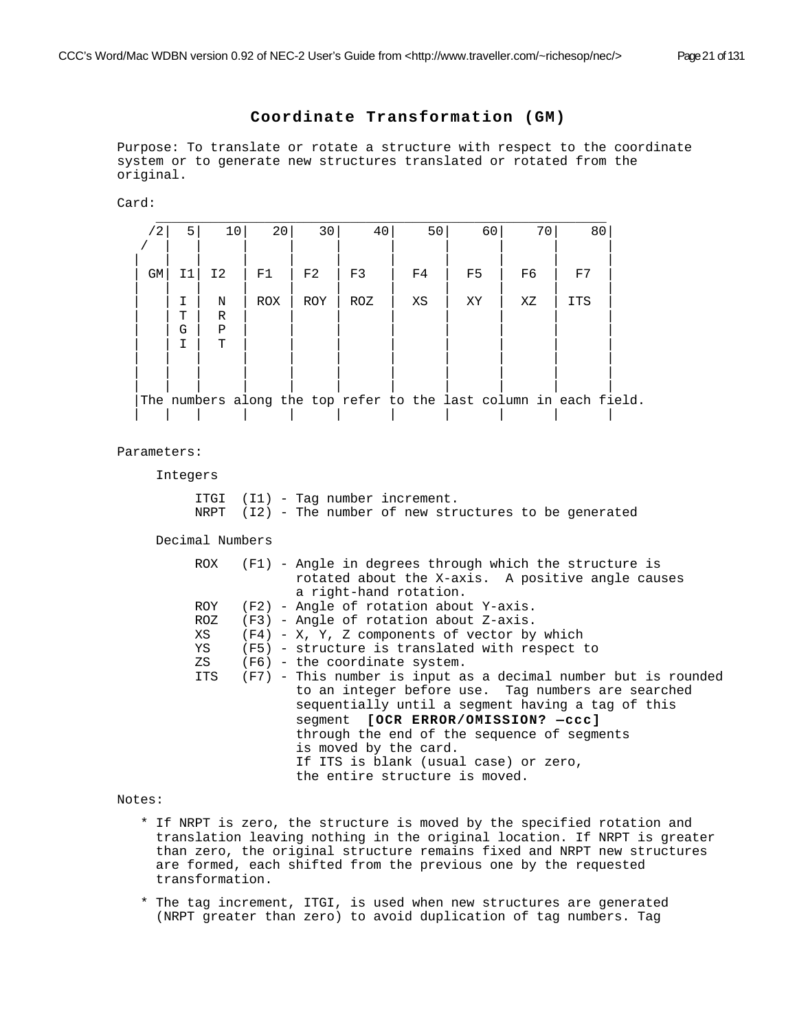## Coordinate Transformation (GM)

Purpose: To translate or rotate a structure with respect to the coordinate system or to generate new structures translated or rotated from the original.

Card:

```
 ___________________________________________________________________
    /2|  5|   10|   20|   30|    40|    50|    60|    70|    80|
   /  |   |     |     |     |      |      |      |      |      |
  |   |   |     |     |     |      |      |      |      |      |
  | GM| I1| I2  | F1  | F2  | F3   |  F4  |  F5  |  F6  |  F7  |
  |   |   |     |     |     |      |      |      |      |      |
  |   | I |  N  | ROX | ROY | ROZ  |  XS  |  XY  |  XZ  | ITS  |
  |   | T |  R  |     |     |      |      |      |      |      |
  |   | G |  P  |     |     |      |      |      |      |      |
  |   | I |  T  |     |     |      |      |      |      |      |
  |   |   |     |     |     |      |      |      |      |      |
  |   |   |     |     |     |      |      |      |      |      |
  |   |   |     |     |     |      |      |      |      |      |
  |The numbers along the top refer to the last column in each field.
  |   |   |     |     |     |      |      |      |      |      |
```

Parameters:

Integers

```
ITGI  (I1) - Tag number increment.
NRPT  (I2) - The number of new structures to be generated
```

Decimal Numbers

```
ROX   (F1) - Angle in degrees through which the structure is
             rotated about the X-axis.  A positive angle causes
             a right-hand rotation.
ROY   (F2) - Angle of rotation about Y-axis.
ROZ   (F3) - Angle of rotation about Z-axis.
XS    (F4) - X, Y, Z components of vector by which
YS    (F5) - structure is translated with respect to
ZS    (F6) - the coordinate system.
ITS   (F7) - This number is input as a decimal number but is rounded
             to an integer before use.  Tag numbers are searched
             sequentially until a segment having a tag of this
             segment  [OCR ERROR/OMISSION? —ccc]
             through the end of the sequence of segments
             is moved by the card.
             If ITS is blank (usual case) or zero,
             the entire structure is moved.
```

Notes:

- If NRPT is zero, the structure is moved by the specified rotation and translation leaving nothing in the original location. If NRPT is greater than zero, the original structure remains fixed and NRPT new structures are formed, each shifted from the previous one by the requested transformation.
- The tag increment, ITGI, is used when new structures are generated (NRPT greater than zero) to avoid duplication of tag numbers. Tag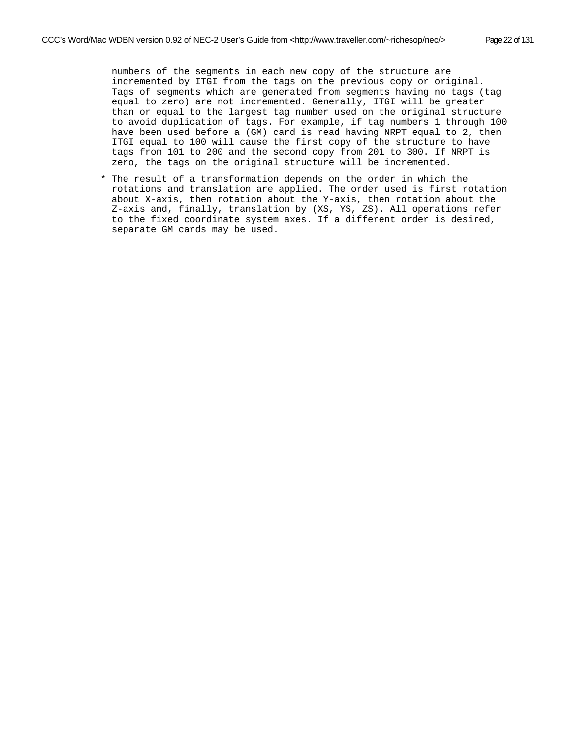numbers of the segments in each new copy of the structure are incremented by ITGI from the tags on the previous copy or original. Tags of segments which are generated from segments having no tags (tag equal to zero) are not incremented. Generally, ITGI will be greater than or equal to the largest tag number used on the original structure to avoid duplication of tags. For example, if tag numbers 1 through 100 have been used before a (GM) card is read having NRPT equal to 2, then ITGI equal to 100 will cause the first copy of the structure to have tags from 101 to 200 and the second copy from 201 to 300. If NRPT is zero, the tags on the original structure will be incremented.

* The result of a transformation depends on the order in which the rotations and translation are applied. The order used is first rotation about X-axis, then rotation about the Y-axis, then rotation about the Z-axis and, finally, translation by (XS, YS, ZS). All operations refer to the fixed coordinate system axes. If a different order is desired, separate GM cards may be used.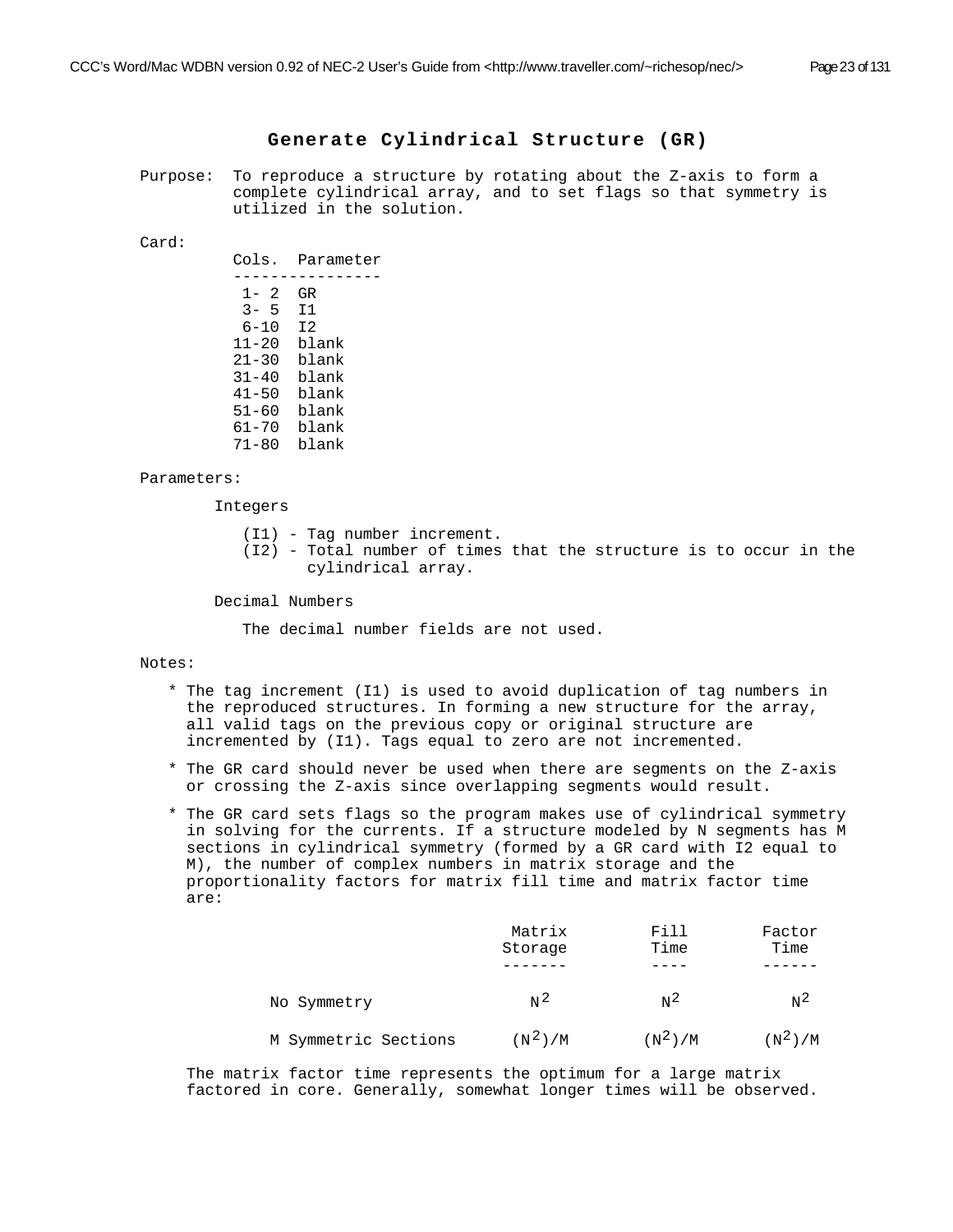## Generate Cylindrical Structure (GR)

Purpose: To reproduce a structure by rotating about the Z-axis to form a complete cylindrical array, and to set flags so that symmetry is utilized in the solution.

Card:

| Cols. | Parameter |
|---|---|
| 1- 2 | GR |
| 3- 5 | I1 |
| 6-10 | I2 |
| 11-20 | blank |
| 21-30 | blank |
| 31-40 | blank |
| 41-50 | blank |
| 51-60 | blank |
| 61-70 | blank |
| 71-80 | blank |

Parameters:

Integers

- (I1) - Tag number increment.
- (I2) - Total number of times that the structure is to occur in the cylindrical array.

Decimal Numbers

The decimal number fields are not used.

Notes:

* The tag increment (I1) is used to avoid duplication of tag numbers in the reproduced structures. In forming a new structure for the array, all valid tags on the previous copy or original structure are incremented by (I1). Tags equal to zero are not incremented.

* The GR card should never be used when there are segments on the Z-axis or crossing the Z-axis since overlapping segments would result.

* The GR card sets flags so the program makes use of cylindrical symmetry in solving for the currents. If a structure modeled by N segments has M sections in cylindrical symmetry (formed by a GR card with I2 equal to M), the number of complex numbers in matrix storage and the proportionality factors for matrix fill time and matrix factor time are:

|  | Matrix Storage | Fill Time | Factor Time |
|---|---|---|---|
| No Symmetry | $N^2$ | $N^2$ | $N^2$ |
| M Symmetric Sections | $(N^2)/M$ | $(N^2)/M$ | $(N^2)/M$ |

The matrix factor time represents the optimum for a large matrix factored in core. Generally, somewhat longer times will be observed.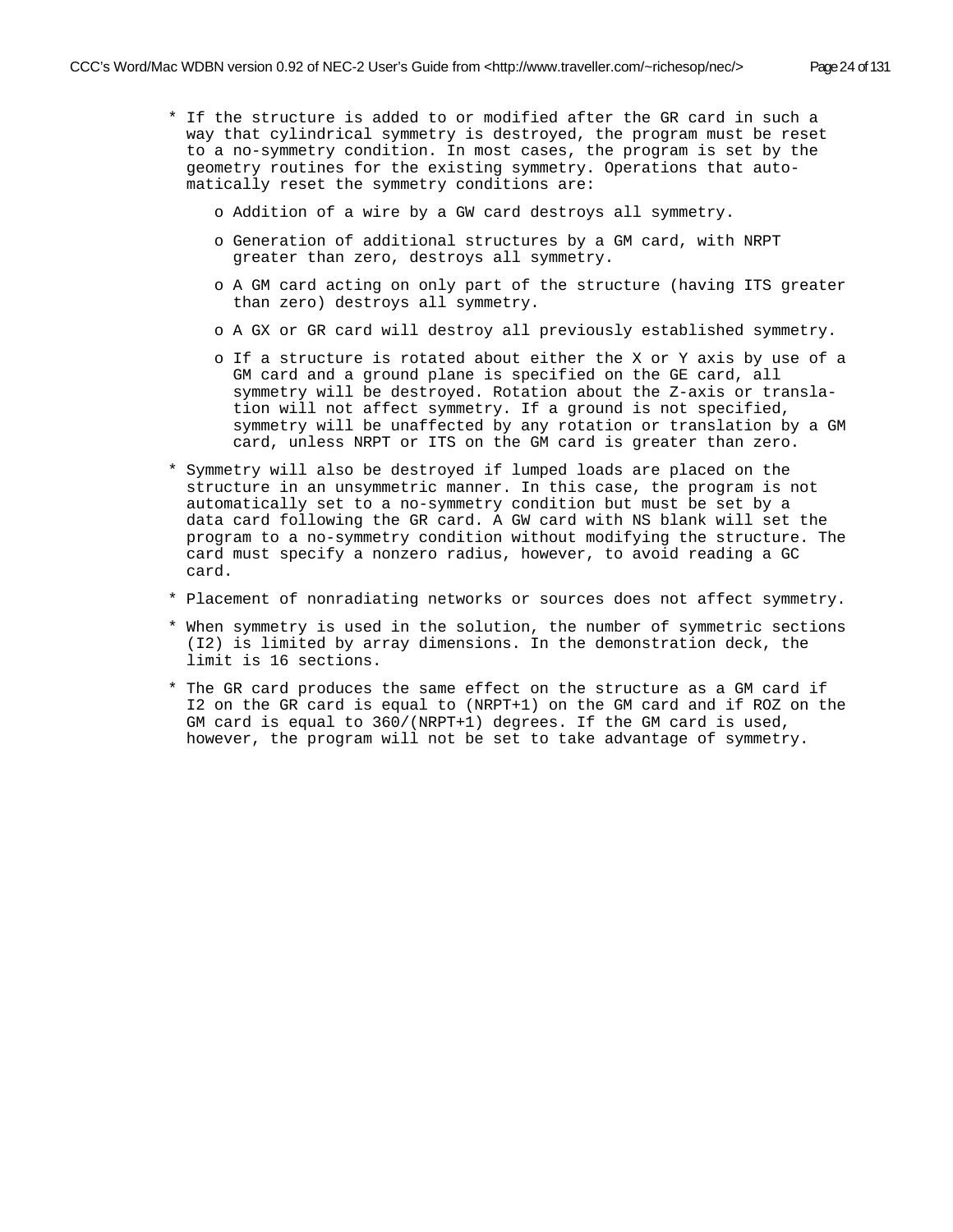* If the structure is added to or modified after the GR card in such a way that cylindrical symmetry is destroyed, the program must be reset to a no-symmetry condition. In most cases, the program is set by the geometry routines for the existing symmetry. Operations that automatically reset the symmetry conditions are:

  o Addition of a wire by a GW card destroys all symmetry.

  o Generation of additional structures by a GM card, with NRPT greater than zero, destroys all symmetry.

  o A GM card acting on only part of the structure (having ITS greater than zero) destroys all symmetry.

  o A GX or GR card will destroy all previously established symmetry.

  o If a structure is rotated about either the X or Y axis by use of a GM card and a ground plane is specified on the GE card, all symmetry will be destroyed. Rotation about the Z-axis or translation will not affect symmetry. If a ground is not specified, symmetry will be unaffected by any rotation or translation by a GM card, unless NRPT or ITS on the GM card is greater than zero.

* Symmetry will also be destroyed if lumped loads are placed on the structure in an unsymmetric manner. In this case, the program is not automatically set to a no-symmetry condition but must be set by a data card following the GR card. A GW card with NS blank will set the program to a no-symmetry condition without modifying the structure. The card must specify a nonzero radius, however, to avoid reading a GC card.

* Placement of nonradiating networks or sources does not affect symmetry.

* When symmetry is used in the solution, the number of symmetric sections (I2) is limited by array dimensions. In the demonstration deck, the limit is 16 sections.

* The GR card produces the same effect on the structure as a GM card if I2 on the GR card is equal to (NRPT+1) on the GM card and if ROZ on the GM card is equal to 360/(NRPT+1) degrees. If the GM card is used, however, the program will not be set to take advantage of symmetry.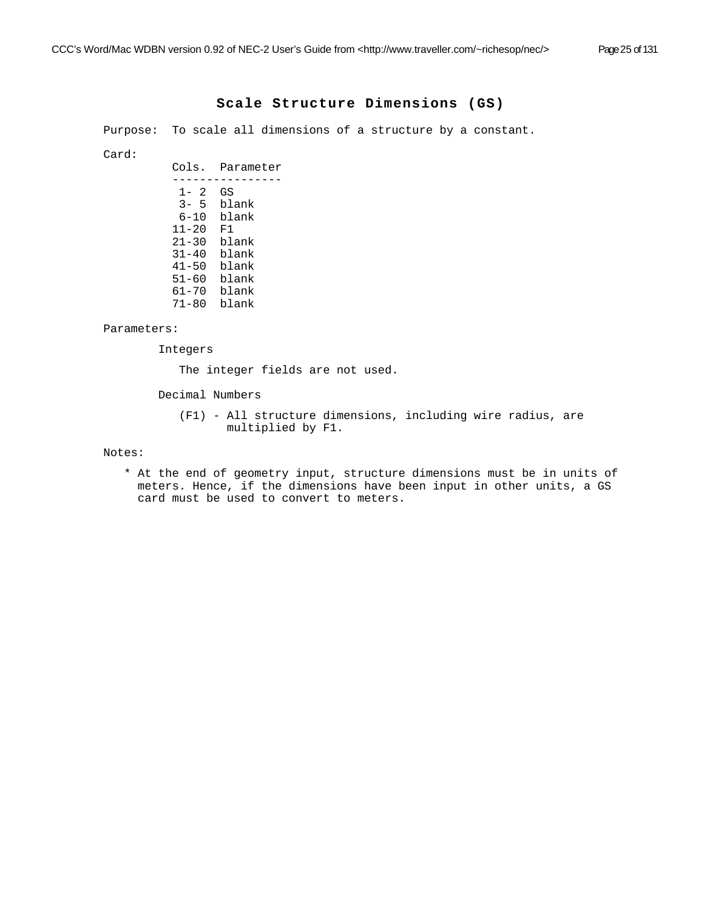# Scale Structure Dimensions (GS)

Purpose: To scale all dimensions of a structure by a constant.

Card:

| Cols. | Parameter |
|---|---|
| 1- 2 | GS |
| 3- 5 | blank |
| 6-10 | blank |
| 11-20 | F1 |
| 21-30 | blank |
| 31-40 | blank |
| 41-50 | blank |
| 51-60 | blank |
| 61-70 | blank |
| 71-80 | blank |

Parameters:

Integers

The integer fields are not used.

Decimal Numbers

(F1) - All structure dimensions, including wire radius, are multiplied by F1.

Notes:

* At the end of geometry input, structure dimensions must be in units of meters. Hence, if the dimensions have been input in other units, a GS card must be used to convert to meters.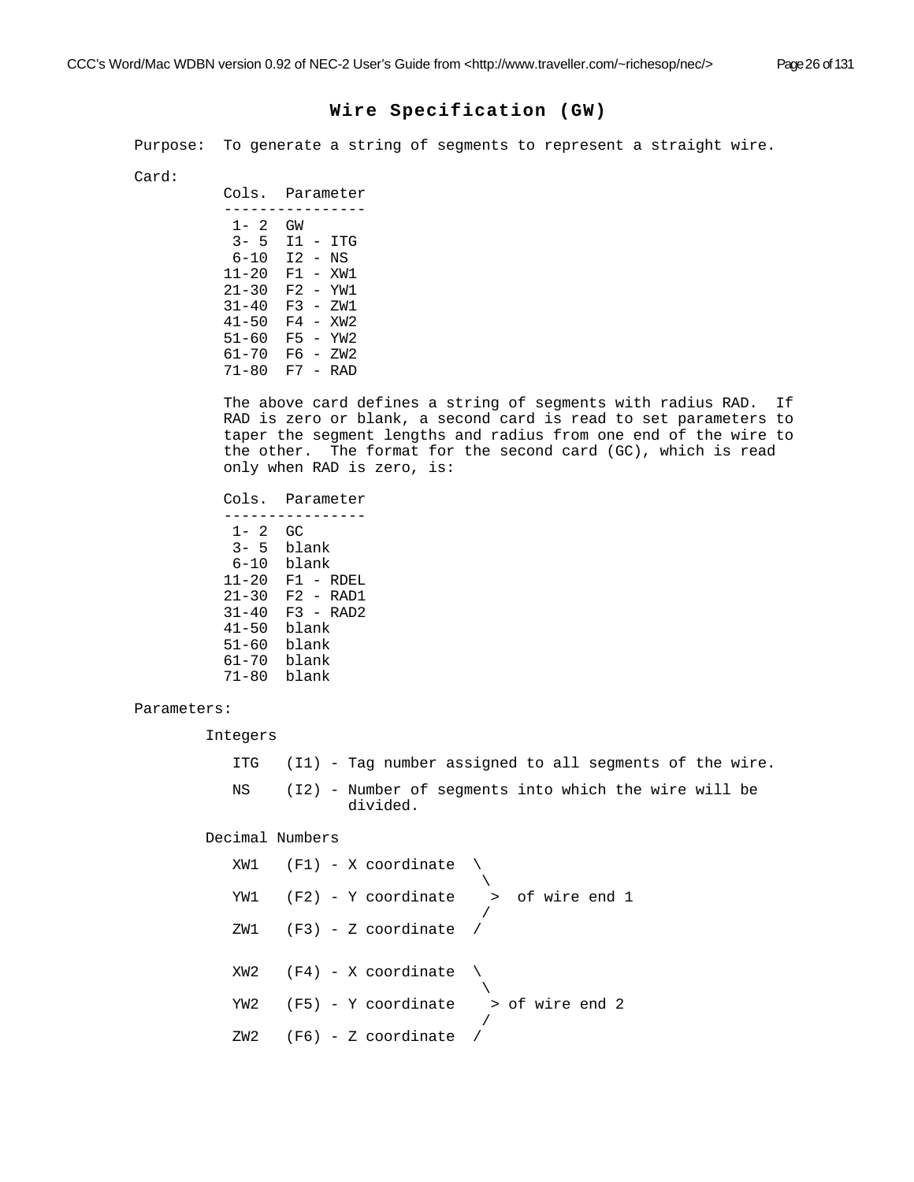## Wire Specification (GW)

Purpose: To generate a string of segments to represent a straight wire.

Card:

| Cols. | Parameter |
|---|---|
| 1- 2 | GW |
| 3- 5 | I1 - ITG |
| 6-10 | I2 - NS |
| 11-20 | F1 - XW1 |
| 21-30 | F2 - YW1 |
| 31-40 | F3 - ZW1 |
| 41-50 | F4 - XW2 |
| 51-60 | F5 - YW2 |
| 61-70 | F6 - ZW2 |
| 71-80 | F7 - RAD |

The above card defines a string of segments with radius RAD. If RAD is zero or blank, a second card is read to set parameters to taper the segment lengths and radius from one end of the wire to the other. The format for the second card (GC), which is read only when RAD is zero, is:

| Cols. | Parameter |
|---|---|
| 1- 2 | GC |
| 3- 5 | blank |
| 6-10 | blank |
| 11-20 | F1 - RDEL |
| 21-30 | F2 - RAD1 |
| 31-40 | F3 - RAD2 |
| 41-50 | blank |
| 51-60 | blank |
| 61-70 | blank |
| 71-80 | blank |

Parameters:

Integers

- ITG (I1) - Tag number assigned to all segments of the wire.
- NS (I2) - Number of segments into which the wire will be divided.

Decimal Numbers

- XW1 (F1) - X coordinate, YW1 (F2) - Y coordinate, ZW1 (F3) - Z coordinate — of wire end 1
- XW2 (F4) - X coordinate, YW2 (F5) - Y coordinate, ZW2 (F6) - Z coordinate — of wire end 2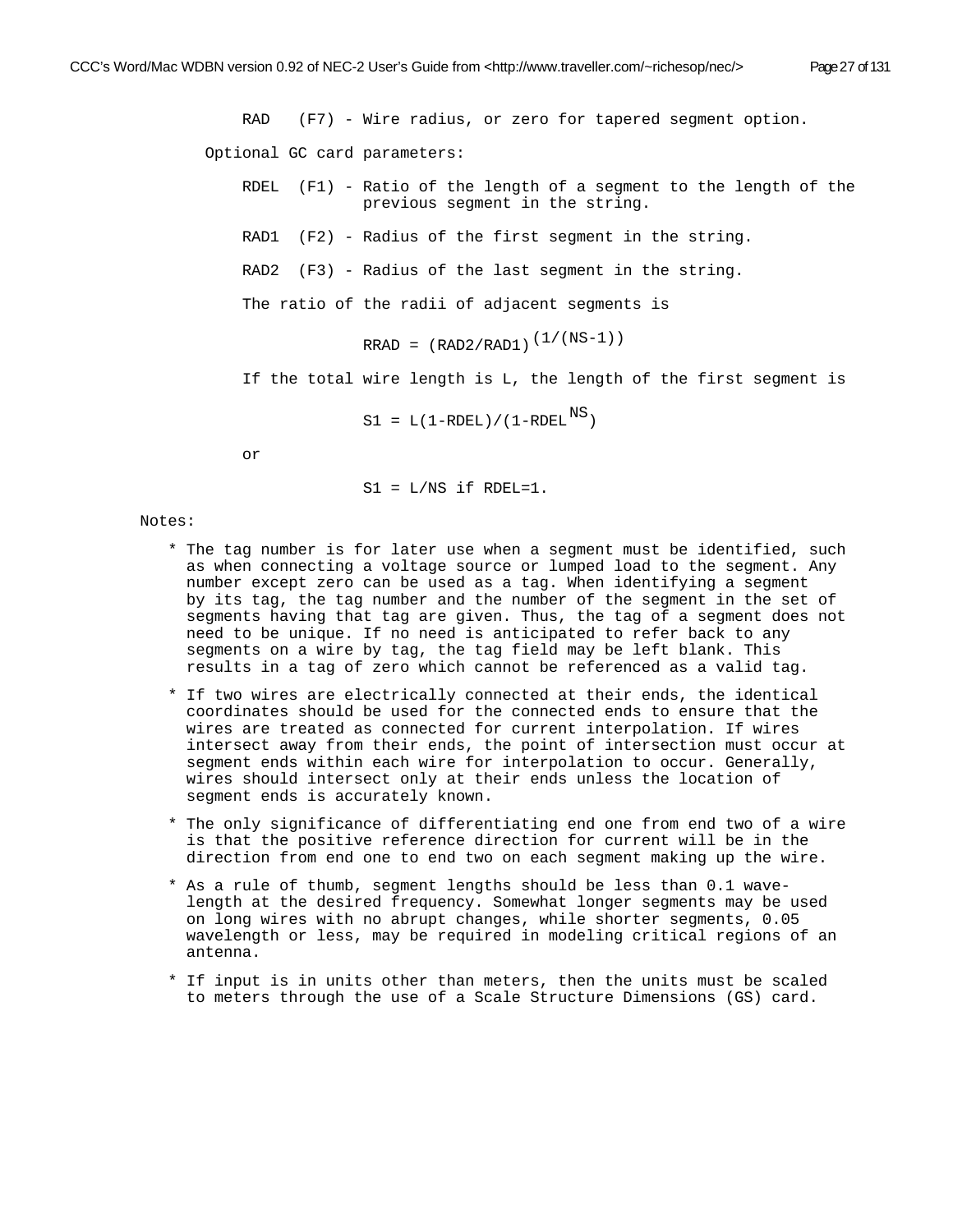RAD (F7) - Wire radius, or zero for tapered segment option.

Optional GC card parameters:

RDEL (F1) - Ratio of the length of a segment to the length of the previous segment in the string.

RAD1 (F2) - Radius of the first segment in the string.

RAD2 (F3) - Radius of the last segment in the string.

The ratio of the radii of adjacent segments is

$$RRAD = (RAD2/RAD1)^{(1/(NS-1))}$$

If the total wire length is L, the length of the first segment is

$$S1 = L(1-RDEL)/(1-RDEL^{NS})$$

or

$$S1 = L/NS \text{ if } RDEL=1.$$

Notes:

- The tag number is for later use when a segment must be identified, such as when connecting a voltage source or lumped load to the segment. Any number except zero can be used as a tag. When identifying a segment by its tag, the tag number and the number of the segment in the set of segments having that tag are given. Thus, the tag of a segment does not need to be unique. If no need is anticipated to refer back to any segments on a wire by tag, the tag field may be left blank. This results in a tag of zero which cannot be referenced as a valid tag.
- If two wires are electrically connected at their ends, the identical coordinates should be used for the connected ends to ensure that the wires are treated as connected for current interpolation. If wires intersect away from their ends, the point of intersection must occur at segment ends within each wire for interpolation to occur. Generally, wires should intersect only at their ends unless the location of segment ends is accurately known.
- The only significance of differentiating end one from end two of a wire is that the positive reference direction for current will be in the direction from end one to end two on each segment making up the wire.
- As a rule of thumb, segment lengths should be less than 0.1 wavelength at the desired frequency. Somewhat longer segments may be used on long wires with no abrupt changes, while shorter segments, 0.05 wavelength or less, may be required in modeling critical regions of an antenna.
- If input is in units other than meters, then the units must be scaled to meters through the use of a Scale Structure Dimensions (GS) card.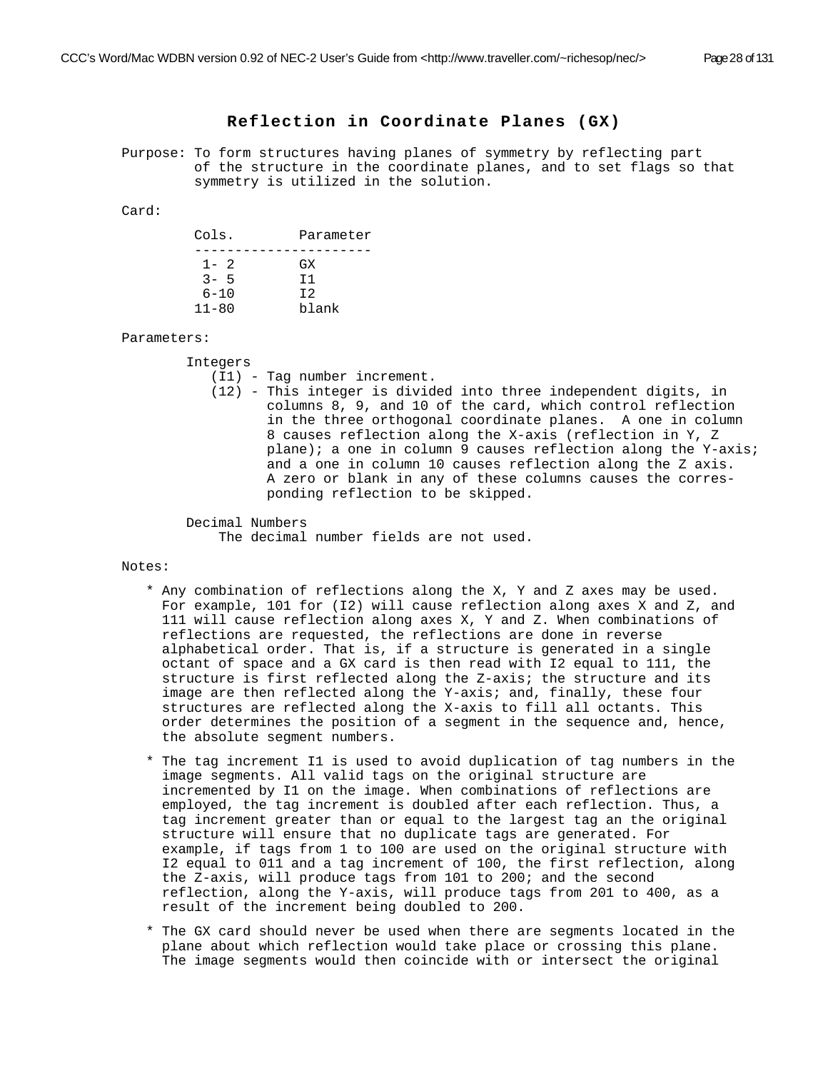## Reflection in Coordinate Planes (GX)

Purpose: To form structures having planes of symmetry by reflecting part of the structure in the coordinate planes, and to set flags so that symmetry is utilized in the solution.

Card:

| Cols. | Parameter |
|---|---|
| 1- 2 | GX |
| 3- 5 | I1 |
| 6-10 | I2 |
| 11-80 | blank |

Parameters:

Integers

- (I1) - Tag number increment.
- (12) - This integer is divided into three independent digits, in columns 8, 9, and 10 of the card, which control reflection in the three orthogonal coordinate planes. A one in column 8 causes reflection along the X-axis (reflection in Y, Z plane); a one in column 9 causes reflection along the Y-axis; and a one in column 10 causes reflection along the Z axis. A zero or blank in any of these columns causes the corres-ponding reflection to be skipped.

Decimal Numbers

The decimal number fields are not used.

Notes:

* Any combination of reflections along the X, Y and Z axes may be used. For example, 101 for (I2) will cause reflection along axes X and Z, and 111 will cause reflection along axes X, Y and Z. When combinations of reflections are requested, the reflections are done in reverse alphabetical order. That is, if a structure is generated in a single octant of space and a GX card is then read with I2 equal to 111, the structure is first reflected along the Z-axis; the structure and its image are then reflected along the Y-axis; and, finally, these four structures are reflected along the X-axis to fill all octants. This order determines the position of a segment in the sequence and, hence, the absolute segment numbers.
* The tag increment I1 is used to avoid duplication of tag numbers in the image segments. All valid tags on the original structure are incremented by I1 on the image. When combinations of reflections are employed, the tag increment is doubled after each reflection. Thus, a tag increment greater than or equal to the largest tag an the original structure will ensure that no duplicate tags are generated. For example, if tags from 1 to 100 are used on the original structure with I2 equal to 011 and a tag increment of 100, the first reflection, along the Z-axis, will produce tags from 101 to 200; and the second reflection, along the Y-axis, will produce tags from 201 to 400, as a result of the increment being doubled to 200.
* The GX card should never be used when there are segments located in the plane about which reflection would take place or crossing this plane. The image segments would then coincide with or intersect the original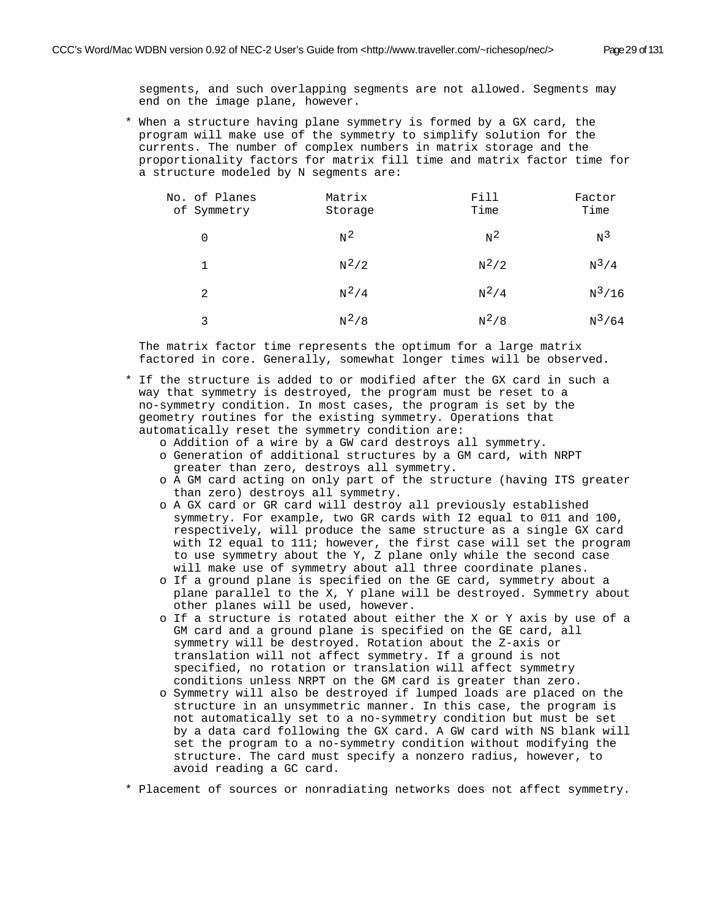segments, and such overlapping segments are not allowed. Segments may end on the image plane, however.

* When a structure having plane symmetry is formed by a GX card, the program will make use of the symmetry to simplify solution for the currents. The number of complex numbers in matrix storage and the proportionality factors for matrix fill time and matrix factor time for a structure modeled by N segments are:

| No. of Planes of Symmetry | Matrix Storage | Fill Time | Factor Time |
|---|---|---|---|
| 0 | $N^2$ | $N^2$ | $N^3$ |
| 1 | $N^2/2$ | $N^2/2$ | $N^3/4$ |
| 2 | $N^2/4$ | $N^2/4$ | $N^3/16$ |
| 3 | $N^2/8$ | $N^2/8$ | $N^3/64$ |

  The matrix factor time represents the optimum for a large matrix factored in core. Generally, somewhat longer times will be observed.

* If the structure is added to or modified after the GX card in such a way that symmetry is destroyed, the program must be reset to a no-symmetry condition. In most cases, the program is set by the geometry routines for the existing symmetry. Operations that automatically reset the symmetry condition are:
    - o Addition of a wire by a GW card destroys all symmetry.
    - o Generation of additional structures by a GM card, with NRPT greater than zero, destroys all symmetry.
    - o A GM card acting on only part of the structure (having ITS greater than zero) destroys all symmetry.
    - o A GX card or GR card will destroy all previously established symmetry. For example, two GR cards with I2 equal to 011 and 100, respectively, will produce the same structure as a single GX card with I2 equal to 111; however, the first case will set the program to use symmetry about the Y, Z plane only while the second case will make use of symmetry about all three coordinate planes.
    - o If a ground plane is specified on the GE card, symmetry about a plane parallel to the X, Y plane will be destroyed. Symmetry about other planes will be used, however.
    - o If a structure is rotated about either the X or Y axis by use of a GM card and a ground plane is specified on the GE card, all symmetry will be destroyed. Rotation about the Z-axis or translation will not affect symmetry. If a ground is not specified, no rotation or translation will affect symmetry conditions unless NRPT on the GM card is greater than zero.
    - o Symmetry will also be destroyed if lumped loads are placed on the structure in an unsymmetric manner. In this case, the program is not automatically set to a no-symmetry condition but must be set by a data card following the GX card. A GW card with NS blank will set the program to a no-symmetry condition without modifying the structure. The card must specify a nonzero radius, however, to avoid reading a GC card.

* Placement of sources or nonradiating networks does not affect symmetry.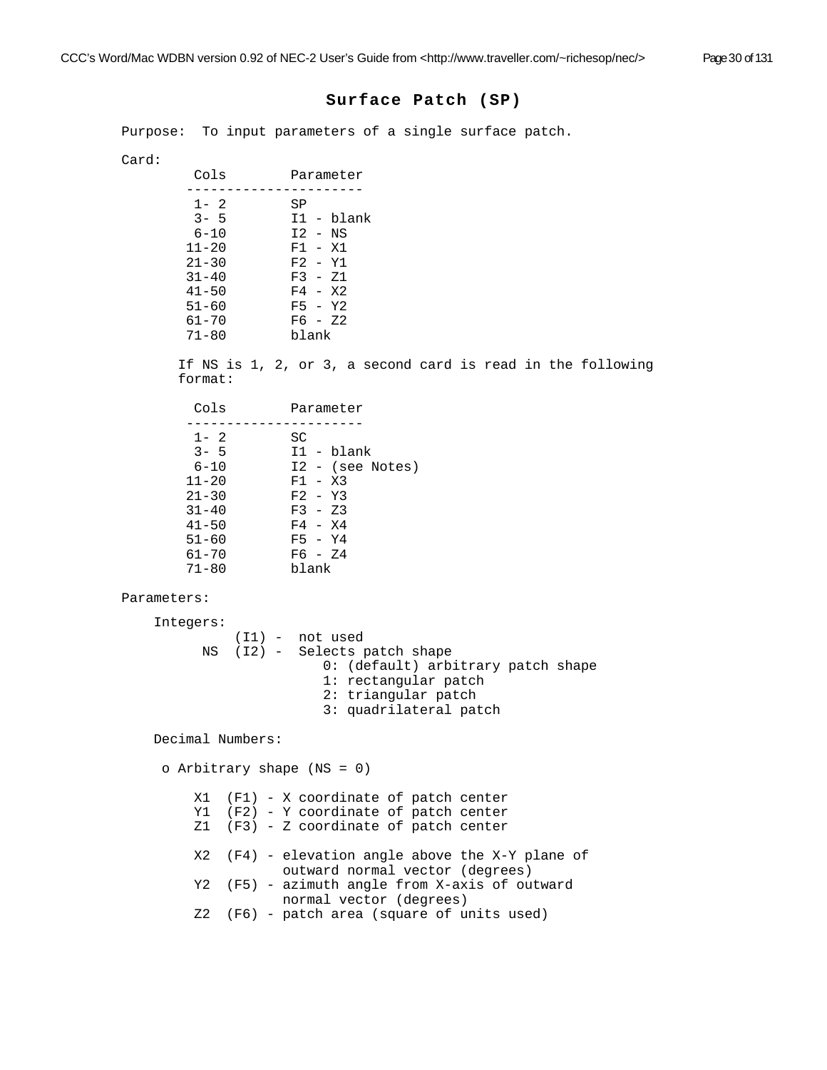## Surface Patch (SP)

Purpose: To input parameters of a single surface patch.

Card:

| Cols | Parameter |
|---|---|
| 1- 2 | SP |
| 3- 5 | I1 - blank |
| 6-10 | I2 - NS |
| 11-20 | F1 - X1 |
| 21-30 | F2 - Y1 |
| 31-40 | F3 - Z1 |
| 41-50 | F4 - X2 |
| 51-60 | F5 - Y2 |
| 61-70 | F6 - Z2 |
| 71-80 | blank |

If NS is 1, 2, or 3, a second card is read in the following format:

| Cols | Parameter |
|---|---|
| 1- 2 | SC |
| 3- 5 | I1 - blank |
| 6-10 | I2 - (see Notes) |
| 11-20 | F1 - X3 |
| 21-30 | F2 - Y3 |
| 31-40 | F3 - Z3 |
| 41-50 | F4 - X4 |
| 51-60 | F5 - Y4 |
| 61-70 | F6 - Z4 |
| 71-80 | blank |

Parameters:

Integers:

```
      (I1) -  not used
  NS  (I2) -  Selects patch shape
                 0: (default) arbitrary patch shape
                 1: rectangular patch
                 2: triangular patch
                 3: quadrilateral patch
```

Decimal Numbers:

o Arbitrary shape (NS = 0)

```
X1  (F1) - X coordinate of patch center
Y1  (F2) - Y coordinate of patch center
Z1  (F3) - Z coordinate of patch center

X2  (F4) - elevation angle above the X-Y plane of
           outward normal vector (degrees)
Y2  (F5) - azimuth angle from X-axis of outward
           normal vector (degrees)
Z2  (F6) - patch area (square of units used)
```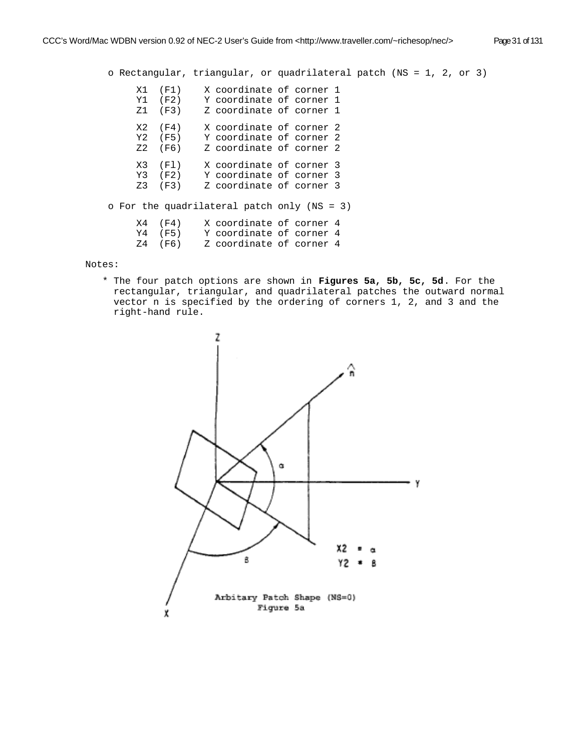o Rectangular, triangular, or quadrilateral patch (NS = 1, 2, or 3)

```
X1  (F1)    X coordinate of corner 1
Y1  (F2)    Y coordinate of corner 1
Z1  (F3)    Z coordinate of corner 1

X2  (F4)    X coordinate of corner 2
Y2  (F5)    Y coordinate of corner 2
Z2  (F6)    Z coordinate of corner 2

X3  (Fl)    X coordinate of corner 3
Y3  (F2)    Y coordinate of corner 3
Z3  (F3)    Z coordinate of corner 3
```

o For the quadrilateral patch only (NS = 3)

```
X4  (F4)    X coordinate of corner 4
Y4  (F5)    Y coordinate of corner 4
Z4  (F6)    Z coordinate of corner 4
```

Notes:

* The four patch options are shown in **Figures 5a, 5b, 5c, 5d**. For the rectangular, triangular, and quadrilateral patches the outward normal vector n is specified by the ordering of corners 1, 2, and 3 and the right-hand rule.

X2 = α
Y2 = β

Arbitary Patch Shape (NS=0)
Figure 5a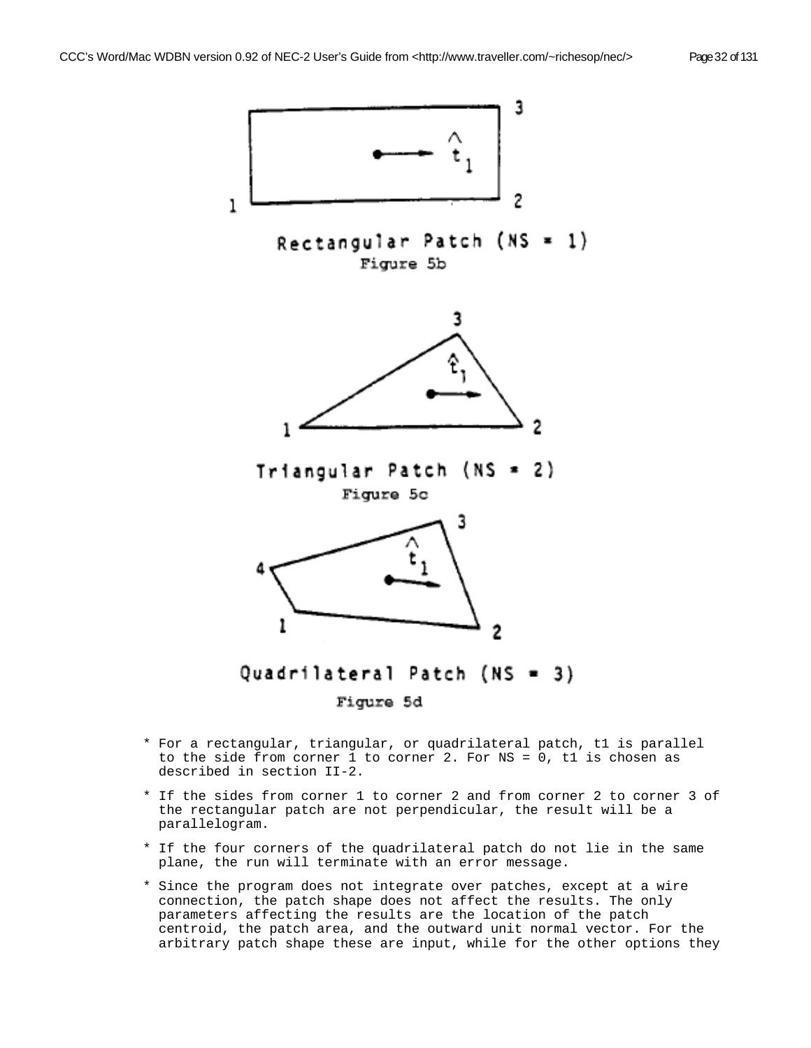Rectangular Patch (NS = 1)

Figure 5b

Triangular Patch (NS = 2)

Figure 5c

Quadrilateral Patch (NS = 3)

Figure 5d

* For a rectangular, triangular, or quadrilateral patch, t1 is parallel to the side from corner 1 to corner 2. For NS = 0, t1 is chosen as described in section II-2.

* If the sides from corner 1 to corner 2 and from corner 2 to corner 3 of the rectangular patch are not perpendicular, the result will be a parallelogram.

* If the four corners of the quadrilateral patch do not lie in the same plane, the run will terminate with an error message.

* Since the program does not integrate over patches, except at a wire connection, the patch shape does not affect the results. The only parameters affecting the results are the location of the patch centroid, the patch area, and the outward unit normal vector. For the arbitrary patch shape these are input, while for the other options they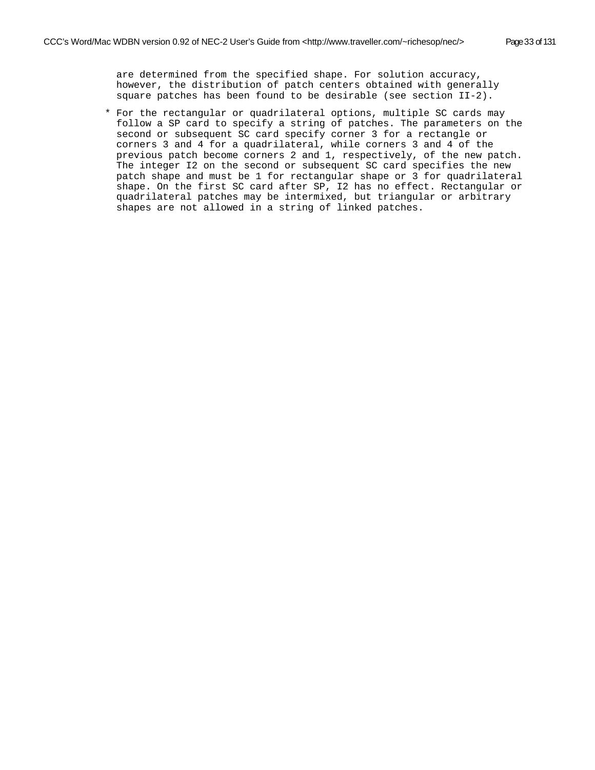are determined from the specified shape. For solution accuracy, however, the distribution of patch centers obtained with generally square patches has been found to be desirable (see section II-2).

* For the rectangular or quadrilateral options, multiple SC cards may follow a SP card to specify a string of patches. The parameters on the second or subsequent SC card specify corner 3 for a rectangle or corners 3 and 4 for a quadrilateral, while corners 3 and 4 of the previous patch become corners 2 and 1, respectively, of the new patch. The integer I2 on the second or subsequent SC card specifies the new patch shape and must be 1 for rectangular shape or 3 for quadrilateral shape. On the first SC card after SP, I2 has no effect. Rectangular or quadrilateral patches may be intermixed, but triangular or arbitrary shapes are not allowed in a string of linked patches.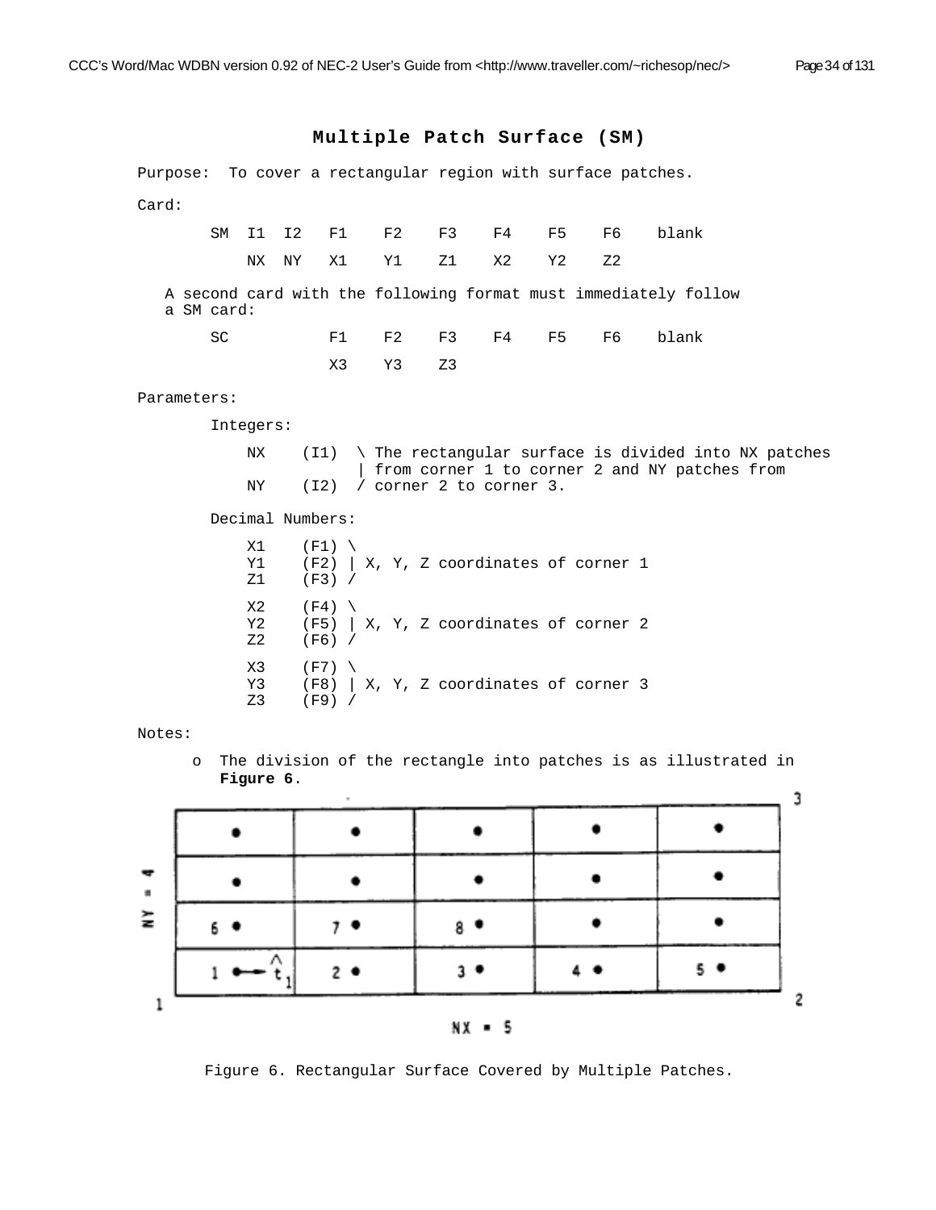## Multiple Patch Surface (SM)

Purpose: To cover a rectangular region with surface patches.

Card:

```
SM  I1  I2   F1    F2    F3    F4    F5    F6    blank
    NX  NY   X1    Y1    Z1    X2    Y2    Z2
```

A second card with the following format must immediately follow a SM card:

```
SC           F1    F2    F3    F4    F5    F6    blank
             X3    Y3    Z3
```

Parameters:

Integers:

```
NX    (I1)  \ The rectangular surface is divided into NX patches
            | from corner 1 to corner 2 and NY patches from
NY    (I2)  / corner 2 to corner 3.
```

Decimal Numbers:

```
X1    (F1) \
Y1    (F2) | X, Y, Z coordinates of corner 1
Z1    (F3) /

X2    (F4) \
Y2    (F5) | X, Y, Z coordinates of corner 2
Z2    (F6) /

X3    (F7) \
Y3    (F8) | X, Y, Z coordinates of corner 3
Z3    (F9) /
```

Notes:

- The division of the rectangle into patches is as illustrated in **Figure 6**.

Figure 6. Rectangular Surface Covered by Multiple Patches.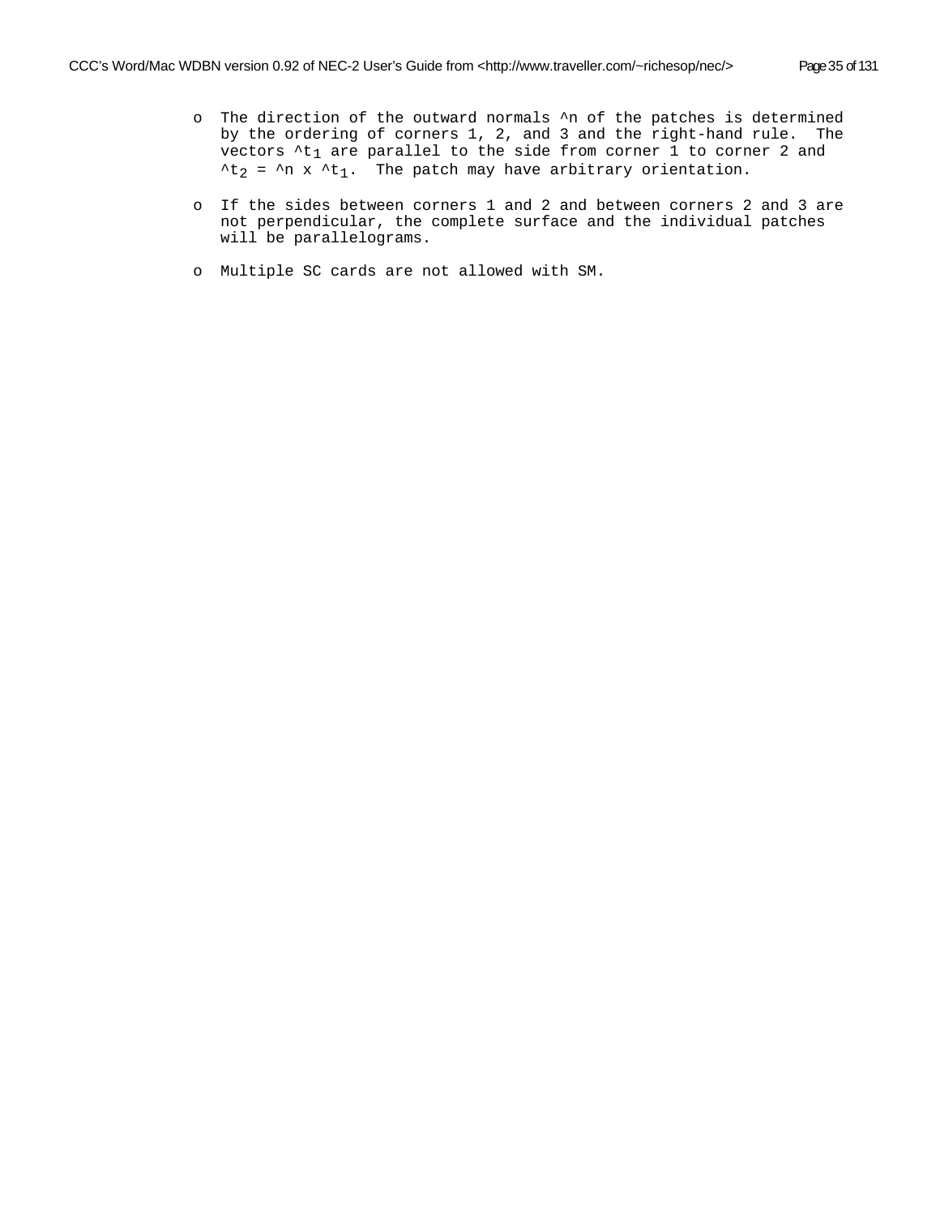- The direction of the outward normals ^n of the patches is determined by the ordering of corners 1, 2, and 3 and the right-hand rule. The vectors $\hat{t}_1$ are parallel to the side from corner 1 to corner 2 and $\hat{t}_2 = \hat{n} \times \hat{t}_1$. The patch may have arbitrary orientation.

- If the sides between corners 1 and 2 and between corners 2 and 3 are not perpendicular, the complete surface and the individual patches will be parallelograms.

- Multiple SC cards are not allowed with SM.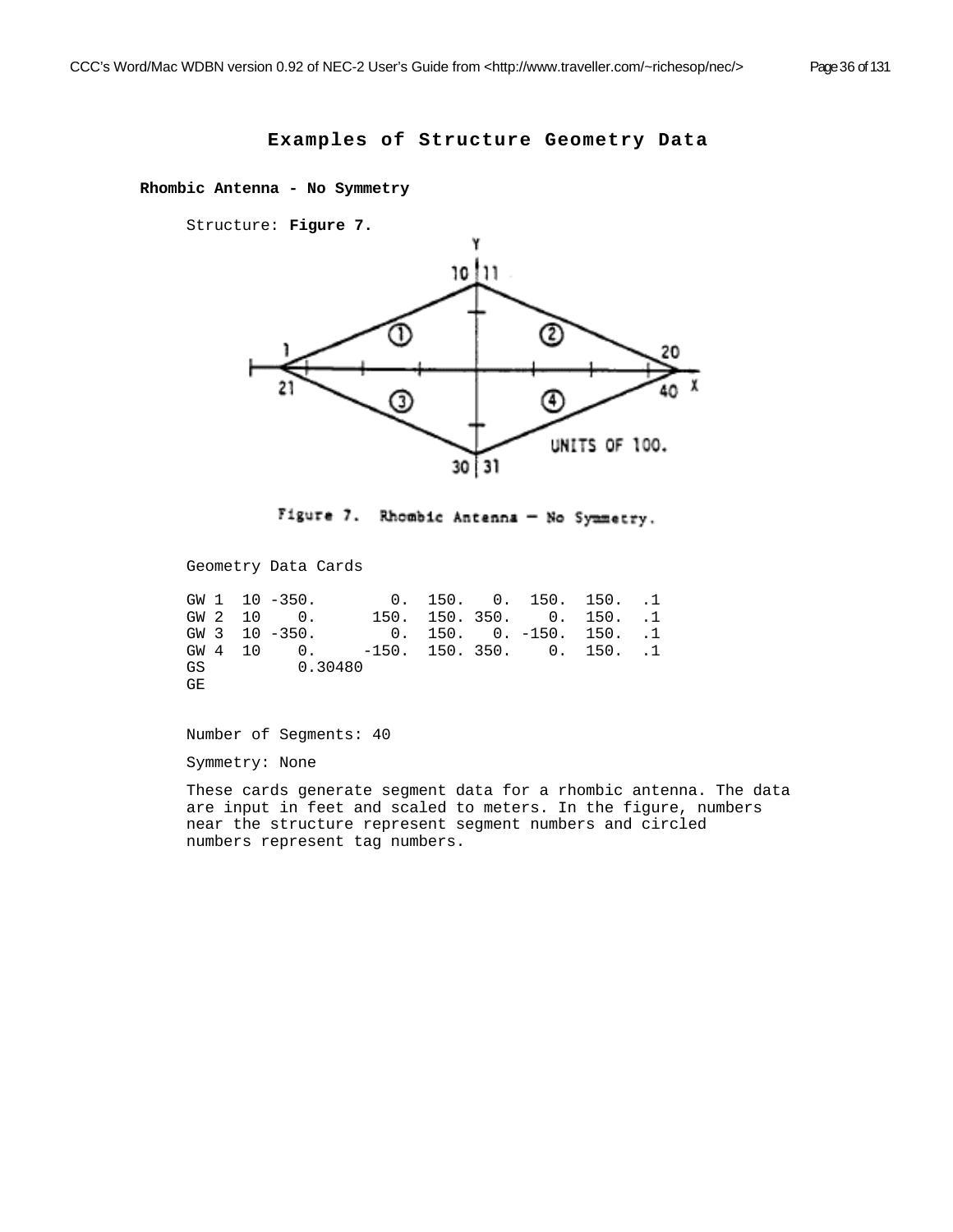# Examples of Structure Geometry Data

## Rhombic Antenna - No Symmetry

Structure: **Figure 7.**

Figure 7. Rhombic Antenna — No Symmetry.

Geometry Data Cards

```
GW 1  10 -350.       0.  150.   0.  150.  150.  .1
GW 2  10    0.     150.  150. 350.    0.  150.  .1
GW 3  10 -350.       0.  150.   0. -150.  150.  .1
GW 4  10    0.    -150.  150. 350.    0.  150.  .1
GS         0.30480
GE
```

Number of Segments: 40

Symmetry: None

These cards generate segment data for a rhombic antenna. The data are input in feet and scaled to meters. In the figure, numbers near the structure represent segment numbers and circled numbers represent tag numbers.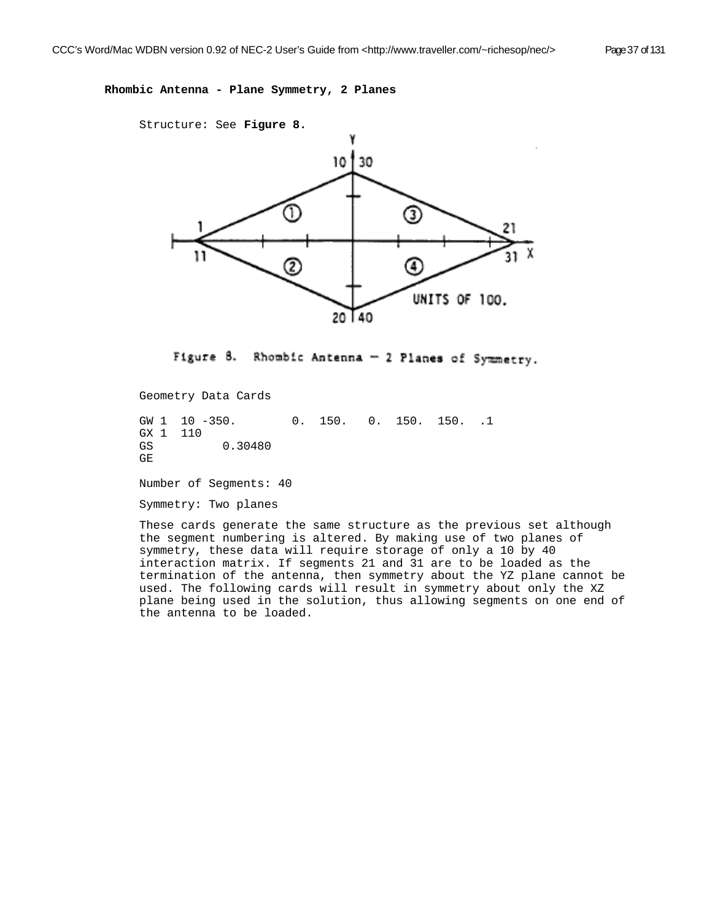**Rhombic Antenna - Plane Symmetry, 2 Planes**

Structure: See **Figure 8.**

Figure 8. Rhombic Antenna — 2 Planes of Symmetry.

Geometry Data Cards

```
GW 1  10 -350.       0.  150.   0.  150.  150.  .1
GX 1  110
GS         0.30480
GE
```

Number of Segments: 40

Symmetry: Two planes

These cards generate the same structure as the previous set although the segment numbering is altered. By making use of two planes of symmetry, these data will require storage of only a 10 by 40 interaction matrix. If segments 21 and 31 are to be loaded as the termination of the antenna, then symmetry about the YZ plane cannot be used. The following cards will result in symmetry about only the XZ plane being used in the solution, thus allowing segments on one end of the antenna to be loaded.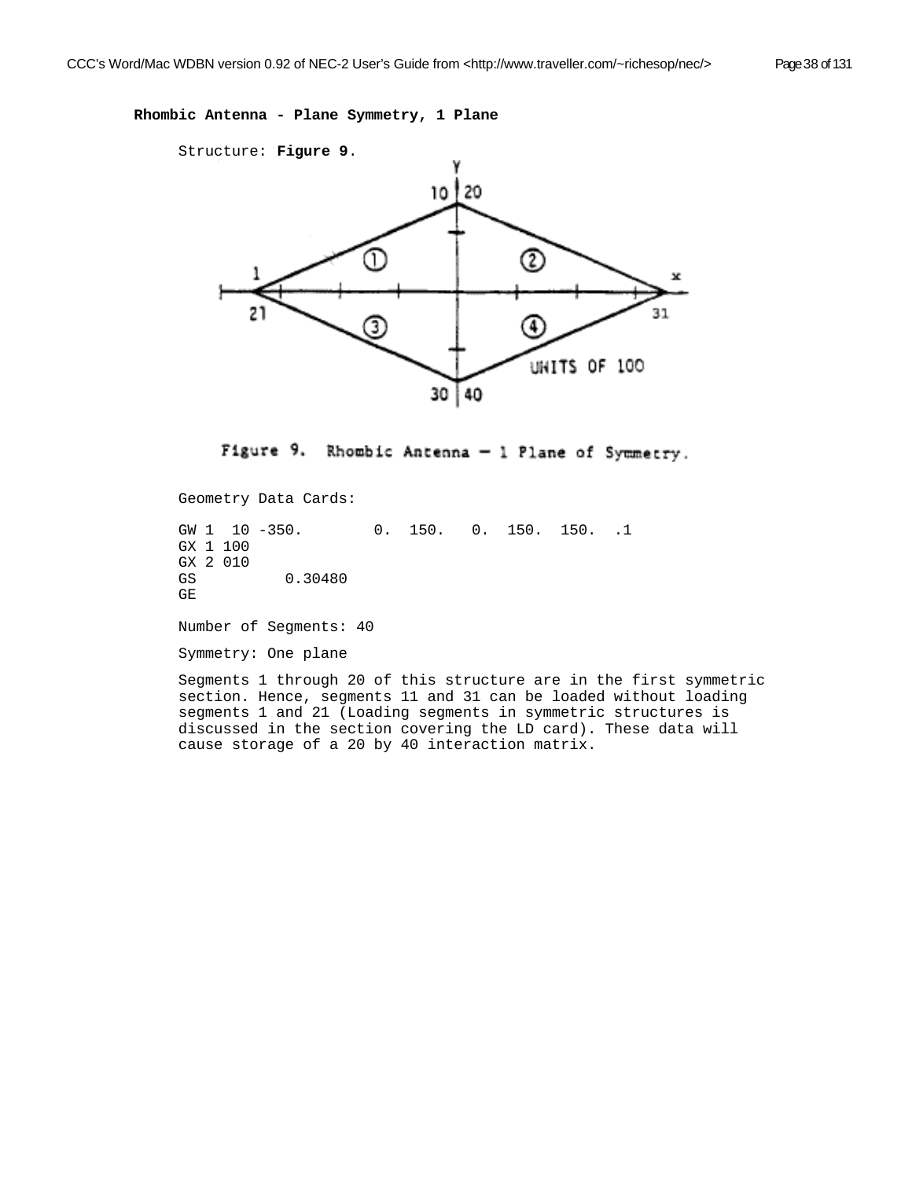**Rhombic Antenna - Plane Symmetry, 1 Plane**

Structure: **Figure 9**.

Figure 9. Rhombic Antenna — 1 Plane of Symmetry.

Geometry Data Cards:

```
GW 1  10 -350.        0.  150.   0.  150.  150.  .1
GX 1 100
GX 2 010
GS          0.30480
GE
```

Number of Segments: 40

Symmetry: One plane

Segments 1 through 20 of this structure are in the first symmetric section. Hence, segments 11 and 31 can be loaded without loading segments 1 and 21 (Loading segments in symmetric structures is discussed in the section covering the LD card). These data will cause storage of a 20 by 40 interaction matrix.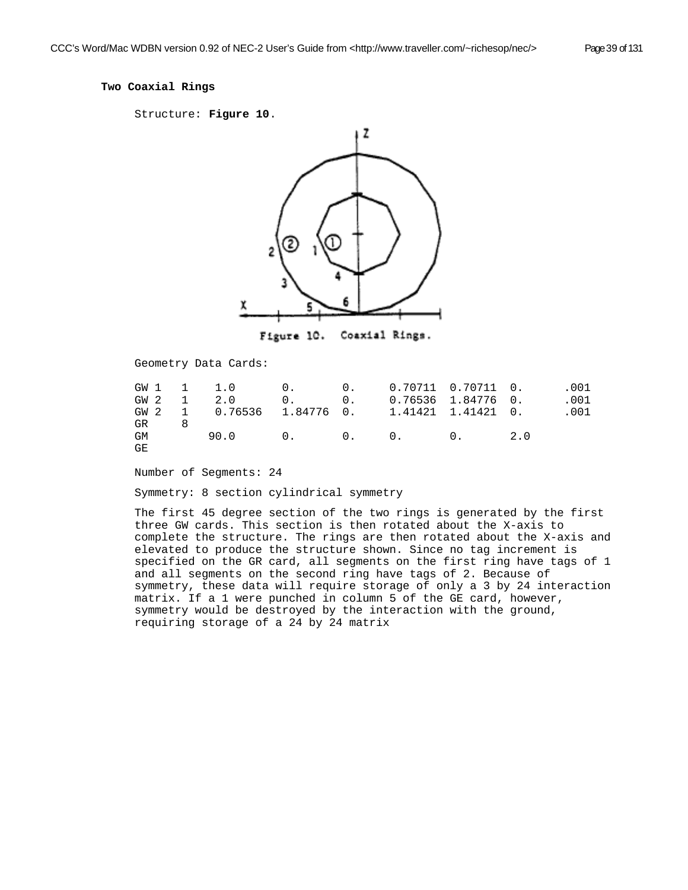**Two Coaxial Rings**

Structure: **Figure 10**.

Figure 10. Coaxial Rings.

Geometry Data Cards:

```
GW 1   1    1.0       0.       0.     0.70711  0.70711  0.      .001
GW 2   1    2.0       0.       0.     0.76536  1.84776  0.      .001
GW 2   1    0.76536   1.84776  0.     1.41421  1.41421  0.      .001
GR     8
GM          90.0      0.       0.     0.       0.       2.0
GE
```

Number of Segments: 24

Symmetry: 8 section cylindrical symmetry

The first 45 degree section of the two rings is generated by the first three GW cards. This section is then rotated about the X-axis to complete the structure. The rings are then rotated about the X-axis and elevated to produce the structure shown. Since no tag increment is specified on the GR card, all segments on the first ring have tags of 1 and all segments on the second ring have tags of 2. Because of symmetry, these data will require storage of only a 3 by 24 interaction matrix. If a 1 were punched in column 5 of the GE card, however, symmetry would be destroyed by the interaction with the ground, requiring storage of a 24 by 24 matrix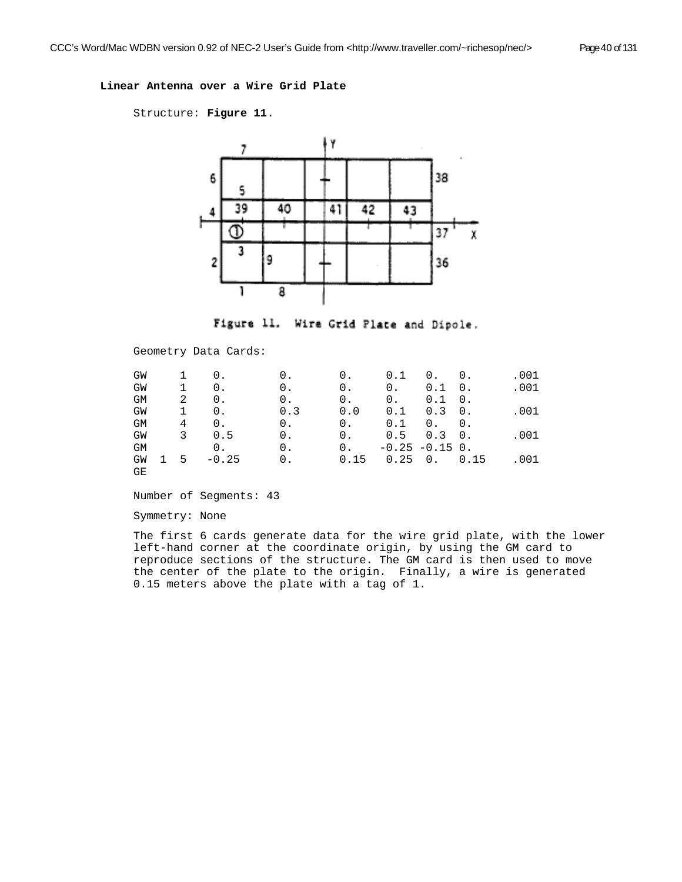**Linear Antenna over a Wire Grid Plate**

Structure: **Figure 11**.

Figure 11. Wire Grid Plate and Dipole.

Geometry Data Cards:

```
GW     1    0.        0.       0.     0.1   0.   0.      .001
GW     1    0.        0.       0.     0.    0.1  0.      .001
GM     2    0.        0.       0.     0.    0.1  0.
GW     1    0.        0.3      0.0    0.1   0.3  0.      .001
GM     4    0.        0.       0.     0.1   0.   0.
GW     3    0.5       0.       0.     0.5   0.3  0.      .001
GM          0.        0.       0.    -0.25 -0.15 0.
GW  1  5   -0.25      0.       0.15   0.25  0.   0.15    .001
GE
```

Number of Segments: 43

Symmetry: None

The first 6 cards generate data for the wire grid plate, with the lower left-hand corner at the coordinate origin, by using the GM card to reproduce sections of the structure. The GM card is then used to move the center of the plate to the origin. Finally, a wire is generated 0.15 meters above the plate with a tag of 1.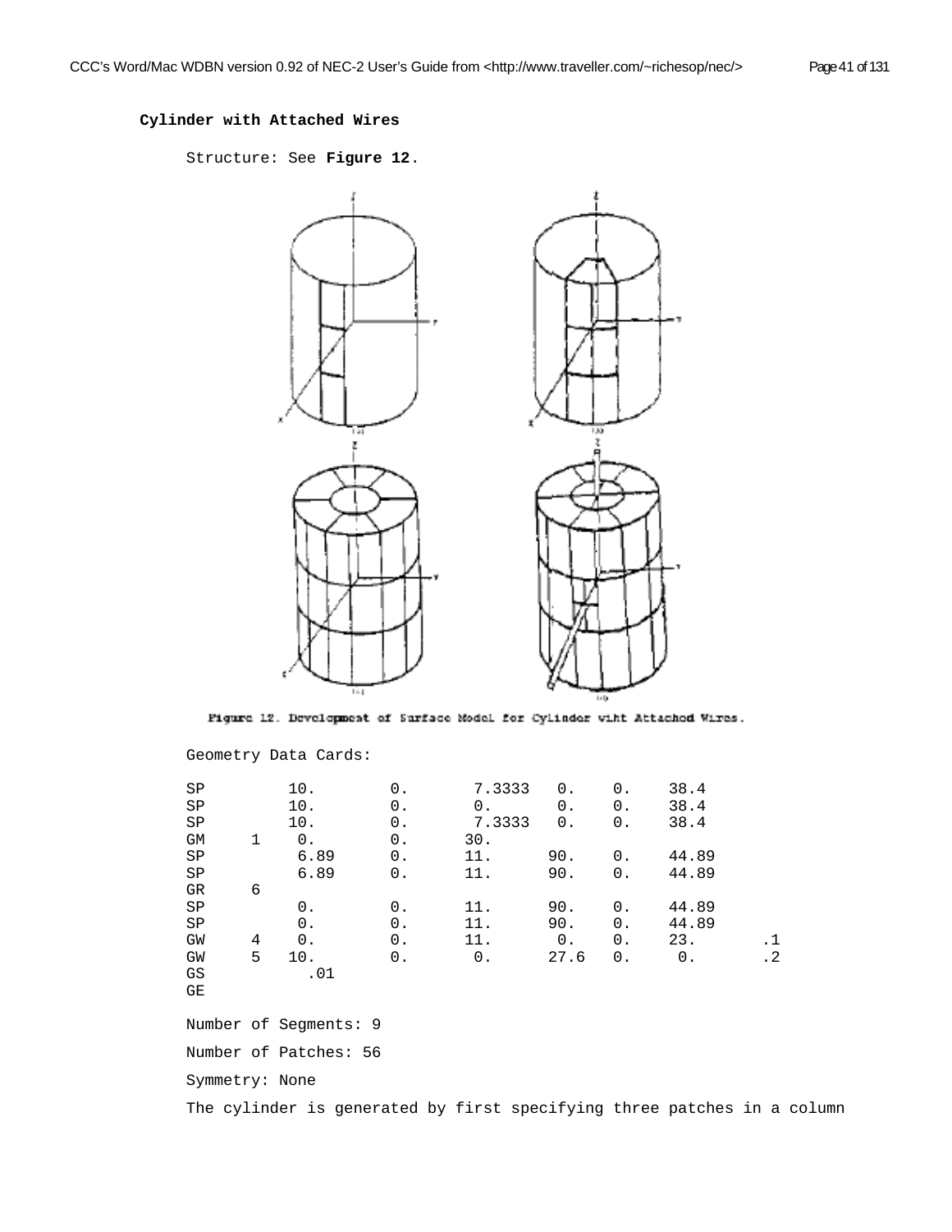### Cylinder with Attached Wires

Structure: See **Figure 12**.

Figure 12. Development of Surface Model for Cylinder wiht Attached Wires.

Geometry Data Cards:

```
SP        10.       0.       7.3333   0.    0.    38.4
SP        10.       0.       0.       0.    0.    38.4
SP        10.       0.       7.3333   0.    0.    38.4
GM    1    0.       0.      30.
SP         6.89     0.      11.      90.    0.    44.89
SP         6.89     0.      11.      90.    0.    44.89
GR    6
SP         0.       0.      11.      90.    0.    44.89
SP         0.       0.      11.      90.    0.    44.89
GW    4    0.       0.      11.       0.    0.    23.      .1
GW    5   10.       0.       0.      27.6   0.     0.      .2
GS          .01
GE
```

Number of Segments: 9

Number of Patches: 56

Symmetry: None

The cylinder is generated by first specifying three patches in a column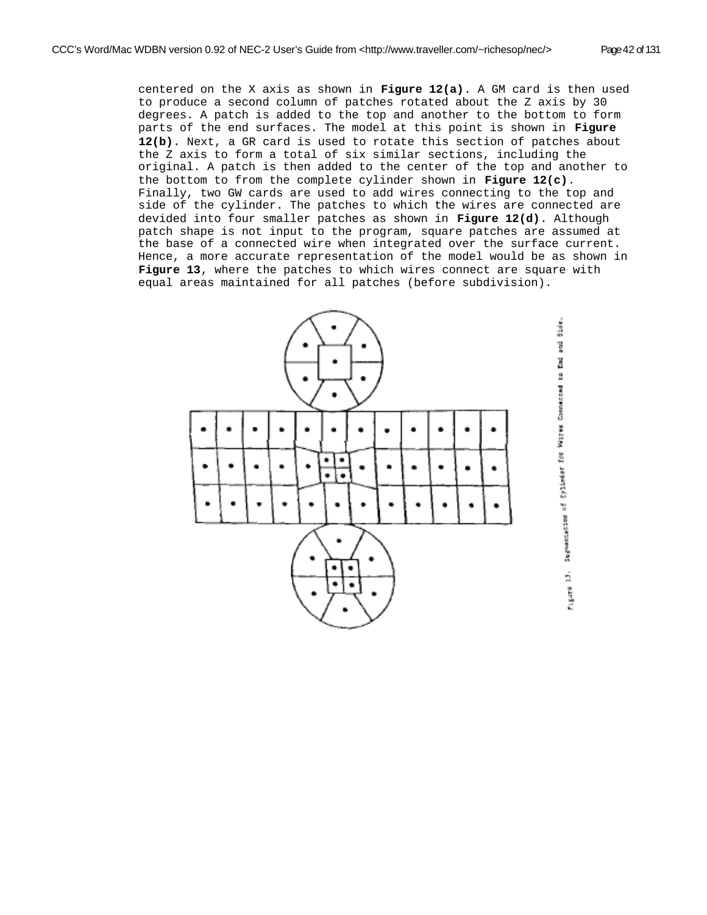centered on the X axis as shown in **Figure 12(a)**. A GM card is then used to produce a second column of patches rotated about the Z axis by 30 degrees. A patch is added to the top and another to the bottom to form parts of the end surfaces. The model at this point is shown in **Figure 12(b)**. Next, a GR card is used to rotate this section of patches about the Z axis to form a total of six similar sections, including the original. A patch is then added to the center of the top and another to the bottom to from the complete cylinder shown in **Figure 12(c)**. Finally, two GW cards are used to add wires connecting to the top and side of the cylinder. The patches to which the wires are connected are devided into four smaller patches as shown in **Figure 12(d)**. Although patch shape is not input to the program, square patches are assumed at the base of a connected wire when integrated over the surface current. Hence, a more accurate representation of the model would be as shown in **Figure 13**, where the patches to which wires connect are square with equal areas maintained for all patches (before subdivision).

Figure 13. Segmentation of Cylinder for Wires Connected to End and Side.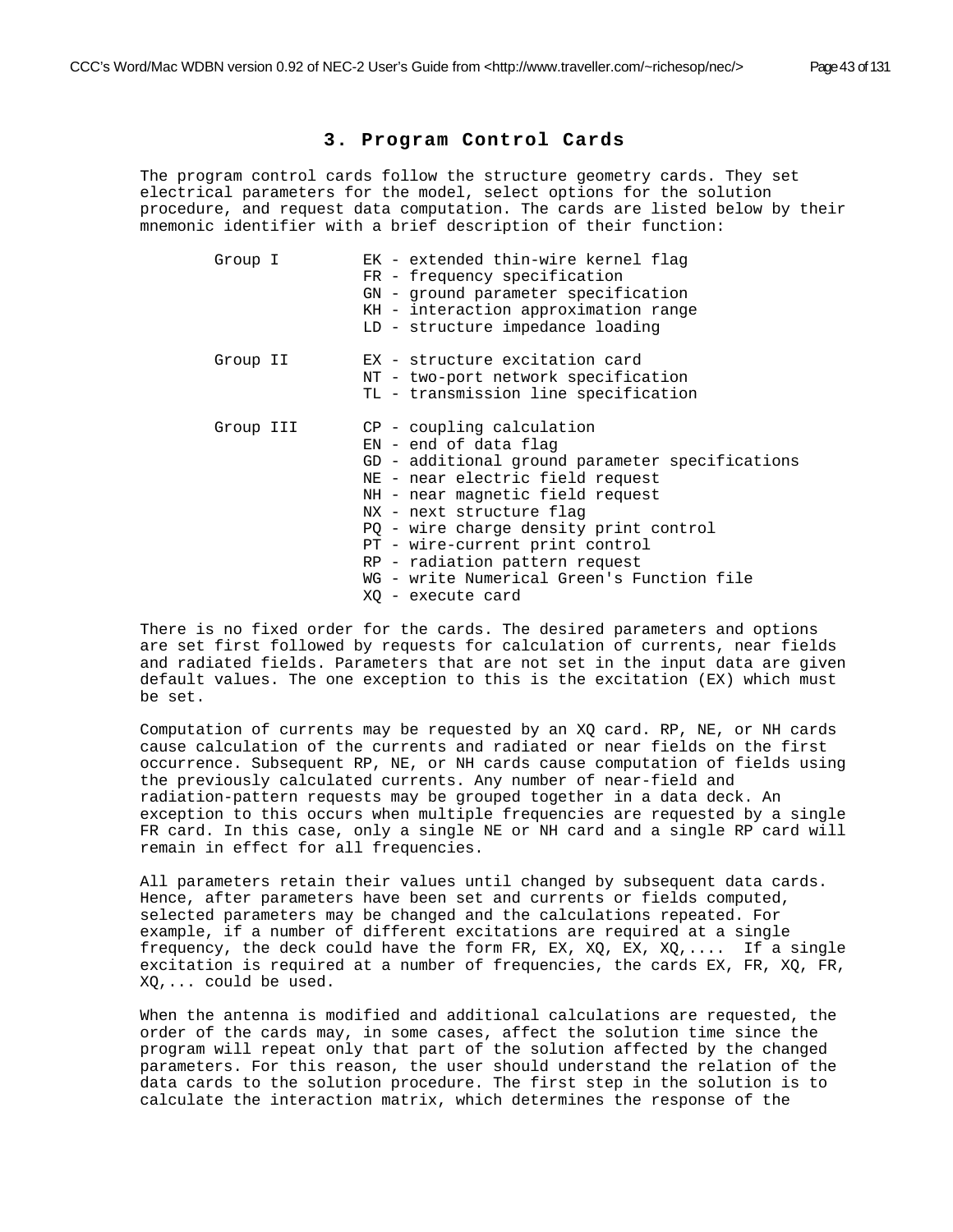# 3. Program Control Cards

The program control cards follow the structure geometry cards. They set electrical parameters for the model, select options for the solution procedure, and request data computation. The cards are listed below by their mnemonic identifier with a brief description of their function:

```
Group I        EK - extended thin-wire kernel flag
               FR - frequency specification
               GN - ground parameter specification
               KH - interaction approximation range
               LD - structure impedance loading

Group II       EX - structure excitation card
               NT - two-port network specification
               TL - transmission line specification

Group III      CP - coupling calculation
               EN - end of data flag
               GD - additional ground parameter specifications
               NE - near electric field request
               NH - near magnetic field request
               NX - next structure flag
               PQ - wire charge density print control
               PT - wire-current print control
               RP - radiation pattern request
               WG - write Numerical Green's Function file
               XQ - execute card
```

There is no fixed order for the cards. The desired parameters and options are set first followed by requests for calculation of currents, near fields and radiated fields. Parameters that are not set in the input data are given default values. The one exception to this is the excitation (EX) which must be set.

Computation of currents may be requested by an XQ card. RP, NE, or NH cards cause calculation of the currents and radiated or near fields on the first occurrence. Subsequent RP, NE, or NH cards cause computation of fields using the previously calculated currents. Any number of near-field and radiation-pattern requests may be grouped together in a data deck. An exception to this occurs when multiple frequencies are requested by a single FR card. In this case, only a single NE or NH card and a single RP card will remain in effect for all frequencies.

All parameters retain their values until changed by subsequent data cards. Hence, after parameters have been set and currents or fields computed, selected parameters may be changed and the calculations repeated. For example, if a number of different excitations are required at a single frequency, the deck could have the form FR, EX, XQ, EX, XQ,.... If a single excitation is required at a number of frequencies, the cards EX, FR, XQ, FR, XQ,... could be used.

When the antenna is modified and additional calculations are requested, the order of the cards may, in some cases, affect the solution time since the program will repeat only that part of the solution affected by the changed parameters. For this reason, the user should understand the relation of the data cards to the solution procedure. The first step in the solution is to calculate the interaction matrix, which determines the response of the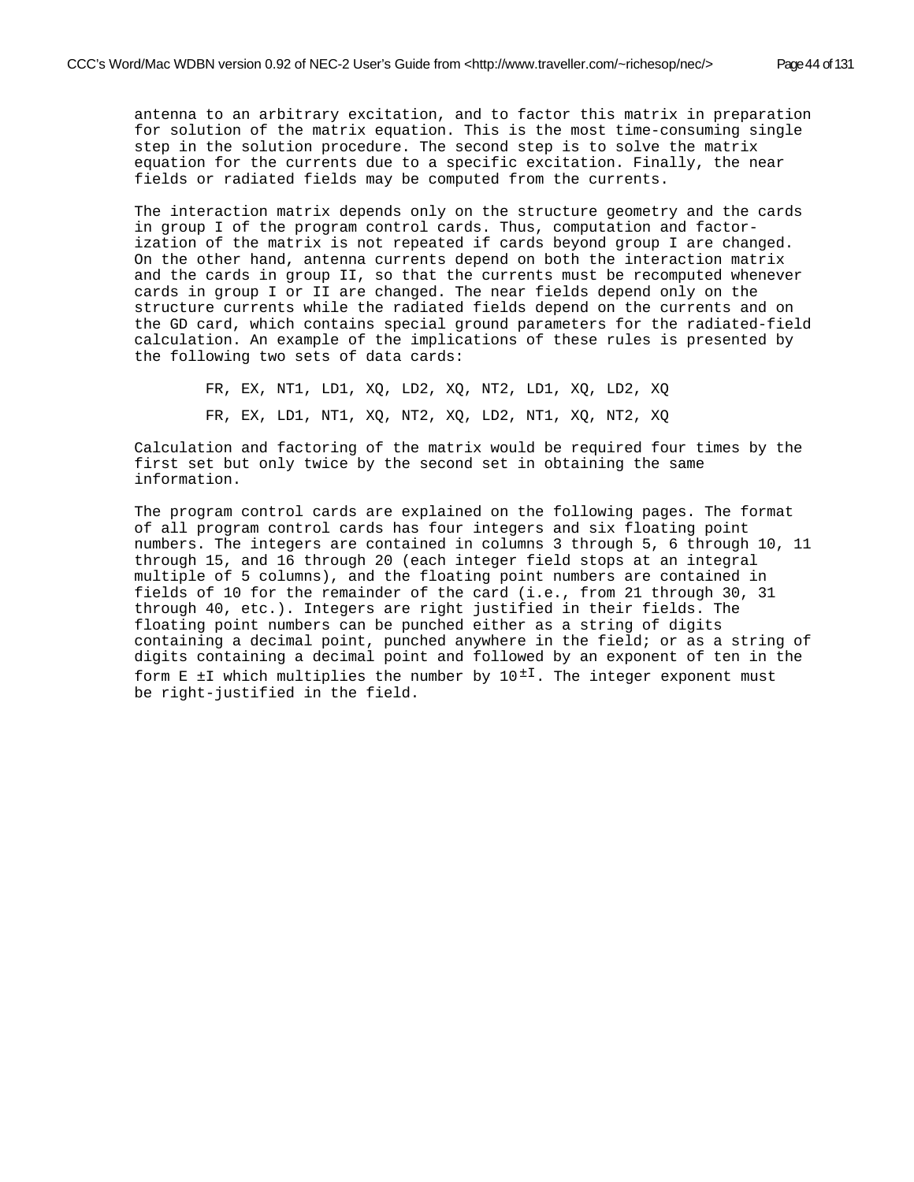antenna to an arbitrary excitation, and to factor this matrix in preparation for solution of the matrix equation. This is the most time-consuming single step in the solution procedure. The second step is to solve the matrix equation for the currents due to a specific excitation. Finally, the near fields or radiated fields may be computed from the currents.

The interaction matrix depends only on the structure geometry and the cards in group I of the program control cards. Thus, computation and factorization of the matrix is not repeated if cards beyond group I are changed. On the other hand, antenna currents depend on both the interaction matrix and the cards in group II, so that the currents must be recomputed whenever cards in group I or II are changed. The near fields depend only on the structure currents while the radiated fields depend on the currents and on the GD card, which contains special ground parameters for the radiated-field calculation. An example of the implications of these rules is presented by the following two sets of data cards:

```
FR, EX, NT1, LD1, XQ, LD2, XQ, NT2, LD1, XQ, LD2, XQ

FR, EX, LD1, NT1, XQ, NT2, XQ, LD2, NT1, XQ, NT2, XQ
```

Calculation and factoring of the matrix would be required four times by the first set but only twice by the second set in obtaining the same information.

The program control cards are explained on the following pages. The format of all program control cards has four integers and six floating point numbers. The integers are contained in columns 3 through 5, 6 through 10, 11 through 15, and 16 through 20 (each integer field stops at an integral multiple of 5 columns), and the floating point numbers are contained in fields of 10 for the remainder of the card (i.e., from 21 through 30, 31 through 40, etc.). Integers are right justified in their fields. The floating point numbers can be punched either as a string of digits containing a decimal point, punched anywhere in the field; or as a string of digits containing a decimal point and followed by an exponent of ten in the form E ±I which multiplies the number by $10^{\pm I}$. The integer exponent must be right-justified in the field.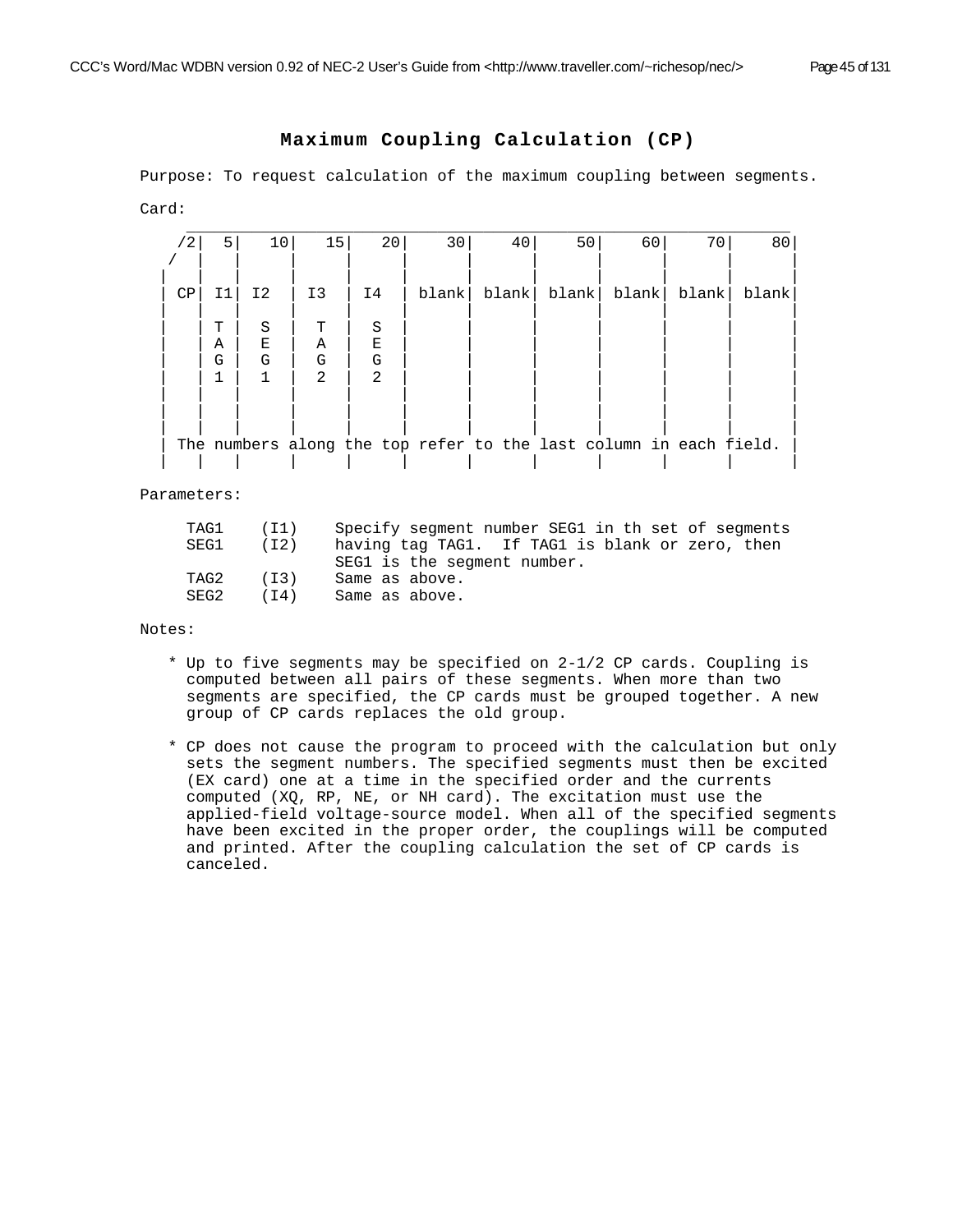# Maximum Coupling Calculation (CP)

Purpose: To request calculation of the maximum coupling between segments.

Card:

```
   _________________________________________________________________
  /2|  5|   10|   15|   20|    30|    40|    50|    60|    70|    80|
 /  |   |     |     |     |      |      |      |      |      |      |
|   |   |     |     |     |      |      |      |      |      |      |
| CP| I1| I2  | I3  | I4  | blank| blank| blank| blank| blank| blank|
|   |   |     |     |     |      |      |      |      |      |      |
|   | T |  S  |  T  |  S  |      |      |      |      |      |      |
|   | A |  E  |  A  |  E  |      |      |      |      |      |      |
|   | G |  G  |  G  |  G  |      |      |      |      |      |      |
|   | 1 |  1  |  2  |  2  |      |      |      |      |      |      |
|   |   |     |     |     |      |      |      |      |      |      |
|   |   |     |     |     |      |      |      |      |      |      |
|   |   |     |     |     |      |      |      |      |      |      |
| The numbers along the top refer to the last column in each field. |
|   |   |     |     |     |      |      |      |      |      |      |
```

Parameters:

```
     TAG1    (I1)    Specify segment number SEG1 in th set of segments
     SEG1    (I2)    having tag TAG1.  If TAG1 is blank or zero, then
                     SEG1 is the segment number.
     TAG2    (I3)    Same as above.
     SEG2    (I4)    Same as above.
```

Notes:

* Up to five segments may be specified on 2-1/2 CP cards. Coupling is computed between all pairs of these segments. When more than two segments are specified, the CP cards must be grouped together. A new group of CP cards replaces the old group.

* CP does not cause the program to proceed with the calculation but only sets the segment numbers. The specified segments must then be excited (EX card) one at a time in the specified order and the currents computed (XQ, RP, NE, or NH card). The excitation must use the applied-field voltage-source model. When all of the specified segments have been excited in the proper order, the couplings will be computed and printed. After the coupling calculation the set of CP cards is canceled.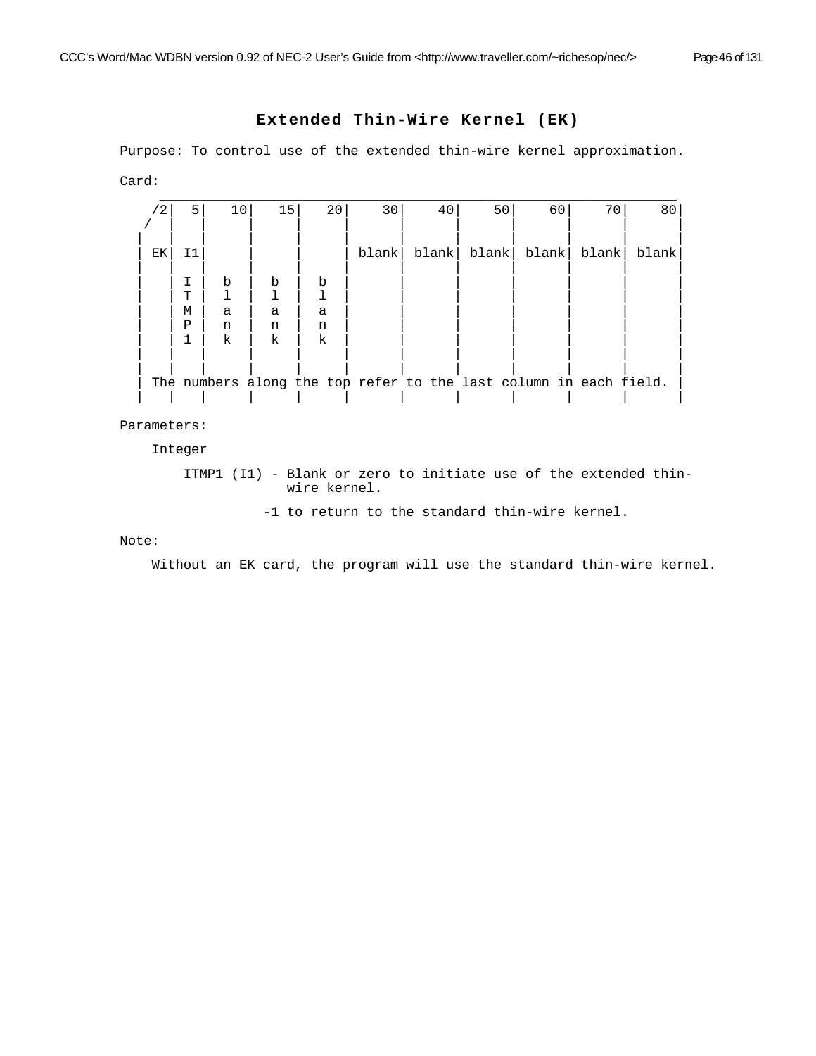# Extended Thin-Wire Kernel (EK)

Purpose: To control use of the extended thin-wire kernel approximation.

Card:

```
   ________________________________________________________________________
   /2|  5|   10|   15|   20|    30|    40|    50|    60|    70|    80|
  /  |   |     |     |     |      |      |      |      |      |      |
 |   |   |     |     |     |      |      |      |      |      |      |
 | EK| I1|     |     |     | blank| blank| blank| blank| blank| blank|
 |   |   |     |     |     |      |      |      |      |      |      |
 |   | I |  b  |  b  |  b  |      |      |      |      |      |      |
 |   | T |  l  |  l  |  l  |      |      |      |      |      |      |
 |   | M |  a  |  a  |  a  |      |      |      |      |      |      |
 |   | P |  n  |  n  |  n  |      |      |      |      |      |      |
 |   | 1 |  k  |  k  |  k  |      |      |      |      |      |      |
 |   |   |     |     |     |      |      |      |      |      |      |
 |   |   |     |     |     |      |      |      |      |      |      |
 | The numbers along the top refer to the last column in each field. |
 |   |   |     |     |     |      |      |      |      |      |      |
```

Parameters:

Integer

ITMP1 (I1) - Blank or zero to initiate use of the extended thin-wire kernel.

-1 to return to the standard thin-wire kernel.

Note:

Without an EK card, the program will use the standard thin-wire kernel.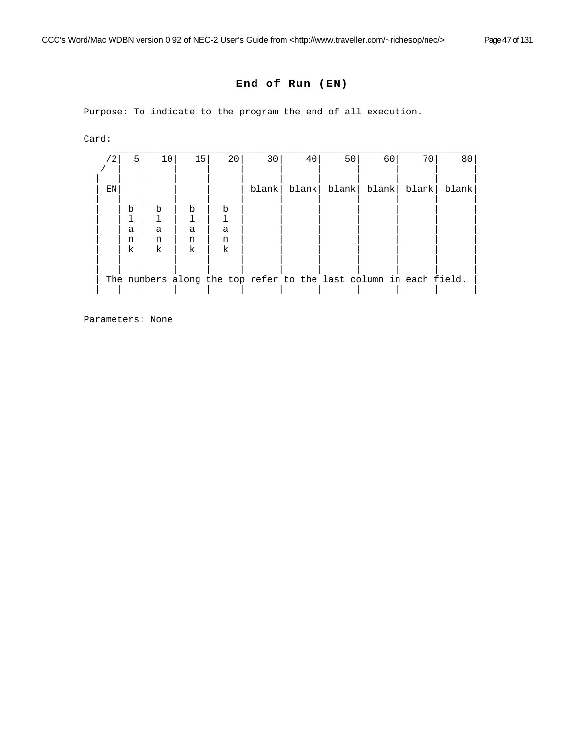# End of Run (EN)

Purpose: To indicate to the program the end of all execution.

Card:

```
     _______________________________________________________________________
    /2|  5|   10|   15|   20|    30|    40|    50|    60|    70|    80|
   /  |   |     |     |     |      |      |      |      |      |      |
  |   |   |     |     |     |      |      |      |      |      |      |
  | EN|   |     |     |     | blank| blank| blank| blank| blank| blank|
  |   |   |     |     |     |      |      |      |      |      |      |
  |   | b |  b  |  b  |  b  |      |      |      |      |      |      |
  |   | l |  l  |  l  |  l  |      |      |      |      |      |      |
  |   | a |  a  |  a  |  a  |      |      |      |      |      |      |
  |   | n |  n  |  n  |  n  |      |      |      |      |      |      |
  |   | k |  k  |  k  |  k  |      |      |      |      |      |      |
  |   |   |     |     |     |      |      |      |      |      |      |
  |   |   |     |     |     |      |      |      |      |      |      |
  | The numbers along the top refer to the last column in each field. |
  |   |   |     |     |     |      |      |      |      |      |      |
```

Parameters: None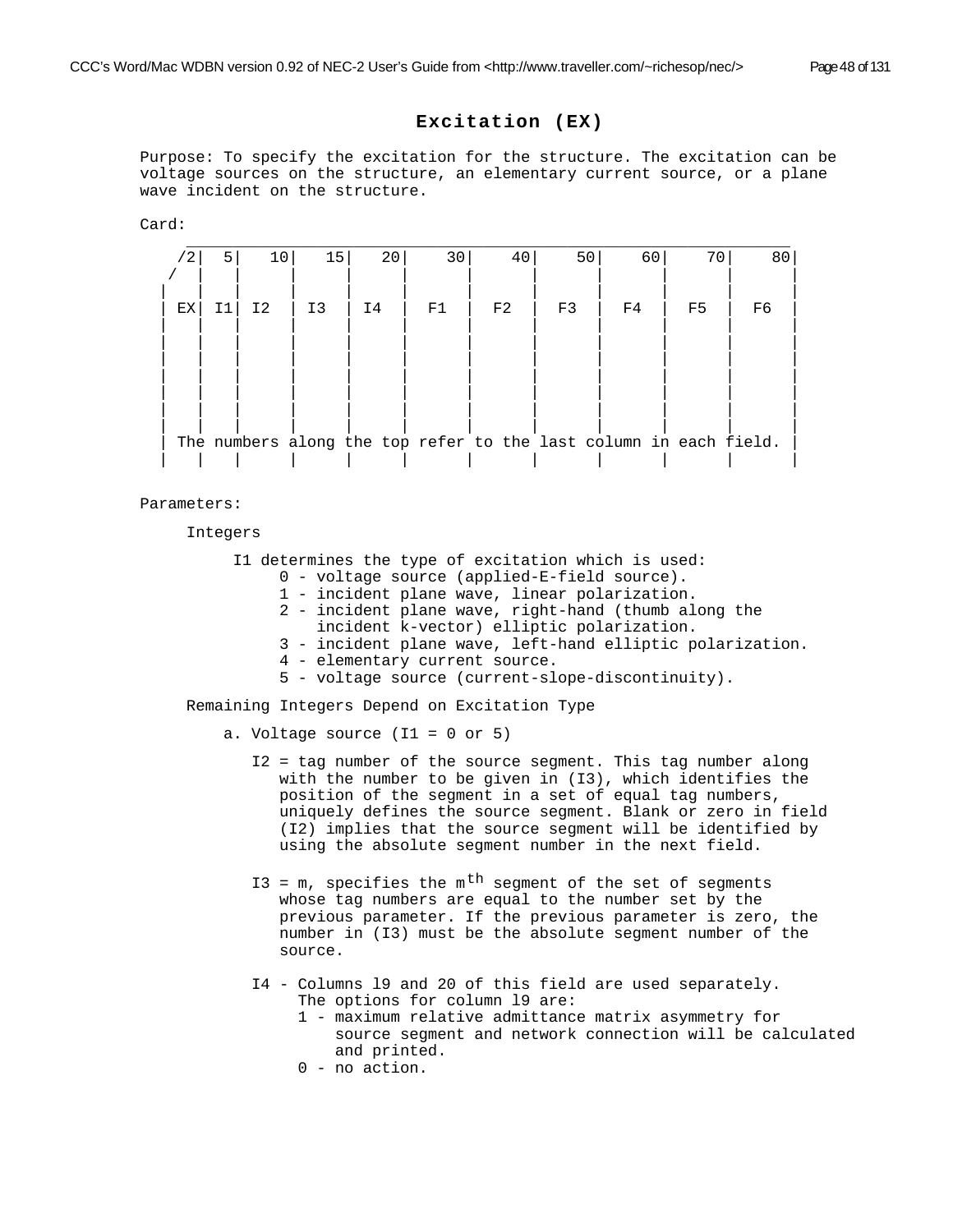## Excitation (EX)

Purpose: To specify the excitation for the structure. The excitation can be voltage sources on the structure, an elementary current source, or a plane wave incident on the structure.

Card:

```
    ___________________________________________________________________
   /2|  5|   10|   15|   20|    30|    40|    50|    60|    70|    80|
  /  |   |     |     |     |      |      |      |      |      |      |
 |   |   |     |     |     |      |      |      |      |      |      |
 | EX| I1| I2  | I3  | I4  |  F1  |  F2  |  F3  |  F4  |  F5  |  F6  |
 |   |   |     |     |     |      |      |      |      |      |      |
 |   |   |     |     |     |      |      |      |      |      |      |
 |   |   |     |     |     |      |      |      |      |      |      |
 |   |   |     |     |     |      |      |      |      |      |      |
 |   |   |     |     |     |      |      |      |      |      |      |
 |   |   |     |     |     |      |      |      |      |      |      |
 |   |   |     |     |     |      |      |      |      |      |      |
 | The numbers along the top refer to the last column in each field. |
 |   |   |     |     |     |      |      |      |      |      |      |
```

Parameters:

Integers

I1 determines the type of excitation which is used:
- 0 - voltage source (applied-E-field source).
- 1 - incident plane wave, linear polarization.
- 2 - incident plane wave, right-hand (thumb along the incident k-vector) elliptic polarization.
- 3 - incident plane wave, left-hand elliptic polarization.
- 4 - elementary current source.
- 5 - voltage source (current-slope-discontinuity).

Remaining Integers Depend on Excitation Type

a. Voltage source (I1 = 0 or 5)

I2 = tag number of the source segment. This tag number along with the number to be given in (I3), which identifies the position of the segment in a set of equal tag numbers, uniquely defines the source segment. Blank or zero in field (I2) implies that the source segment will be identified by using the absolute segment number in the next field.

I3 = m, specifies the $m^{th}$ segment of the set of segments whose tag numbers are equal to the number set by the previous parameter. If the previous parameter is zero, the number in (I3) must be the absolute segment number of the source.

I4 - Columns 19 and 20 of this field are used separately. The options for column 19 are:
- 1 - maximum relative admittance matrix asymmetry for source segment and network connection will be calculated and printed.
- 0 - no action.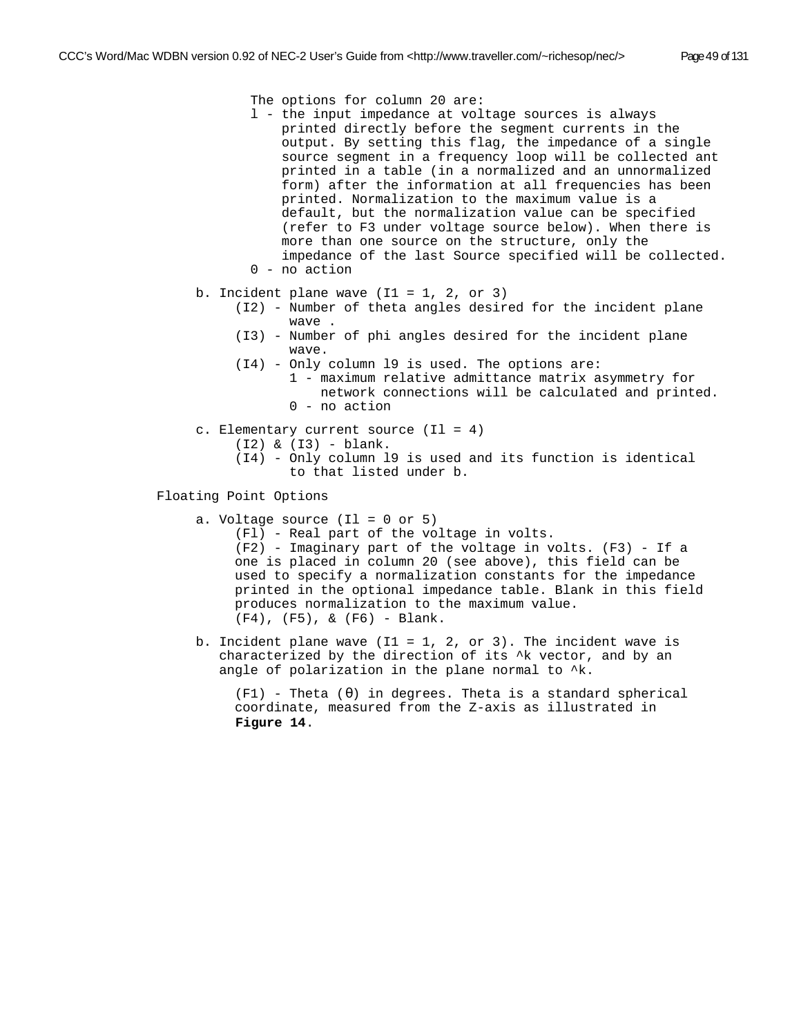The options for column 20 are:

l - the input impedance at voltage sources is always printed directly before the segment currents in the output. By setting this flag, the impedance of a single source segment in a frequency loop will be collected ant printed in a table (in a normalized and an unnormalized form) after the information at all frequencies has been printed. Normalization to the maximum value is a default, but the normalization value can be specified (refer to F3 under voltage source below). When there is more than one source on the structure, only the impedance of the last Source specified will be collected.

0 - no action

b. Incident plane wave (I1 = 1, 2, or 3)

- (I2) - Number of theta angles desired for the incident plane wave .
- (I3) - Number of phi angles desired for the incident plane wave.
- (I4) - Only column l9 is used. The options are:
  - 1 - maximum relative admittance matrix asymmetry for network connections will be calculated and printed.
  - 0 - no action

c. Elementary current source (Il = 4)

- (I2) & (I3) - blank.
- (I4) - Only column l9 is used and its function is identical to that listed under b.

Floating Point Options

a. Voltage source (Il = 0 or 5)

(Fl) - Real part of the voltage in volts.
(F2) - Imaginary part of the voltage in volts. (F3) - If a one is placed in column 20 (see above), this field can be used to specify a normalization constants for the impedance printed in the optional impedance table. Blank in this field produces normalization to the maximum value.
(F4), (F5), & (F6) - Blank.

b. Incident plane wave (I1 = 1, 2, or 3). The incident wave is characterized by the direction of its ^k vector, and by an angle of polarization in the plane normal to ^k.

(F1) - Theta (θ) in degrees. Theta is a standard spherical coordinate, measured from the Z-axis as illustrated in **Figure 14**.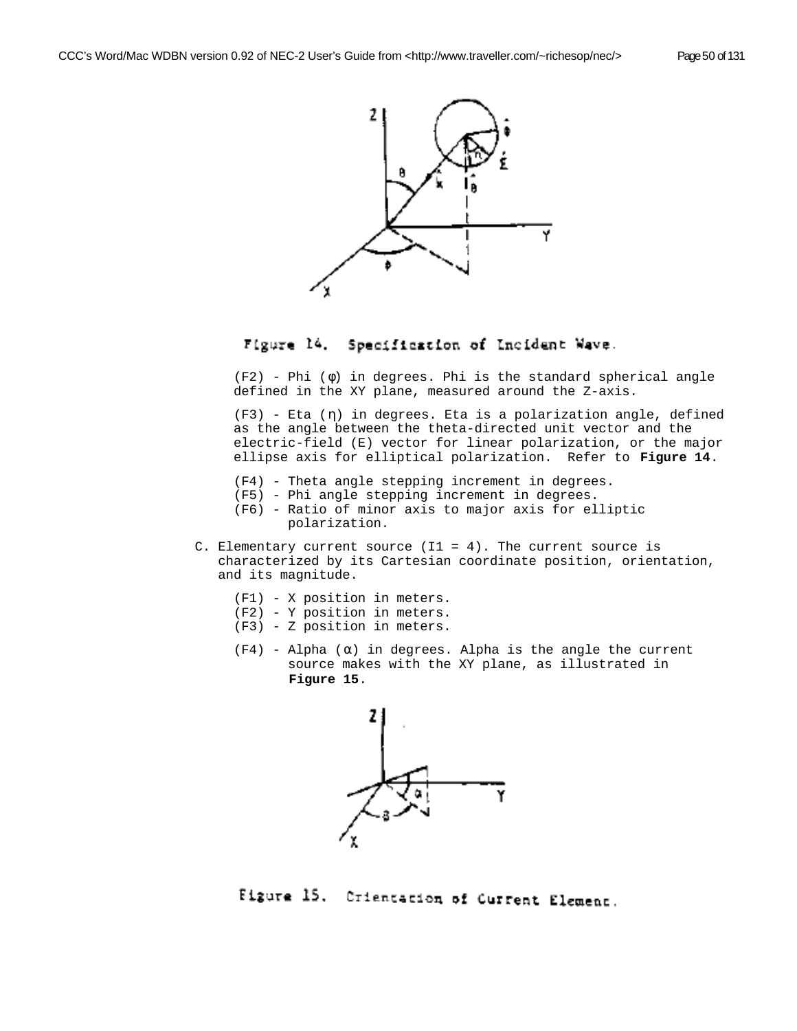Figure 14. Specification of Incident Wave.

(F2) - Phi (φ) in degrees. Phi is the standard spherical angle defined in the XY plane, measured around the Z-axis.

(F3) - Eta (η) in degrees. Eta is a polarization angle, defined as the angle between the theta-directed unit vector and the electric-field (E) vector for linear polarization, or the major ellipse axis for elliptical polarization. Refer to **Figure 14**.

(F4) - Theta angle stepping increment in degrees.
(F5) - Phi angle stepping increment in degrees.
(F6) - Ratio of minor axis to major axis for elliptic polarization.

C. Elementary current source (I1 = 4). The current source is characterized by its Cartesian coordinate position, orientation, and its magnitude.

(F1) - X position in meters.
(F2) - Y position in meters.
(F3) - Z position in meters.

(F4) - Alpha (α) in degrees. Alpha is the angle the current source makes with the XY plane, as illustrated in **Figure 15**.

Figure 15. Orientation of Current Element.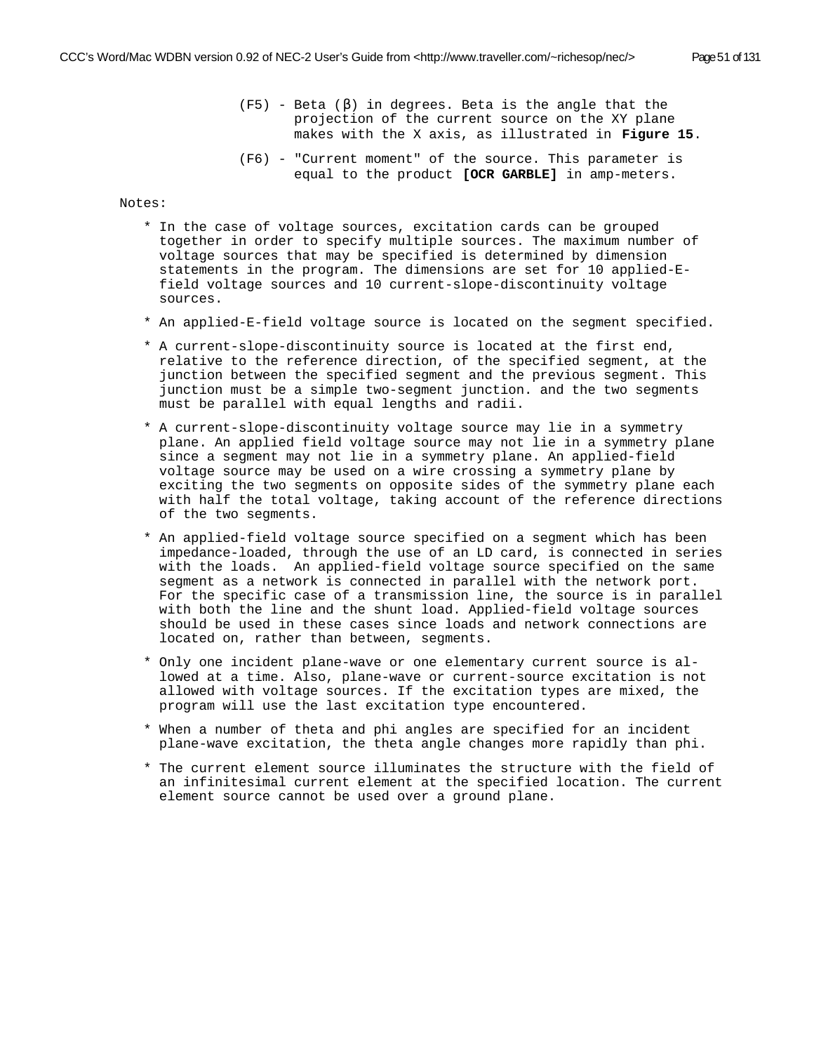(F5) - Beta (β) in degrees. Beta is the angle that the projection of the current source on the XY plane makes with the X axis, as illustrated in **Figure 15**.

(F6) - "Current moment" of the source. This parameter is equal to the product **[OCR GARBLE]** in amp-meters.

Notes:

* In the case of voltage sources, excitation cards can be grouped together in order to specify multiple sources. The maximum number of voltage sources that may be specified is determined by dimension statements in the program. The dimensions are set for 10 applied-E-field voltage sources and 10 current-slope-discontinuity voltage sources.

* An applied-E-field voltage source is located on the segment specified.

* A current-slope-discontinuity source is located at the first end, relative to the reference direction, of the specified segment, at the junction between the specified segment and the previous segment. This junction must be a simple two-segment junction. and the two segments must be parallel with equal lengths and radii.

* A current-slope-discontinuity voltage source may lie in a symmetry plane. An applied field voltage source may not lie in a symmetry plane since a segment may not lie in a symmetry plane. An applied-field voltage source may be used on a wire crossing a symmetry plane by exciting the two segments on opposite sides of the symmetry plane each with half the total voltage, taking account of the reference directions of the two segments.

* An applied-field voltage source specified on a segment which has been impedance-loaded, through the use of an LD card, is connected in series with the loads. An applied-field voltage source specified on the same segment as a network is connected in parallel with the network port. For the specific case of a transmission line, the source is in parallel with both the line and the shunt load. Applied-field voltage sources should be used in these cases since loads and network connections are located on, rather than between, segments.

* Only one incident plane-wave or one elementary current source is allowed at a time. Also, plane-wave or current-source excitation is not allowed with voltage sources. If the excitation types are mixed, the program will use the last excitation type encountered.

* When a number of theta and phi angles are specified for an incident plane-wave excitation, the theta angle changes more rapidly than phi.

* The current element source illuminates the structure with the field of an infinitesimal current element at the specified location. The current element source cannot be used over a ground plane.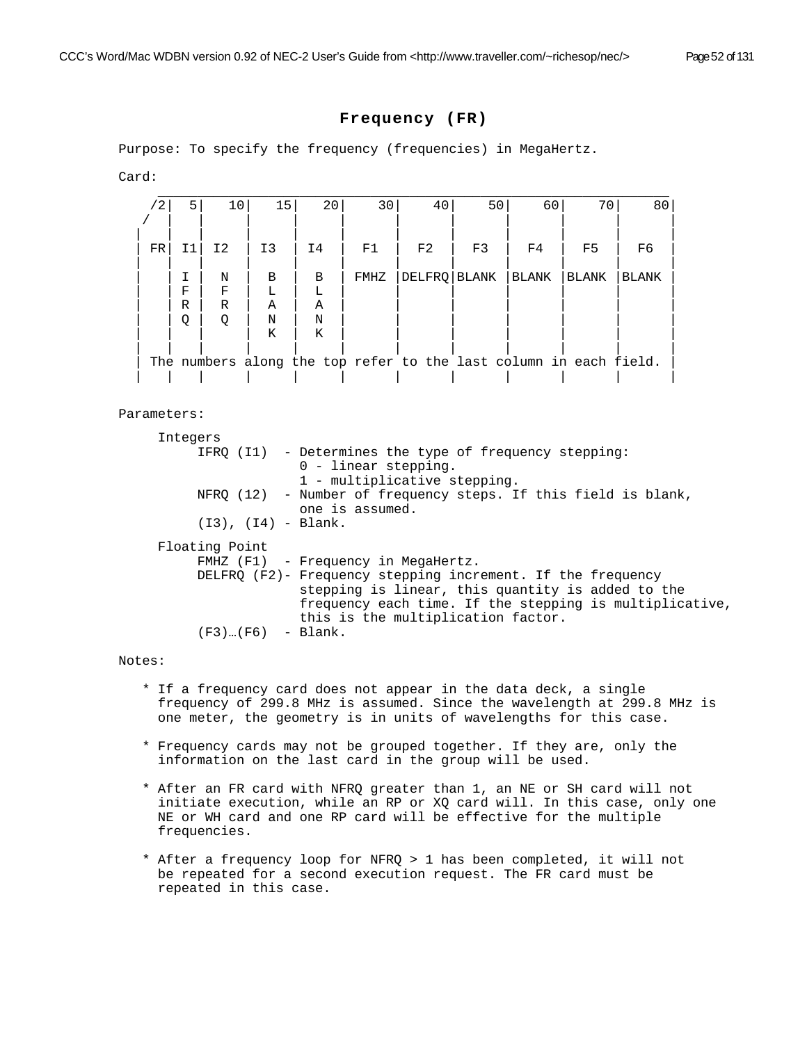## Frequency (FR)

Purpose: To specify the frequency (frequencies) in MegaHertz.

Card:

```
    /2|  5|   10|   15|   20|    30|    40|    50|    60|    70|    80|
   /  |   |     |     |     |      |      |      |      |      |      |
  |   |   |     |     |     |      |      |      |      |      |      |
  | FR| I1| I2  | I3  | I4  |  F1  |  F2  |  F3  |  F4  |  F5  |  F6  |
  |   |   |     |     |     |      |      |      |      |      |      |
  |   | I |  N  |  B  |  B  | FMHZ |DELFRQ|BLANK |BLANK |BLANK |BLANK |
  |   | F |  F  |  L  |  L  |      |      |      |      |      |      |
  |   | R |  R  |  A  |  A  |      |      |      |      |      |      |
  |   | Q |  Q  |  N  |  N  |      |      |      |      |      |      |
  |   |   |     |  K  |  K  |      |      |      |      |      |      |
  |   |   |     |     |     |      |      |      |      |      |      |
  | The numbers along the top refer to the last column in each field. |
  |   |   |     |     |     |      |      |      |      |      |      |
```

Parameters:

```
     Integers
          IFRQ (I1)  - Determines the type of frequency stepping:
                       0 - linear stepping.
                       1 - multiplicative stepping.
          NFRQ (12)  - Number of frequency steps. If this field is blank,
                       one is assumed.
          (I3), (I4) - Blank.

     Floating Point
          FMHZ (F1)  - Frequency in MegaHertz.
          DELFRQ (F2)- Frequency stepping increment. If the frequency
                       stepping is linear, this quantity is added to the
                       frequency each time. If the stepping is multiplicative,
                       this is the multiplication factor.
          (F3)…(F6)  - Blank.
```

Notes:

- If a frequency card does not appear in the data deck, a single frequency of 299.8 MHz is assumed. Since the wavelength at 299.8 MHz is one meter, the geometry is in units of wavelengths for this case.
- Frequency cards may not be grouped together. If they are, only the information on the last card in the group will be used.
- After an FR card with NFRQ greater than 1, an NE or SH card will not initiate execution, while an RP or XQ card will. In this case, only one NE or WH card and one RP card will be effective for the multiple frequencies.
- After a frequency loop for NFRQ > 1 has been completed, it will not be repeated for a second execution request. The FR card must be repeated in this case.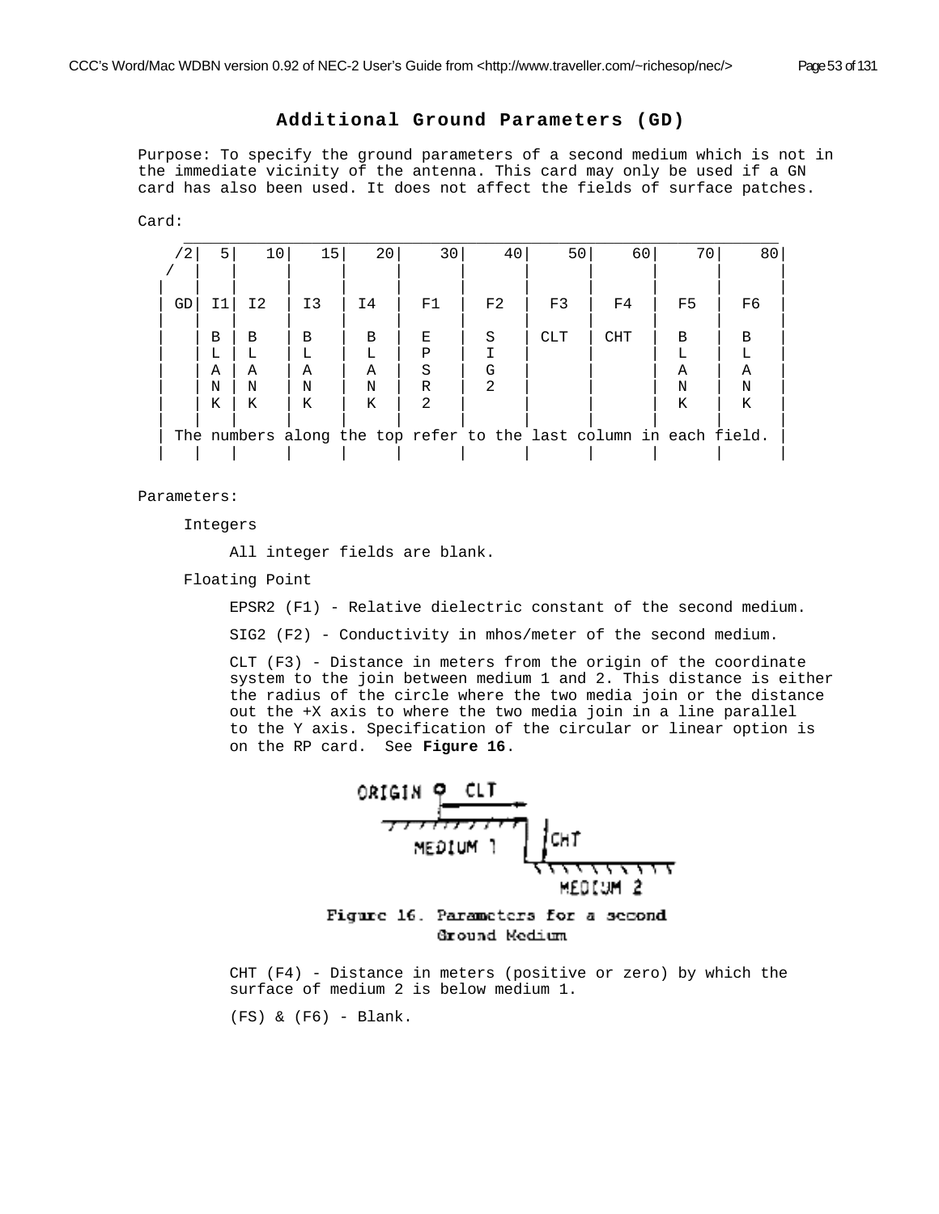## Additional Ground Parameters (GD)

Purpose: To specify the ground parameters of a second medium which is not in the immediate vicinity of the antenna. This card may only be used if a GN card has also been used. It does not affect the fields of surface patches.

Card:

| /2 | 5 | 10 | 15 | 20 | 30 | 40 | 50 | 60 | 70 | 80 |
|---|---|---|---|---|---|---|---|---|---|---|
| GD | I1 | I2 | I3 | I4 | F1 | F2 | F3 | F4 | F5 | F6 |
| | BLANK | BLANK | BLANK | BLANK | EPSR2 | SIG2 | CLT | CHT | BLANK | BLANK |

The numbers along the top refer to the last column in each field.

Parameters:

Integers

All integer fields are blank.

Floating Point

EPSR2 (F1) - Relative dielectric constant of the second medium.

SIG2 (F2) - Conductivity in mhos/meter of the second medium.

CLT (F3) - Distance in meters from the origin of the coordinate system to the join between medium 1 and 2. This distance is either the radius of the circle where the two media join or the distance out the +X axis to where the two media join in a line parallel to the Y axis. Specification of the circular or linear option is on the RP card. See **Figure 16**.

Figure 16. Parameters for a second Ground Medium

CHT (F4) - Distance in meters (positive or zero) by which the surface of medium 2 is below medium 1.

(FS) & (F6) - Blank.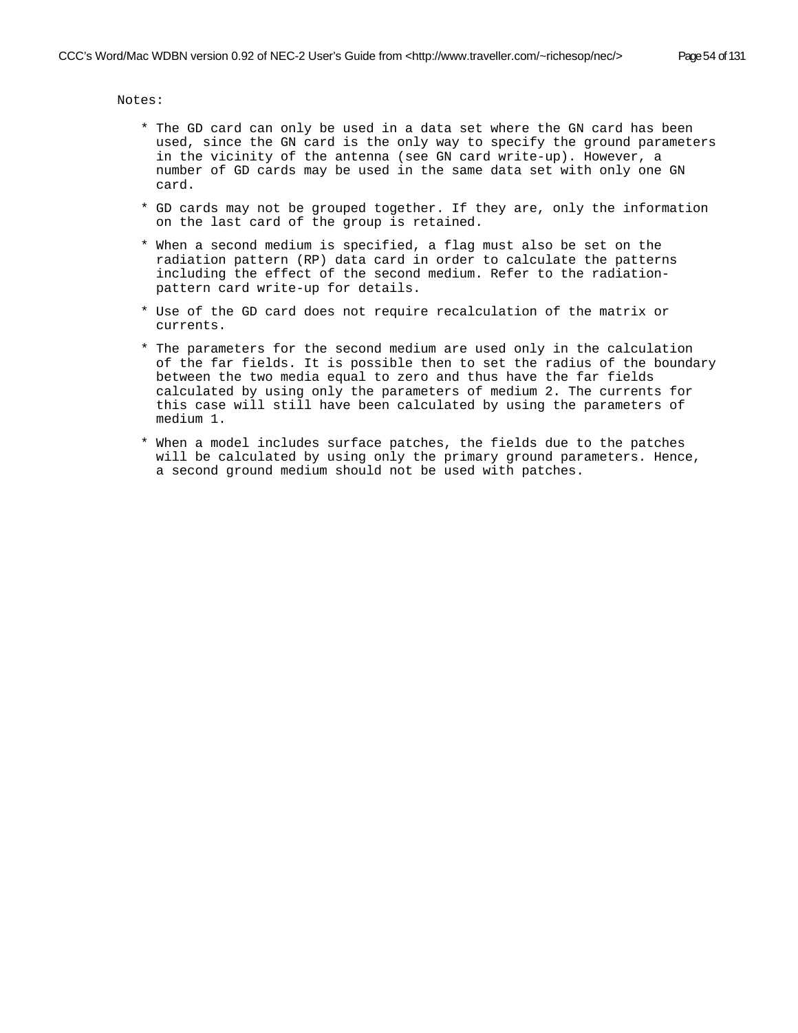Notes:

* The GD card can only be used in a data set where the GN card has been used, since the GN card is the only way to specify the ground parameters in the vicinity of the antenna (see GN card write-up). However, a number of GD cards may be used in the same data set with only one GN card.

* GD cards may not be grouped together. If they are, only the information on the last card of the group is retained.

* When a second medium is specified, a flag must also be set on the radiation pattern (RP) data card in order to calculate the patterns including the effect of the second medium. Refer to the radiation-pattern card write-up for details.

* Use of the GD card does not require recalculation of the matrix or currents.

* The parameters for the second medium are used only in the calculation of the far fields. It is possible then to set the radius of the boundary between the two media equal to zero and thus have the far fields calculated by using only the parameters of medium 2. The currents for this case will still have been calculated by using the parameters of medium 1.

* When a model includes surface patches, the fields due to the patches will be calculated by using only the primary ground parameters. Hence, a second ground medium should not be used with patches.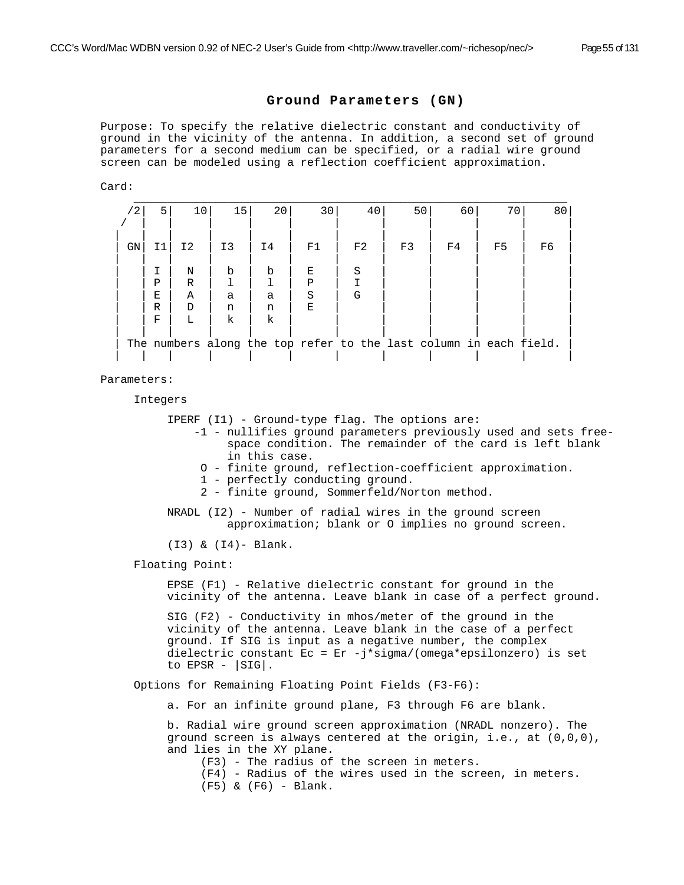## Ground Parameters (GN)

Purpose: To specify the relative dielectric constant and conductivity of ground in the vicinity of the antenna. In addition, a second set of ground parameters for a second medium can be specified, or a radial wire ground screen can be modeled using a reflection coefficient approximation.

Card:

```
   _________________________________________________________________
   /2|  5|   10|   15|   20|    30|    40|    50|    60|    70|    80|
  /  |   |     |     |     |      |      |      |      |      |      |
 |   |   |     |     |     |      |      |      |      |      |      |
 | GN| I1| I2  | I3  | I4  |  F1  |  F2  |  F3  |  F4  |  F5  |  F6  |
 |   |   |     |     |     |      |      |      |      |      |      |
 |   | I |  N  |  b  |  b  |  E   |  S   |      |      |      |      |
 |   | P |  R  |  l  |  l  |  P   |  I   |      |      |      |      |
 |   | E |  A  |  a  |  a  |  S   |  G   |      |      |      |      |
 |   | R |  D  |  n  |  n  |  E   |      |      |      |      |      |
 |   | F |  L  |  k  |  k  |      |      |      |      |      |      |
 |   |   |     |     |     |      |      |      |      |      |      |
 | The numbers along the top refer to the last column in each field. |
 |   |   |     |     |     |      |      |      |      |      |      |
```

Parameters:

Integers

IPERF (I1) - Ground-type flag. The options are:
- -1 - nullifies ground parameters previously used and sets free-space condition. The remainder of the card is left blank in this case.
- O - finite ground, reflection-coefficient approximation.
- 1 - perfectly conducting ground.
- 2 - finite ground, Sommerfeld/Norton method.

NRADL (I2) - Number of radial wires in the ground screen approximation; blank or O implies no ground screen.

(I3) & (I4)- Blank.

Floating Point:

EPSE (F1) - Relative dielectric constant for ground in the vicinity of the antenna. Leave blank in case of a perfect ground.

SIG (F2) - Conductivity in mhos/meter of the ground in the vicinity of the antenna. Leave blank in the case of a perfect ground. If SIG is input as a negative number, the complex dielectric constant Ec = Er -j*sigma/(omega*epsilonzero) is set to EPSR - |SIG|.

Options for Remaining Floating Point Fields (F3-F6):

a. For an infinite ground plane, F3 through F6 are blank.

b. Radial wire ground screen approximation (NRADL nonzero). The ground screen is always centered at the origin, i.e., at (0,0,0), and lies in the XY plane.
- (F3) - The radius of the screen in meters.
- (F4) - Radius of the wires used in the screen, in meters.
- (F5) & (F6) - Blank.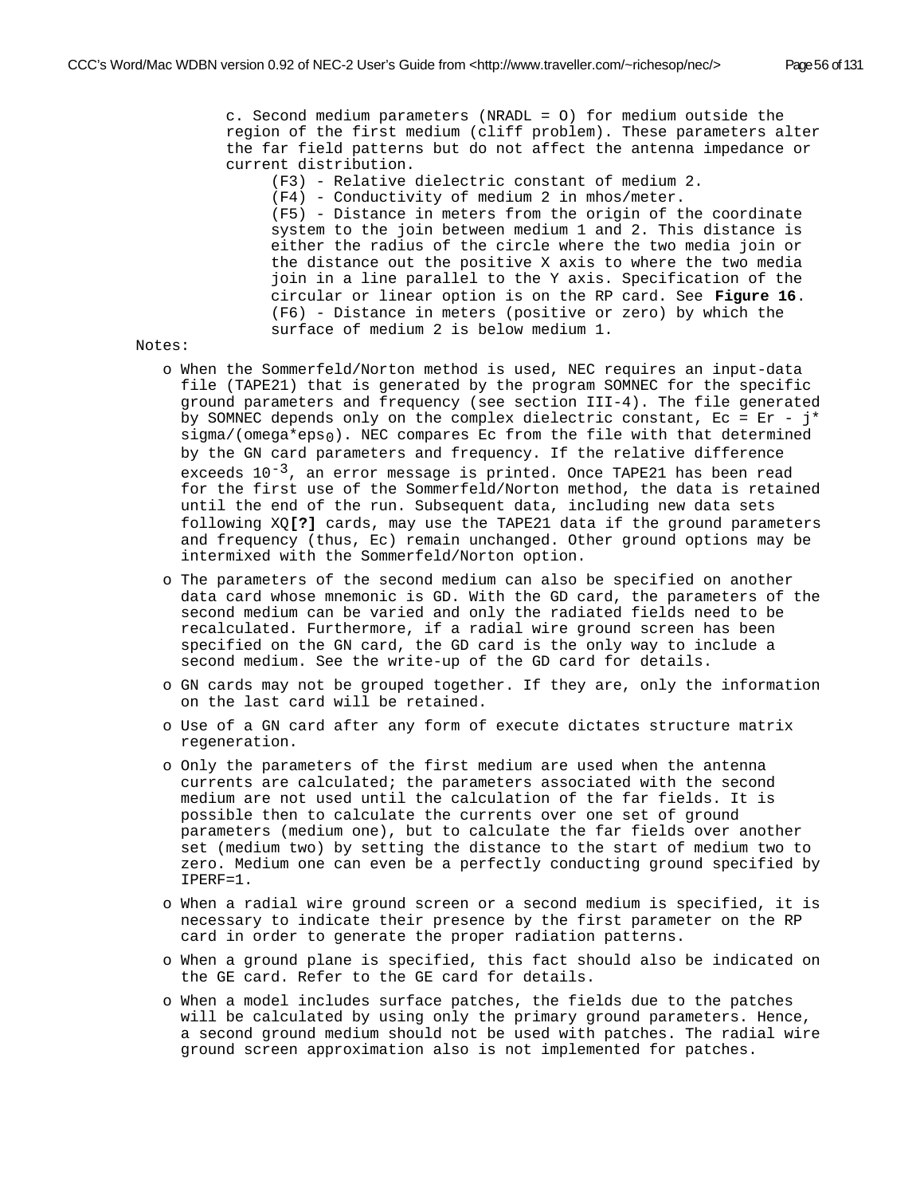c. Second medium parameters (NRADL = O) for medium outside the region of the first medium (cliff problem). These parameters alter the far field patterns but do not affect the antenna impedance or current distribution.

(F3) - Relative dielectric constant of medium 2.

(F4) - Conductivity of medium 2 in mhos/meter.

(F5) - Distance in meters from the origin of the coordinate system to the join between medium 1 and 2. This distance is either the radius of the circle where the two media join or the distance out the positive X axis to where the two media join in a line parallel to the Y axis. Specification of the circular or linear option is on the RP card. See **Figure 16**.

(F6) - Distance in meters (positive or zero) by which the surface of medium 2 is below medium 1.

Notes:

- When the Sommerfeld/Norton method is used, NEC requires an input-data file (TAPE21) that is generated by the program SOMNEC for the specific ground parameters and frequency (see section III-4). The file generated by SOMNEC depends only on the complex dielectric constant, Ec = Er - j* sigma/(omega*$eps_0$). NEC compares Ec from the file with that determined by the GN card parameters and frequency. If the relative difference exceeds $10^{-3}$, an error message is printed. Once TAPE21 has been read for the first use of the Sommerfeld/Norton method, the data is retained until the end of the run. Subsequent data, including new data sets following XQ**[?]** cards, may use the TAPE21 data if the ground parameters and frequency (thus, Ec) remain unchanged. Other ground options may be intermixed with the Sommerfeld/Norton option.
- The parameters of the second medium can also be specified on another data card whose mnemonic is GD. With the GD card, the parameters of the second medium can be varied and only the radiated fields need to be recalculated. Furthermore, if a radial wire ground screen has been specified on the GN card, the GD card is the only way to include a second medium. See the write-up of the GD card for details.
- GN cards may not be grouped together. If they are, only the information on the last card will be retained.
- Use of a GN card after any form of execute dictates structure matrix regeneration.
- Only the parameters of the first medium are used when the antenna currents are calculated; the parameters associated with the second medium are not used until the calculation of the far fields. It is possible then to calculate the currents over one set of ground parameters (medium one), but to calculate the far fields over another set (medium two) by setting the distance to the start of medium two to zero. Medium one can even be a perfectly conducting ground specified by IPERF=1.
- When a radial wire ground screen or a second medium is specified, it is necessary to indicate their presence by the first parameter on the RP card in order to generate the proper radiation patterns.
- When a ground plane is specified, this fact should also be indicated on the GE card. Refer to the GE card for details.
- When a model includes surface patches, the fields due to the patches will be calculated by using only the primary ground parameters. Hence, a second ground medium should not be used with patches. The radial wire ground screen approximation also is not implemented for patches.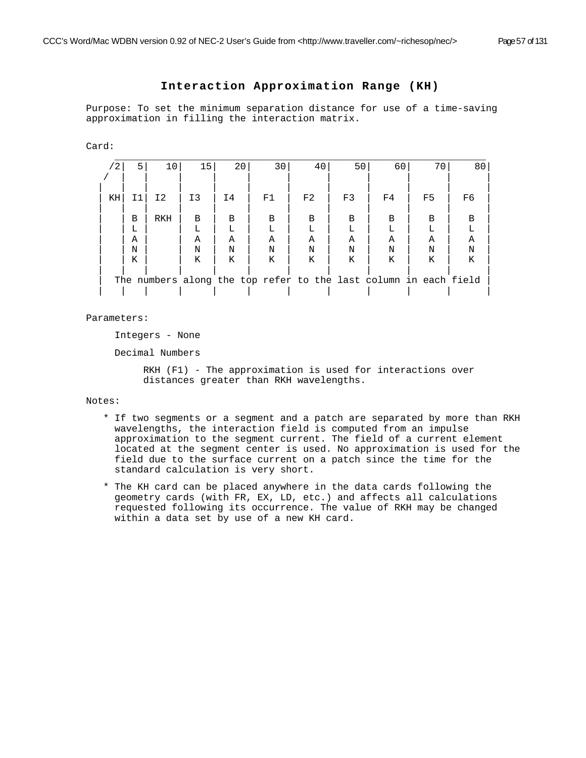## Interaction Approximation Range (KH)

Purpose: To set the minimum separation distance for use of a time-saving approximation in filling the interaction matrix.

Card:

```
      _____________________________________________________________________
    /2|  5|   10|   15|   20|    30|    40|    50|    60|    70|    80|
   /  |   |     |     |     |      |      |      |      |      |      |
  |   |   |     |     |     |      |      |      |      |      |      |
  | KH| I1| I2  | I3  | I4  |  F1  |  F2  |  F3  |  F4  |  F5  |  F6  |
  |   |   |     |     |     |      |      |      |      |      |      |
  |   | B | RKH |  B  |  B  |  B   |  B   |  B   |  B   |  B   |  B   |
  |   | L |     |  L  |  L  |  L   |  L   |  L   |  L   |  L   |  L   |
  |   | A |     |  A  |  A  |  A   |  A   |  A   |  A   |  A   |  A   |
  |   | N |     |  N  |  N  |  N   |  N   |  N   |  N   |  N   |  N   |
  |   | K |     |  K  |  K  |  K   |  K   |  K   |  K   |  K   |  K   |
  |   |   |     |     |     |      |      |      |      |      |      |
  |  The numbers along the top refer to the last column in each field |
  |   |   |     |     |     |      |      |      |      |      |      |
```

Parameters:

Integers - None

Decimal Numbers

RKH (F1) - The approximation is used for interactions over distances greater than RKH wavelengths.

Notes:

* If two segments or a segment and a patch are separated by more than RKH wavelengths, the interaction field is computed from an impulse approximation to the segment current. The field of a current element located at the segment center is used. No approximation is used for the field due to the surface current on a patch since the time for the standard calculation is very short.
* The KH card can be placed anywhere in the data cards following the geometry cards (with FR, EX, LD, etc.) and affects all calculations requested following its occurrence. The value of RKH may be changed within a data set by use of a new KH card.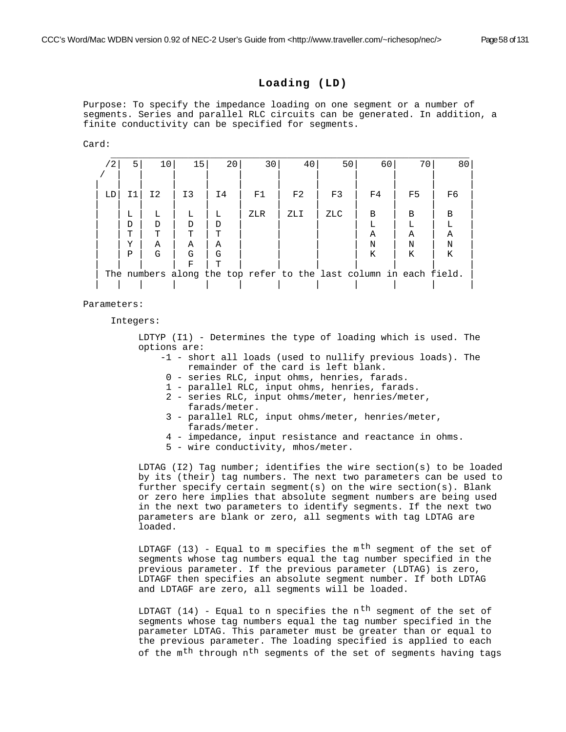## Loading (LD)

Purpose: To specify the impedance loading on one segment or a number of segments. Series and parallel RLC circuits can be generated. In addition, a finite conductivity can be specified for segments.

Card:

| /2 | 5 | 10 | 15 | 20 | 30 | 40 | 50 | 60 | 70 | 80 |
|---|---|---|---|---|---|---|---|---|---|---|
| LD | I1 | I2 | I3 | I4 | F1 | F2 | F3 | F4 | F5 | F6 |
| | LDTYP | LDTAG | LDTAGF | LDTAGT | ZLR | ZLI | ZLC | BLANK | BLANK | BLANK |

The numbers along the top refer to the last column in each field.

Parameters:

Integers:

LDTYP (I1) - Determines the type of loading which is used. The options are:

- -1 - short all loads (used to nullify previous loads). The remainder of the card is left blank.
- 0 - series RLC, input ohms, henries, farads.
- 1 - parallel RLC, input ohms, henries, farads.
- 2 - series RLC, input ohms/meter, henries/meter, farads/meter.
- 3 - parallel RLC, input ohms/meter, henries/meter, farads/meter.
- 4 - impedance, input resistance and reactance in ohms.
- 5 - wire conductivity, mhos/meter.

LDTAG (I2) Tag number; identifies the wire section(s) to be loaded by its (their) tag numbers. The next two parameters can be used to further specify certain segment(s) on the wire section(s). Blank or zero here implies that absolute segment numbers are being used in the next two parameters to identify segments. If the next two parameters are blank or zero, all segments with tag LDTAG are loaded.

LDTAGF (13) - Equal to m specifies the $m^{th}$ segment of the set of segments whose tag numbers equal the tag number specified in the previous parameter. If the previous parameter (LDTAG) is zero, LDTAGF then specifies an absolute segment number. If both LDTAG and LDTAGF are zero, all segments will be loaded.

LDTAGT (14) - Equal to n specifies the $n^{th}$ segment of the set of segments whose tag numbers equal the tag number specified in the parameter LDTAG. This parameter must be greater than or equal to the previous parameter. The loading specified is applied to each of the $m^{th}$ through $n^{th}$ segments of the set of segments having tags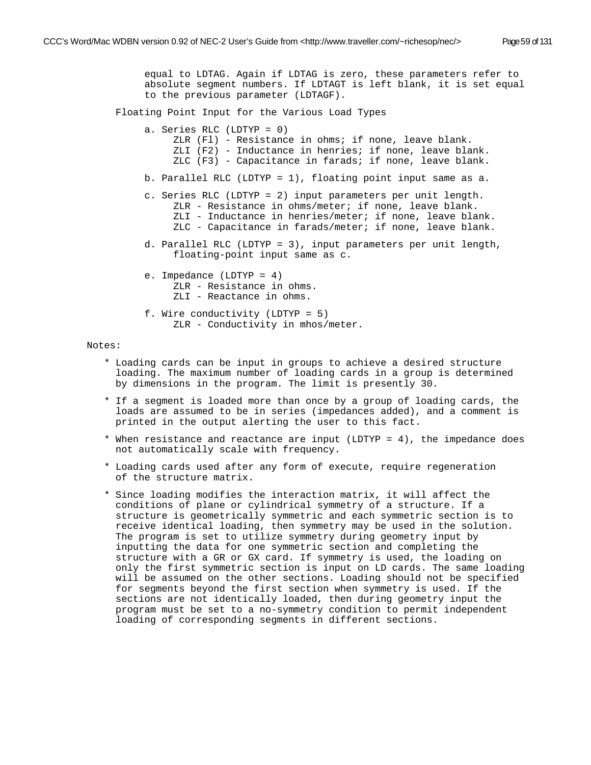equal to LDTAG. Again if LDTAG is zero, these parameters refer to absolute segment numbers. If LDTAGT is left blank, it is set equal to the previous parameter (LDTAGF).

Floating Point Input for the Various Load Types

a. Series RLC (LDTYP = 0)
   - ZLR (Fl) - Resistance in ohms; if none, leave blank.
   - ZLI (F2) - Inductance in henries; if none, leave blank.
   - ZLC (F3) - Capacitance in farads; if none, leave blank.

b. Parallel RLC (LDTYP = 1), floating point input same as a.

c. Series RLC (LDTYP = 2) input parameters per unit length.
   - ZLR - Resistance in ohms/meter; if none, leave blank.
   - ZLI - Inductance in henries/meter; if none, leave blank.
   - ZLC - Capacitance in farads/meter; if none, leave blank.

d. Parallel RLC (LDTYP = 3), input parameters per unit length, floating-point input same as c.

e. Impedance (LDTYP = 4)
   - ZLR - Resistance in ohms.
   - ZLI - Reactance in ohms.

f. Wire conductivity (LDTYP = 5)
   - ZLR - Conductivity in mhos/meter.

Notes:

* Loading cards can be input in groups to achieve a desired structure loading. The maximum number of loading cards in a group is determined by dimensions in the program. The limit is presently 30.

* If a segment is loaded more than once by a group of loading cards, the loads are assumed to be in series (impedances added), and a comment is printed in the output alerting the user to this fact.

* When resistance and reactance are input (LDTYP = 4), the impedance does not automatically scale with frequency.

* Loading cards used after any form of execute, require regeneration of the structure matrix.

* Since loading modifies the interaction matrix, it will affect the conditions of plane or cylindrical symmetry of a structure. If a structure is geometrically symmetric and each symmetric section is to receive identical loading, then symmetry may be used in the solution. The program is set to utilize symmetry during geometry input by inputting the data for one symmetric section and completing the structure with a GR or GX card. If symmetry is used, the loading on only the first symmetric section is input on LD cards. The same loading will be assumed on the other sections. Loading should not be specified for segments beyond the first section when symmetry is used. If the sections are not identically loaded, then during geometry input the program must be set to a no-symmetry condition to permit independent loading of corresponding segments in different sections.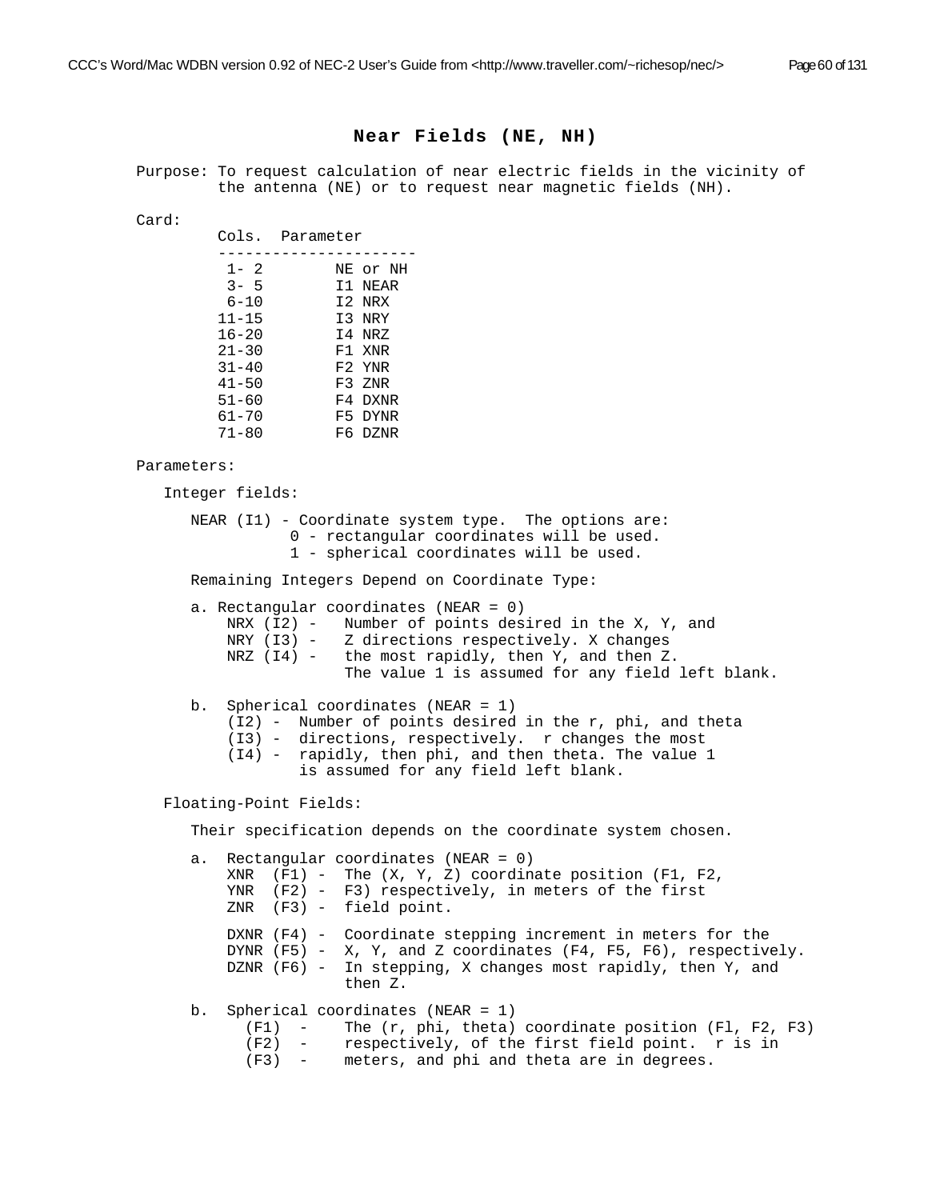## Near Fields (NE, NH)

Purpose: To request calculation of near electric fields in the vicinity of the antenna (NE) or to request near magnetic fields (NH).

Card:

| Cols. | Parameter |
|---|---|
| 1- 2 | NE or NH |
| 3- 5 | I1 NEAR |
| 6-10 | I2 NRX |
| 11-15 | I3 NRY |
| 16-20 | I4 NRZ |
| 21-30 | F1 XNR |
| 31-40 | F2 YNR |
| 41-50 | F3 ZNR |
| 51-60 | F4 DXNR |
| 61-70 | F5 DYNR |
| 71-80 | F6 DZNR |

Parameters:

Integer fields:

NEAR (I1) - Coordinate system type. The options are:
- 0 - rectangular coordinates will be used.
- 1 - spherical coordinates will be used.

Remaining Integers Depend on Coordinate Type:

a. Rectangular coordinates (NEAR = 0)
- NRX (I2) - Number of points desired in the X, Y, and
- NRY (I3) - Z directions respectively. X changes
- NRZ (I4) - the most rapidly, then Y, and then Z. The value 1 is assumed for any field left blank.

b. Spherical coordinates (NEAR = 1)
- (I2) - Number of points desired in the r, phi, and theta
- (I3) - directions, respectively. r changes the most
- (I4) - rapidly, then phi, and then theta. The value 1 is assumed for any field left blank.

Floating-Point Fields:

Their specification depends on the coordinate system chosen.

a. Rectangular coordinates (NEAR = 0)
- XNR (F1) - The (X, Y, Z) coordinate position (F1, F2,
- YNR (F2) - F3) respectively, in meters of the first
- ZNR (F3) - field point.

- DXNR (F4) - Coordinate stepping increment in meters for the
- DYNR (F5) - X, Y, and Z coordinates (F4, F5, F6), respectively.
- DZNR (F6) - In stepping, X changes most rapidly, then Y, and then Z.

b. Spherical coordinates (NEAR = 1)
- (F1) - The (r, phi, theta) coordinate position (Fl, F2, F3)
- (F2) - respectively, of the first field point. r is in
- (F3) - meters, and phi and theta are in degrees.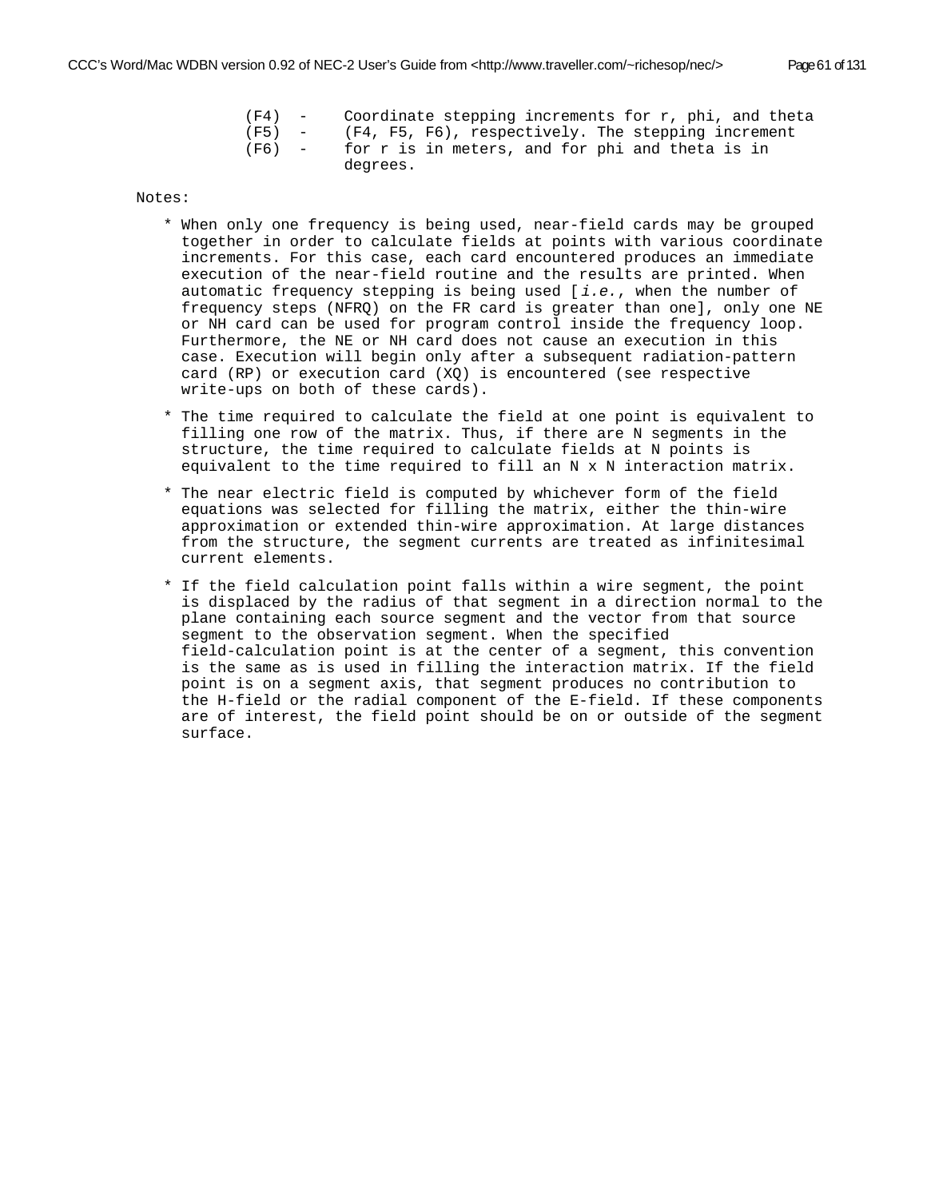(F4) - Coordinate stepping increments for r, phi, and theta
(F5) - (F4, F5, F6), respectively. The stepping increment
(F6) - for r is in meters, and for phi and theta is in degrees.

Notes:

* When only one frequency is being used, near-field cards may be grouped together in order to calculate fields at points with various coordinate increments. For this case, each card encountered produces an immediate execution of the near-field routine and the results are printed. When automatic frequency stepping is being used [*i.e.*, when the number of frequency steps (NFRQ) on the FR card is greater than one], only one NE or NH card can be used for program control inside the frequency loop. Furthermore, the NE or NH card does not cause an execution in this case. Execution will begin only after a subsequent radiation-pattern card (RP) or execution card (XQ) is encountered (see respective write-ups on both of these cards).

* The time required to calculate the field at one point is equivalent to filling one row of the matrix. Thus, if there are N segments in the structure, the time required to calculate fields at N points is equivalent to the time required to fill an N x N interaction matrix.

* The near electric field is computed by whichever form of the field equations was selected for filling the matrix, either the thin-wire approximation or extended thin-wire approximation. At large distances from the structure, the segment currents are treated as infinitesimal current elements.

* If the field calculation point falls within a wire segment, the point is displaced by the radius of that segment in a direction normal to the plane containing each source segment and the vector from that source segment to the observation segment. When the specified field-calculation point is at the center of a segment, this convention is the same as is used in filling the interaction matrix. If the field point is on a segment axis, that segment produces no contribution to the H-field or the radial component of the E-field. If these components are of interest, the field point should be on or outside of the segment surface.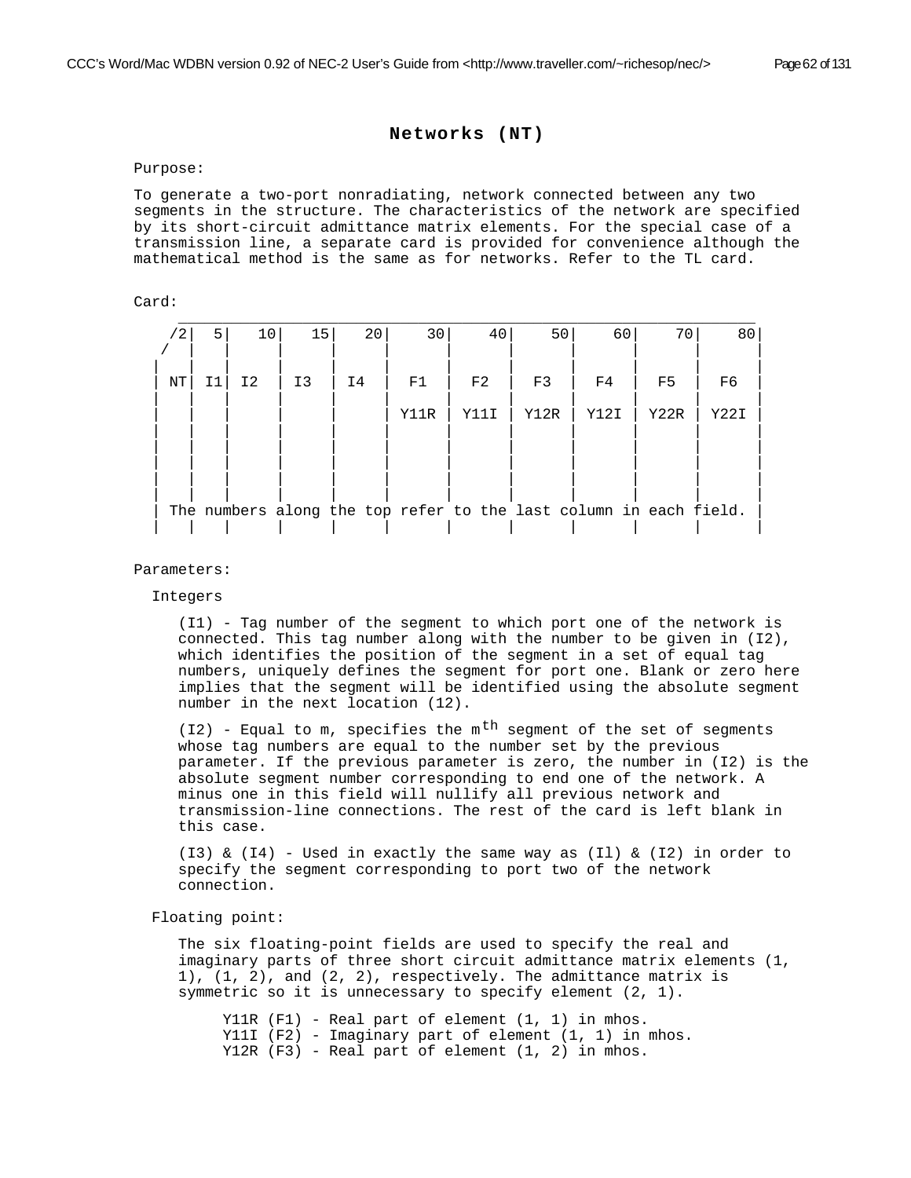# Networks (NT)

Purpose:

To generate a two-port nonradiating, network connected between any two segments in the structure. The characteristics of the network are specified by its short-circuit admittance matrix elements. For the special case of a transmission line, a separate card is provided for convenience although the mathematical method is the same as for networks. Refer to the TL card.

Card:

| /2 | 5 | 10 | 15 | 20 | 30 | 40 | 50 | 60 | 70 | 80 |
|---|---|---|---|---|---|---|---|---|---|---|
| NT | I1 | I2 | I3 | I4 | F1 | F2 | F3 | F4 | F5 | F6 |
| | | | | | Y11R | Y11I | Y12R | Y12I | Y22R | Y22I |

The numbers along the top refer to the last column in each field.

Parameters:

Integers

(I1) - Tag number of the segment to which port one of the network is connected. This tag number along with the number to be given in (I2), which identifies the position of the segment in a set of equal tag numbers, uniquely defines the segment for port one. Blank or zero here implies that the segment will be identified using the absolute segment number in the next location (12).

(I2) - Equal to m, specifies the m$^{th}$ segment of the set of segments whose tag numbers are equal to the number set by the previous parameter. If the previous parameter is zero, the number in (I2) is the absolute segment number corresponding to end one of the network. A minus one in this field will nullify all previous network and transmission-line connections. The rest of the card is left blank in this case.

(I3) & (I4) - Used in exactly the same way as (Il) & (I2) in order to specify the segment corresponding to port two of the network connection.

Floating point:

The six floating-point fields are used to specify the real and imaginary parts of three short circuit admittance matrix elements (1, 1), (1, 2), and (2, 2), respectively. The admittance matrix is symmetric so it is unnecessary to specify element (2, 1).

Y11R (F1) - Real part of element (1, 1) in mhos.
Y11I (F2) - Imaginary part of element (1, 1) in mhos.
Y12R (F3) - Real part of element (1, 2) in mhos.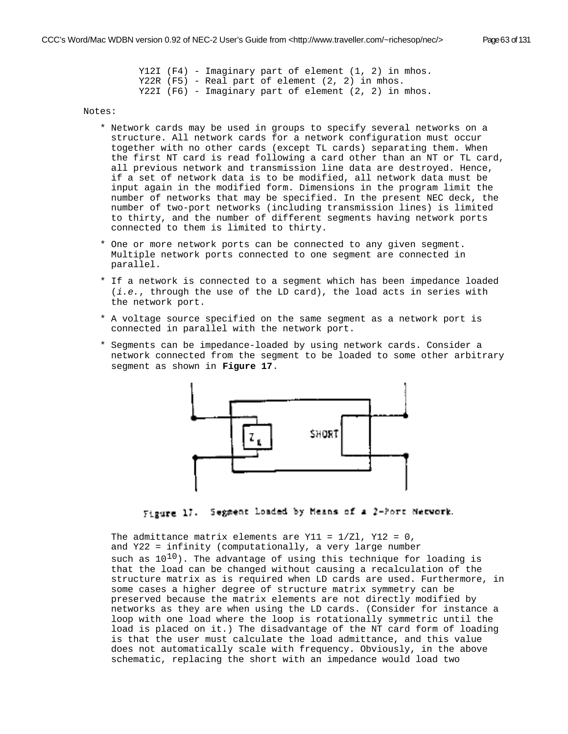Y12I (F4) - Imaginary part of element (1, 2) in mhos.
Y22R (F5) - Real part of element (2, 2) in mhos.
Y22I (F6) - Imaginary part of element (2, 2) in mhos.

Notes:

* Network cards may be used in groups to specify several networks on a structure. All network cards for a network configuration must occur together with no other cards (except TL cards) separating them. When the first NT card is read following a card other than an NT or TL card, all previous network and transmission line data are destroyed. Hence, if a set of network data is to be modified, all network data must be input again in the modified form. Dimensions in the program limit the number of networks that may be specified. In the present NEC deck, the number of two-port networks (including transmission lines) is limited to thirty, and the number of different segments having network ports connected to them is limited to thirty.

* One or more network ports can be connected to any given segment. Multiple network ports connected to one segment are connected in parallel.

* If a network is connected to a segment which has been impedance loaded (*i.e.*, through the use of the LD card), the load acts in series with the network port.

* A voltage source specified on the same segment as a network port is connected in parallel with the network port.

* Segments can be impedance-loaded by using network cards. Consider a network connected from the segment to be loaded to some other arbitrary segment as shown in **Figure 17**.

Figure 17. Segment Loaded by Means of a 2-Port Network.

The admittance matrix elements are Y11 = 1/Zl, Y12 = 0, and Y22 = infinity (computationally, a very large number such as $10^{10}$). The advantage of using this technique for loading is that the load can be changed without causing a recalculation of the structure matrix as is required when LD cards are used. Furthermore, in some cases a higher degree of structure matrix symmetry can be preserved because the matrix elements are not directly modified by networks as they are when using the LD cards. (Consider for instance a loop with one load where the loop is rotationally symmetric until the load is placed on it.) The disadvantage of the NT card form of loading is that the user must calculate the load admittance, and this value does not automatically scale with frequency. Obviously, in the above schematic, replacing the short with an impedance would load two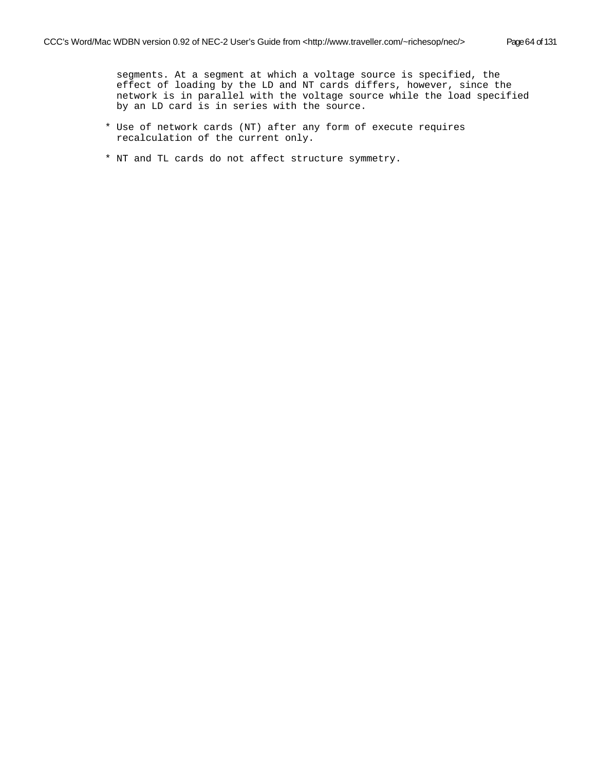segments. At a segment at which a voltage source is specified, the effect of loading by the LD and NT cards differs, however, since the network is in parallel with the voltage source while the load specified by an LD card is in series with the source.

* Use of network cards (NT) after any form of execute requires recalculation of the current only.

* NT and TL cards do not affect structure symmetry.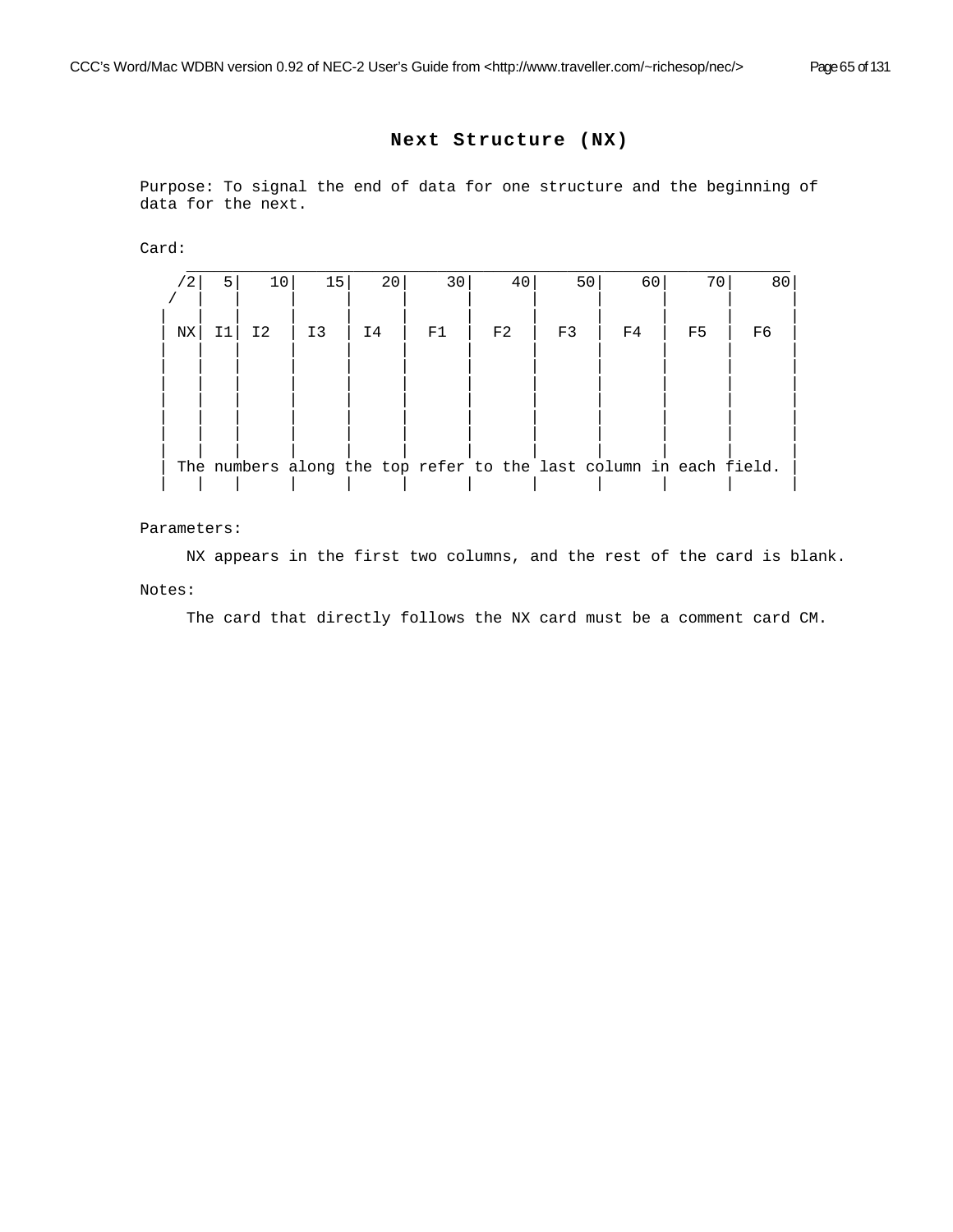# Next Structure (NX)

Purpose: To signal the end of data for one structure and the beginning of data for the next.

Card:

```
      ____________________________________________________________________
    /2|  5|   10|   15|   20|    30|    40|    50|    60|    70|    80|
   /  |   |     |     |     |      |      |      |      |      |      |
  |   |   |     |     |     |      |      |      |      |      |      |
  | NX| I1| I2  | I3  | I4  |  F1  |  F2  |  F3  |  F4  |  F5  |  F6  |
  |   |   |     |     |     |      |      |      |      |      |      |
  |   |   |     |     |     |      |      |      |      |      |      |
  |   |   |     |     |     |      |      |      |      |      |      |
  |   |   |     |     |     |      |      |      |      |      |      |
  |   |   |     |     |     |      |      |      |      |      |      |
  |   |   |     |     |     |      |      |      |      |      |      |
  | The numbers along the top refer to the last column in each field. |
  |   |   |     |     |     |      |      |      |      |      |      |
```

Parameters:

NX appears in the first two columns, and the rest of the card is blank.

Notes:

The card that directly follows the NX card must be a comment card CM.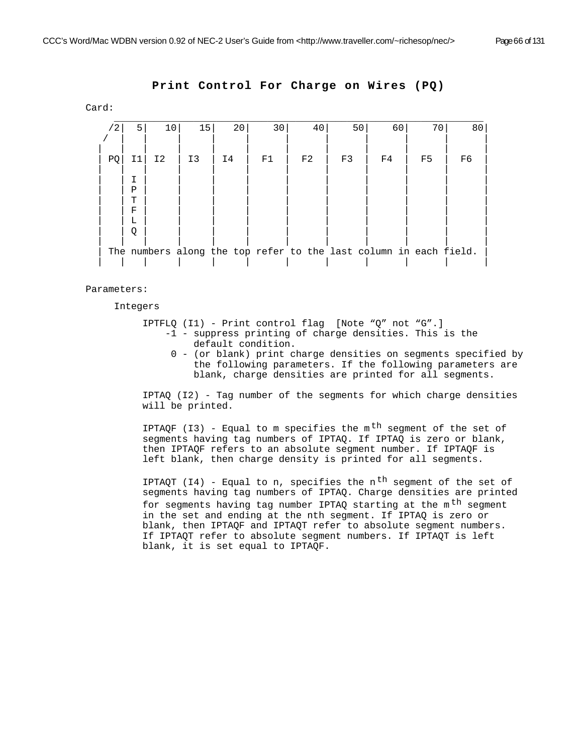# Print Control For Charge on Wires (PQ)

Card:

```
 ___________________________________________________________________________
   /2|  5|   10|   15|   20|    30|    40|    50|    60|    70|    80|
  /  |   |     |     |     |      |      |      |      |      |      |
 |   |   |     |     |     |      |      |      |      |      |      |
 | PQ| I1| I2  | I3  | I4  |  F1  |  F2  |  F3  |  F4  |  F5  |  F6  |
 |   |   |     |     |     |      |      |      |      |      |      |
 |   | I |     |     |     |      |      |      |      |      |      |
 |   | P |     |     |     |      |      |      |      |      |      |
 |   | T |     |     |     |      |      |      |      |      |      |
 |   | F |     |     |     |      |      |      |      |      |      |
 |   | L |     |     |     |      |      |      |      |      |      |
 |   | Q |     |     |     |      |      |      |      |      |      |
 |   |   |     |     |     |      |      |      |      |      |      |
 | The numbers along the top refer to the last column in each field. |
 |   |   |     |     |     |      |      |      |      |      |      |
```

Parameters:

Integers

IPTFLQ (I1) - Print control flag [Note “Q” not “G”.]
- -1 - suppress printing of charge densities. This is the default condition.
- 0 - (or blank) print charge densities on segments specified by the following parameters. If the following parameters are blank, charge densities are printed for all segments.

IPTAQ (I2) - Tag number of the segments for which charge densities will be printed.

IPTAQF (I3) - Equal to m specifies the m$^{th}$ segment of the set of segments having tag numbers of IPTAQ. If IPTAQ is zero or blank, then IPTAQF refers to an absolute segment number. If IPTAQF is left blank, then charge density is printed for all segments.

IPTAQT (I4) - Equal to n, specifies the n$^{th}$ segment of the set of segments having tag numbers of IPTAQ. Charge densities are printed for segments having tag number IPTAQ starting at the m$^{th}$ segment in the set and ending at the nth segment. If IPTAQ is zero or blank, then IPTAQF and IPTAQT refer to absolute segment numbers. If IPTAQT refer to absolute segment numbers. If IPTAQT is left blank, it is set equal to IPTAQF.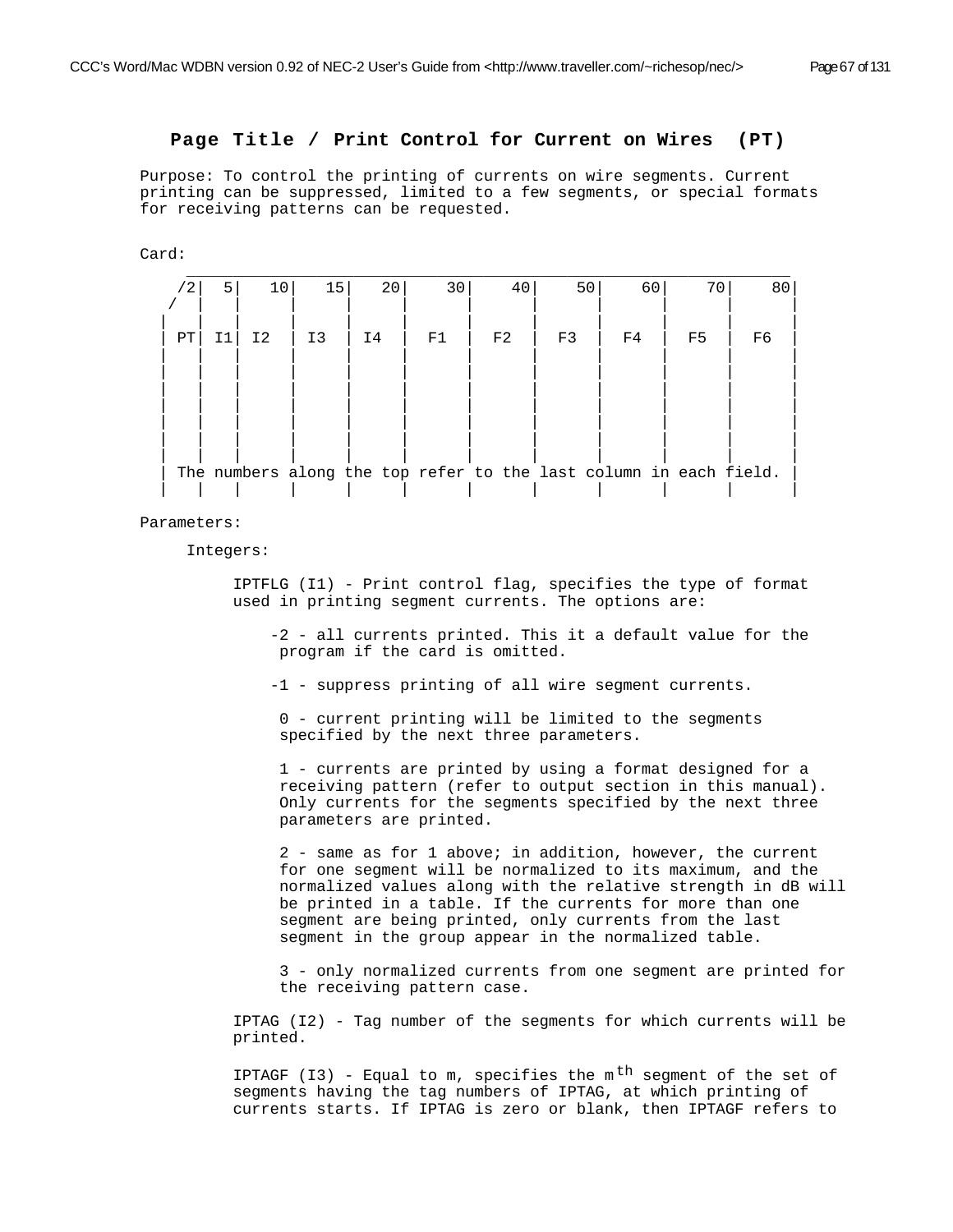## Page Title / Print Control for Current on Wires (PT)

Purpose: To control the printing of currents on wire segments. Current printing can be suppressed, limited to a few segments, or special formats for receiving patterns can be requested.

Card:

```
   ______________________________________________________________
  /2| 5|  10|  15|  20|   30|   40|   50|   60|   70|   80|
 /  |  |    |    |    |     |     |     |     |     |     |
|   |  |    |    |    |     |     |     |     |     |     |
| PT| I1| I2 | I3 | I4 |  F1 |  F2 |  F3 |  F4 |  F5 |  F6 |
|   |  |    |    |    |     |     |     |     |     |     |
|   |  |    |    |    |     |     |     |     |     |     |
|   |  |    |    |    |     |     |     |     |     |     |
|   |  |    |    |    |     |     |     |     |     |     |
|   |  |    |    |    |     |     |     |     |     |     |
| The numbers along the top refer to the last column in each field. |
|   |  |    |    |    |     |     |     |     |     |     |
```

Parameters:

Integers:

IPTFLG (I1) - Print control flag, specifies the type of format used in printing segment currents. The options are:

- -2 - all currents printed. This it a default value for the program if the card is omitted.
- -1 - suppress printing of all wire segment currents.
- 0 - current printing will be limited to the segments specified by the next three parameters.
- 1 - currents are printed by using a format designed for a receiving pattern (refer to output section in this manual). Only currents for the segments specified by the next three parameters are printed.
- 2 - same as for 1 above; in addition, however, the current for one segment will be normalized to its maximum, and the normalized values along with the relative strength in dB will be printed in a table. If the currents for more than one segment are being printed, only currents from the last segment in the group appear in the normalized table.
- 3 - only normalized currents from one segment are printed for the receiving pattern case.

IPTAG (I2) - Tag number of the segments for which currents will be printed.

IPTAGF (I3) - Equal to m, specifies the $m^{th}$ segment of the set of segments having the tag numbers of IPTAG, at which printing of currents starts. If IPTAG is zero or blank, then IPTAGF refers to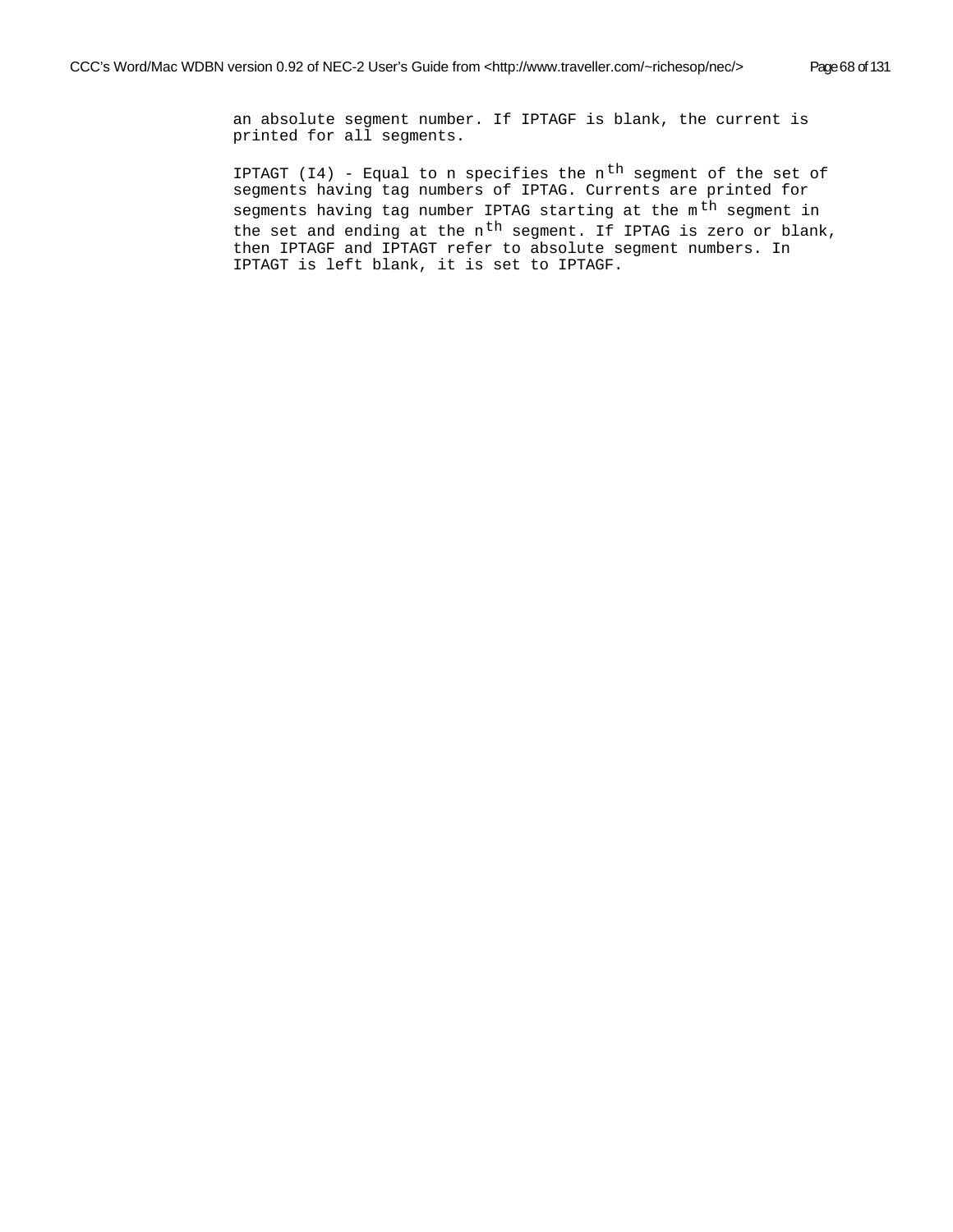an absolute segment number. If IPTAGF is blank, the current is printed for all segments.

IPTAGT (I4) - Equal to n specifies the $n^{th}$ segment of the set of segments having tag numbers of IPTAG. Currents are printed for segments having tag number IPTAG starting at the $m^{th}$ segment in the set and ending at the $n^{th}$ segment. If IPTAG is zero or blank, then IPTAGF and IPTAGT refer to absolute segment numbers. In IPTAGT is left blank, it is set to IPTAGF.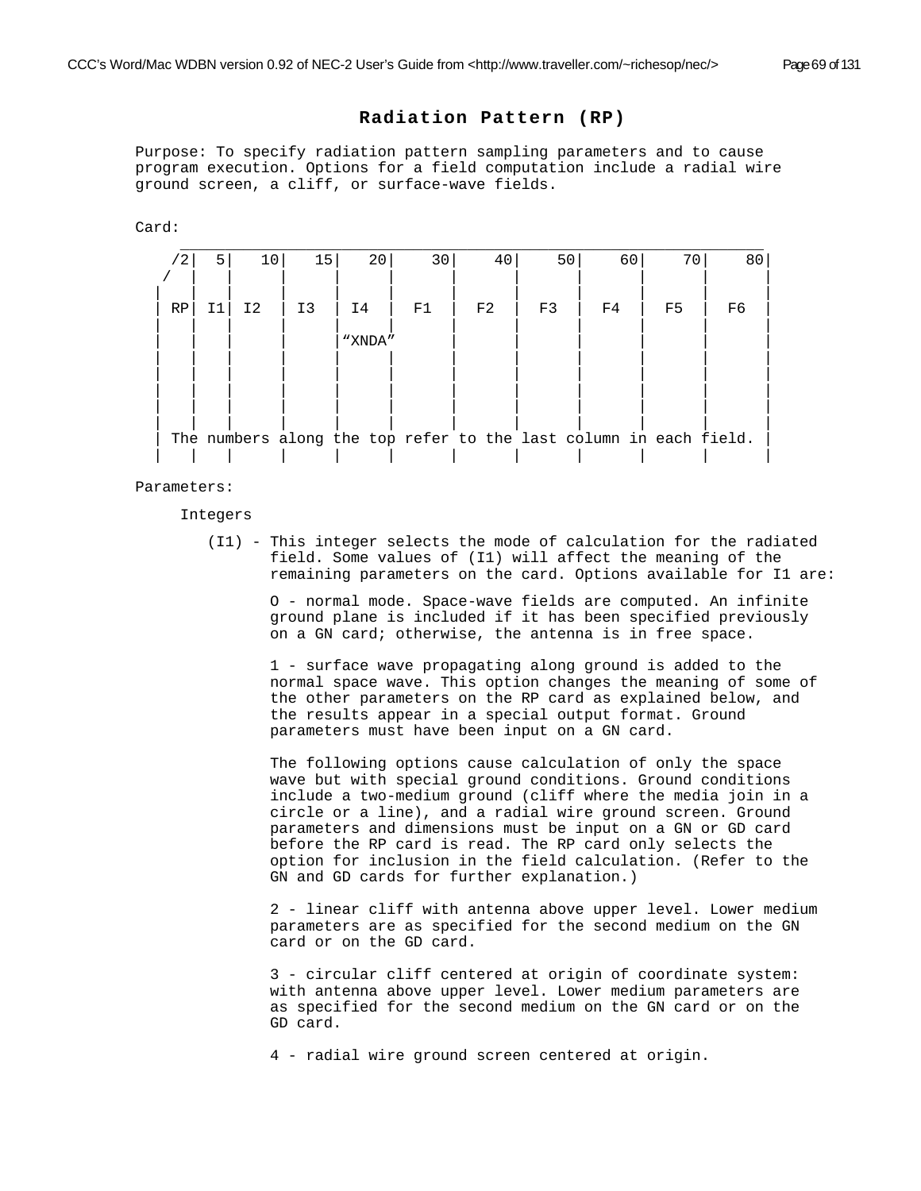# Radiation Pattern (RP)

Purpose: To specify radiation pattern sampling parameters and to cause program execution. Options for a field computation include a radial wire ground screen, a cliff, or surface-wave fields.

Card:

| 2 | 5 | 10 | 15 | 20 | 30 | 40 | 50 | 60 | 70 | 80 |
|---|---|---|---|---|---|---|---|---|---|---|
| RP | I1 | I2 | I3 | I4 | F1 | F2 | F3 | F4 | F5 | F6 |
| | | | | "XNDA" | | | | | | |

The numbers along the top refer to the last column in each field.

Parameters:

Integers

(I1) - This integer selects the mode of calculation for the radiated field. Some values of (I1) will affect the meaning of the remaining parameters on the card. Options available for I1 are:

O - normal mode. Space-wave fields are computed. An infinite ground plane is included if it has been specified previously on a GN card; otherwise, the antenna is in free space.

1 - surface wave propagating along ground is added to the normal space wave. This option changes the meaning of some of the other parameters on the RP card as explained below, and the results appear in a special output format. Ground parameters must have been input on a GN card.

The following options cause calculation of only the space wave but with special ground conditions. Ground conditions include a two-medium ground (cliff where the media join in a circle or a line), and a radial wire ground screen. Ground parameters and dimensions must be input on a GN or GD card before the RP card is read. The RP card only selects the option for inclusion in the field calculation. (Refer to the GN and GD cards for further explanation.)

2 - linear cliff with antenna above upper level. Lower medium parameters are as specified for the second medium on the GN card or on the GD card.

3 - circular cliff centered at origin of coordinate system: with antenna above upper level. Lower medium parameters are as specified for the second medium on the GN card or on the GD card.

4 - radial wire ground screen centered at origin.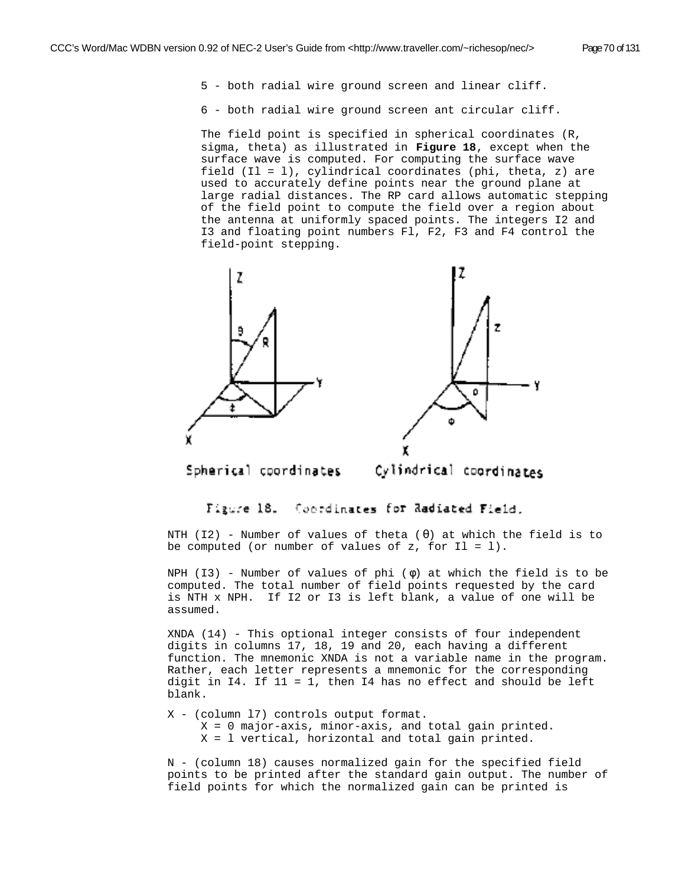5 - both radial wire ground screen and linear cliff.

6 - both radial wire ground screen ant circular cliff.

The field point is specified in spherical coordinates (R, sigma, theta) as illustrated in **Figure 18**, except when the surface wave is computed. For computing the surface wave field (Il = l), cylindrical coordinates (phi, theta, z) are used to accurately define points near the ground plane at large radial distances. The RP card allows automatic stepping of the field point to compute the field over a region about the antenna at uniformly spaced points. The integers I2 and I3 and floating point numbers Fl, F2, F3 and F4 control the field-point stepping.

Spherical coordinates     Cylindrical coordinates

Figure 18.  Coordinates for Radiated Field.

NTH (I2) - Number of values of theta (θ) at which the field is to be computed (or number of values of z, for Il = l).

NPH (I3) - Number of values of phi (φ) at which the field is to be computed. The total number of field points requested by the card is NTH x NPH.  If I2 or I3 is left blank, a value of one will be assumed.

XNDA (14) - This optional integer consists of four independent digits in columns 17, 18, 19 and 20, each having a different function. The mnemonic XNDA is not a variable name in the program. Rather, each letter represents a mnemonic for the corresponding digit in I4. If 11 = 1, then I4 has no effect and should be left blank.

X - (column l7) controls output format.
    X = 0 major-axis, minor-axis, and total gain printed.
    X = l vertical, horizontal and total gain printed.

N - (column 18) causes normalized gain for the specified field points to be printed after the standard gain output. The number of field points for which the normalized gain can be printed is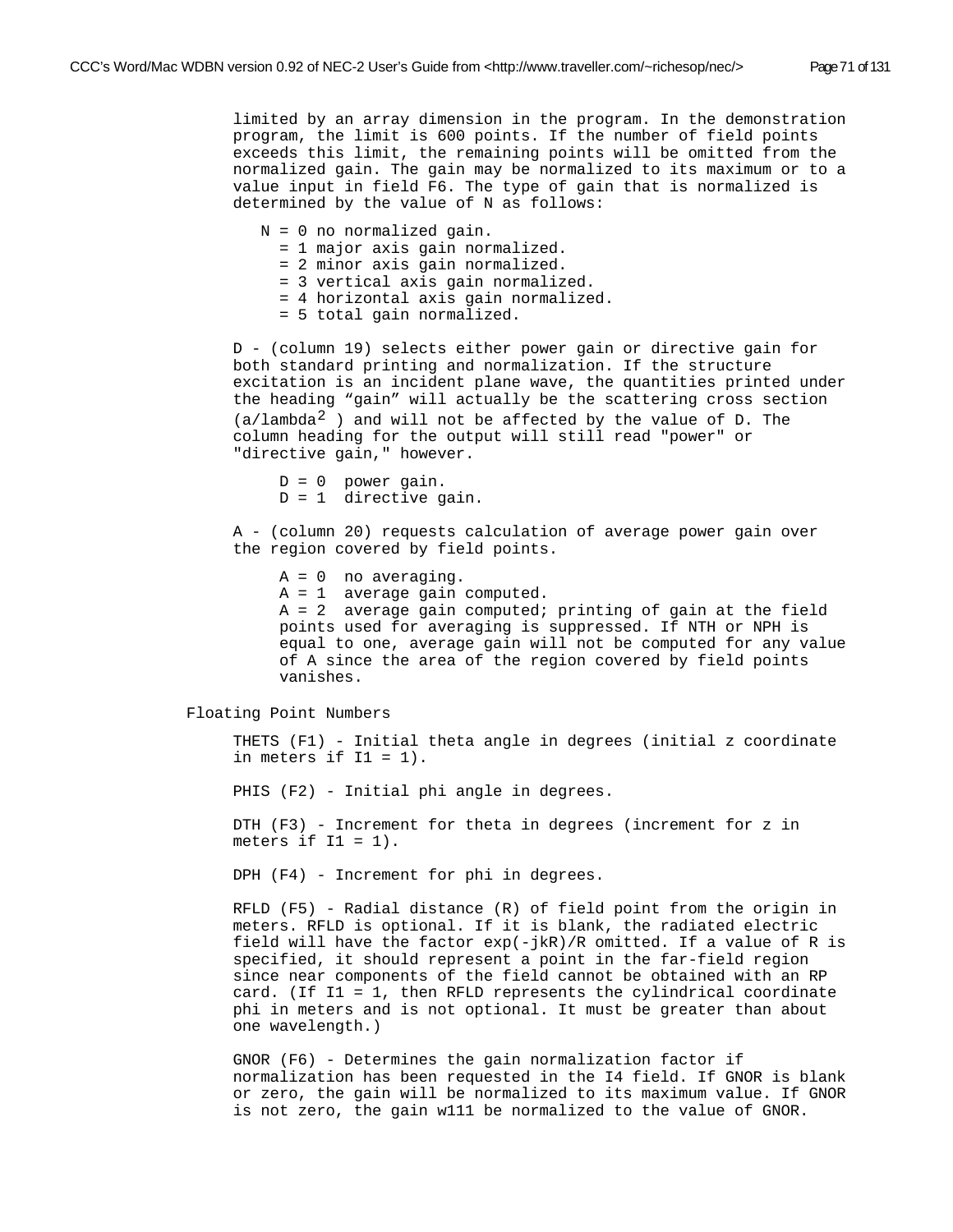limited by an array dimension in the program. In the demonstration program, the limit is 600 points. If the number of field points exceeds this limit, the remaining points will be omitted from the normalized gain. The gain may be normalized to its maximum or to a value input in field F6. The type of gain that is normalized is determined by the value of N as follows:

```
N = 0 no normalized gain.
  = 1 major axis gain normalized.
  = 2 minor axis gain normalized.
  = 3 vertical axis gain normalized.
  = 4 horizontal axis gain normalized.
  = 5 total gain normalized.
```

D - (column 19) selects either power gain or directive gain for both standard printing and normalization. If the structure excitation is an incident plane wave, the quantities printed under the heading "gain" will actually be the scattering cross section (a/lambda$^2$ ) and will not be affected by the value of D. The column heading for the output will still read "power" or "directive gain," however.

```
D = 0  power gain.
D = 1  directive gain.
```

A - (column 20) requests calculation of average power gain over the region covered by field points.

A = 0  no averaging.
A = 1  average gain computed.
A = 2  average gain computed; printing of gain at the field points used for averaging is suppressed. If NTH or NPH is equal to one, average gain will not be computed for any value of A since the area of the region covered by field points vanishes.

Floating Point Numbers

THETS (F1) - Initial theta angle in degrees (initial z coordinate in meters if I1 = 1).

PHIS (F2) - Initial phi angle in degrees.

DTH (F3) - Increment for theta in degrees (increment for z in meters if I1 = 1).

DPH (F4) - Increment for phi in degrees.

RFLD (F5) - Radial distance (R) of field point from the origin in meters. RFLD is optional. If it is blank, the radiated electric field will have the factor exp(-jkR)/R omitted. If a value of R is specified, it should represent a point in the far-field region since near components of the field cannot be obtained with an RP card. (If I1 = 1, then RFLD represents the cylindrical coordinate phi in meters and is not optional. It must be greater than about one wavelength.)

GNOR (F6) - Determines the gain normalization factor if normalization has been requested in the I4 field. If GNOR is blank or zero, the gain will be normalized to its maximum value. If GNOR is not zero, the gain w111 be normalized to the value of GNOR.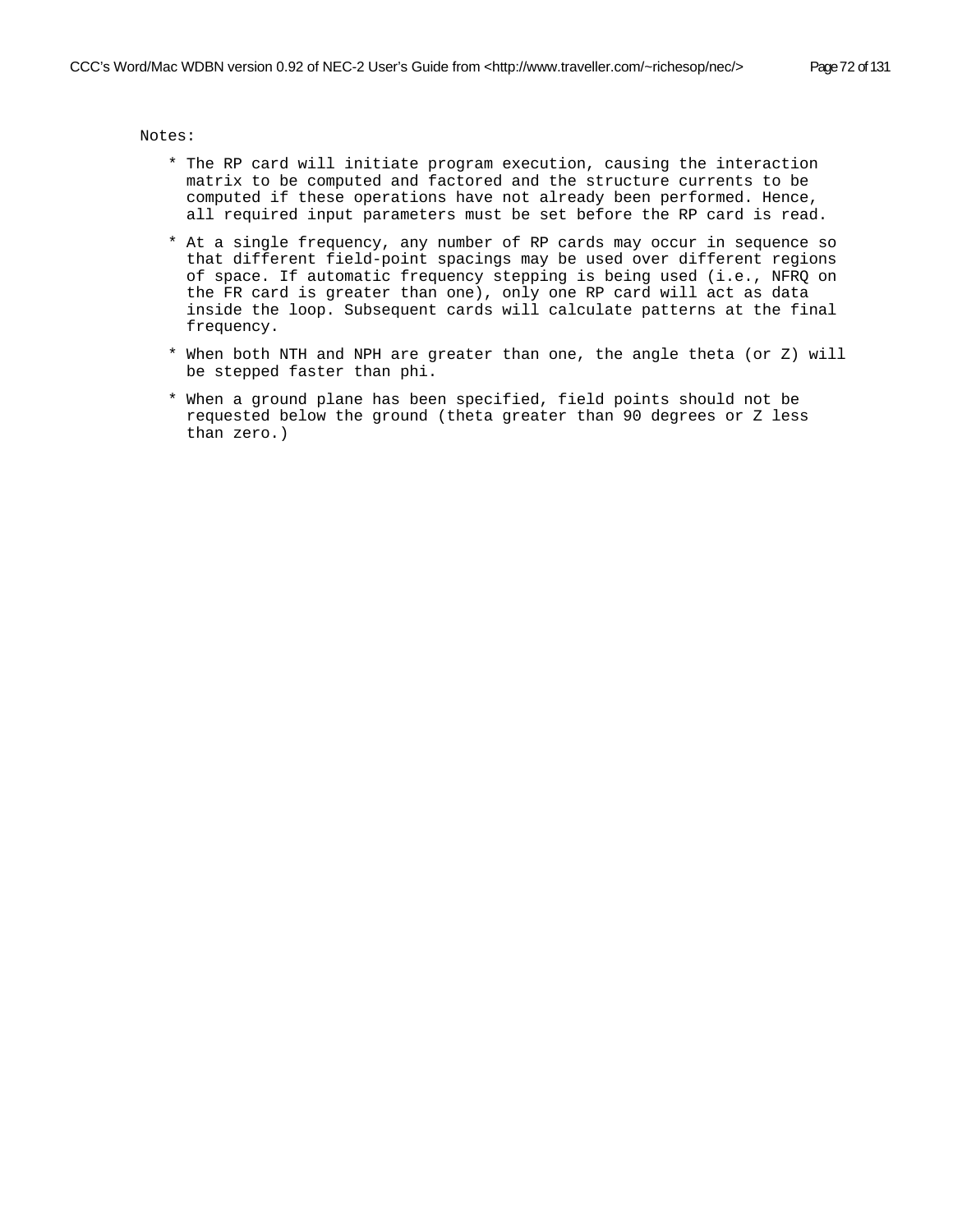Notes:

* The RP card will initiate program execution, causing the interaction matrix to be computed and factored and the structure currents to be computed if these operations have not already been performed. Hence, all required input parameters must be set before the RP card is read.

* At a single frequency, any number of RP cards may occur in sequence so that different field-point spacings may be used over different regions of space. If automatic frequency stepping is being used (i.e., NFRQ on the FR card is greater than one), only one RP card will act as data inside the loop. Subsequent cards will calculate patterns at the final frequency.

* When both NTH and NPH are greater than one, the angle theta (or Z) will be stepped faster than phi.

* When a ground plane has been specified, field points should not be requested below the ground (theta greater than 90 degrees or Z less than zero.)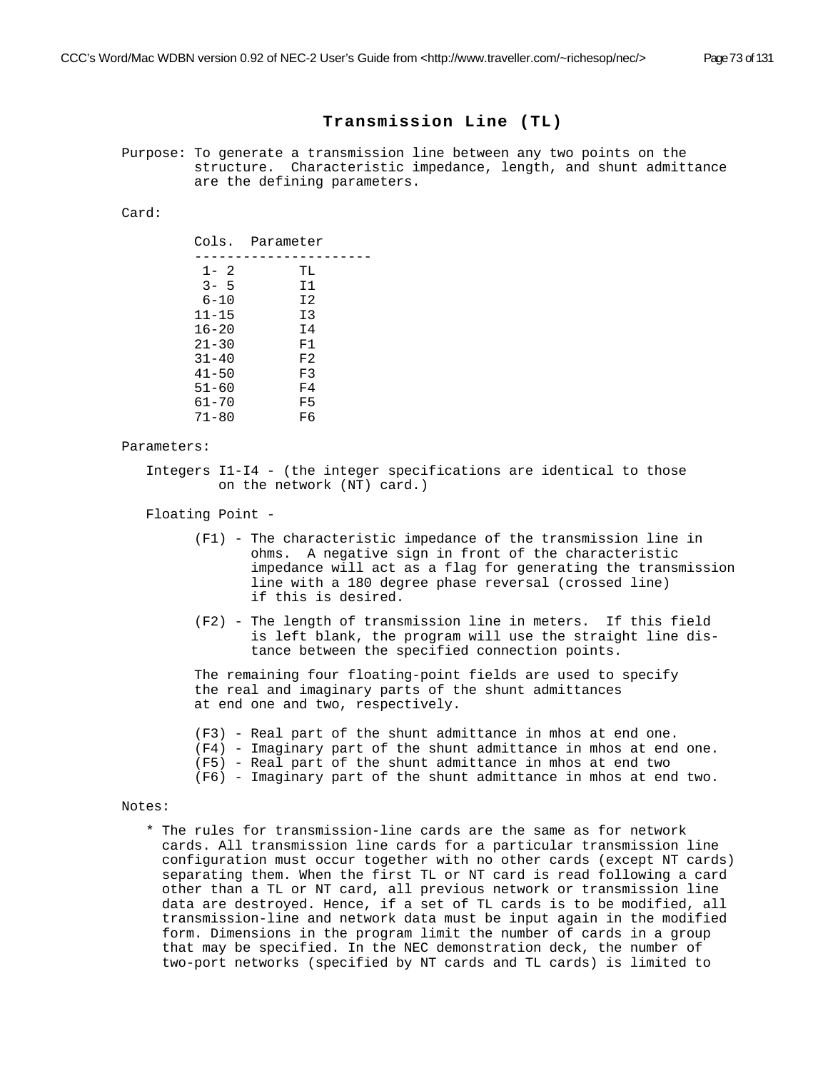## Transmission Line (TL)

Purpose: To generate a transmission line between any two points on the structure. Characteristic impedance, length, and shunt admittance are the defining parameters.

Card:

| Cols. | Parameter |
|---|---|
| 1- 2 | TL |
| 3- 5 | I1 |
| 6-10 | I2 |
| 11-15 | I3 |
| 16-20 | I4 |
| 21-30 | F1 |
| 31-40 | F2 |
| 41-50 | F3 |
| 51-60 | F4 |
| 61-70 | F5 |
| 71-80 | F6 |

Parameters:

Integers I1-I4 - (the integer specifications are identical to those on the network (NT) card.)

Floating Point -

(F1) - The characteristic impedance of the transmission line in ohms. A negative sign in front of the characteristic impedance will act as a flag for generating the transmission line with a 180 degree phase reversal (crossed line) if this is desired.

(F2) - The length of transmission line in meters. If this field is left blank, the program will use the straight line distance between the specified connection points.

The remaining four floating-point fields are used to specify the real and imaginary parts of the shunt admittances at end one and two, respectively.

(F3) - Real part of the shunt admittance in mhos at end one.
(F4) - Imaginary part of the shunt admittance in mhos at end one.
(F5) - Real part of the shunt admittance in mhos at end two
(F6) - Imaginary part of the shunt admittance in mhos at end two.

Notes:

* The rules for transmission-line cards are the same as for network cards. All transmission line cards for a particular transmission line configuration must occur together with no other cards (except NT cards) separating them. When the first TL or NT card is read following a card other than a TL or NT card, all previous network or transmission line data are destroyed. Hence, if a set of TL cards is to be modified, all transmission-line and network data must be input again in the modified form. Dimensions in the program limit the number of cards in a group that may be specified. In the NEC demonstration deck, the number of two-port networks (specified by NT cards and TL cards) is limited to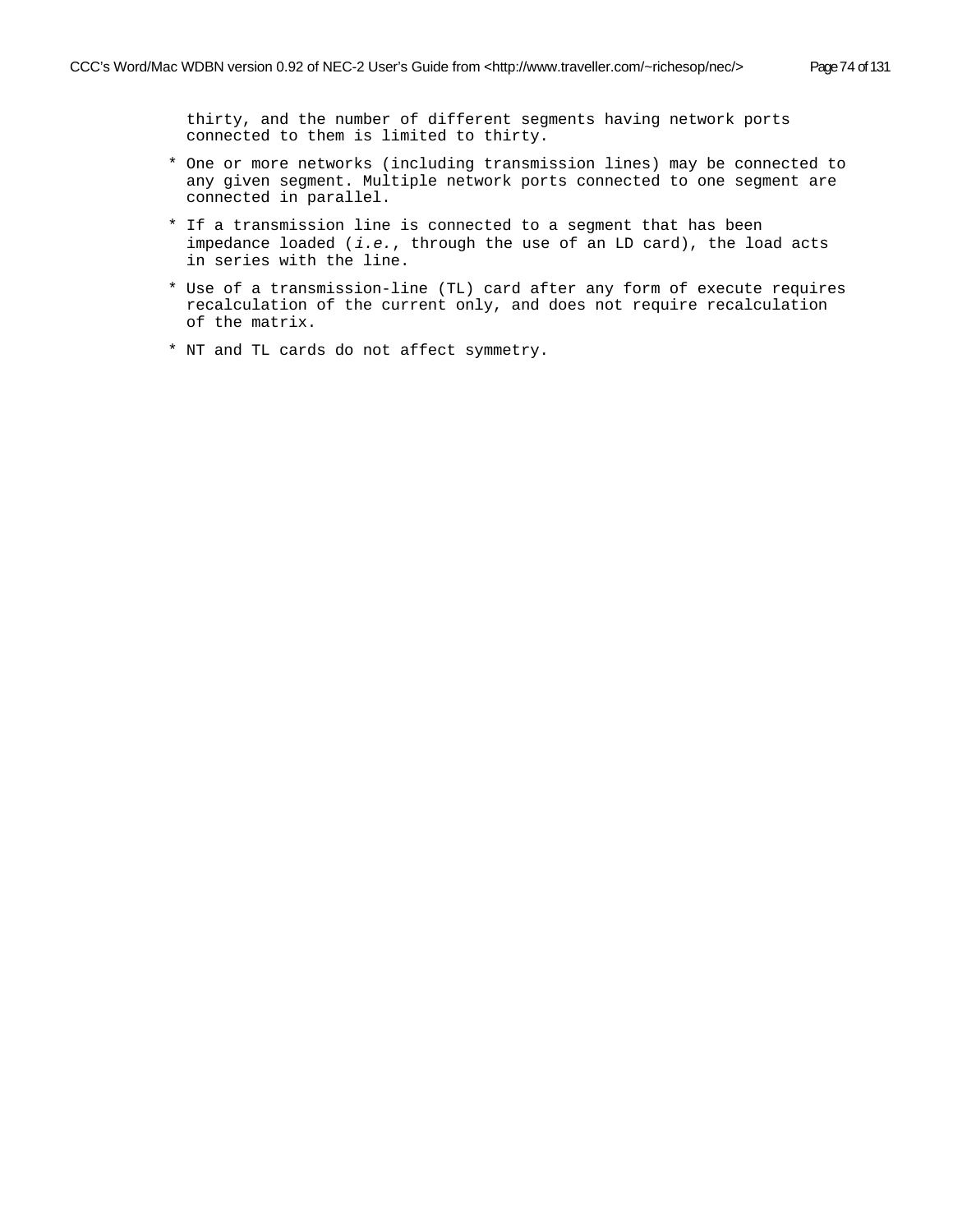thirty, and the number of different segments having network ports connected to them is limited to thirty.

* One or more networks (including transmission lines) may be connected to any given segment. Multiple network ports connected to one segment are connected in parallel.

* If a transmission line is connected to a segment that has been impedance loaded (*i.e.*, through the use of an LD card), the load acts in series with the line.

* Use of a transmission-line (TL) card after any form of execute requires recalculation of the current only, and does not require recalculation of the matrix.

* NT and TL cards do not affect symmetry.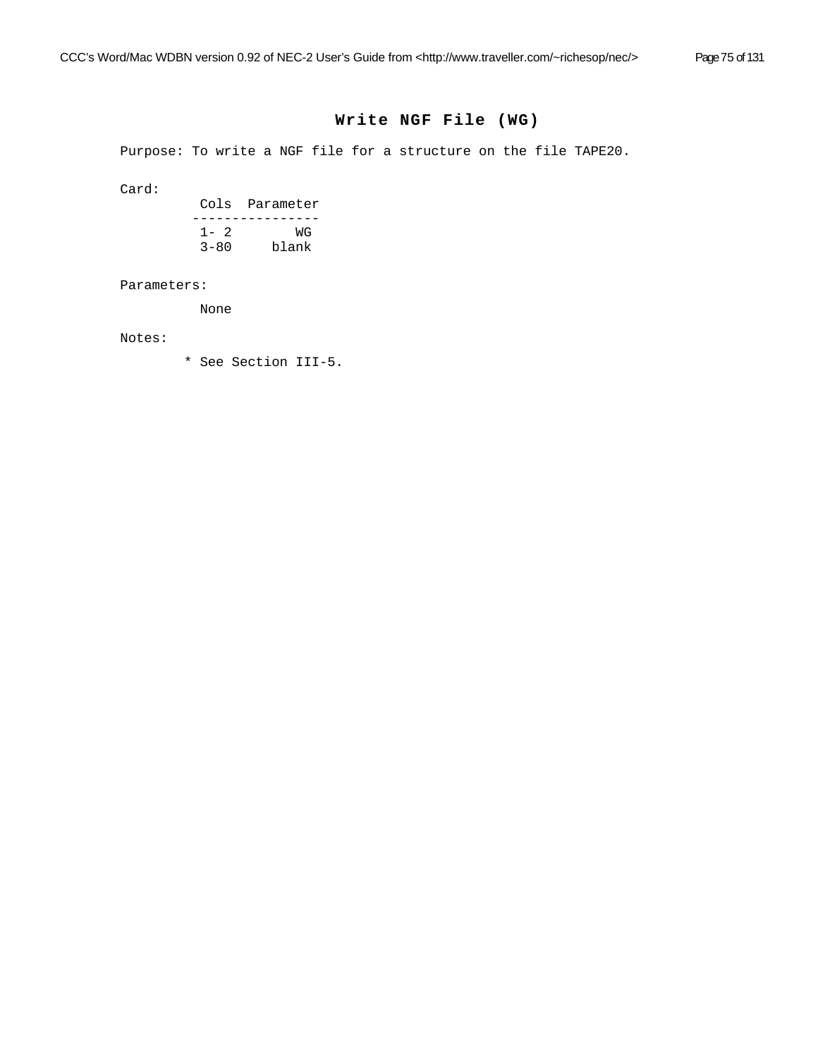## Write NGF File (WG)

Purpose: To write a NGF file for a structure on the file TAPE20.

Card:

| Cols | Parameter |
|---|---|
| 1- 2 | WG |
| 3-80 | blank |

Parameters:

None

Notes:

* See Section III-5.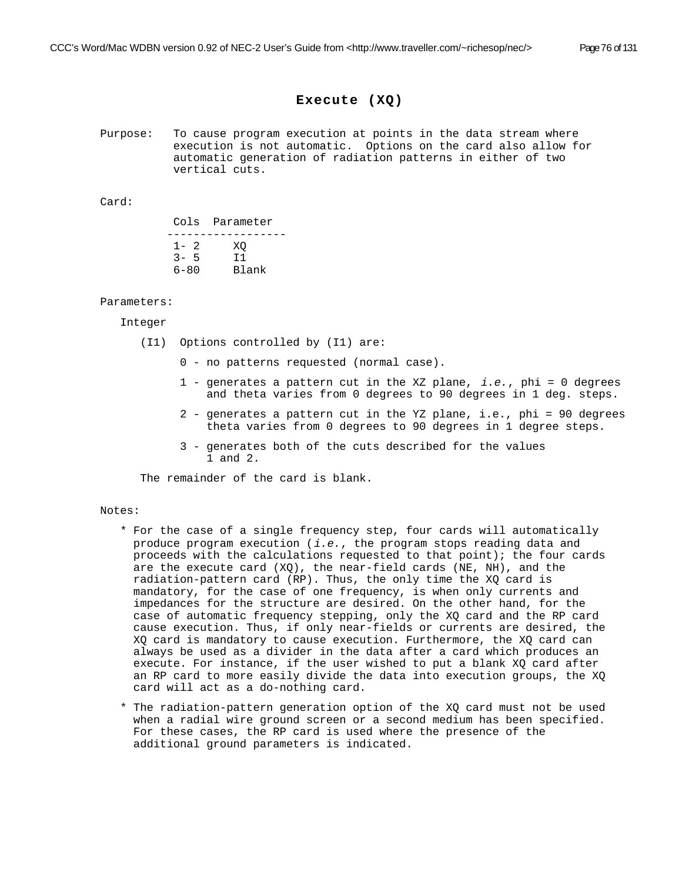## Execute (XQ)

Purpose: To cause program execution at points in the data stream where execution is not automatic. Options on the card also allow for automatic generation of radiation patterns in either of two vertical cuts.

Card:

| Cols | Parameter |
|---|---|
| 1- 2 | XQ |
| 3- 5 | I1 |
| 6-80 | Blank |

Parameters:

Integer

(I1) Options controlled by (I1) are:

0 - no patterns requested (normal case).

1 - generates a pattern cut in the XZ plane, *i.e.*, phi = 0 degrees and theta varies from 0 degrees to 90 degrees in 1 deg. steps.

2 - generates a pattern cut in the YZ plane, i.e., phi = 90 degrees theta varies from 0 degrees to 90 degrees in 1 degree steps.

3 - generates both of the cuts described for the values 1 and 2.

The remainder of the card is blank.

Notes:

* For the case of a single frequency step, four cards will automatically produce program execution (*i.e.*, the program stops reading data and proceeds with the calculations requested to that point); the four cards are the execute card (XQ), the near-field cards (NE, NH), and the radiation-pattern card (RP). Thus, the only time the XQ card is mandatory, for the case of one frequency, is when only currents and impedances for the structure are desired. On the other hand, for the case of automatic frequency stepping, only the XQ card and the RP card cause execution. Thus, if only near-fields or currents are desired, the XQ card is mandatory to cause execution. Furthermore, the XQ card can always be used as a divider in the data after a card which produces an execute. For instance, if the user wished to put a blank XQ card after an RP card to more easily divide the data into execution groups, the XQ card will act as a do-nothing card.
* The radiation-pattern generation option of the XQ card must not be used when a radial wire ground screen or a second medium has been specified. For these cases, the RP card is used where the presence of the additional ground parameters is indicated.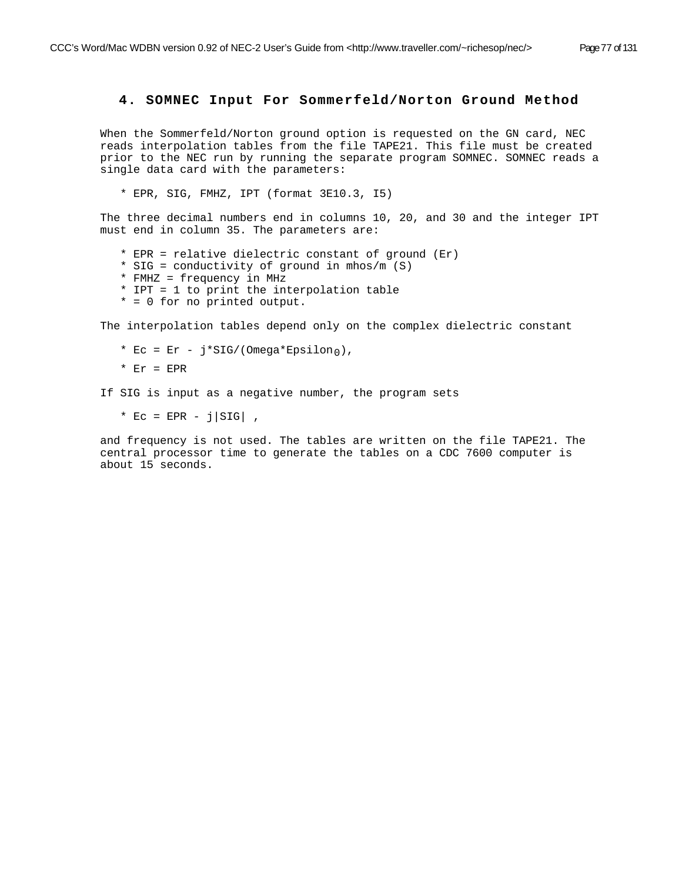## 4. SOMNEC Input For Sommerfeld/Norton Ground Method

When the Sommerfeld/Norton ground option is requested on the GN card, NEC reads interpolation tables from the file TAPE21. This file must be created prior to the NEC run by running the separate program SOMNEC. SOMNEC reads a single data card with the parameters:

* EPR, SIG, FMHZ, IPT (format 3E10.3, I5)

The three decimal numbers end in columns 10, 20, and 30 and the integer IPT must end in column 35. The parameters are:

* EPR = relative dielectric constant of ground (Er)
* SIG = conductivity of ground in mhos/m (S)
* FMHZ = frequency in MHz
* IPT = 1 to print the interpolation table
* = 0 for no printed output.

The interpolation tables depend only on the complex dielectric constant

* Ec = Er - j*SIG/(Omega*Epsilon$_0$),
* Er = EPR

If SIG is input as a negative number, the program sets

* Ec = EPR - j|SIG| ,

and frequency is not used. The tables are written on the file TAPE21. The central processor time to generate the tables on a CDC 7600 computer is about 15 seconds.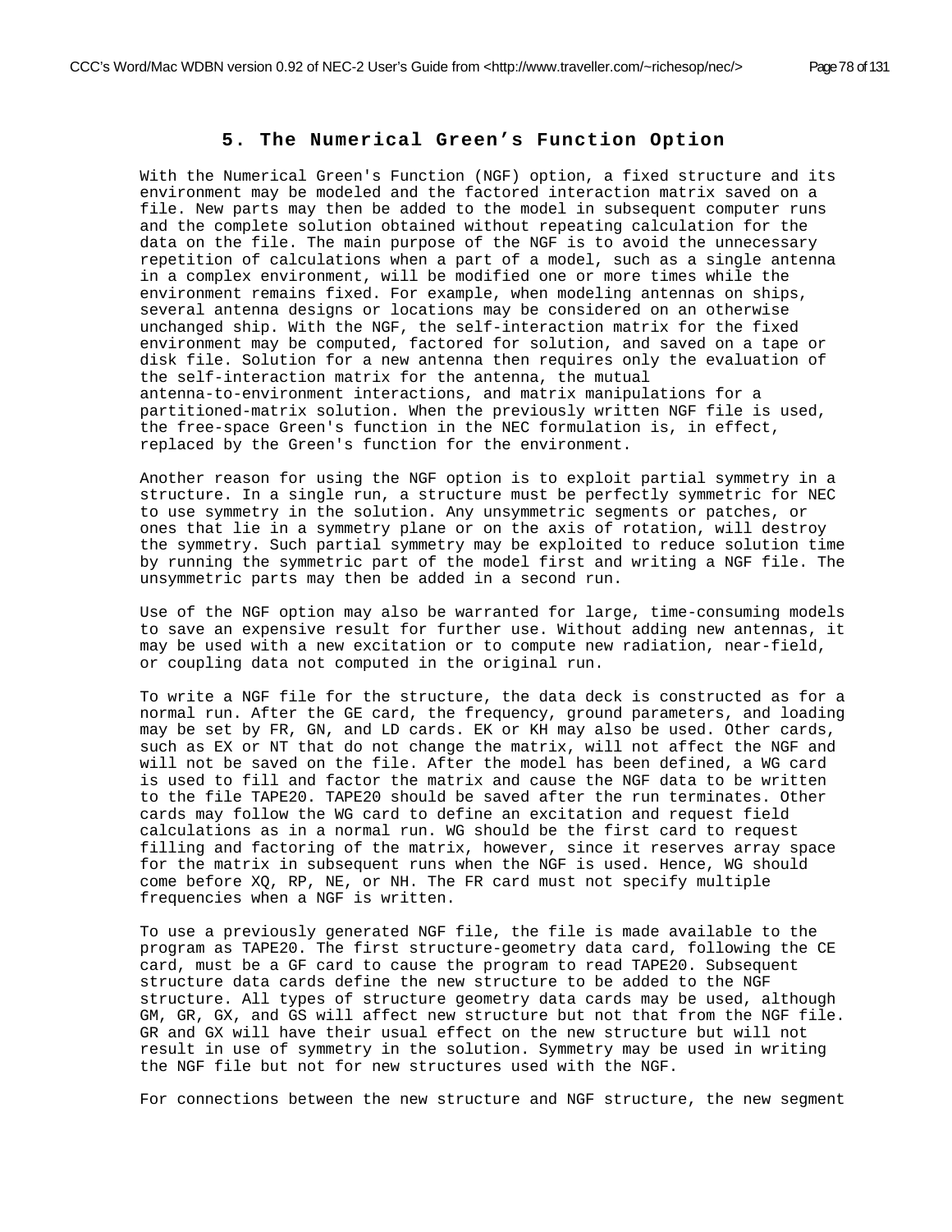# 5. The Numerical Green's Function Option

With the Numerical Green's Function (NGF) option, a fixed structure and its environment may be modeled and the factored interaction matrix saved on a file. New parts may then be added to the model in subsequent computer runs and the complete solution obtained without repeating calculation for the data on the file. The main purpose of the NGF is to avoid the unnecessary repetition of calculations when a part of a model, such as a single antenna in a complex environment, will be modified one or more times while the environment remains fixed. For example, when modeling antennas on ships, several antenna designs or locations may be considered on an otherwise unchanged ship. With the NGF, the self-interaction matrix for the fixed environment may be computed, factored for solution, and saved on a tape or disk file. Solution for a new antenna then requires only the evaluation of the self-interaction matrix for the antenna, the mutual antenna-to-environment interactions, and matrix manipulations for a partitioned-matrix solution. When the previously written NGF file is used, the free-space Green's function in the NEC formulation is, in effect, replaced by the Green's function for the environment.

Another reason for using the NGF option is to exploit partial symmetry in a structure. In a single run, a structure must be perfectly symmetric for NEC to use symmetry in the solution. Any unsymmetric segments or patches, or ones that lie in a symmetry plane or on the axis of rotation, will destroy the symmetry. Such partial symmetry may be exploited to reduce solution time by running the symmetric part of the model first and writing a NGF file. The unsymmetric parts may then be added in a second run.

Use of the NGF option may also be warranted for large, time-consuming models to save an expensive result for further use. Without adding new antennas, it may be used with a new excitation or to compute new radiation, near-field, or coupling data not computed in the original run.

To write a NGF file for the structure, the data deck is constructed as for a normal run. After the GE card, the frequency, ground parameters, and loading may be set by FR, GN, and LD cards. EK or KH may also be used. Other cards, such as EX or NT that do not change the matrix, will not affect the NGF and will not be saved on the file. After the model has been defined, a WG card is used to fill and factor the matrix and cause the NGF data to be written to the file TAPE20. TAPE20 should be saved after the run terminates. Other cards may follow the WG card to define an excitation and request field calculations as in a normal run. WG should be the first card to request filling and factoring of the matrix, however, since it reserves array space for the matrix in subsequent runs when the NGF is used. Hence, WG should come before XQ, RP, NE, or NH. The FR card must not specify multiple frequencies when a NGF is written.

To use a previously generated NGF file, the file is made available to the program as TAPE20. The first structure-geometry data card, following the CE card, must be a GF card to cause the program to read TAPE20. Subsequent structure data cards define the new structure to be added to the NGF structure. All types of structure geometry data cards may be used, although GM, GR, GX, and GS will affect new structure but not that from the NGF file. GR and GX will have their usual effect on the new structure but will not result in use of symmetry in the solution. Symmetry may be used in writing the NGF file but not for new structures used with the NGF.

For connections between the new structure and NGF structure, the new segment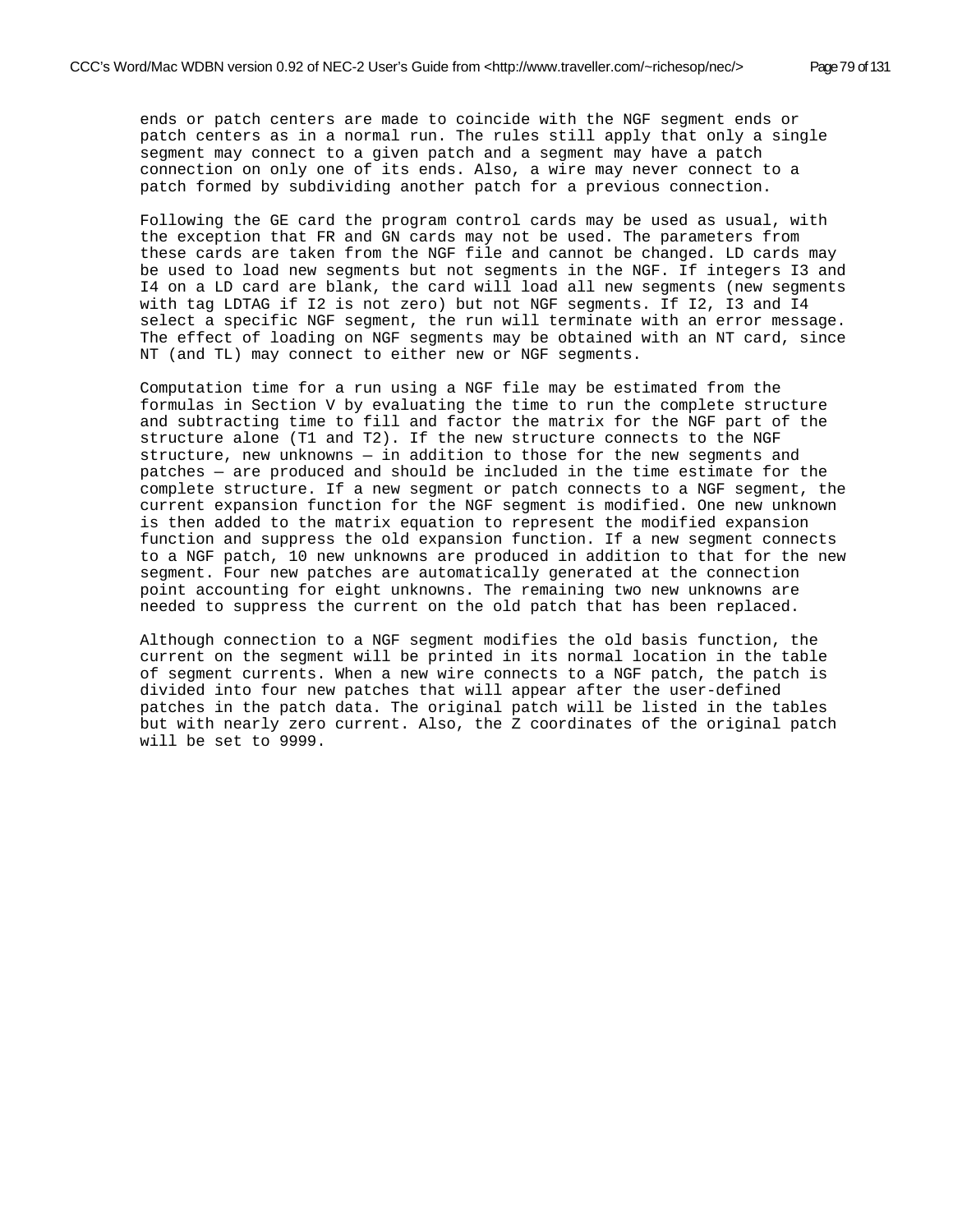ends or patch centers are made to coincide with the NGF segment ends or patch centers as in a normal run. The rules still apply that only a single segment may connect to a given patch and a segment may have a patch connection on only one of its ends. Also, a wire may never connect to a patch formed by subdividing another patch for a previous connection.

Following the GE card the program control cards may be used as usual, with the exception that FR and GN cards may not be used. The parameters from these cards are taken from the NGF file and cannot be changed. LD cards may be used to load new segments but not segments in the NGF. If integers I3 and I4 on a LD card are blank, the card will load all new segments (new segments with tag LDTAG if I2 is not zero) but not NGF segments. If I2, I3 and I4 select a specific NGF segment, the run will terminate with an error message. The effect of loading on NGF segments may be obtained with an NT card, since NT (and TL) may connect to either new or NGF segments.

Computation time for a run using a NGF file may be estimated from the formulas in Section V by evaluating the time to run the complete structure and subtracting time to fill and factor the matrix for the NGF part of the structure alone (T1 and T2). If the new structure connects to the NGF structure, new unknowns — in addition to those for the new segments and patches — are produced and should be included in the time estimate for the complete structure. If a new segment or patch connects to a NGF segment, the current expansion function for the NGF segment is modified. One new unknown is then added to the matrix equation to represent the modified expansion function and suppress the old expansion function. If a new segment connects to a NGF patch, 10 new unknowns are produced in addition to that for the new segment. Four new patches are automatically generated at the connection point accounting for eight unknowns. The remaining two new unknowns are needed to suppress the current on the old patch that has been replaced.

Although connection to a NGF segment modifies the old basis function, the current on the segment will be printed in its normal location in the table of segment currents. When a new wire connects to a NGF patch, the patch is divided into four new patches that will appear after the user-defined patches in the patch data. The original patch will be listed in the tables but with nearly zero current. Also, the Z coordinates of the original patch will be set to 9999.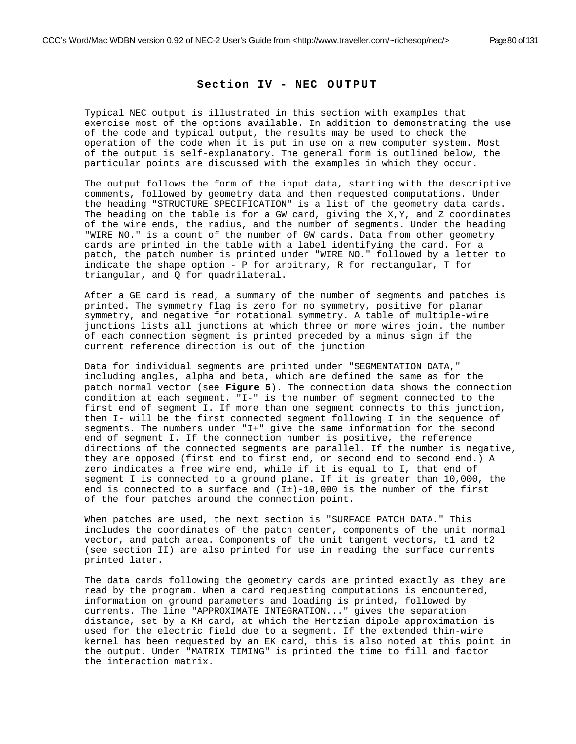# Section IV - NEC OUTPUT

Typical NEC output is illustrated in this section with examples that exercise most of the options available. In addition to demonstrating the use of the code and typical output, the results may be used to check the operation of the code when it is put in use on a new computer system. Most of the output is self-explanatory. The general form is outlined below, the particular points are discussed with the examples in which they occur.

The output follows the form of the input data, starting with the descriptive comments, followed by geometry data and then requested computations. Under the heading "STRUCTURE SPECIFICATION" is a list of the geometry data cards. The heading on the table is for a GW card, giving the X,Y, and Z coordinates of the wire ends, the radius, and the number of segments. Under the heading "WIRE NO." is a count of the number of GW cards. Data from other geometry cards are printed in the table with a label identifying the card. For a patch, the patch number is printed under "WIRE NO." followed by a letter to indicate the shape option - P for arbitrary, R for rectangular, T for triangular, and Q for quadrilateral.

After a GE card is read, a summary of the number of segments and patches is printed. The symmetry flag is zero for no symmetry, positive for planar symmetry, and negative for rotational symmetry. A table of multiple-wire junctions lists all junctions at which three or more wires join. the number of each connection segment is printed preceded by a minus sign if the current reference direction is out of the junction

Data for individual segments are printed under "SEGMENTATION DATA," including angles, alpha and beta, which are defined the same as for the patch normal vector (see **Figure 5**). The connection data shows the connection condition at each segment. "I-" is the number of segment connected to the first end of segment I. If more than one segment connects to this junction, then I- will be the first connected segment following I in the sequence of segments. The numbers under "I+" give the same information for the second end of segment I. If the connection number is positive, the reference directions of the connected segments are parallel. If the number is negative, they are opposed (first end to first end, or second end to second end.) A zero indicates a free wire end, while if it is equal to I, that end of segment I is connected to a ground plane. If it is greater than 10,000, the end is connected to a surface and (I±)-10,000 is the number of the first of the four patches around the connection point.

When patches are used, the next section is "SURFACE PATCH DATA." This includes the coordinates of the patch center, components of the unit normal vector, and patch area. Components of the unit tangent vectors, t1 and t2 (see section II) are also printed for use in reading the surface currents printed later.

The data cards following the geometry cards are printed exactly as they are read by the program. When a card requesting computations is encountered, information on ground parameters and loading is printed, followed by currents. The line "APPROXIMATE INTEGRATION..." gives the separation distance, set by a KH card, at which the Hertzian dipole approximation is used for the electric field due to a segment. If the extended thin-wire kernel has been requested by an EK card, this is also noted at this point in the output. Under "MATRIX TIMING" is printed the time to fill and factor the interaction matrix.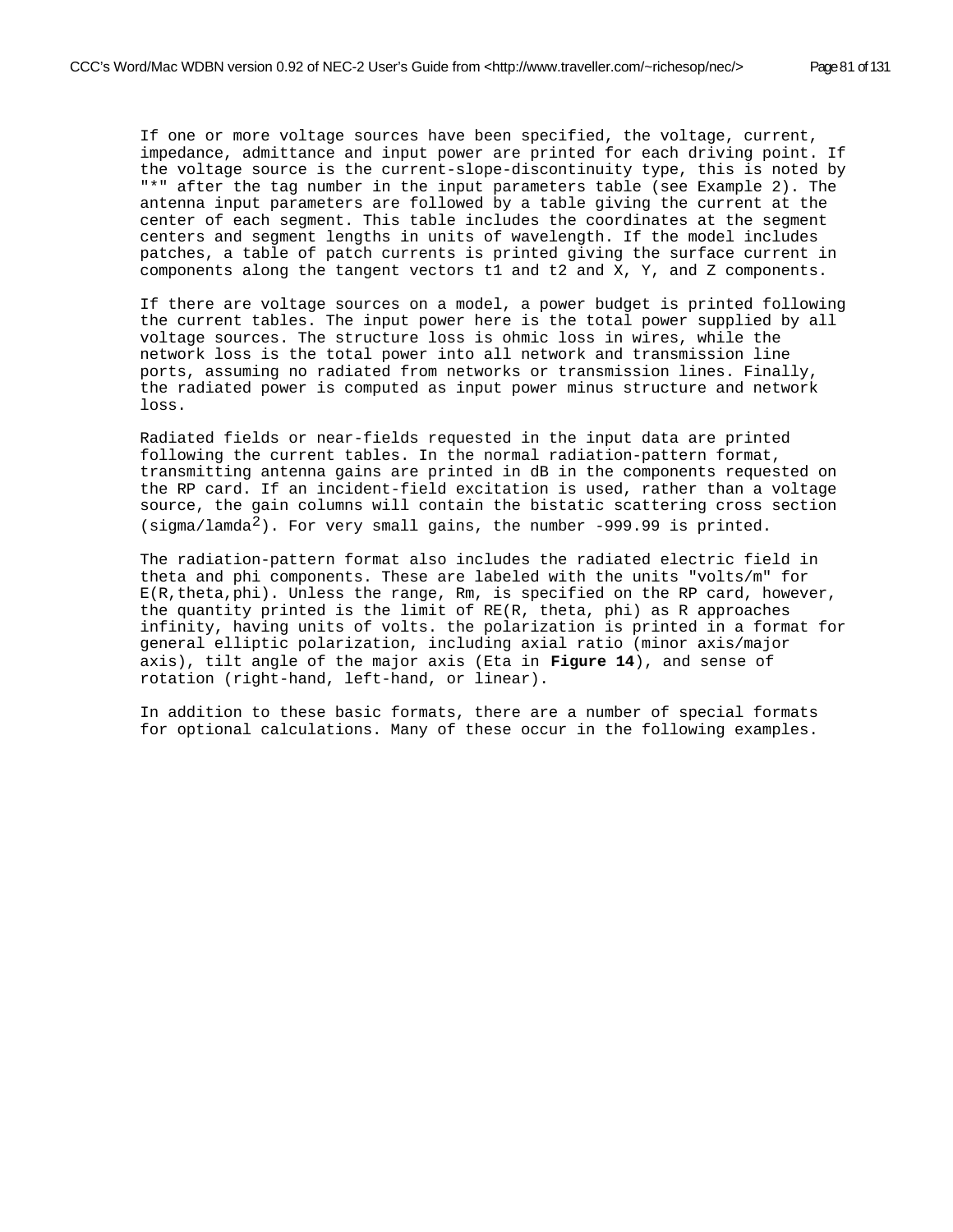If one or more voltage sources have been specified, the voltage, current, impedance, admittance and input power are printed for each driving point. If the voltage source is the current-slope-discontinuity type, this is noted by "*" after the tag number in the input parameters table (see Example 2). The antenna input parameters are followed by a table giving the current at the center of each segment. This table includes the coordinates at the segment centers and segment lengths in units of wavelength. If the model includes patches, a table of patch currents is printed giving the surface current in components along the tangent vectors t1 and t2 and X, Y, and Z components.

If there are voltage sources on a model, a power budget is printed following the current tables. The input power here is the total power supplied by all voltage sources. The structure loss is ohmic loss in wires, while the network loss is the total power into all network and transmission line ports, assuming no radiated from networks or transmission lines. Finally, the radiated power is computed as input power minus structure and network loss.

Radiated fields or near-fields requested in the input data are printed following the current tables. In the normal radiation-pattern format, transmitting antenna gains are printed in dB in the components requested on the RP card. If an incident-field excitation is used, rather than a voltage source, the gain columns will contain the bistatic scattering cross section (sigma/lamda$^2$). For very small gains, the number -999.99 is printed.

The radiation-pattern format also includes the radiated electric field in theta and phi components. These are labeled with the units "volts/m" for E(R,theta,phi). Unless the range, Rm, is specified on the RP card, however, the quantity printed is the limit of RE(R, theta, phi) as R approaches infinity, having units of volts. the polarization is printed in a format for general elliptic polarization, including axial ratio (minor axis/major axis), tilt angle of the major axis (Eta in **Figure 14**), and sense of rotation (right-hand, left-hand, or linear).

In addition to these basic formats, there are a number of special formats for optional calculations. Many of these occur in the following examples.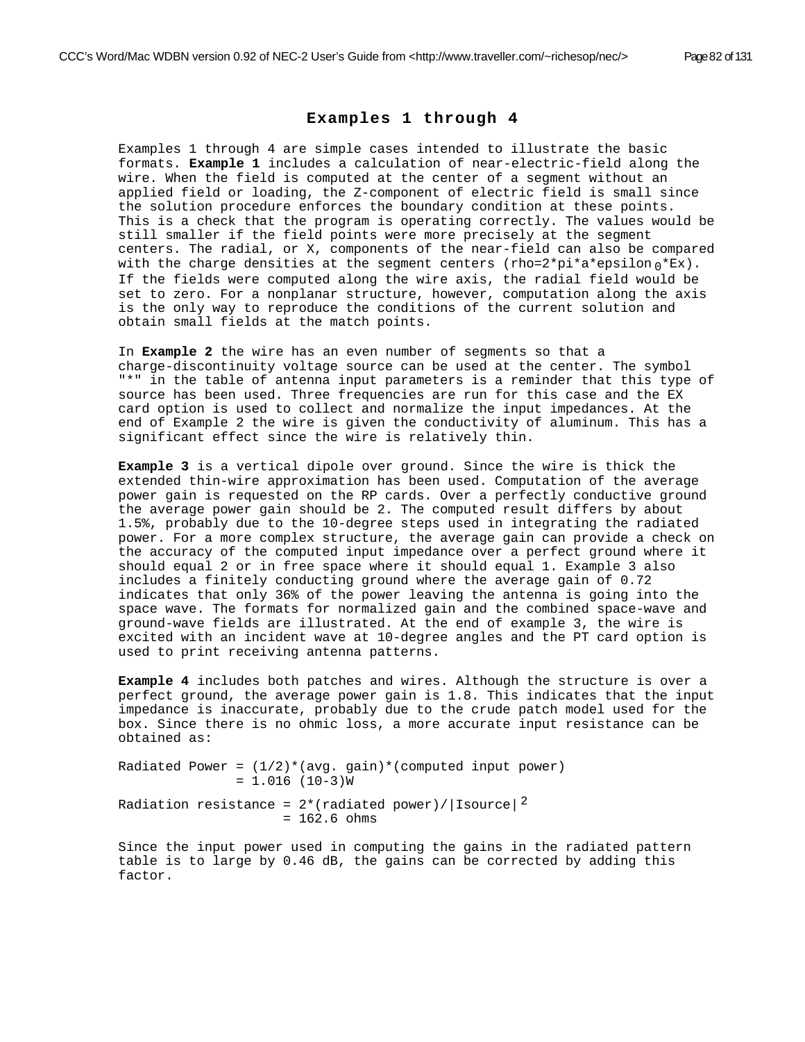## Examples 1 through 4

Examples 1 through 4 are simple cases intended to illustrate the basic formats. **Example 1** includes a calculation of near-electric-field along the wire. When the field is computed at the center of a segment without an applied field or loading, the Z-component of electric field is small since the solution procedure enforces the boundary condition at these points. This is a check that the program is operating correctly. The values would be still smaller if the field points were more precisely at the segment centers. The radial, or X, components of the near-field can also be compared with the charge densities at the segment centers (rho=2*pi*a*epsilon$_0$*Ex). If the fields were computed along the wire axis, the radial field would be set to zero. For a nonplanar structure, however, computation along the axis is the only way to reproduce the conditions of the current solution and obtain small fields at the match points.

In **Example 2** the wire has an even number of segments so that a charge-discontinuity voltage source can be used at the center. The symbol "*" in the table of antenna input parameters is a reminder that this type of source has been used. Three frequencies are run for this case and the EX card option is used to collect and normalize the input impedances. At the end of Example 2 the wire is given the conductivity of aluminum. This has a significant effect since the wire is relatively thin.

**Example 3** is a vertical dipole over ground. Since the wire is thick the extended thin-wire approximation has been used. Computation of the average power gain is requested on the RP cards. Over a perfectly conductive ground the average power gain should be 2. The computed result differs by about 1.5%, probably due to the 10-degree steps used in integrating the radiated power. For a more complex structure, the average gain can provide a check on the accuracy of the computed input impedance over a perfect ground where it should equal 2 or in free space where it should equal 1. Example 3 also includes a finitely conducting ground where the average gain of 0.72 indicates that only 36% of the power leaving the antenna is going into the space wave. The formats for normalized gain and the combined space-wave and ground-wave fields are illustrated. At the end of example 3, the wire is excited with an incident wave at 10-degree angles and the PT card option is used to print receiving antenna patterns.

**Example 4** includes both patches and wires. Although the structure is over a perfect ground, the average power gain is 1.8. This indicates that the input impedance is inaccurate, probably due to the crude patch model used for the box. Since there is no ohmic loss, a more accurate input resistance can be obtained as:

```
Radiated Power = (1/2)*(avg. gain)*(computed input power)
               = 1.016 (10-3)W
```

Radiation resistance = 2*(radiated power)/|Isource|$^2$
= 162.6 ohms

Since the input power used in computing the gains in the radiated pattern table is to large by 0.46 dB, the gains can be corrected by adding this factor.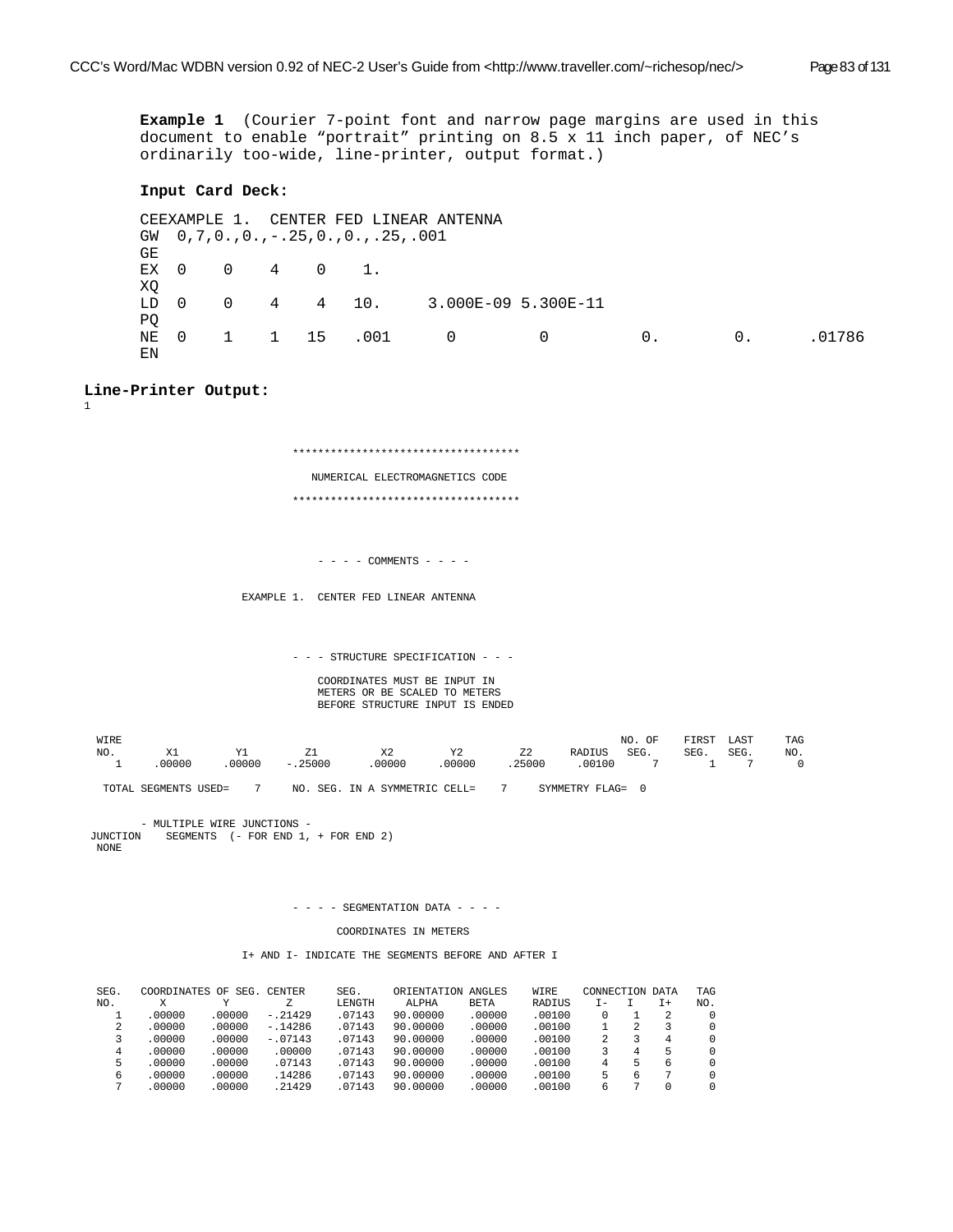**Example 1** (Courier 7-point font and narrow page margins are used in this document to enable "portrait" printing on 8.5 x 11 inch paper, of NEC's ordinarily too-wide, line-printer, output format.)

**Input Card Deck:**

```
CEEXAMPLE 1.  CENTER FED LINEAR ANTENNA
GW  0,7,0.,0.,-.25,0.,0.,.25,.001
GE
EX  0    0    4    0    1.
XQ
LD  0    0    4    4   10.     3.000E-09 5.300E-11
PQ
NE  0    1    1   15   .001      0         0          0.         0.       .01786
EN
```

**Line-Printer Output:**

```
1


                              ***********************************

                                 NUMERICAL ELECTROMAGNETICS CODE

                              ***********************************



                                  - - - - COMMENTS - - - -

                      EXAMPLE 1.  CENTER FED LINEAR ANTENNA



                              - - - STRUCTURE SPECIFICATION - - -

                                  COORDINATES MUST BE INPUT IN
                                  METERS OR BE SCALED TO METERS
                                  BEFORE STRUCTURE INPUT IS ENDED

 WIRE                                                                        NO. OF    FIRST  LAST     TAG
 NO.       X1        Y1        Z1         X2        Y2        Z2      RADIUS   SEG.     SEG.   SEG.     NO.
   1     .00000    .00000    -.25000    .00000    .00000    .25000    .00100     7        1      7       0

  TOTAL SEGMENTS USED=    7     NO. SEG. IN A SYMMETRIC CELL=    7     SYMMETRY FLAG=  0


        - MULTIPLE WIRE JUNCTIONS -
 JUNCTION    SEGMENTS  (- FOR END 1, + FOR END 2)
  NONE



                              - - - - SEGMENTATION DATA - - - -

                                     COORDINATES IN METERS

                      I+ AND I- INDICATE THE SEGMENTS BEFORE AND AFTER I

 SEG.   COORDINATES OF SEG. CENTER    SEG.    ORIENTATION ANGLES    WIRE    CONNECTION DATA   TAG
 NO.      X        Y        Z        LENGTH     ALPHA     BETA     RADIUS    I-    I    I+    NO.
   1    .00000   .00000   -.21429    .07143   90.00000   .00000    .00100     0    1    2      0
   2    .00000   .00000   -.14286    .07143   90.00000   .00000    .00100     1    2    3      0
   3    .00000   .00000   -.07143    .07143   90.00000   .00000    .00100     2    3    4      0
   4    .00000   .00000    .00000    .07143   90.00000   .00000    .00100     3    4    5      0
   5    .00000   .00000    .07143    .07143   90.00000   .00000    .00100     4    5    6      0
   6    .00000   .00000    .14286    .07143   90.00000   .00000    .00100     5    6    7      0
   7    .00000   .00000    .21429    .07143   90.00000   .00000    .00100     6    7    0      0
```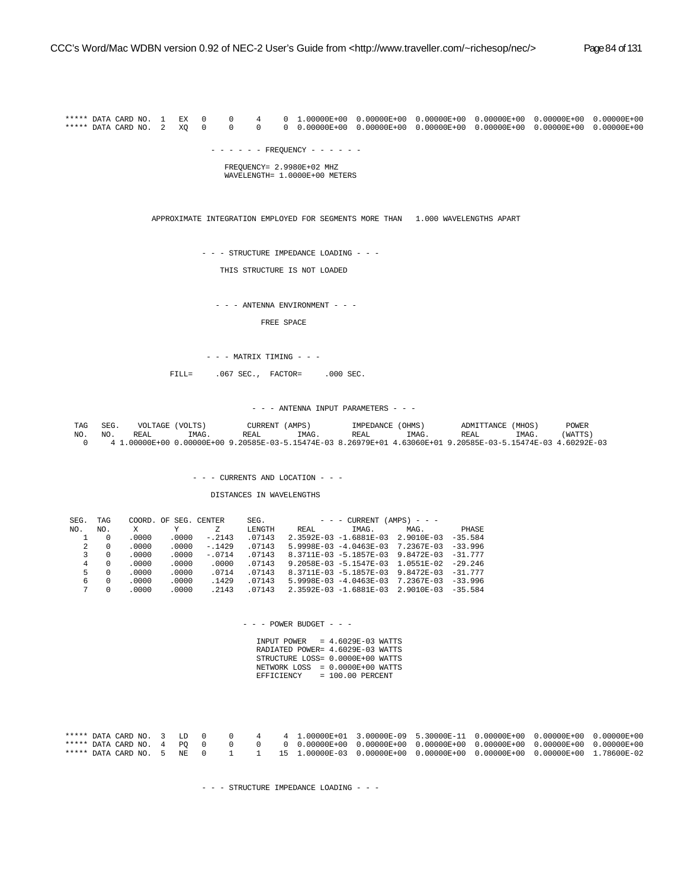```
***** DATA CARD NO.  1   EX   0     0     4     0  1.00000E+00  0.00000E+00  0.00000E+00  0.00000E+00  0.00000E+00  0.00000E+00
***** DATA CARD NO.  2   XQ   0     0     0     0  0.00000E+00  0.00000E+00  0.00000E+00  0.00000E+00  0.00000E+00  0.00000E+00

                              - - - - - - FREQUENCY - - - - - -

                                 FREQUENCY= 2.9980E+02 MHZ
                                 WAVELENGTH= 1.0000E+00 METERS


                APPROXIMATE INTEGRATION EMPLOYED FOR SEGMENTS MORE THAN   1.000 WAVELENGTHS APART


                            - - - STRUCTURE IMPEDANCE LOADING - - -

                                THIS STRUCTURE IS NOT LOADED


                              - - - ANTENNA ENVIRONMENT - - -

                                       FREE SPACE


                             - - - MATRIX TIMING - - -

                       FILL=     .067 SEC.,  FACTOR=     .000 SEC.


                                       - - - ANTENNA INPUT PARAMETERS - - -

  TAG   SEG.    VOLTAGE (VOLTS)         CURRENT (AMPS)         IMPEDANCE (OHMS)        ADMITTANCE (MHOS)      POWER
  NO.   NO.    REAL        IMAG.       REAL        IMAG.       REAL        IMAG.       REAL        IMAG.     (WATTS)
   0      4 1.00000E+00 0.00000E+00 9.20585E-03-5.15474E-03 8.26979E+01 4.63060E+01 9.20585E-03-5.15474E-03 4.60292E-03


                           - - - CURRENTS AND LOCATION - - -

                                 DISTANCES IN WAVELENGTHS

 SEG.  TAG    COORD. OF SEG. CENTER     SEG.          - - - CURRENT (AMPS) - - -
 NO.   NO.     X        Y        Z      LENGTH     REAL        IMAG.       MAG.       PHASE
   1    0    .0000    .0000   -.2143    .07143   2.3592E-03 -1.6881E-03  2.9010E-03  -35.584
   2    0    .0000    .0000   -.1429    .07143   5.9998E-03 -4.0463E-03  7.2367E-03  -33.996
   3    0    .0000    .0000   -.0714    .07143   8.3711E-03 -5.1857E-03  9.8472E-03  -31.777
   4    0    .0000    .0000    .0000    .07143   9.2058E-03 -5.1547E-03  1.0551E-02  -29.246
   5    0    .0000    .0000    .0714    .07143   8.3711E-03 -5.1857E-03  9.8472E-03  -31.777
   6    0    .0000    .0000    .1429    .07143   5.9998E-03 -4.0463E-03  7.2367E-03  -33.996
   7    0    .0000    .0000    .2143    .07143   2.3592E-03 -1.6881E-03  2.9010E-03  -35.584


                                    - - - POWER BUDGET - - -

                                     INPUT POWER   = 4.6029E-03 WATTS
                                     RADIATED POWER= 4.6029E-03 WATTS
                                     STRUCTURE LOSS= 0.0000E+00 WATTS
                                     NETWORK LOSS  = 0.0000E+00 WATTS
                                     EFFICIENCY    = 100.00 PERCENT



***** DATA CARD NO.  3   LD   0     0     4     4  1.00000E+01  3.00000E-09  5.30000E-11  0.00000E+00  0.00000E+00  0.00000E+00
***** DATA CARD NO.  4   PQ   0     0     0     0  0.00000E+00  0.00000E+00  0.00000E+00  0.00000E+00  0.00000E+00  0.00000E+00
***** DATA CARD NO.  5   NE   0     1     1    15  1.00000E-03  0.00000E+00  0.00000E+00  0.00000E+00  0.00000E+00  1.78600E-02


                            - - - STRUCTURE IMPEDANCE LOADING - - -
```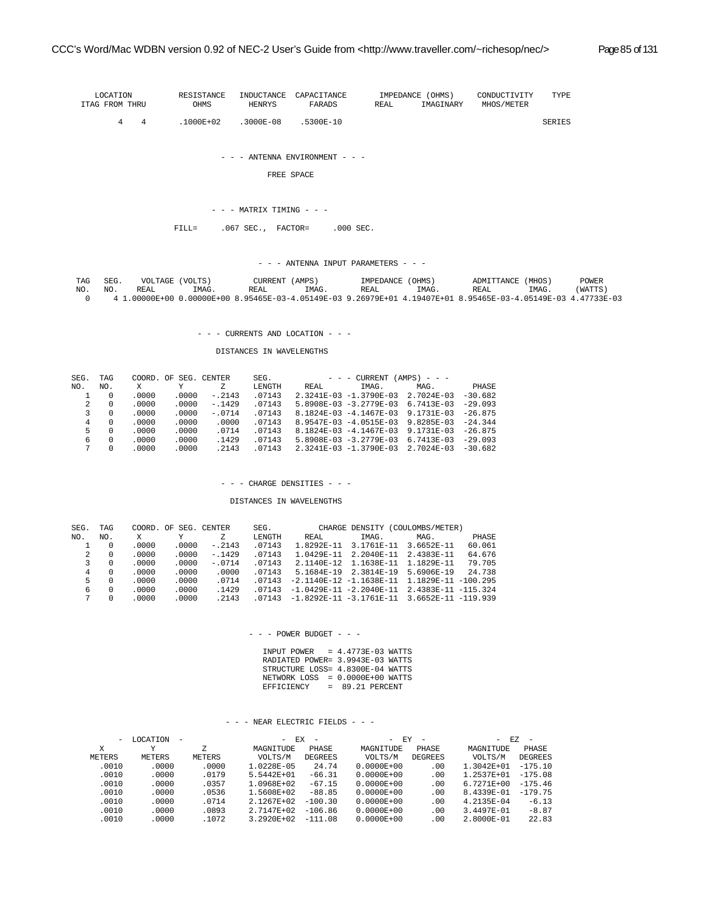| LOCATION | | | RESISTANCE | INDUCTANCE | CAPACITANCE | IMPEDANCE (OHMS) | | CONDUCTIVITY | TYPE |
|---|---|---|---|---|---|---|---|---|---|
| ITAG | FROM | THRU | OHMS | HENRYS | FARADS | REAL | IMAGINARY | MHOS/METER | |
| | 4 | 4 | .1000E+02 | .3000E-08 | .5300E-10 | | | | SERIES |

- - - ANTENNA ENVIRONMENT - - -

FREE SPACE

- - - MATRIX TIMING - - -

FILL= .067 SEC., FACTOR= .000 SEC.

- - - ANTENNA INPUT PARAMETERS - - -

| TAG NO. | SEG. NO. | VOLTAGE (VOLTS) REAL | VOLTAGE (VOLTS) IMAG. | CURRENT (AMPS) REAL | CURRENT (AMPS) IMAG. | IMPEDANCE (OHMS) REAL | IMPEDANCE (OHMS) IMAG. | ADMITTANCE (MHOS) REAL | ADMITTANCE (MHOS) IMAG. | POWER (WATTS) |
|---|---|---|---|---|---|---|---|---|---|---|
| 0 | 4 | 1.00000E+00 | 0.00000E+00 | 8.95465E-03 | -4.05149E-03 | 9.26979E+01 | 4.19407E+01 | 8.95465E-03 | -4.05149E-03 | 4.47733E-03 |

- - - CURRENTS AND LOCATION - - -

DISTANCES IN WAVELENGTHS

| SEG. NO. | TAG NO. | COORD. OF SEG. CENTER X | Y | Z | SEG. LENGTH | - - - CURRENT (AMPS) - - - REAL | IMAG. | MAG. | PHASE |
|---|---|---|---|---|---|---|---|---|---|
| 1 | 0 | .0000 | .0000 | -.2143 | .07143 | 2.3241E-03 | -1.3790E-03 | 2.7024E-03 | -30.682 |
| 2 | 0 | .0000 | .0000 | -.1429 | .07143 | 5.8908E-03 | -3.2779E-03 | 6.7413E-03 | -29.093 |
| 3 | 0 | .0000 | .0000 | -.0714 | .07143 | 8.1824E-03 | -4.1467E-03 | 9.1731E-03 | -26.875 |
| 4 | 0 | .0000 | .0000 | .0000 | .07143 | 8.9547E-03 | -4.0515E-03 | 9.8285E-03 | -24.344 |
| 5 | 0 | .0000 | .0000 | .0714 | .07143 | 8.1824E-03 | -4.1467E-03 | 9.1731E-03 | -26.875 |
| 6 | 0 | .0000 | .0000 | .1429 | .07143 | 5.8908E-03 | -3.2779E-03 | 6.7413E-03 | -29.093 |
| 7 | 0 | .0000 | .0000 | .2143 | .07143 | 2.3241E-03 | -1.3790E-03 | 2.7024E-03 | -30.682 |

- - - CHARGE DENSITIES - - -

DISTANCES IN WAVELENGTHS

| SEG. NO. | TAG NO. | COORD. OF SEG. CENTER X | Y | Z | SEG. LENGTH | CHARGE DENSITY (COULOMBS/METER) REAL | IMAG. | MAG. | PHASE |
|---|---|---|---|---|---|---|---|---|---|
| 1 | 0 | .0000 | .0000 | -.2143 | .07143 | 1.8292E-11 | 3.1761E-11 | 3.6652E-11 | 60.061 |
| 2 | 0 | .0000 | .0000 | -.1429 | .07143 | 1.0429E-11 | 2.2040E-11 | 2.4383E-11 | 64.676 |
| 3 | 0 | .0000 | .0000 | -.0714 | .07143 | 2.1140E-12 | 1.1638E-11 | 1.1829E-11 | 79.705 |
| 4 | 0 | .0000 | .0000 | .0000 | .07143 | 5.1684E-19 | 2.3814E-19 | 5.6906E-19 | 24.738 |
| 5 | 0 | .0000 | .0000 | .0714 | .07143 | -2.1140E-12 | -1.1638E-11 | 1.1829E-11 | -100.295 |
| 6 | 0 | .0000 | .0000 | .1429 | .07143 | -1.0429E-11 | -2.2040E-11 | 2.4383E-11 | -115.324 |
| 7 | 0 | .0000 | .0000 | .2143 | .07143 | -1.8292E-11 | -3.1761E-11 | 3.6652E-11 | -119.939 |

- - - POWER BUDGET - - -

```
INPUT POWER   = 4.4773E-03 WATTS
RADIATED POWER= 3.9943E-03 WATTS
STRUCTURE LOSS= 4.8300E-04 WATTS
NETWORK LOSS  = 0.0000E+00 WATTS
EFFICIENCY    =  89.21 PERCENT
```

- - - NEAR ELECTRIC FIELDS - - -

| - LOCATION - X METERS | Y METERS | Z METERS | - EX - MAGNITUDE VOLTS/M | PHASE DEGREES | - EY - MAGNITUDE VOLTS/M | PHASE DEGREES | - EZ - MAGNITUDE VOLTS/M | PHASE DEGREES |
|---|---|---|---|---|---|---|---|---|
| .0010 | .0000 | .0000 | 1.0228E-05 | 24.74 | 0.0000E+00 | .00 | 1.3042E+01 | -175.10 |
| .0010 | .0000 | .0179 | 5.5442E+01 | -66.31 | 0.0000E+00 | .00 | 1.2537E+01 | -175.08 |
| .0010 | .0000 | .0357 | 1.0968E+02 | -67.15 | 0.0000E+00 | .00 | 6.7271E+00 | -175.46 |
| .0010 | .0000 | .0536 | 1.5608E+02 | -88.85 | 0.0000E+00 | .00 | 8.4339E-01 | -179.75 |
| .0010 | .0000 | .0714 | 2.1267E+02 | -100.30 | 0.0000E+00 | .00 | 4.2135E-04 | -6.13 |
| .0010 | .0000 | .0893 | 2.7147E+02 | -106.86 | 0.0000E+00 | .00 | 3.4497E-01 | -8.87 |
| .0010 | .0000 | .1072 | 3.2920E+02 | -111.08 | 0.0000E+00 | .00 | 2.8000E-01 | 22.83 |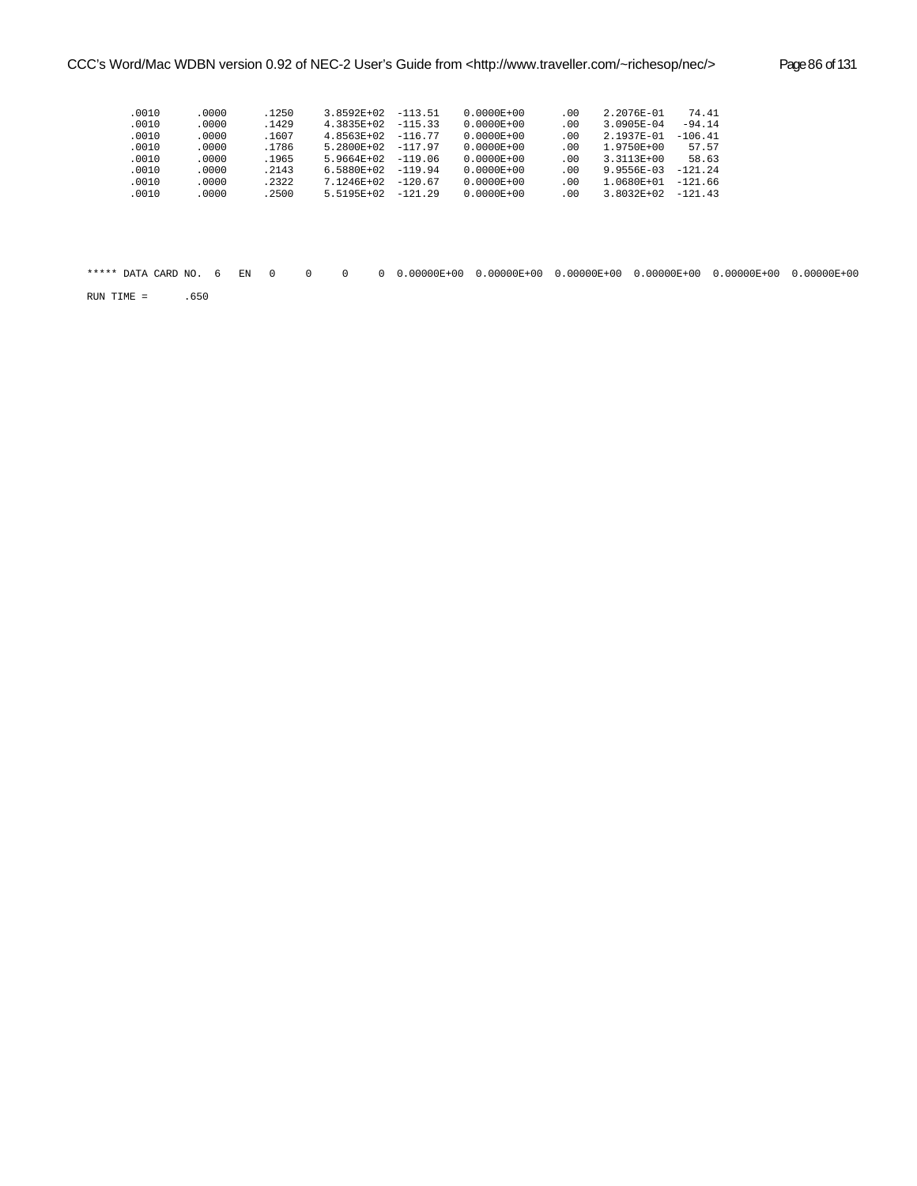```
      .0010      .0000      .1250     3.8592E+02  -113.51     0.0000E+00      .00     2.2076E-01    74.41
      .0010      .0000      .1429     4.3835E+02  -115.33     0.0000E+00      .00     3.0905E-04   -94.14
      .0010      .0000      .1607     4.8563E+02  -116.77     0.0000E+00      .00     2.1937E-01  -106.41
      .0010      .0000      .1786     5.2800E+02  -117.97     0.0000E+00      .00     1.9750E+00    57.57
      .0010      .0000      .1965     5.9664E+02  -119.06     0.0000E+00      .00     3.3113E+00    58.63
      .0010      .0000      .2143     6.5880E+02  -119.94     0.0000E+00      .00     9.9556E-03  -121.24
      .0010      .0000      .2322     7.1246E+02  -120.67     0.0000E+00      .00     1.0680E+01  -121.66
      .0010      .0000      .2500     5.5195E+02  -121.29     0.0000E+00      .00     3.8032E+02  -121.43



***** DATA CARD NO.  6   EN   0     0     0     0  0.00000E+00  0.00000E+00  0.00000E+00  0.00000E+00  0.00000E+00  0.00000E+00

RUN TIME =      .650
```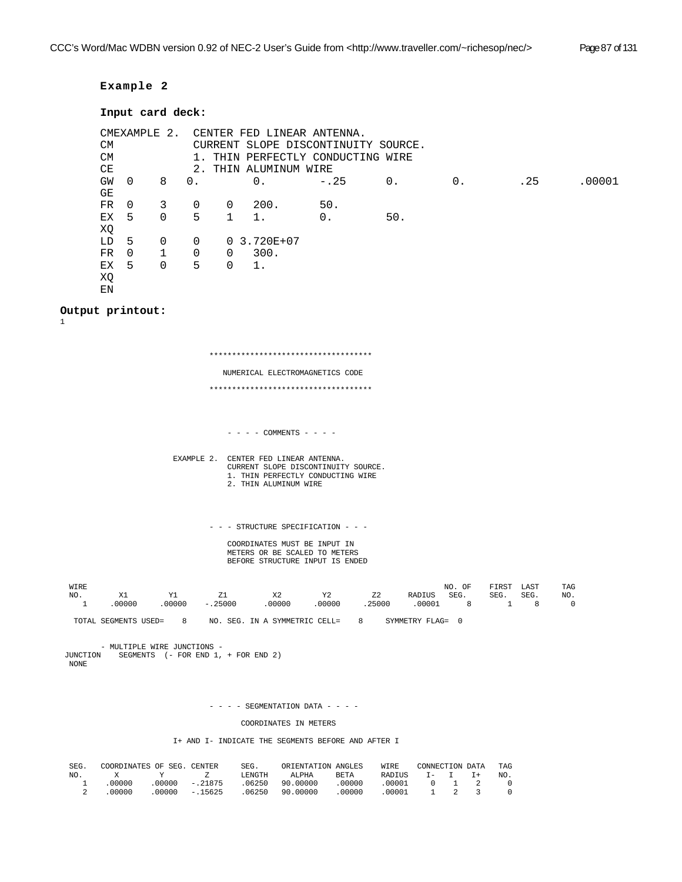**Example 2**

**Input card deck:**

```
CMEXAMPLE 2.  CENTER FED LINEAR ANTENNA.
CM            CURRENT SLOPE DISCONTINUITY SOURCE.
CM            1. THIN PERFECTLY CONDUCTING WIRE
CE            2. THIN ALUMINUM WIRE
GW  0    8   0.        0.       -.25      0.        0.        .25      .00001
GE
FR  0    3   0    0   200.      50.
EX  5    0   5    1   1.        0.        50.
XQ
LD  5    0   0    0 3.720E+07
FR  0    1   0    0   300.
EX  5    0   5    0   1.
XQ
EN
```

**Output printout:**

```
1


                              ************************************

                                 NUMERICAL ELECTROMAGNETICS CODE

                              ************************************



                                     - - - - COMMENTS - - - -


                       EXAMPLE 2.  CENTER FED LINEAR ANTENNA.
                                   CURRENT SLOPE DISCONTINUITY SOURCE.
                                   1. THIN PERFECTLY CONDUCTING WIRE
                                   2. THIN ALUMINUM WIRE



                              - - - STRUCTURE SPECIFICATION - - -

                                  COORDINATES MUST BE INPUT IN
                                  METERS OR BE SCALED TO METERS
                                  BEFORE STRUCTURE INPUT IS ENDED

  WIRE                                                                      NO. OF    FIRST  LAST     TAG
  NO.      X1        Y1        Z1         X2        Y2        Z2      RADIUS   SEG.     SEG.   SEG.     NO.
    1    .00000    .00000   -.25000     .00000    .00000    .25000    .00001     8        1      8       0

   TOTAL SEGMENTS USED=    8     NO. SEG. IN A SYMMETRIC CELL=    8     SYMMETRY FLAG=  0


        - MULTIPLE WIRE JUNCTIONS -
 JUNCTION    SEGMENTS  (- FOR END 1, + FOR END 2)
  NONE



                              - - - - SEGMENTATION DATA - - - -

                                      COORDINATES IN METERS

                        I+ AND I- INDICATE THE SEGMENTS BEFORE AND AFTER I


  SEG.   COORDINATES OF SEG. CENTER     SEG.    ORIENTATION ANGLES    WIRE    CONNECTION DATA   TAG
  NO.       X         Y         Z       LENGTH     ALPHA     BETA     RADIUS    I-    I    I+     NO.
    1    .00000    .00000   -.21875    .06250   90.00000   .00000   .00001     0    1    2      0
    2    .00000    .00000   -.15625    .06250   90.00000   .00000   .00001     1    2    3      0
```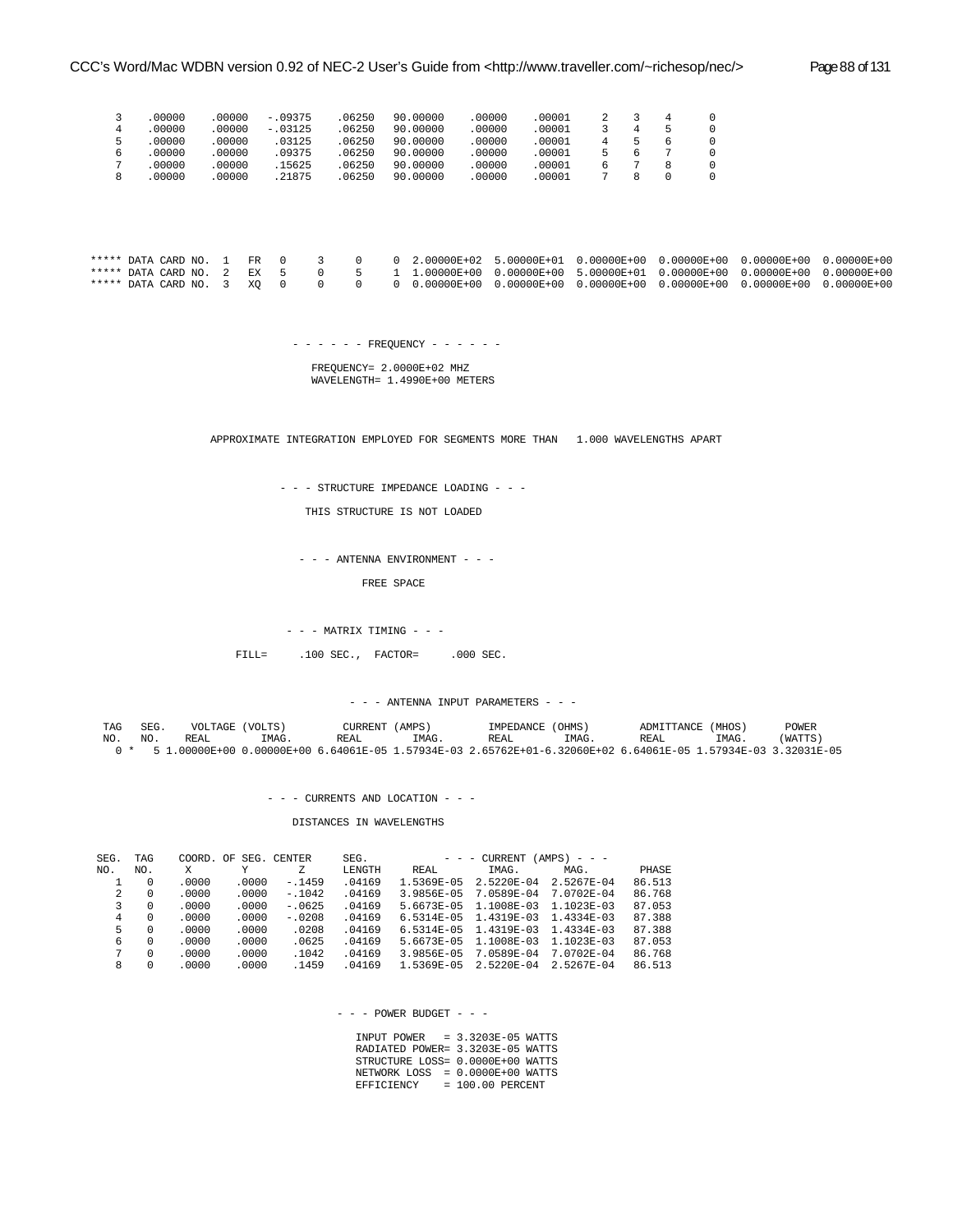```
   3    .00000    .00000   -.09375    .06250   90.00000    .00000    .00001     2    3    4     0
   4    .00000    .00000   -.03125    .06250   90.00000    .00000    .00001     3    4    5     0
   5    .00000    .00000    .03125    .06250   90.00000    .00000    .00001     4    5    6     0
   6    .00000    .00000    .09375    .06250   90.00000    .00000    .00001     5    6    7     0
   7    .00000    .00000    .15625    .06250   90.00000    .00000    .00001     6    7    8     0
   8    .00000    .00000    .21875    .06250   90.00000    .00000    .00001     7    8    0     0




***** DATA CARD NO.  1   FR   0     3     0     0  2.00000E+02  5.00000E+01  0.00000E+00  0.00000E+00  0.00000E+00  0.00000E+00
***** DATA CARD NO.  2   EX   5     0     5     1  1.00000E+00  0.00000E+00  5.00000E+01  0.00000E+00  0.00000E+00  0.00000E+00
***** DATA CARD NO.  3   XQ   0     0     0     0  0.00000E+00  0.00000E+00  0.00000E+00  0.00000E+00  0.00000E+00  0.00000E+00


                                    - - - - - - FREQUENCY - - - - - -

                                      FREQUENCY= 2.0000E+02 MHZ
                                      WAVELENGTH= 1.4990E+00 METERS


                        APPROXIMATE INTEGRATION EMPLOYED FOR SEGMENTS MORE THAN   1.000 WAVELENGTHS APART


                                  - - - STRUCTURE IMPEDANCE LOADING - - -

                                     THIS STRUCTURE IS NOT LOADED


                                   - - - ANTENNA ENVIRONMENT - - -

                                            FREE SPACE


                                  - - - MATRIX TIMING - - -

                           FILL=     .100 SEC.,  FACTOR=     .000 SEC.


                                           - - - ANTENNA INPUT PARAMETERS - - -

  TAG   SEG.    VOLTAGE (VOLTS)         CURRENT (AMPS)         IMPEDANCE (OHMS)        ADMITTANCE (MHOS)      POWER
  NO.   NO.    REAL       IMAG.      REAL       IMAG.      REAL       IMAG.      REAL       IMAG.     (WATTS)
    0 *    5 1.00000E+00 0.00000E+00 6.64061E-05 1.57934E-03 2.65762E+01-6.32060E+02 6.64061E-05 1.57934E-03 3.32031E-05


                                - - - CURRENTS AND LOCATION - - -

                                  DISTANCES IN WAVELENGTHS

 SEG.  TAG    COORD. OF SEG. CENTER     SEG.          - - - CURRENT (AMPS) - - -
 NO.   NO.     X        Y        Z      LENGTH     REAL        IMAG.       MAG.        PHASE
   1    0    .0000    .0000   -.1459    .04169   1.5369E-05  2.5220E-04  2.5267E-04   86.513
   2    0    .0000    .0000   -.1042    .04169   3.9856E-05  7.0589E-04  7.0702E-04   86.768
   3    0    .0000    .0000   -.0625    .04169   5.6673E-05  1.1008E-03  1.1023E-03   87.053
   4    0    .0000    .0000   -.0208    .04169   6.5314E-05  1.4319E-03  1.4334E-03   87.388
   5    0    .0000    .0000    .0208    .04169   6.5314E-05  1.4319E-03  1.4334E-03   87.388
   6    0    .0000    .0000    .0625    .04169   5.6673E-05  1.1008E-03  1.1023E-03   87.053
   7    0    .0000    .0000    .1042    .04169   3.9856E-05  7.0589E-04  7.0702E-04   86.768
   8    0    .0000    .0000    .1459    .04169   1.5369E-05  2.5220E-04  2.5267E-04   86.513


                                            - - - POWER BUDGET - - -

                                             INPUT POWER   = 3.3203E-05 WATTS
                                             RADIATED POWER= 3.3203E-05 WATTS
                                             STRUCTURE LOSS= 0.0000E+00 WATTS
                                             NETWORK LOSS  = 0.0000E+00 WATTS
                                             EFFICIENCY    = 100.00 PERCENT
```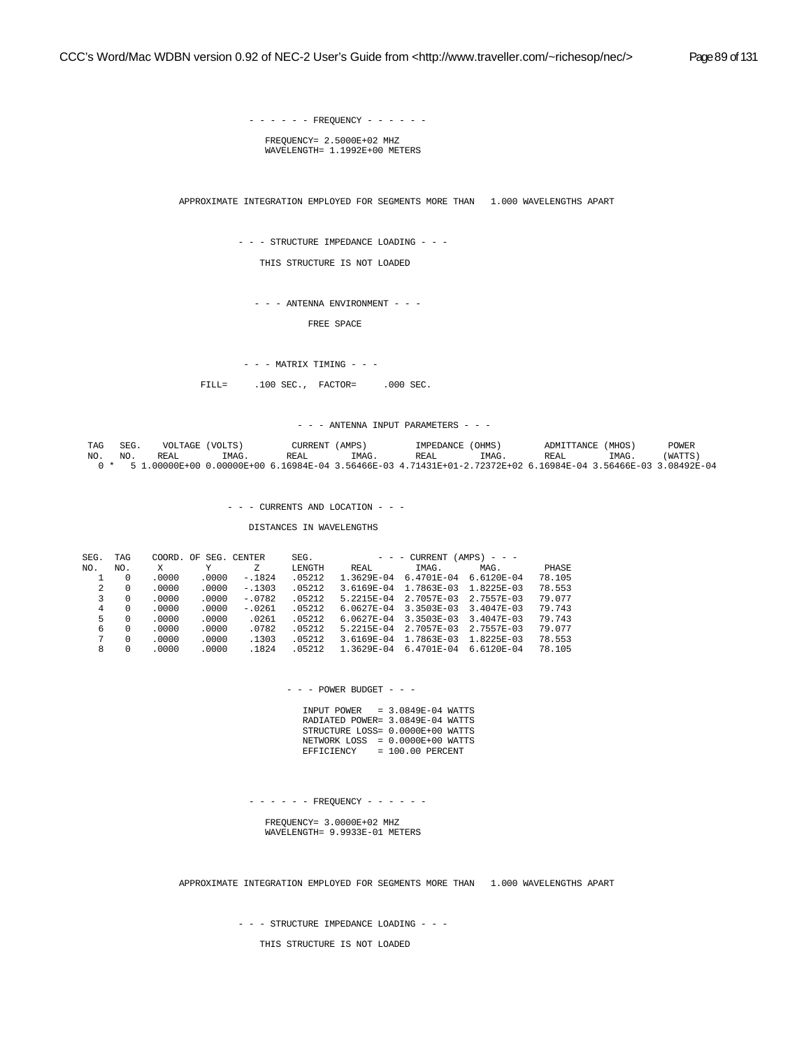```
                              - - - - - - FREQUENCY - - - - - -

                                 FREQUENCY= 2.5000E+02 MHZ
                                 WAVELENGTH= 1.1992E+00 METERS


                  APPROXIMATE INTEGRATION EMPLOYED FOR SEGMENTS MORE THAN   1.000 WAVELENGTHS APART


                            - - - STRUCTURE IMPEDANCE LOADING - - -

                                 THIS STRUCTURE IS NOT LOADED


                              - - - ANTENNA ENVIRONMENT - - -

                                        FREE SPACE


                             - - - MATRIX TIMING - - -

                      FILL=     .100 SEC.,  FACTOR=     .000 SEC.


                                          - - - ANTENNA INPUT PARAMETERS - - -

  TAG   SEG.    VOLTAGE (VOLTS)         CURRENT (AMPS)         IMPEDANCE (OHMS)        ADMITTANCE (MHOS)      POWER
  NO.   NO.    REAL        IMAG.       REAL        IMAG.       REAL        IMAG.       REAL        IMAG.     (WATTS)
    0 *    5 1.00000E+00 0.00000E+00 6.16984E-04 3.56466E-03 4.71431E+01-2.72372E+02 6.16984E-04 3.56466E-03 3.08492E-04


                          - - - CURRENTS AND LOCATION - - -

                                DISTANCES IN WAVELENGTHS


SEG.  TAG    COORD. OF SEG. CENTER     SEG.           - - - CURRENT (AMPS) - - -
NO.   NO.     X        Y        Z      LENGTH     REAL        IMAG.       MAG.        PHASE
   1    0    .0000    .0000   -.1824   .05212   1.3629E-04  6.4701E-04  6.6120E-04   78.105
   2    0    .0000    .0000   -.1303   .05212   3.6169E-04  1.7863E-03  1.8225E-03   78.553
   3    0    .0000    .0000   -.0782   .05212   5.2215E-04  2.7057E-03  2.7557E-03   79.077
   4    0    .0000    .0000   -.0261   .05212   6.0627E-04  3.3503E-03  3.4047E-03   79.743
   5    0    .0000    .0000    .0261   .05212   6.0627E-04  3.3503E-03  3.4047E-03   79.743
   6    0    .0000    .0000    .0782   .05212   5.2215E-04  2.7057E-03  2.7557E-03   79.077
   7    0    .0000    .0000    .1303   .05212   3.6169E-04  1.7863E-03  1.8225E-03   78.553
   8    0    .0000    .0000    .1824   .05212   1.3629E-04  6.4701E-04  6.6120E-04   78.105


                                         - - - POWER BUDGET - - -

                                          INPUT POWER   = 3.0849E-04 WATTS
                                          RADIATED POWER= 3.0849E-04 WATTS
                                          STRUCTURE LOSS= 0.0000E+00 WATTS
                                          NETWORK LOSS  = 0.0000E+00 WATTS
                                          EFFICIENCY    = 100.00 PERCENT


                              - - - - - - FREQUENCY - - - - - -

                                 FREQUENCY= 3.0000E+02 MHZ
                                 WAVELENGTH= 9.9933E-01 METERS


                  APPROXIMATE INTEGRATION EMPLOYED FOR SEGMENTS MORE THAN   1.000 WAVELENGTHS APART


                            - - - STRUCTURE IMPEDANCE LOADING - - -

                                 THIS STRUCTURE IS NOT LOADED
```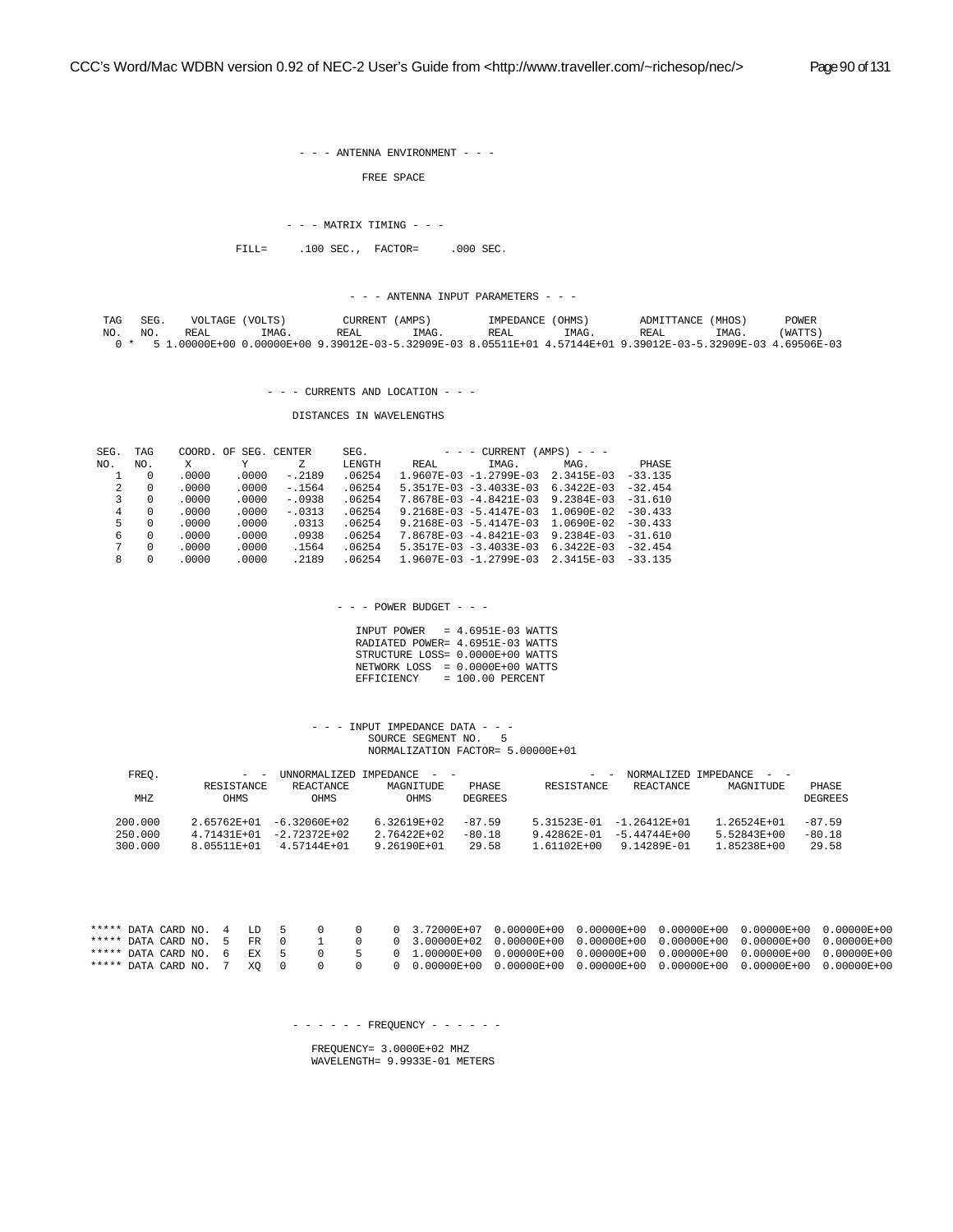```
                          - - - ANTENNA ENVIRONMENT - - -

                                  FREE SPACE


                           - - - MATRIX TIMING - - -

                      FILL=     .100 SEC.,  FACTOR=     .000 SEC.


                                  - - - ANTENNA INPUT PARAMETERS - - -

  TAG   SEG.    VOLTAGE (VOLTS)         CURRENT (AMPS)         IMPEDANCE (OHMS)        ADMITTANCE (MHOS)      POWER
  NO.   NO.    REAL       IMAG.       REAL       IMAG.       REAL       IMAG.       REAL       IMAG.     (WATTS)
    0 *    5 1.00000E+00 0.00000E+00 9.39012E-03-5.32909E-03 8.05511E+01 4.57144E+01 9.39012E-03-5.32909E-03 4.69506E-03


                         - - - CURRENTS AND LOCATION - - -

                               DISTANCES IN WAVELENGTHS

 SEG.  TAG    COORD. OF SEG. CENTER     SEG.          - - - CURRENT (AMPS) - - -
 NO.   NO.     X        Y        Z      LENGTH     REAL      IMAG.      MAG.       PHASE
    1    0    .0000    .0000   -.2189   .06254   1.9607E-03 -1.2799E-03  2.3415E-03  -33.135
    2    0    .0000    .0000   -.1564   .06254   5.3517E-03 -3.4033E-03  6.3422E-03  -32.454
    3    0    .0000    .0000   -.0938   .06254   7.8678E-03 -4.8421E-03  9.2384E-03  -31.610
    4    0    .0000    .0000   -.0313   .06254   9.2168E-03 -5.4147E-03  1.0690E-02  -30.433
    5    0    .0000    .0000    .0313   .06254   9.2168E-03 -5.4147E-03  1.0690E-02  -30.433
    6    0    .0000    .0000    .0938   .06254   7.8678E-03 -4.8421E-03  9.2384E-03  -31.610
    7    0    .0000    .0000    .1564   .06254   5.3517E-03 -3.4033E-03  6.3422E-03  -32.454
    8    0    .0000    .0000    .2189   .06254   1.9607E-03 -1.2799E-03  2.3415E-03  -33.135


                                 - - - POWER BUDGET - - -

                                   INPUT POWER   = 4.6951E-03 WATTS
                                   RADIATED POWER= 4.6951E-03 WATTS
                                   STRUCTURE LOSS= 0.0000E+00 WATTS
                                   NETWORK LOSS  = 0.0000E+00 WATTS
                                   EFFICIENCY    = 100.00 PERCENT


                             - - - INPUT IMPEDANCE DATA - - -
                                   SOURCE SEGMENT NO.   5
                                   NORMALIZATION FACTOR= 5.00000E+01

     FREQ.           -  -  UNNORMALIZED IMPEDANCE  -  -                 -  -  NORMALIZED IMPEDANCE  -  -
                 RESISTANCE    REACTANCE     MAGNITUDE    PHASE      RESISTANCE    REACTANCE     MAGNITUDE    PHASE
      MHZ           OHMS          OHMS          OHMS     DEGREES                                            DEGREES

    200.000     2.65762E+01  -6.32060E+02   6.32619E+02   -87.59    5.31523E-01  -1.26412E+01   1.26524E+01   -87.59
    250.000     4.71431E+01  -2.72372E+02   2.76422E+02   -80.18    9.42862E-01  -5.44744E+00   5.52843E+00   -80.18
    300.000     8.05511E+01   4.57144E+01   9.26190E+01    29.58    1.61102E+00   9.14289E-01   1.85238E+00    29.58



***** DATA CARD NO.  4   LD   5    0    0    0  3.72000E+07  0.00000E+00  0.00000E+00  0.00000E+00  0.00000E+00  0.00000E+00
***** DATA CARD NO.  5   FR   0    1    0    0  3.00000E+02  0.00000E+00  0.00000E+00  0.00000E+00  0.00000E+00  0.00000E+00
***** DATA CARD NO.  6   EX   5    0    5    0  1.00000E+00  0.00000E+00  0.00000E+00  0.00000E+00  0.00000E+00  0.00000E+00
***** DATA CARD NO.  7   XQ   0    0    0    0  0.00000E+00  0.00000E+00  0.00000E+00  0.00000E+00  0.00000E+00  0.00000E+00


                           - - - - - - FREQUENCY - - - - - -

                              FREQUENCY= 3.0000E+02 MHZ
                              WAVELENGTH= 9.9933E-01 METERS
```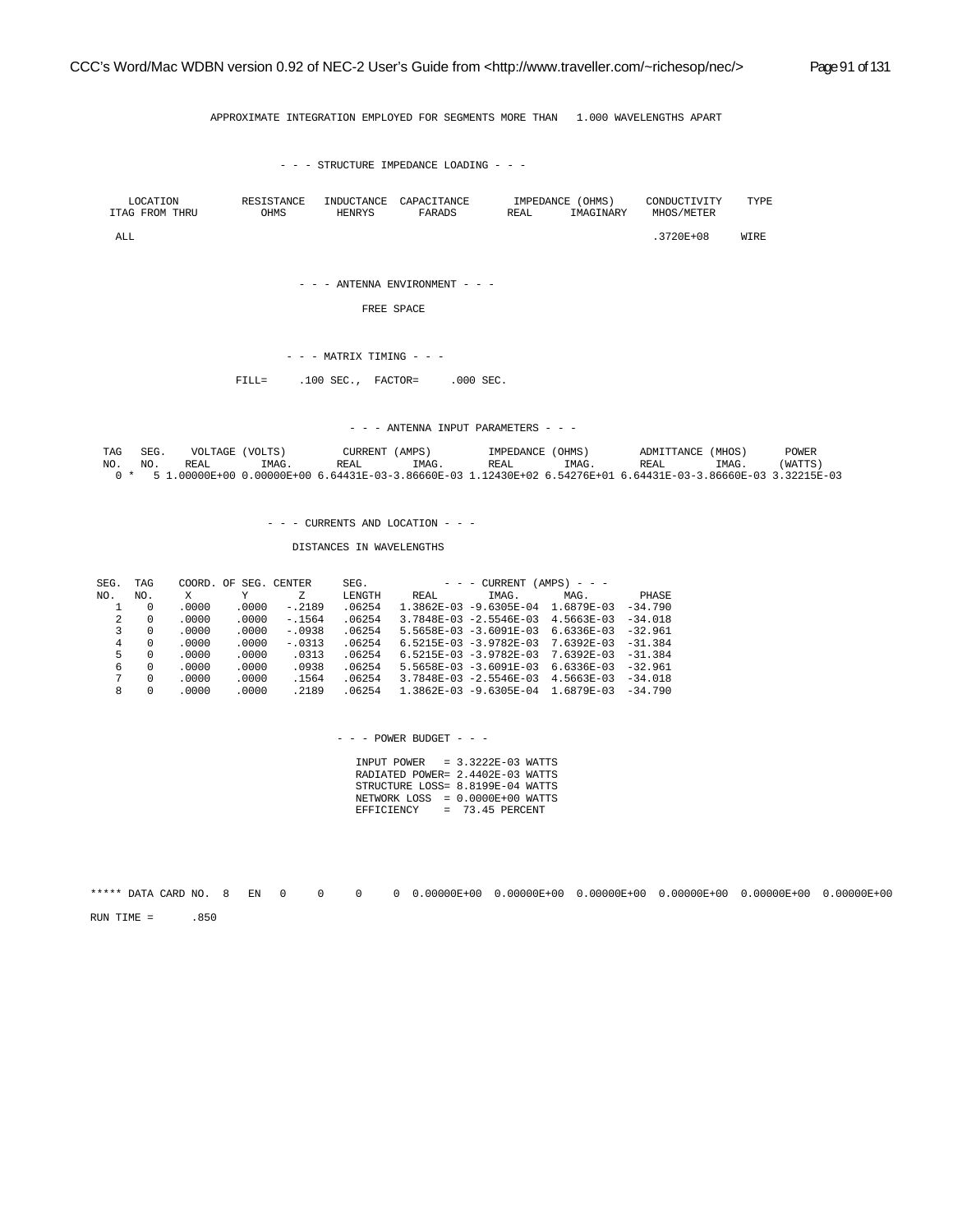```
                APPROXIMATE INTEGRATION EMPLOYED FOR SEGMENTS MORE THAN   1.000 WAVELENGTHS APART


                              - - - STRUCTURE IMPEDANCE LOADING - - -


     LOCATION          RESISTANCE   INDUCTANCE  CAPACITANCE      IMPEDANCE (OHMS)     CONDUCTIVITY    TYPE
   ITAG FROM THRU         OHMS        HENRYS       FARADS       REAL      IMAGINARY    MHOS/METER

   ALL                                                                                .3720E+08     WIRE


                              - - - ANTENNA ENVIRONMENT - - -

                                       FREE SPACE


                              - - - MATRIX TIMING - - -

                       FILL=     .100 SEC.,  FACTOR=     .000 SEC.


                                        - - - ANTENNA INPUT PARAMETERS - - -

  TAG   SEG.    VOLTAGE (VOLTS)         CURRENT (AMPS)         IMPEDANCE (OHMS)        ADMITTANCE (MHOS)      POWER
  NO.   NO.    REAL        IMAG.      REAL        IMAG.       REAL        IMAG.       REAL        IMAG.     (WATTS)
    0 *    5 1.00000E+00 0.00000E+00 6.64431E-03-3.86660E-03 1.12430E+02 6.54276E+01 6.64431E-03-3.86660E-03 3.32215E-03


                            - - - CURRENTS AND LOCATION - - -

                                  DISTANCES IN WAVELENGTHS


  SEG.  TAG    COORD. OF SEG. CENTER     SEG.          - - - CURRENT (AMPS) - - -
  NO.   NO.     X         Y        Z      LENGTH     REAL        IMAG.       MAG.        PHASE
    1    0    .0000    .0000   -.2189   .06254   1.3862E-03 -9.6305E-04  1.6879E-03  -34.790
    2    0    .0000    .0000   -.1564   .06254   3.7848E-03 -2.5546E-03  4.5663E-03  -34.018
    3    0    .0000    .0000   -.0938   .06254   5.5658E-03 -3.6091E-03  6.6336E-03  -32.961
    4    0    .0000    .0000   -.0313   .06254   6.5215E-03 -3.9782E-03  7.6392E-03  -31.384
    5    0    .0000    .0000    .0313   .06254   6.5215E-03 -3.9782E-03  7.6392E-03  -31.384
    6    0    .0000    .0000    .0938   .06254   5.5658E-03 -3.6091E-03  6.6336E-03  -32.961
    7    0    .0000    .0000    .1564   .06254   3.7848E-03 -2.5546E-03  4.5663E-03  -34.018
    8    0    .0000    .0000    .2189   .06254   1.3862E-03 -9.6305E-04  1.6879E-03  -34.790


                                          - - - POWER BUDGET - - -

                                            INPUT POWER   = 3.3222E-03 WATTS
                                            RADIATED POWER= 2.4402E-03 WATTS
                                            STRUCTURE LOSS= 8.8199E-04 WATTS
                                            NETWORK LOSS  = 0.0000E+00 WATTS
                                            EFFICIENCY    =  73.45 PERCENT




***** DATA CARD NO.  8   EN   0     0     0     0  0.00000E+00  0.00000E+00  0.00000E+00  0.00000E+00  0.00000E+00  0.00000E+00

RUN TIME =      .850
```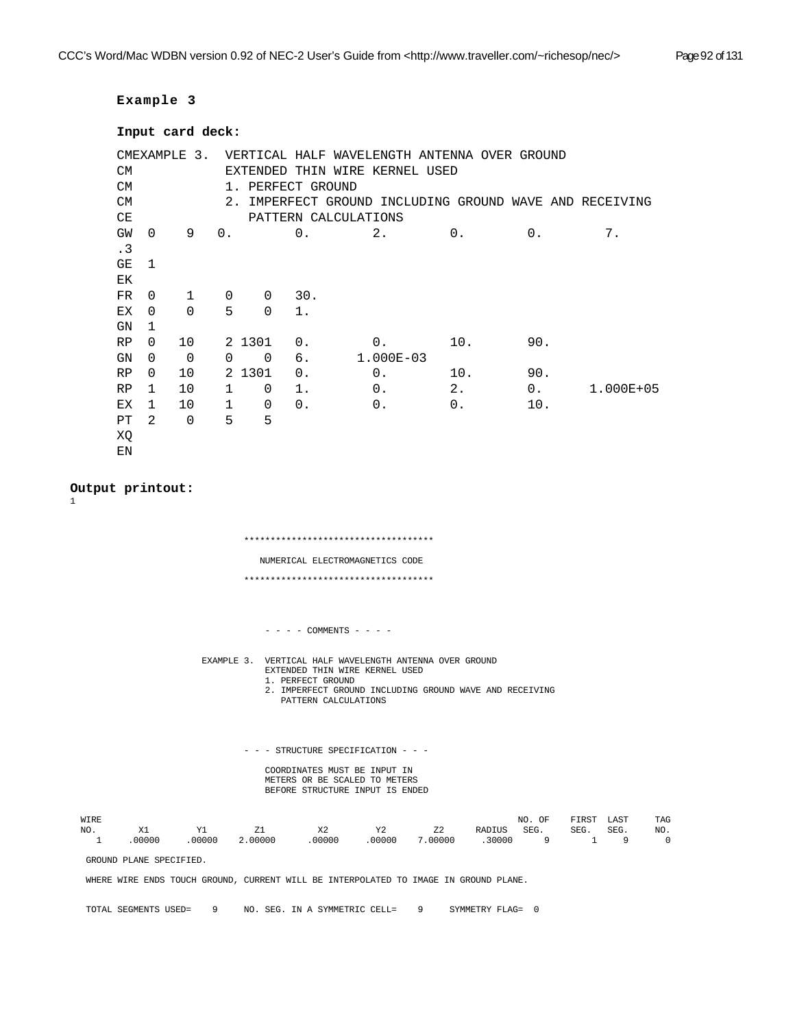**Example 3**

**Input card deck:**

```
CMEXAMPLE 3.  VERTICAL HALF WAVELENGTH ANTENNA OVER GROUND
CM            EXTENDED THIN WIRE KERNEL USED
CM            1. PERFECT GROUND
CM            2. IMPERFECT GROUND INCLUDING GROUND WAVE AND RECEIVING
CE               PATTERN CALCULATIONS
GW  0    9   0.        0.        2.        0.        0.        7.
.3
GE  1
EK
FR  0    1    0    0   30.
EX  0    0    5    0   1.
GN  1
RP  0   10    2 1301   0.        0.        10.       90.
GN  0    0    0    0   6.      1.000E-03
RP  0   10    2 1301   0.        0.        10.       90.
RP  1   10    1    0   1.        0.        2.        0.      1.000E+05
EX  1   10    1    0   0.        0.        0.        10.
PT  2    0    5    5
XQ
EN
```

**Output printout:**

```
1

                          ************************************

                             NUMERICAL ELECTROMAGNETICS CODE

                          ************************************



                              - - - - COMMENTS - - - -

                     EXAMPLE 3.  VERTICAL HALF WAVELENGTH ANTENNA OVER GROUND
                                 EXTENDED THIN WIRE KERNEL USED
                                 1. PERFECT GROUND
                                 2. IMPERFECT GROUND INCLUDING GROUND WAVE AND RECEIVING
                                    PATTERN CALCULATIONS



                          - - - STRUCTURE SPECIFICATION - - -

                              COORDINATES MUST BE INPUT IN
                              METERS OR BE SCALED TO METERS
                              BEFORE STRUCTURE INPUT IS ENDED

 WIRE                                                                        NO. OF    FIRST  LAST     TAG
 NO.        X1        Y1        Z1         X2        Y2        Z2      RADIUS   SEG.     SEG.   SEG.     NO.
   1     .00000    .00000   2.00000     .00000    .00000   7.00000    .30000      9        1     9       0

  GROUND PLANE SPECIFIED.

  WHERE WIRE ENDS TOUCH GROUND, CURRENT WILL BE INTERPOLATED TO IMAGE IN GROUND PLANE.


  TOTAL SEGMENTS USED=    9     NO. SEG. IN A SYMMETRIC CELL=    9     SYMMETRY FLAG=  0
```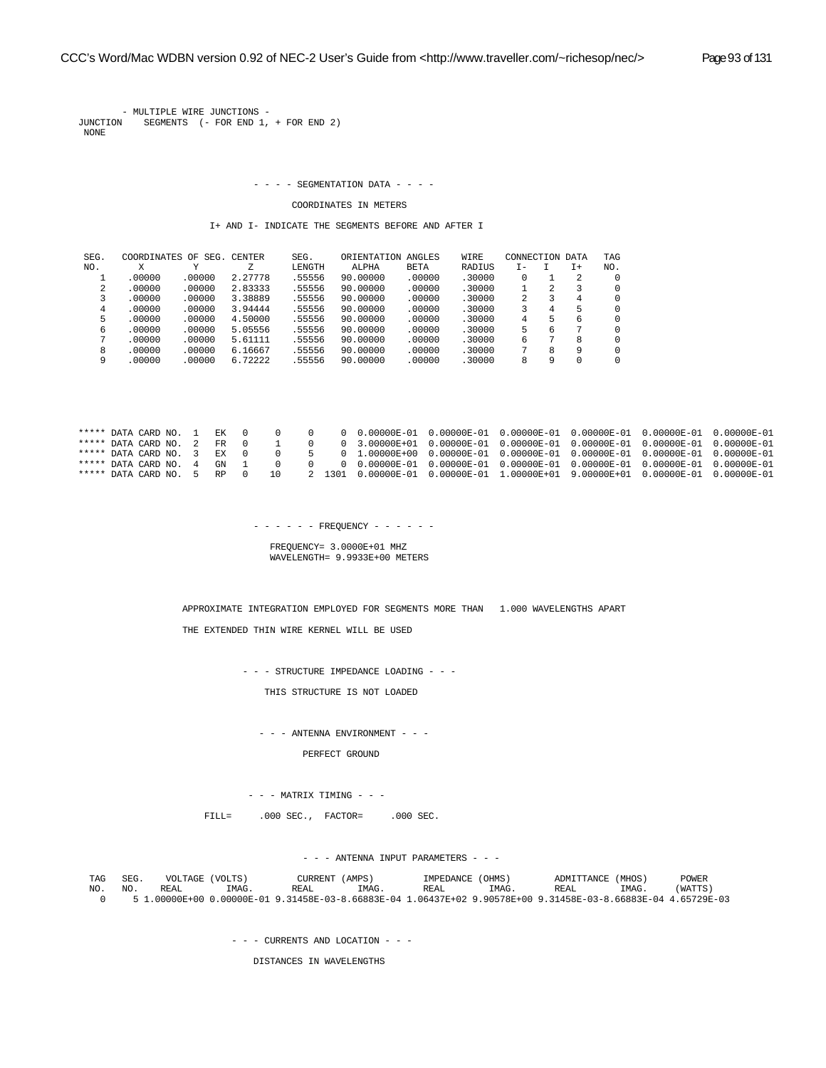```
       - MULTIPLE WIRE JUNCTIONS -
JUNCTION    SEGMENTS  (- FOR END 1, + FOR END 2)
 NONE



                              - - - - SEGMENTATION DATA - - - -

                                     COORDINATES IN METERS

                      I+ AND I- INDICATE THE SEGMENTS BEFORE AND AFTER I


 SEG.   COORDINATES OF SEG. CENTER     SEG.    ORIENTATION ANGLES     WIRE    CONNECTION DATA   TAG
 NO.      X        Y         Z        LENGTH     ALPHA      BETA     RADIUS    I-    I    I+    NO.
   1    .00000   .00000   2.27778    .55556   90.00000    .00000    .30000     0    1    2      0
   2    .00000   .00000   2.83333    .55556   90.00000    .00000    .30000     1    2    3      0
   3    .00000   .00000   3.38889    .55556   90.00000    .00000    .30000     2    3    4      0
   4    .00000   .00000   3.94444    .55556   90.00000    .00000    .30000     3    4    5      0
   5    .00000   .00000   4.50000    .55556   90.00000    .00000    .30000     4    5    6      0
   6    .00000   .00000   5.05556    .55556   90.00000    .00000    .30000     5    6    7      0
   7    .00000   .00000   5.61111    .55556   90.00000    .00000    .30000     6    7    8      0
   8    .00000   .00000   6.16667    .55556   90.00000    .00000    .30000     7    8    9      0
   9    .00000   .00000   6.72222    .55556   90.00000    .00000    .30000     8    9    0      0




***** DATA CARD NO.  1   EK  0     0     0     0  0.00000E-01  0.00000E-01  0.00000E-01  0.00000E-01  0.00000E-01  0.00000E-01
***** DATA CARD NO.  2   FR  0     1     0     0  3.00000E+01  0.00000E-01  0.00000E-01  0.00000E-01  0.00000E-01  0.00000E-01
***** DATA CARD NO.  3   EX  0     0     5     0  1.00000E+00  0.00000E-01  0.00000E-01  0.00000E-01  0.00000E-01  0.00000E-01
***** DATA CARD NO.  4   GN  1     0     0     0  0.00000E-01  0.00000E-01  0.00000E-01  0.00000E-01  0.00000E-01  0.00000E-01
***** DATA CARD NO.  5   RP  0    10     2  1301  0.00000E-01  0.00000E-01  1.00000E+01  9.00000E+01  0.00000E-01  0.00000E-01



                              - - - - - - FREQUENCY - - - - - -

                                  FREQUENCY= 3.0000E+01 MHZ
                                  WAVELENGTH= 9.9933E+00 METERS



                   APPROXIMATE INTEGRATION EMPLOYED FOR SEGMENTS MORE THAN   1.000 WAVELENGTHS APART

                   THE EXTENDED THIN WIRE KERNEL WILL BE USED


                             - - - STRUCTURE IMPEDANCE LOADING - - -

                                 THIS STRUCTURE IS NOT LOADED


                              - - - ANTENNA ENVIRONMENT - - -

                                        PERFECT GROUND


                               - - - MATRIX TIMING - - -

                        FILL=     .000 SEC.,  FACTOR=     .000 SEC.


                                    - - - ANTENNA INPUT PARAMETERS - - -

  TAG   SEG.    VOLTAGE (VOLTS)         CURRENT (AMPS)         IMPEDANCE (OHMS)        ADMITTANCE (MHOS)      POWER
  NO.   NO.   REAL        IMAG.       REAL        IMAG.       REAL        IMAG.       REAL        IMAG.      (WATTS)
   0      5 1.00000E+00 0.00000E-01 9.31458E-03-8.66883E-04 1.06437E+02 9.90578E+00 9.31458E-03-8.66883E-04 4.65729E-03


                           - - - CURRENTS AND LOCATION - - -

                                  DISTANCES IN WAVELENGTHS
```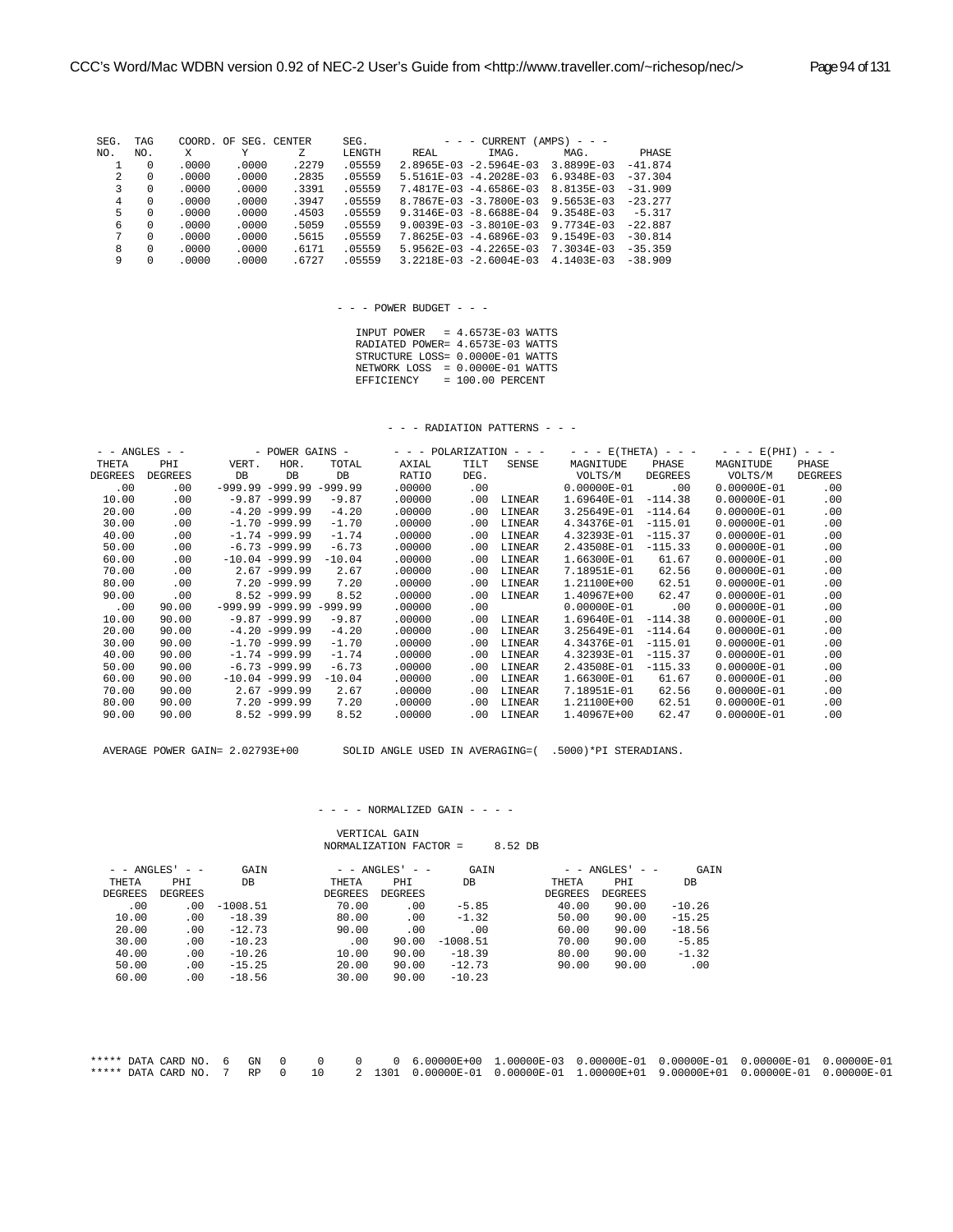```
SEG.  TAG    COORD. OF SEG. CENTER     SEG.          - - - CURRENT (AMPS) - - -
NO.   NO.     X         Y         Z     LENGTH     REAL        IMAG.        MAG.        PHASE
  1    0    .0000     .0000     .2279   .05559   2.8965E-03 -2.5964E-03  3.8899E-03  -41.874
  2    0    .0000     .0000     .2835   .05559   5.5161E-03 -4.2028E-03  6.9348E-03  -37.304
  3    0    .0000     .0000     .3391   .05559   7.4817E-03 -4.6586E-03  8.8135E-03  -31.909
  4    0    .0000     .0000     .3947   .05559   8.7867E-03 -3.7800E-03  9.5653E-03  -23.277
  5    0    .0000     .0000     .4503   .05559   9.3146E-03 -8.6688E-04  9.3548E-03   -5.317
  6    0    .0000     .0000     .5059   .05559   9.0039E-03 -3.8010E-03  9.7734E-03  -22.887
  7    0    .0000     .0000     .5615   .05559   7.8625E-03 -4.6896E-03  9.1549E-03  -30.814
  8    0    .0000     .0000     .6171   .05559   5.9562E-03 -4.2265E-03  7.3034E-03  -35.359
  9    0    .0000     .0000     .6727   .05559   3.2218E-03 -2.6004E-03  4.1403E-03  -38.909



                                           - - - POWER BUDGET - - -

                                             INPUT POWER   = 4.6573E-03 WATTS
                                             RADIATED POWER= 4.6573E-03 WATTS
                                             STRUCTURE LOSS= 0.0000E-01 WATTS
                                             NETWORK LOSS  = 0.0000E-01 WATTS
                                             EFFICIENCY    = 100.00 PERCENT



                                                    - - - RADIATION PATTERNS - - -

 - - ANGLES - -          - POWER GAINS -        - - - POLARIZATION - - -    - - - E(THETA) - - -     - - - E(PHI) - - -
 THETA     PHI        VERT.   HOR.    TOTAL      AXIAL     TILT   SENSE     MAGNITUDE     PHASE      MAGNITUDE      PHASE
DEGREES  DEGREES       DB      DB      DB        RATIO     DEG.              VOLTS/M     DEGREES      VOLTS/M      DEGREES
   .00      .00   -999.99 -999.99 -999.99     .00000      .00              0.00000E-01      .00    0.00000E-01       .00
 10.00      .00     -9.87 -999.99   -9.87     .00000      .00  LINEAR      1.69640E-01  -114.38    0.00000E-01       .00
 20.00      .00     -4.20 -999.99   -4.20     .00000      .00  LINEAR      3.25649E-01  -114.64    0.00000E-01       .00
 30.00      .00     -1.70 -999.99   -1.70     .00000      .00  LINEAR      4.34376E-01  -115.01    0.00000E-01       .00
 40.00      .00     -1.74 -999.99   -1.74     .00000      .00  LINEAR      4.32393E-01  -115.37    0.00000E-01       .00
 50.00      .00     -6.73 -999.99   -6.73     .00000      .00  LINEAR      2.43508E-01  -115.33    0.00000E-01       .00
 60.00      .00    -10.04 -999.99  -10.04     .00000      .00  LINEAR      1.66300E-01    61.67    0.00000E-01       .00
 70.00      .00      2.67 -999.99    2.67     .00000      .00  LINEAR      7.18951E-01    62.56    0.00000E-01       .00
 80.00      .00      7.20 -999.99    7.20     .00000      .00  LINEAR      1.21100E+00    62.51    0.00000E-01       .00
 90.00      .00      8.52 -999.99    8.52     .00000      .00  LINEAR      1.40967E+00    62.47    0.00000E-01       .00
   .00    90.00   -999.99 -999.99 -999.99     .00000      .00              0.00000E-01      .00    0.00000E-01       .00
 10.00    90.00     -9.87 -999.99   -9.87     .00000      .00  LINEAR      1.69640E-01  -114.38    0.00000E-01       .00
 20.00    90.00     -4.20 -999.99   -4.20     .00000      .00  LINEAR      3.25649E-01  -114.64    0.00000E-01       .00
 30.00    90.00     -1.70 -999.99   -1.70     .00000      .00  LINEAR      4.34376E-01  -115.01    0.00000E-01       .00
 40.00    90.00     -1.74 -999.99   -1.74     .00000      .00  LINEAR      4.32393E-01  -115.37    0.00000E-01       .00
 50.00    90.00     -6.73 -999.99   -6.73     .00000      .00  LINEAR      2.43508E-01  -115.33    0.00000E-01       .00
 60.00    90.00    -10.04 -999.99  -10.04     .00000      .00  LINEAR      1.66300E-01    61.67    0.00000E-01       .00
 70.00    90.00      2.67 -999.99    2.67     .00000      .00  LINEAR      7.18951E-01    62.56    0.00000E-01       .00
 80.00    90.00      7.20 -999.99    7.20     .00000      .00  LINEAR      1.21100E+00    62.51    0.00000E-01       .00
 90.00    90.00      8.52 -999.99    8.52     .00000      .00  LINEAR      1.40967E+00    62.47    0.00000E-01       .00


  AVERAGE POWER GAIN= 2.02793E+00       SOLID ANGLE USED IN AVERAGING=(  .5000)*PI STERADIANS.



                                       - - - - NORMALIZED GAIN - - - -

                                        VERTICAL GAIN
                                        NORMALIZATION FACTOR =     8.52 DB

  - - ANGLES' - -       GAIN          - - ANGLES' - -       GAIN          - - ANGLES' - -       GAIN
  THETA     PHI          DB           THETA     PHI          DB           THETA     PHI          DB
 DEGREES  DEGREES                    DEGREES  DEGREES                    DEGREES  DEGREES
    .00      .00    -1008.51          70.00      .00      -5.85          40.00    90.00     -10.26
  10.00      .00      -18.39          80.00      .00      -1.32          50.00    90.00     -15.25
  20.00      .00      -12.73          90.00      .00        .00          60.00    90.00     -18.56
  30.00      .00      -10.23            .00    90.00   -1008.51          70.00    90.00      -5.85
  40.00      .00      -10.26          10.00    90.00     -18.39          80.00    90.00      -1.32
  50.00      .00      -15.25          20.00    90.00     -12.73          90.00    90.00        .00
  60.00      .00      -18.56          30.00    90.00     -10.23



***** DATA CARD NO.  6   GN   0     0     0     0  6.00000E+00  1.00000E-03  0.00000E-01  0.00000E-01  0.00000E-01  0.00000E-01
***** DATA CARD NO.  7   RP   0    10     2  1301  0.00000E-01  0.00000E-01  1.00000E+01  9.00000E+01  0.00000E-01  0.00000E-01
```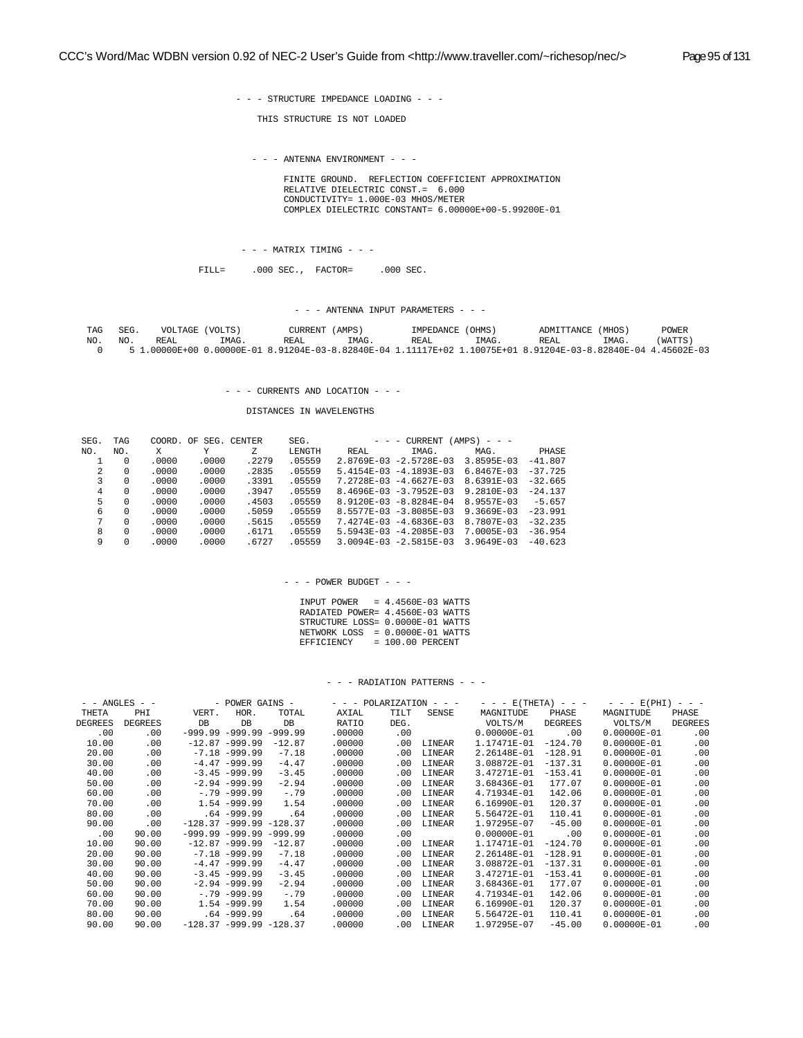```
                         - - - STRUCTURE IMPEDANCE LOADING - - -

                             THIS STRUCTURE IS NOT LOADED


                            - - - ANTENNA ENVIRONMENT - - -

                                 FINITE GROUND.  REFLECTION COEFFICIENT APPROXIMATION
                                 RELATIVE DIELECTRIC CONST.=  6.000
                                 CONDUCTIVITY= 1.000E-03 MHOS/METER
                                 COMPLEX DIELECTRIC CONSTANT= 6.00000E+00-5.99200E-01


                            - - - MATRIX TIMING - - -

                     FILL=     .000 SEC.,  FACTOR=     .000 SEC.


                                   - - - ANTENNA INPUT PARAMETERS - - -

  TAG   SEG.    VOLTAGE (VOLTS)         CURRENT (AMPS)         IMPEDANCE (OHMS)        ADMITTANCE (MHOS)      POWER
  NO.   NO.    REAL        IMAG.      REAL        IMAG.      REAL        IMAG.      REAL        IMAG.      (WATTS)
   0     5 1.00000E+00 0.00000E-01 8.91204E-03-8.82840E-04 1.11117E+02 1.10075E+01 8.91204E-03-8.82840E-04 4.45602E-03


                         - - - CURRENTS AND LOCATION - - -

                               DISTANCES IN WAVELENGTHS

SEG.  TAG    COORD. OF SEG. CENTER     SEG.          - - - CURRENT (AMPS) - - -
NO.   NO.     X        Y        Z      LENGTH     REAL       IMAG.       MAG.       PHASE
   1    0    .0000    .0000    .2279    .05559   2.8769E-03 -2.5728E-03  3.8595E-03  -41.807
   2    0    .0000    .0000    .2835    .05559   5.4154E-03 -4.1893E-03  6.8467E-03  -37.725
   3    0    .0000    .0000    .3391    .05559   7.2728E-03 -4.6627E-03  8.6391E-03  -32.665
   4    0    .0000    .0000    .3947    .05559   8.4696E-03 -3.7952E-03  9.2810E-03  -24.137
   5    0    .0000    .0000    .4503    .05559   8.9120E-03 -8.8284E-04  8.9557E-03   -5.657
   6    0    .0000    .0000    .5059    .05559   8.5577E-03 -3.8085E-03  9.3669E-03  -23.991
   7    0    .0000    .0000    .5615    .05559   7.4274E-03 -4.6836E-03  8.7807E-03  -32.235
   8    0    .0000    .0000    .6171    .05559   5.5943E-03 -4.2085E-03  7.0005E-03  -36.954
   9    0    .0000    .0000    .6727    .05559   3.0094E-03 -2.5815E-03  3.9649E-03  -40.623


                                 - - - POWER BUDGET - - -

                                   INPUT POWER   = 4.4560E-03 WATTS
                                   RADIATED POWER= 4.4560E-03 WATTS
                                   STRUCTURE LOSS= 0.0000E-01 WATTS
                                   NETWORK LOSS  = 0.0000E-01 WATTS
                                   EFFICIENCY    = 100.00 PERCENT


                                      - - - RADIATION PATTERNS - - -

 - - ANGLES - -          - POWER GAINS -       - - - POLARIZATION - - -    - - - E(THETA) - - -    - - - E(PHI) - - -
 THETA     PHI        VERT.   HOR.    TOTAL      AXIAL     TILT   SENSE      MAGNITUDE    PHASE      MAGNITUDE    PHASE
DEGREES  DEGREES       DB      DB      DB        RATIO     DEG.               VOLTS/M    DEGREES      VOLTS/M    DEGREES
    .00      .00    -999.99 -999.99 -999.99     .00000     .00              0.00000E-01      .00    0.00000E-01      .00
  10.00      .00     -12.87 -999.99  -12.87     .00000     .00  LINEAR      1.17471E-01  -124.70    0.00000E-01      .00
  20.00      .00      -7.18 -999.99   -7.18     .00000     .00  LINEAR      2.26148E-01  -128.91    0.00000E-01      .00
  30.00      .00      -4.47 -999.99   -4.47     .00000     .00  LINEAR      3.08872E-01  -137.31    0.00000E-01      .00
  40.00      .00      -3.45 -999.99   -3.45     .00000     .00  LINEAR      3.47271E-01  -153.41    0.00000E-01      .00
  50.00      .00      -2.94 -999.99   -2.94     .00000     .00  LINEAR      3.68436E-01   177.07    0.00000E-01      .00
  60.00      .00       -.79 -999.99    -.79     .00000     .00  LINEAR      4.71934E-01   142.06    0.00000E-01      .00
  70.00      .00       1.54 -999.99    1.54     .00000     .00  LINEAR      6.16990E-01   120.37    0.00000E-01      .00
  80.00      .00        .64 -999.99     .64     .00000     .00  LINEAR      5.56472E-01   110.41    0.00000E-01      .00
  90.00      .00    -128.37 -999.99 -128.37     .00000     .00  LINEAR      1.97295E-07   -45.00    0.00000E-01      .00
    .00    90.00    -999.99 -999.99 -999.99     .00000     .00              0.00000E-01      .00    0.00000E-01      .00
  10.00    90.00     -12.87 -999.99  -12.87     .00000     .00  LINEAR      1.17471E-01  -124.70    0.00000E-01      .00
  20.00    90.00      -7.18 -999.99   -7.18     .00000     .00  LINEAR      2.26148E-01  -128.91    0.00000E-01      .00
  30.00    90.00      -4.47 -999.99   -4.47     .00000     .00  LINEAR      3.08872E-01  -137.31    0.00000E-01      .00
  40.00    90.00      -3.45 -999.99   -3.45     .00000     .00  LINEAR      3.47271E-01  -153.41    0.00000E-01      .00
  50.00    90.00      -2.94 -999.99   -2.94     .00000     .00  LINEAR      3.68436E-01   177.07    0.00000E-01      .00
  60.00    90.00       -.79 -999.99    -.79     .00000     .00  LINEAR      4.71934E-01   142.06    0.00000E-01      .00
  70.00    90.00       1.54 -999.99    1.54     .00000     .00  LINEAR      6.16990E-01   120.37    0.00000E-01      .00
  80.00    90.00        .64 -999.99     .64     .00000     .00  LINEAR      5.56472E-01   110.41    0.00000E-01      .00
  90.00    90.00    -128.37 -999.99 -128.37     .00000     .00  LINEAR      1.97295E-07   -45.00    0.00000E-01      .00
```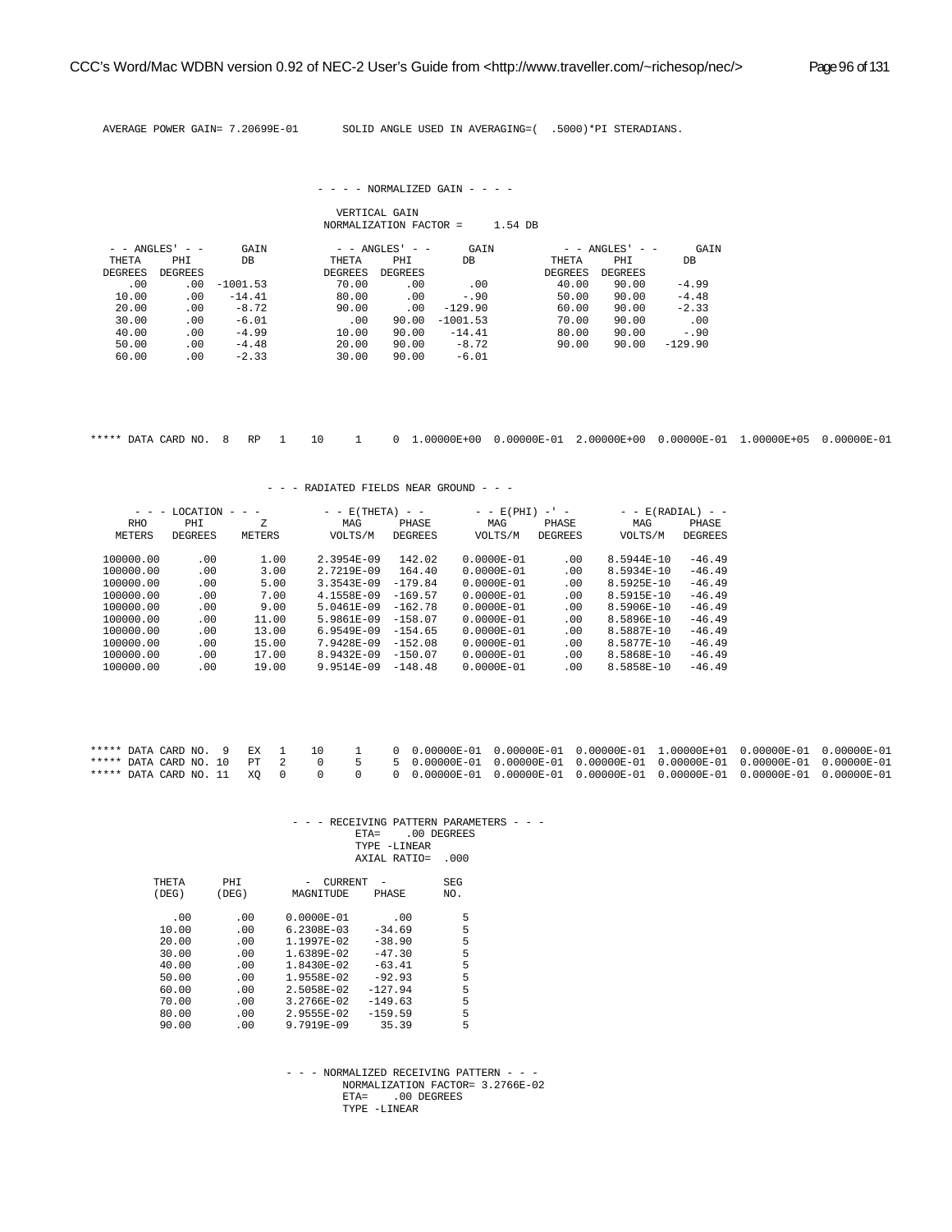```
 AVERAGE POWER GAIN= 7.20699E-01       SOLID ANGLE USED IN AVERAGING=(  .5000)*PI STERADIANS.



                                   - - - - NORMALIZED GAIN - - - -

                                     VERTICAL GAIN
                                   NORMALIZATION FACTOR =     1.54 DB

  - - ANGLES' - -       GAIN          - - ANGLES' - -      GAIN           - - ANGLES' - -      GAIN
  THETA     PHI          DB           THETA     PHI         DB            THETA     PHI         DB
 DEGREES  DEGREES                    DEGREES  DEGREES                    DEGREES  DEGREES
    .00      .00   -1001.53            70.00      .00        .00           40.00    90.00      -4.99
  10.00      .00     -14.41            80.00      .00       -.90           50.00    90.00      -4.48
  20.00      .00      -8.72            90.00      .00    -129.90           60.00    90.00      -2.33
  30.00      .00      -6.01              .00    90.00   -1001.53           70.00    90.00        .00
  40.00      .00      -4.99            10.00    90.00     -14.41           80.00    90.00       -.90
  50.00      .00      -4.48            20.00    90.00      -8.72           90.00    90.00    -129.90
  60.00      .00      -2.33            30.00    90.00      -6.01




***** DATA CARD NO.  8   RP   1    10     1     0  1.00000E+00  0.00000E-01  2.00000E+00  0.00000E-01  1.00000E+05  0.00000E-01



                               - - - RADIATED FIELDS NEAR GROUND - - -

      - - - LOCATION - - -            - - E(THETA) - -        - - E(PHI) -' -         - - E(RADIAL) - -
    RHO        PHI         Z            MAG       PHASE          MAG       PHASE          MAG       PHASE
   METERS    DEGREES     METERS        VOLTS/M   DEGREES        VOLTS/M   DEGREES        VOLTS/M   DEGREES

  100000.00      .00        1.00      2.3954E-09   142.02     0.0000E-01      .00      8.5944E-10   -46.49
  100000.00      .00        3.00      2.7219E-09   164.40     0.0000E-01      .00      8.5934E-10   -46.49
  100000.00      .00        5.00      3.3543E-09  -179.84     0.0000E-01      .00      8.5925E-10   -46.49
  100000.00      .00        7.00      4.1558E-09  -169.57     0.0000E-01      .00      8.5915E-10   -46.49
  100000.00      .00        9.00      5.0461E-09  -162.78     0.0000E-01      .00      8.5906E-10   -46.49
  100000.00      .00       11.00      5.9861E-09  -158.07     0.0000E-01      .00      8.5896E-10   -46.49
  100000.00      .00       13.00      6.9549E-09  -154.65     0.0000E-01      .00      8.5887E-10   -46.49
  100000.00      .00       15.00      7.9428E-09  -152.08     0.0000E-01      .00      8.5877E-10   -46.49
  100000.00      .00       17.00      8.9432E-09  -150.07     0.0000E-01      .00      8.5868E-10   -46.49
  100000.00      .00       19.00      9.9514E-09  -148.48     0.0000E-01      .00      8.5858E-10   -46.49




***** DATA CARD NO.  9   EX   1    10     1     0  0.00000E-01  0.00000E-01  0.00000E-01  1.00000E+01  0.00000E-01  0.00000E-01
***** DATA CARD NO. 10   PT   2     0     5     5  0.00000E-01  0.00000E-01  0.00000E-01  0.00000E-01  0.00000E-01  0.00000E-01
***** DATA CARD NO. 11   XQ   0     0     0     0  0.00000E-01  0.00000E-01  0.00000E-01  0.00000E-01  0.00000E-01  0.00000E-01



                                 - - - RECEIVING PATTERN PARAMETERS - - -
                                          ETA=    .00 DEGREES
                                          TYPE -LINEAR
                                          AXIAL RATIO=  .000

          THETA      PHI          -  CURRENT  -         SEG
          (DEG)      (DEG)       MAGNITUDE    PHASE      NO.

            .00       .00      0.0000E-01       .00        5
          10.00       .00      6.2308E-03    -34.69        5
          20.00       .00      1.1997E-02    -38.90        5
          30.00       .00      1.6389E-02    -47.30        5
          40.00       .00      1.8430E-02    -63.41        5
          50.00       .00      1.9558E-02    -92.93        5
          60.00       .00      2.5058E-02   -127.94        5
          70.00       .00      3.2766E-02   -149.63        5
          80.00       .00      2.9555E-02   -159.59        5
          90.00       .00      9.7919E-09     35.39        5


                                 - - - NORMALIZED RECEIVING PATTERN - - -
                                       NORMALIZATION FACTOR= 3.2766E-02
                                       ETA=    .00 DEGREES
                                       TYPE -LINEAR
```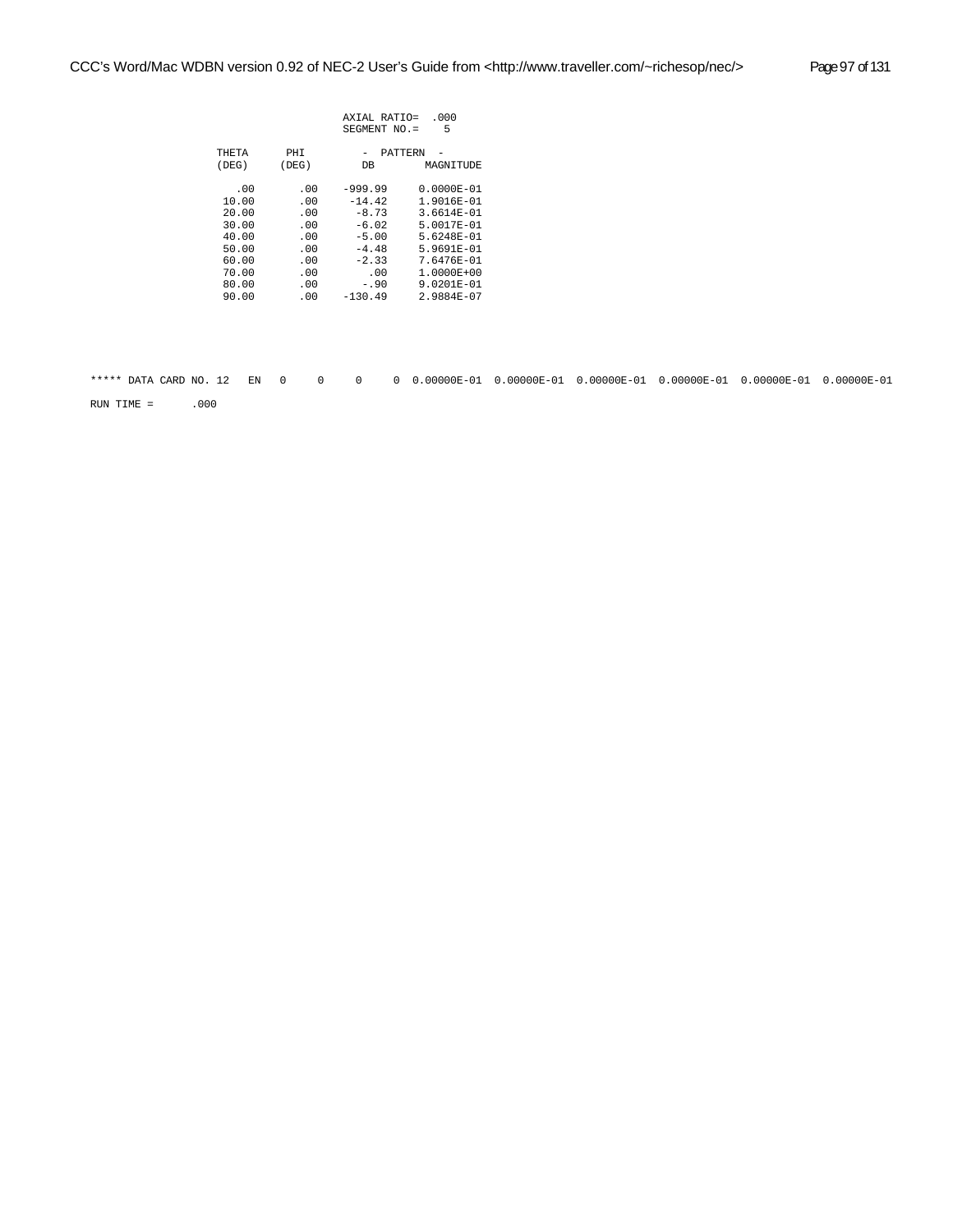```
                    AXIAL RATIO=   .000
                    SEGMENT NO.=    5

 THETA      PHI        -  PATTERN  -
 (DEG)     (DEG)        DB        MAGNITUDE

   .00       .00    -999.99     0.0000E-01
 10.00       .00     -14.42     1.9016E-01
 20.00       .00      -8.73     3.6614E-01
 30.00       .00      -6.02     5.0017E-01
 40.00       .00      -5.00     5.6248E-01
 50.00       .00      -4.48     5.9691E-01
 60.00       .00      -2.33     7.6476E-01
 70.00       .00        .00     1.0000E+00
 80.00       .00       -.90     9.0201E-01
 90.00       .00    -130.49     2.9884E-07




***** DATA CARD NO. 12   EN   0     0     0     0  0.00000E-01  0.00000E-01  0.00000E-01  0.00000E-01  0.00000E-01  0.00000E-01

RUN TIME =      .000
```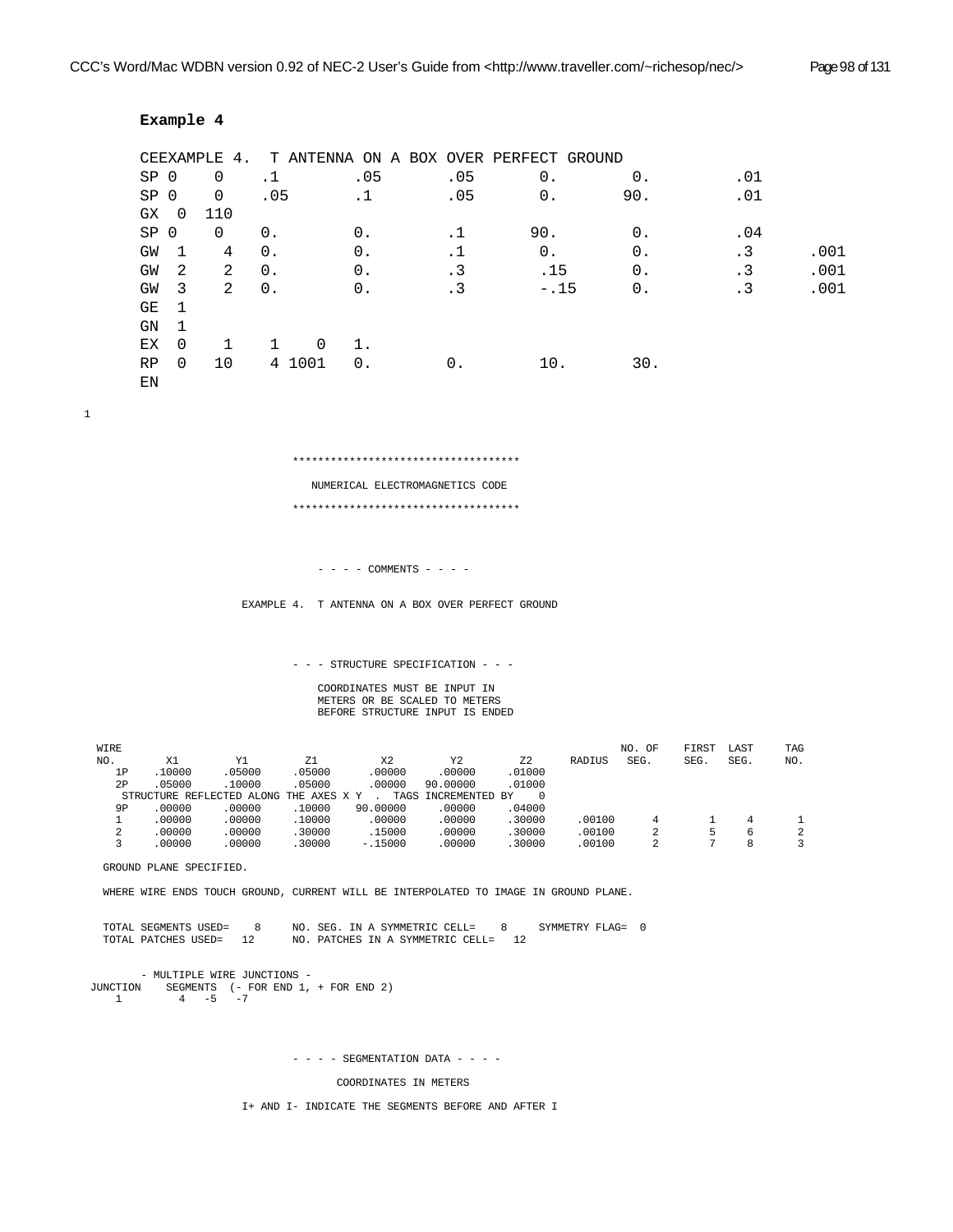**Example 4**

```
CEEXAMPLE 4.  T ANTENNA ON A BOX OVER PERFECT GROUND
SP 0    0    .1       .05      .05      0.       0.       .01
SP 0    0    .05      .1       .05      0.       90.      .01
GX  0  110
SP 0    0    0.       0.       .1       90.      0.       .04
GW  1    4   0.       0.       .1       0.       0.       .3       .001
GW  2    2   0.       0.       .3       .15      0.       .3       .001
GW  3    2   0.       0.       .3       -.15     0.       .3       .001
GE  1
GN  1
EX  0    1    1    0   1.
RP  0   10    4 1001   0.       0.       10.      30.
EN
```

```
1

                             ************************************

                                NUMERICAL ELECTROMAGNETICS CODE

                             ************************************



                                 - - - - COMMENTS - - - -

                      EXAMPLE 4.  T ANTENNA ON A BOX OVER PERFECT GROUND



                             - - - STRUCTURE SPECIFICATION - - -

                                 COORDINATES MUST BE INPUT IN
                                 METERS OR BE SCALED TO METERS
                                 BEFORE STRUCTURE INPUT IS ENDED

 WIRE                                                                          NO. OF    FIRST  LAST     TAG
 NO.        X1         Y1         Z1          X2         Y2         Z2      RADIUS   SEG.     SEG.   SEG.     NO.
    1P    .10000     .05000     .05000      .00000     .00000     .01000
    2P    .05000     .10000     .05000      .00000   90.00000     .01000
   STRUCTURE REFLECTED ALONG THE AXES X Y  .  TAGS INCREMENTED BY    0
    9P    .00000     .00000     .10000    90.00000     .00000     .04000
    1     .00000     .00000     .10000      .00000     .00000     .30000     .00100      4        1     4       1
    2     .00000     .00000     .30000      .15000     .00000     .30000     .00100      2        5     6       2
    3     .00000     .00000     .30000     -.15000     .00000     .30000     .00100      2        7     8       3

  GROUND PLANE SPECIFIED.

  WHERE WIRE ENDS TOUCH GROUND, CURRENT WILL BE INTERPOLATED TO IMAGE IN GROUND PLANE.


  TOTAL SEGMENTS USED=    8     NO. SEG. IN A SYMMETRIC CELL=    8     SYMMETRY FLAG=  0
  TOTAL PATCHES USED=   12      NO. PATCHES IN A SYMMETRIC CELL=   12


        - MULTIPLE WIRE JUNCTIONS -
 JUNCTION    SEGMENTS  (- FOR END 1, + FOR END 2)
    1         4   -5   -7



                             - - - - SEGMENTATION DATA - - - -

                                    COORDINATES IN METERS

                      I+ AND I- INDICATE THE SEGMENTS BEFORE AND AFTER I
```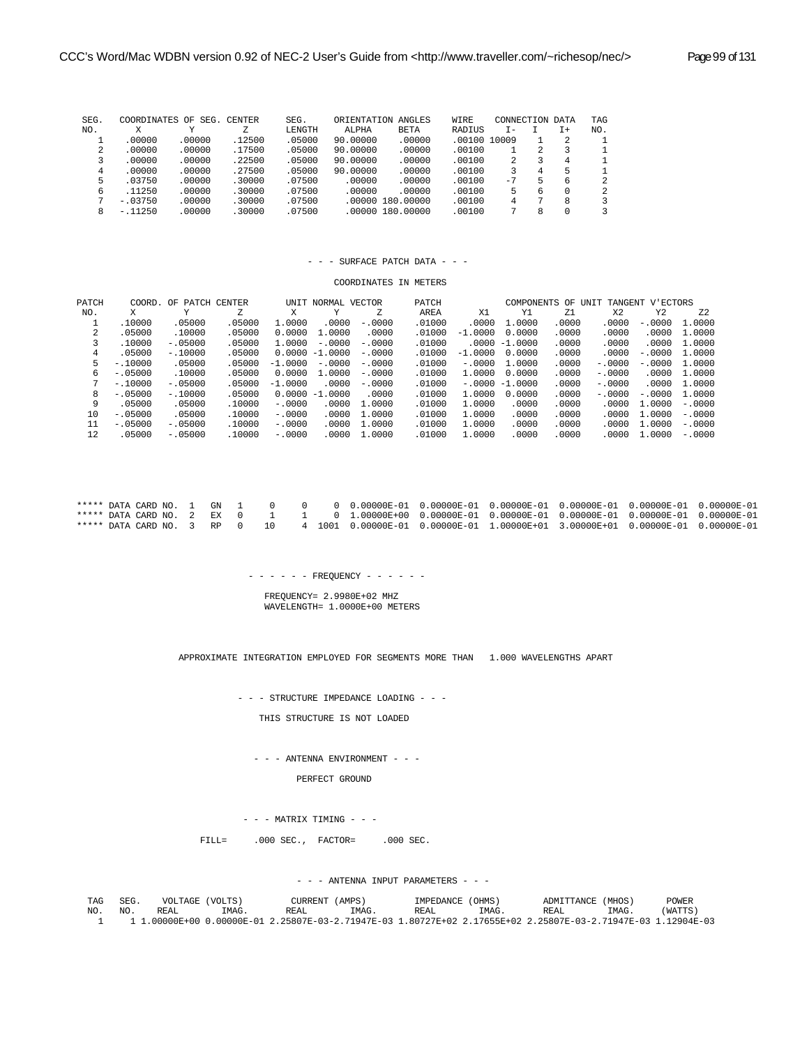```
SEG.    COORDINATES OF SEG. CENTER      SEG.     ORIENTATION ANGLES     WIRE     CONNECTION DATA    TAG
NO.       X          Y          Z      LENGTH     ALPHA      BETA      RADIUS    I-     I     I+    NO.
  1     .00000     .00000     .12500   .05000   90.00000    .00000    .00100 10009     1     2      1
  2     .00000     .00000     .17500   .05000   90.00000    .00000    .00100     1     2     3      1
  3     .00000     .00000     .22500   .05000   90.00000    .00000    .00100     2     3     4      1
  4     .00000     .00000     .27500   .05000   90.00000    .00000    .00100     3     4     5      1
  5     .03750     .00000     .30000   .07500     .00000    .00000    .00100    -7     5     6      2
  6     .11250     .00000     .30000   .07500     .00000    .00000    .00100     5     6     0      2
  7    -.03750     .00000     .30000   .07500     .00000 180.00000    .00100     4     7     8      3
  8    -.11250     .00000     .30000   .07500     .00000 180.00000    .00100     7     8     0      3



                                   - - - SURFACE PATCH DATA - - -

                                      COORDINATES IN METERS

PATCH      COORD. OF PATCH CENTER        UNIT NORMAL VECTOR      PATCH           COMPONENTS OF UNIT TANGENT V'ECTORS
 NO.       X          Y          Z       X       Y       Z       AREA       X1      Y1      Z1       X2      Y2      Z2
  1     .10000     .05000     .05000  1.0000   .0000  -.0000    .01000     .0000  1.0000   .0000    .0000  -.0000  1.0000
  2     .05000     .10000     .05000  0.0000  1.0000   .0000    .01000   -1.0000  0.0000   .0000    .0000   .0000  1.0000
  3     .10000    -.05000     .05000  1.0000  -.0000  -.0000    .01000     .0000 -1.0000   .0000    .0000   .0000  1.0000
  4     .05000    -.10000     .05000  0.0000 -1.0000  -.0000    .01000   -1.0000  0.0000   .0000    .0000  -.0000  1.0000
  5    -.10000     .05000     .05000 -1.0000  -.0000  -.0000    .01000    -.0000  1.0000   .0000   -.0000  -.0000  1.0000
  6    -.05000     .10000     .05000  0.0000  1.0000  -.0000    .01000    1.0000  0.0000   .0000   -.0000   .0000  1.0000
  7    -.10000    -.05000     .05000 -1.0000   .0000  -.0000    .01000    -.0000 -1.0000   .0000   -.0000   .0000  1.0000
  8    -.05000    -.10000     .05000  0.0000 -1.0000   .0000    .01000    1.0000  0.0000   .0000   -.0000  -.0000  1.0000
  9     .05000     .05000     .10000  -.0000   .0000  1.0000    .01000    1.0000   .0000   .0000    .0000  1.0000  -.0000
 10    -.05000     .05000     .10000  -.0000   .0000  1.0000    .01000    1.0000   .0000   .0000    .0000  1.0000  -.0000
 11    -.05000    -.05000     .10000  -.0000   .0000  1.0000    .01000    1.0000   .0000   .0000    .0000  1.0000  -.0000
 12     .05000    -.05000     .10000  -.0000   .0000  1.0000    .01000    1.0000   .0000   .0000    .0000  1.0000  -.0000




***** DATA CARD NO.  1   GN   1     0     0     0  0.00000E-01  0.00000E-01  0.00000E-01  0.00000E-01  0.00000E-01  0.00000E-01
***** DATA CARD NO.  2   EX   0     1     1     0  1.00000E+00  0.00000E-01  0.00000E-01  0.00000E-01  0.00000E-01  0.00000E-01
***** DATA CARD NO.  3   RP   0    10     4  1001  0.00000E-01  0.00000E-01  1.00000E+01  3.00000E+01  0.00000E-01  0.00000E-01


                                - - - - - - FREQUENCY - - - - - -

                                   FREQUENCY= 2.9980E+02 MHZ
                                   WAVELENGTH= 1.0000E+00 METERS


                       APPROXIMATE INTEGRATION EMPLOYED FOR SEGMENTS MORE THAN   1.000 WAVELENGTHS APART


                              - - - STRUCTURE IMPEDANCE LOADING - - -

                                  THIS STRUCTURE IS NOT LOADED


                                - - - ANTENNA ENVIRONMENT - - -

                                         PERFECT GROUND


                               - - - MATRIX TIMING - - -

                        FILL=     .000 SEC.,  FACTOR=     .000 SEC.


                                  - - - ANTENNA INPUT PARAMETERS - - -

 TAG   SEG.    VOLTAGE (VOLTS)          CURRENT (AMPS)          IMPEDANCE (OHMS)         ADMITTANCE (MHOS)        POWER
 NO.   NO.    REAL        IMAG.        REAL        IMAG.        REAL        IMAG.        REAL        IMAG.       (WATTS)
  1      1 1.00000E+00 0.00000E-01 2.25807E-03-2.71947E-03 1.80727E+02 2.17655E+02 2.25807E-03-2.71947E-03 1.12904E-03
```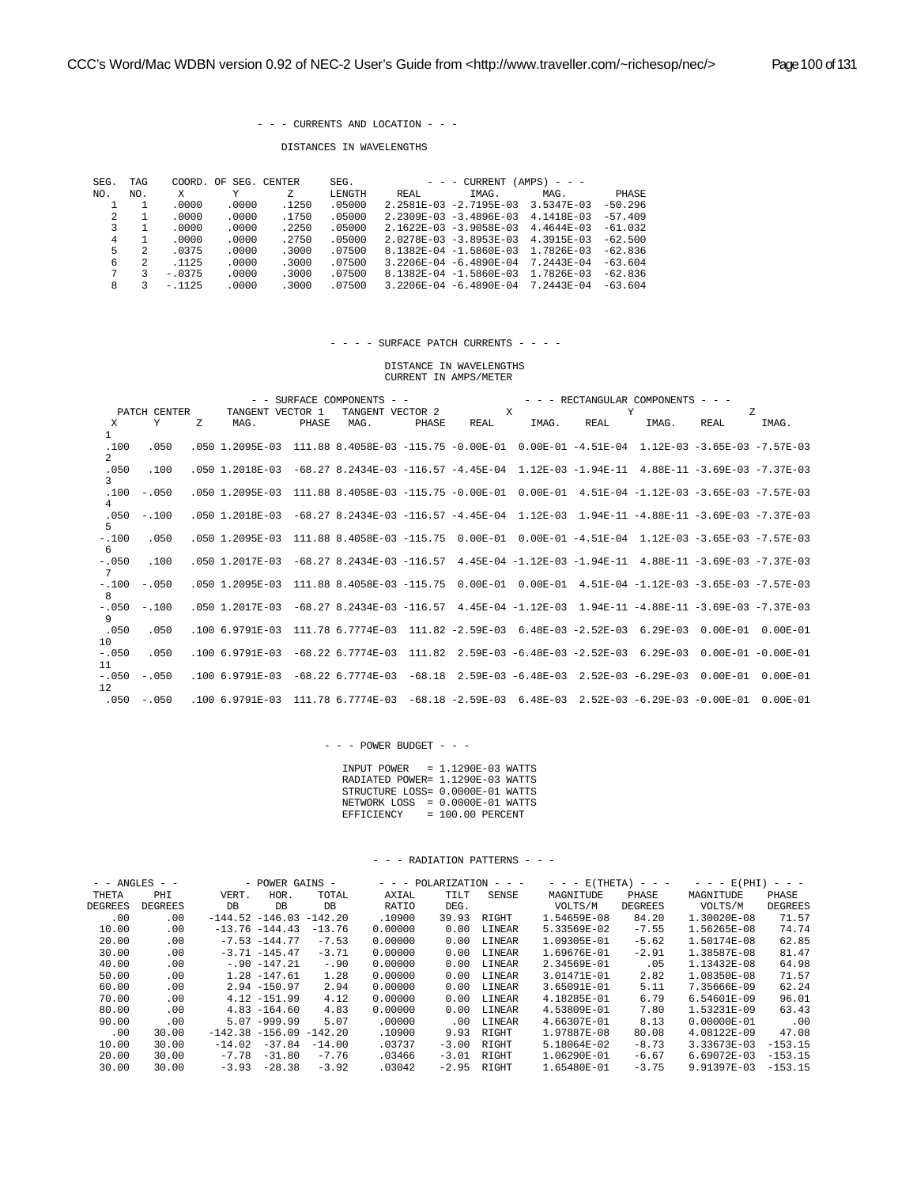- - - CURRENTS AND LOCATION - - -

DISTANCES IN WAVELENGTHS

| SEG. NO. | TAG NO. | COORD. OF SEG. CENTER X | Y | Z | SEG. LENGTH | - - - CURRENT (AMPS) - - - REAL | IMAG. | MAG. | PHASE |
|---|---|---|---|---|---|---|---|---|---|
| 1 | 1 | .0000 | .0000 | .1250 | .05000 | 2.2581E-03 | -2.7195E-03 | 3.5347E-03 | -50.296 |
| 2 | 1 | .0000 | .0000 | .1750 | .05000 | 2.2309E-03 | -3.4896E-03 | 4.1418E-03 | -57.409 |
| 3 | 1 | .0000 | .0000 | .2250 | .05000 | 2.1622E-03 | -3.9058E-03 | 4.4644E-03 | -61.032 |
| 4 | 1 | .0000 | .0000 | .2750 | .05000 | 2.0278E-03 | -3.8953E-03 | 4.3915E-03 | -62.500 |
| 5 | 2 | .0375 | .0000 | .3000 | .07500 | 8.1382E-04 | -1.5860E-03 | 1.7826E-03 | -62.836 |
| 6 | 2 | .1125 | .0000 | .3000 | .07500 | 3.2206E-04 | -6.4890E-04 | 7.2443E-04 | -63.604 |
| 7 | 3 | -.0375 | .0000 | .3000 | .07500 | 8.1382E-04 | -1.5860E-03 | 1.7826E-03 | -62.836 |
| 8 | 3 | -.1125 | .0000 | .3000 | .07500 | 3.2206E-04 | -6.4890E-04 | 7.2443E-04 | -63.604 |

- - - - SURFACE PATCH CURRENTS - - - -

DISTANCE IN WAVELENGTHS
CURRENT IN AMPS/METER

| | PATCH CENTER | | - - SURFACE COMPONENTS - - TANGENT VECTOR 1 | | TANGENT VECTOR 2 | | - - - RECTANGULAR COMPONENTS - - - X | | Y | | Z | |
|---|---|---|---|---|---|---|---|---|---|---|---|---|
| | X | Y | Z | MAG. | PHASE | MAG. | PHASE | REAL | IMAG. | REAL | IMAG. | REAL | IMAG. |
| 1 | .100 | .050 | .050 | 1.2095E-03 | 111.88 | 8.4058E-03 | -115.75 | -0.00E-01 | 0.00E-01 | -4.51E-04 | 1.12E-03 | -3.65E-03 | -7.57E-03 |
| 2 | .050 | .100 | .050 | 1.2018E-03 | -68.27 | 8.2434E-03 | -116.57 | -4.45E-04 | 1.12E-03 | -1.94E-11 | 4.88E-11 | -3.69E-03 | -7.37E-03 |
| 3 | .100 | -.050 | .050 | 1.2095E-03 | 111.88 | 8.4058E-03 | -115.75 | -0.00E-01 | 0.00E-01 | 4.51E-04 | -1.12E-03 | -3.65E-03 | -7.57E-03 |
| 4 | .050 | -.100 | .050 | 1.2018E-03 | -68.27 | 8.2434E-03 | -116.57 | -4.45E-04 | 1.12E-03 | 1.94E-11 | -4.88E-11 | -3.69E-03 | -7.37E-03 |
| 5 | -.100 | .050 | .050 | 1.2095E-03 | 111.88 | 8.4058E-03 | -115.75 | 0.00E-01 | 0.00E-01 | -4.51E-04 | 1.12E-03 | -3.65E-03 | -7.57E-03 |
| 6 | -.050 | .100 | .050 | 1.2017E-03 | -68.27 | 8.2434E-03 | -116.57 | 4.45E-04 | -1.12E-03 | -1.94E-11 | 4.88E-11 | -3.69E-03 | -7.37E-03 |
| 7 | -.100 | -.050 | .050 | 1.2095E-03 | 111.88 | 8.4058E-03 | -115.75 | 0.00E-01 | 0.00E-01 | 4.51E-04 | -1.12E-03 | -3.65E-03 | -7.57E-03 |
| 8 | -.050 | -.100 | .050 | 1.2017E-03 | -68.27 | 8.2434E-03 | -116.57 | 4.45E-04 | -1.12E-03 | 1.94E-11 | -4.88E-11 | -3.69E-03 | -7.37E-03 |
| 9 | .050 | .050 | .100 | 6.9791E-03 | 111.78 | 6.7774E-03 | 111.82 | -2.59E-03 | 6.48E-03 | -2.52E-03 | 6.29E-03 | 0.00E-01 | 0.00E-01 |
| 10 | -.050 | .050 | .100 | 6.9791E-03 | -68.22 | 6.7774E-03 | 111.82 | 2.59E-03 | -6.48E-03 | -2.52E-03 | 6.29E-03 | 0.00E-01 | -0.00E-01 |
| 11 | -.050 | -.050 | .100 | 6.9791E-03 | -68.22 | 6.7774E-03 | -68.18 | 2.59E-03 | -6.48E-03 | 2.52E-03 | -6.29E-03 | 0.00E-01 | 0.00E-01 |
| 12 | .050 | -.050 | .100 | 6.9791E-03 | 111.78 | 6.7774E-03 | -68.18 | -2.59E-03 | 6.48E-03 | 2.52E-03 | -6.29E-03 | -0.00E-01 | 0.00E-01 |

- - - POWER BUDGET - - -

```
INPUT POWER    = 1.1290E-03 WATTS
RADIATED POWER= 1.1290E-03 WATTS
STRUCTURE LOSS= 0.0000E-01 WATTS
NETWORK LOSS  = 0.0000E-01 WATTS
EFFICIENCY     = 100.00 PERCENT
```

- - - RADIATION PATTERNS - - -

| - - ANGLES - - THETA DEGREES | PHI DEGREES | - POWER GAINS - VERT. DB | HOR. DB | TOTAL DB | - - - POLARIZATION - - - AXIAL RATIO | TILT DEG. | SENSE | - - - E(THETA) - - - MAGNITUDE VOLTS/M | PHASE DEGREES | - - - E(PHI) - - - MAGNITUDE VOLTS/M | PHASE DEGREES |
|---|---|---|---|---|---|---|---|---|---|---|---|
| .00 | .00 | -144.52 | -146.03 | -142.20 | .10900 | 39.93 | RIGHT | 1.54659E-08 | 84.20 | 1.30020E-08 | 71.57 |
| 10.00 | .00 | -13.76 | -144.43 | -13.76 | 0.00000 | 0.00 | LINEAR | 5.33569E-02 | -7.55 | 1.56265E-08 | 74.74 |
| 20.00 | .00 | -7.53 | -144.77 | -7.53 | 0.00000 | 0.00 | LINEAR | 1.09305E-01 | -5.62 | 1.50174E-08 | 62.85 |
| 30.00 | .00 | -3.71 | -145.47 | -3.71 | 0.00000 | 0.00 | LINEAR | 1.69676E-01 | -2.91 | 1.38587E-08 | 81.47 |
| 40.00 | .00 | -.90 | -147.21 | -.90 | 0.00000 | 0.00 | LINEAR | 2.34569E-01 | .05 | 1.13432E-08 | 64.98 |
| 50.00 | .00 | 1.28 | -147.61 | 1.28 | 0.00000 | 0.00 | LINEAR | 3.01471E-01 | 2.82 | 1.08350E-08 | 71.57 |
| 60.00 | .00 | 2.94 | -150.97 | 2.94 | 0.00000 | 0.00 | LINEAR | 3.65091E-01 | 5.11 | 7.35666E-09 | 62.24 |
| 70.00 | .00 | 4.12 | -151.99 | 4.12 | 0.00000 | 0.00 | LINEAR | 4.18285E-01 | 6.79 | 6.54601E-09 | 96.01 |
| 80.00 | .00 | 4.83 | -164.60 | 4.83 | 0.00000 | 0.00 | LINEAR | 4.53809E-01 | 7.80 | 1.53231E-09 | 63.43 |
| 90.00 | .00 | 5.07 | -999.99 | 5.07 | .00000 | .00 | LINEAR | 4.66307E-01 | 8.13 | 0.00000E-01 | .00 |
| .00 | 30.00 | -142.38 | -156.09 | -142.20 | .10900 | 9.93 | RIGHT | 1.97887E-08 | 80.08 | 4.08122E-09 | 47.08 |
| 10.00 | 30.00 | -14.02 | -37.84 | -14.00 | .03737 | -3.00 | RIGHT | 5.18064E-02 | -8.73 | 3.33673E-03 | -153.15 |
| 20.00 | 30.00 | -7.78 | -31.80 | -7.76 | .03466 | -3.01 | RIGHT | 1.06290E-01 | -6.67 | 6.69072E-03 | -153.15 |
| 30.00 | 30.00 | -3.93 | -28.38 | -3.92 | .03042 | -2.95 | RIGHT | 1.65480E-01 | -3.75 | 9.91397E-03 | -153.15 |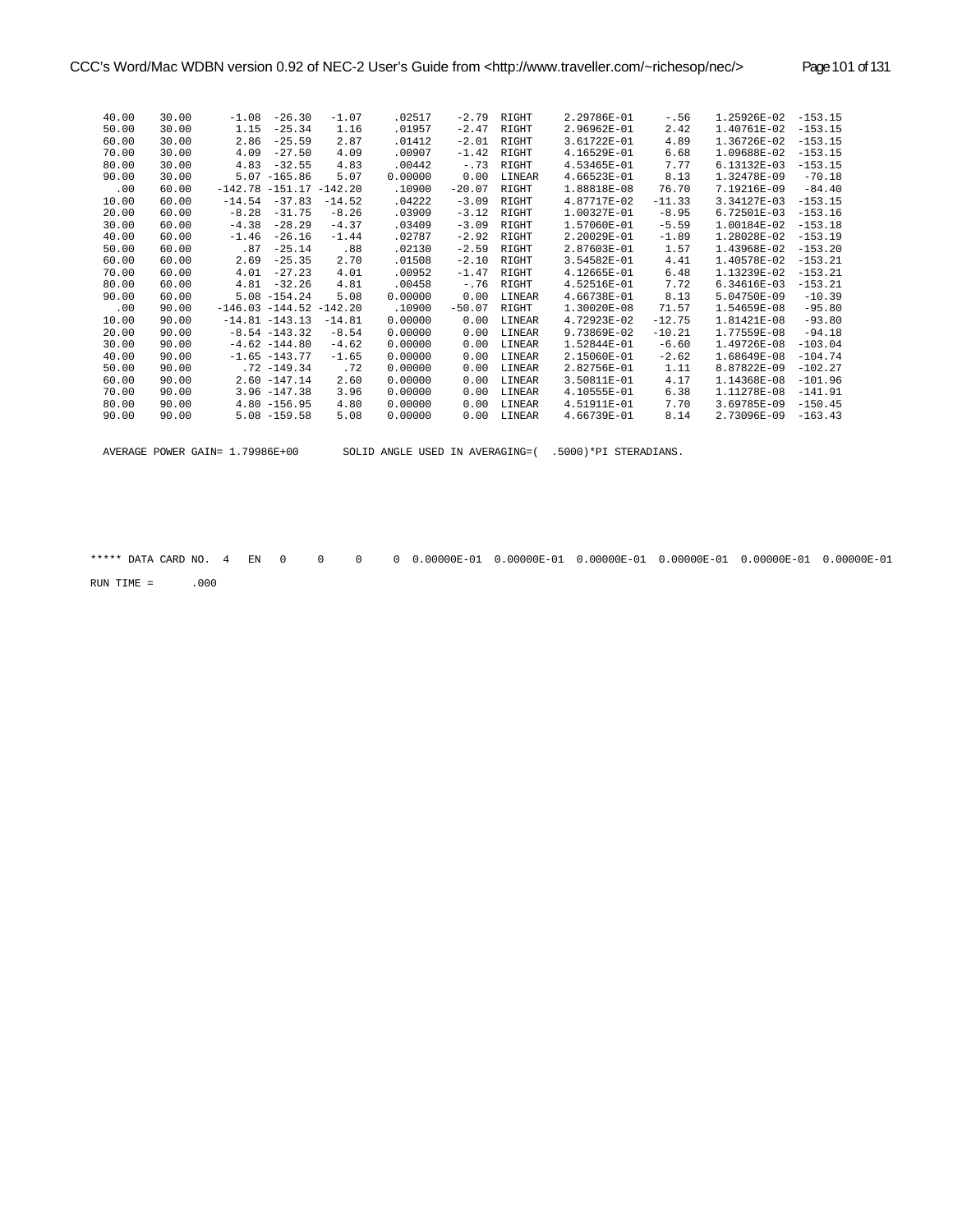```
 40.00   30.00      -1.08  -26.30   -1.07     .02517    -2.79  RIGHT     2.29786E-01     -.56    1.25926E-02  -153.15
 50.00   30.00       1.15  -25.34    1.16     .01957    -2.47  RIGHT     2.96962E-01     2.42    1.40761E-02  -153.15
 60.00   30.00       2.86  -25.59    2.87     .01412    -2.01  RIGHT     3.61722E-01     4.89    1.36726E-02  -153.15
 70.00   30.00       4.09  -27.50    4.09     .00907    -1.42  RIGHT     4.16529E-01     6.68    1.09688E-02  -153.15
 80.00   30.00       4.83  -32.55    4.83     .00442     -.73  RIGHT     4.53465E-01     7.77    6.13132E-03  -153.15
 90.00   30.00       5.07 -165.86    5.07    0.00000     0.00  LINEAR    4.66523E-01     8.13    1.32478E-09   -70.18
   .00   60.00    -142.78 -151.17 -142.20     .10900   -20.07  RIGHT     1.88818E-08    76.70    7.19216E-09   -84.40
 10.00   60.00     -14.54  -37.83  -14.52     .04222    -3.09  RIGHT     4.87717E-02   -11.33    3.34127E-03  -153.15
 20.00   60.00      -8.28  -31.75   -8.26     .03909    -3.12  RIGHT     1.00327E-01    -8.95    6.72501E-03  -153.16
 30.00   60.00      -4.38  -28.29   -4.37     .03409    -3.09  RIGHT     1.57060E-01    -5.59    1.00184E-02  -153.18
 40.00   60.00      -1.46  -26.16   -1.44     .02787    -2.92  RIGHT     2.20029E-01    -1.89    1.28028E-02  -153.19
 50.00   60.00        .87  -25.14     .88     .02130    -2.59  RIGHT     2.87603E-01     1.57    1.43968E-02  -153.20
 60.00   60.00       2.69  -25.35    2.70     .01508    -2.10  RIGHT     3.54582E-01     4.41    1.40578E-02  -153.21
 70.00   60.00       4.01  -27.23    4.01     .00952    -1.47  RIGHT     4.12665E-01     6.48    1.13239E-02  -153.21
 80.00   60.00       4.81  -32.26    4.81     .00458     -.76  RIGHT     4.52516E-01     7.72    6.34616E-03  -153.21
 90.00   60.00       5.08 -154.24    5.08    0.00000     0.00  LINEAR    4.66738E-01     8.13    5.04750E-09   -10.39
   .00   90.00    -146.03 -144.52 -142.20     .10900   -50.07  RIGHT     1.30020E-08    71.57    1.54659E-08   -95.80
 10.00   90.00     -14.81 -143.13  -14.81    0.00000     0.00  LINEAR    4.72923E-02   -12.75    1.81421E-08   -93.80
 20.00   90.00      -8.54 -143.32   -8.54    0.00000     0.00  LINEAR    9.73869E-02   -10.21    1.77559E-08   -94.18
 30.00   90.00      -4.62 -144.80   -4.62    0.00000     0.00  LINEAR    1.52844E-01    -6.60    1.49726E-08  -103.04
 40.00   90.00      -1.65 -143.77   -1.65    0.00000     0.00  LINEAR    2.15060E-01    -2.62    1.68649E-08  -104.74
 50.00   90.00        .72 -149.34     .72    0.00000     0.00  LINEAR    2.82756E-01     1.11    8.87822E-09  -102.27
 60.00   90.00       2.60 -147.14    2.60    0.00000     0.00  LINEAR    3.50811E-01     4.17    1.14368E-08  -101.96
 70.00   90.00       3.96 -147.38    3.96    0.00000     0.00  LINEAR    4.10555E-01     6.38    1.11278E-08  -141.91
 80.00   90.00       4.80 -156.95    4.80    0.00000     0.00  LINEAR    4.51911E-01     7.70    3.69785E-09  -150.45
 90.00   90.00       5.08 -159.58    5.08    0.00000     0.00  LINEAR    4.66739E-01     8.14    2.73096E-09  -163.43


  AVERAGE POWER GAIN= 1.79986E+00       SOLID ANGLE USED IN AVERAGING=(  .5000)*PI STERADIANS.




***** DATA CARD NO.  4   EN   0     0     0     0  0.00000E-01  0.00000E-01  0.00000E-01  0.00000E-01  0.00000E-01  0.00000E-01

RUN TIME =      .000
```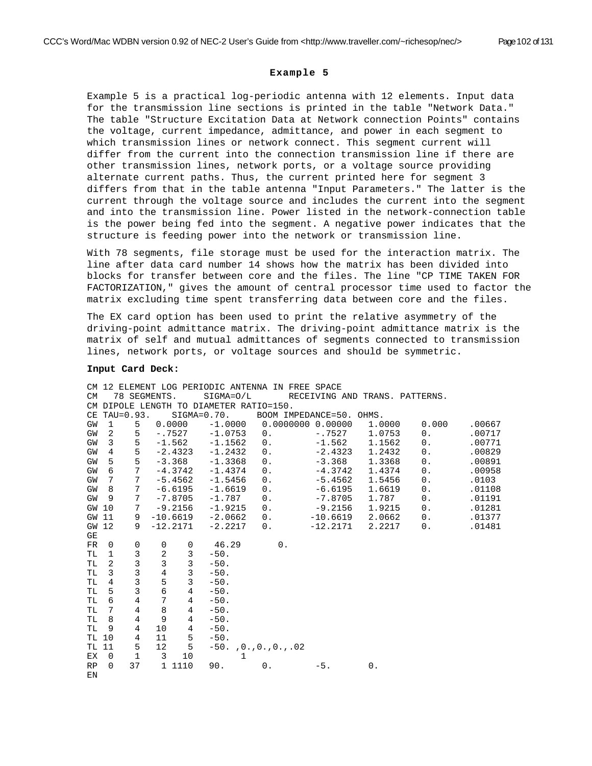## Example 5

Example 5 is a practical log-periodic antenna with 12 elements. Input data for the transmission line sections is printed in the table "Network Data." The table "Structure Excitation Data at Network connection Points" contains the voltage, current impedance, admittance, and power in each segment to which transmission lines or network connect. This segment current will differ from the current into the connection transmission line if there are other transmission lines, network ports, or a voltage source providing alternate current paths. Thus, the current printed here for segment 3 differs from that in the table antenna "Input Parameters." The latter is the current through the voltage source and includes the current into the segment and into the transmission line. Power listed in the network-connection table is the power being fed into the segment. A negative power indicates that the structure is feeding power into the network or transmission line.

With 78 segments, file storage must be used for the interaction matrix. The line after data card number 14 shows how the matrix has been divided into blocks for transfer between core and the files. The line "CP TIME TAKEN FOR FACTORIZATION," gives the amount of central processor time used to factor the matrix excluding time spent transferring data between core and the files.

The EX card option has been used to print the relative asymmetry of the driving-point admittance matrix. The driving-point admittance matrix is the matrix of self and mutual admittances of segments connected to transmission lines, network ports, or voltage sources and should be symmetric.

**Input Card Deck:**

```
CM 12 ELEMENT LOG PERIODIC ANTENNA IN FREE SPACE
CM   78 SEGMENTS.     SIGMA=O/L       RECEIVING AND TRANS. PATTERNS.
CM DIPOLE LENGTH TO DIAMETER RATIO=150.
CE TAU=0.93.    SIGMA=0.70.    BOOM IMPEDANCE=50. OHMS.
GW  1    5   0.0000    -1.0000   0.0000000 0.00000   1.0000    0.000    .00667
GW  2    5   -.7527    -1.0753   0.         -.7527   1.0753    0.       .00717
GW  3    5   -1.562    -1.1562   0.         -1.562   1.1562    0.       .00771
GW  4    5   -2.4323   -1.2432   0.         -2.4323  1.2432    0.       .00829
GW  5    5   -3.368    -1.3368   0.         -3.368   1.3368    0.       .00891
GW  6    7   -4.3742   -1.4374   0.         -4.3742  1.4374    0.       .00958
GW  7    7   -5.4562   -1.5456   0.         -5.4562  1.5456    0.       .0103
GW  8    7   -6.6195   -1.6619   0.         -6.6195  1.6619    0.       .01108
GW  9    7   -7.8705   -1.787    0.         -7.8705  1.787     0.       .01191
GW 10    7   -9.2156   -1.9215   0.         -9.2156  1.9215    0.       .01281
GW 11    9  -10.6619   -2.0662   0.        -10.6619  2.0662    0.       .01377
GW 12    9  -12.2171   -2.2217   0.        -12.2171  2.2217    0.       .01481
GE
FR  0    0    0    0    46.29       0.
TL  1    3    2    3   -50.
TL  2    3    3    3   -50.
TL  3    3    4    3   -50.
TL  4    3    5    3   -50.
TL  5    3    6    4   -50.
TL  6    4    7    4   -50.
TL  7    4    8    4   -50.
TL  8    4    9    4   -50.
TL  9    4   10    4   -50.
TL 10    4   11    5   -50.
TL 11    5   12    5   -50. ,0.,0.,0.,.02
EX  0    1    3   10         1
RP  0   37    1 1110   90.       0.        -5.       0.
EN
```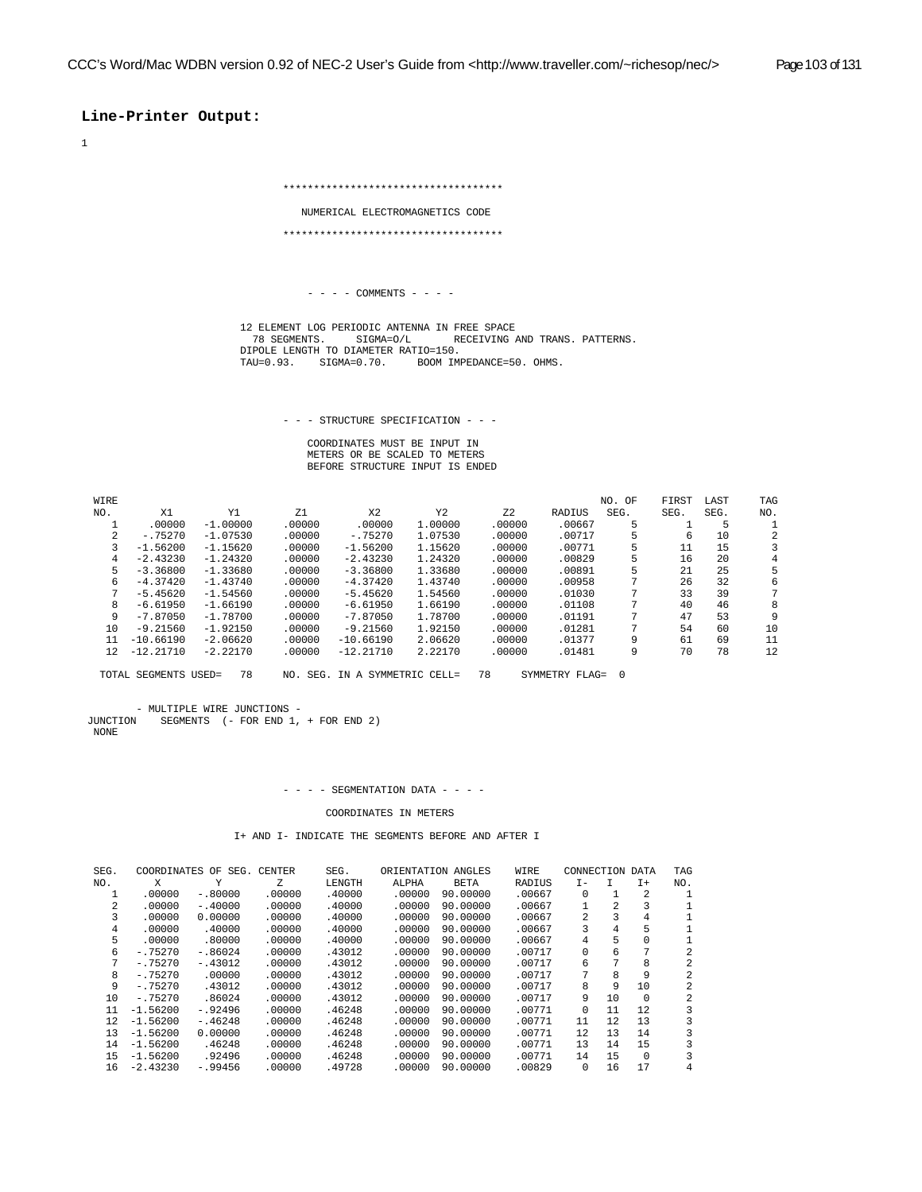**Line-Printer Output:**

```
1

                              ************************************

                                 NUMERICAL ELECTROMAGNETICS CODE

                              ************************************



                                   - - - - COMMENTS - - - -

                        12 ELEMENT LOG PERIODIC ANTENNA IN FREE SPACE
                          78 SEGMENTS.     SIGMA=O/L        RECEIVING AND TRANS. PATTERNS.
                        DIPOLE LENGTH TO DIAMETER RATIO=150.
                        TAU=0.93.    SIGMA=0.70.     BOOM IMPEDANCE=50. OHMS.



                              - - - STRUCTURE SPECIFICATION - - -

                                   COORDINATES MUST BE INPUT IN
                                   METERS OR BE SCALED TO METERS
                                   BEFORE STRUCTURE INPUT IS ENDED

 WIRE                                                                          NO. OF    FIRST  LAST     TAG
 NO.        X1         Y1         Z1          X2         Y2         Z2      RADIUS   SEG.     SEG.   SEG.     NO.
   1      .00000   -1.00000     .00000      .00000    1.00000     .00000     .00667     5         1     5       1
   2     -.75270   -1.07530     .00000     -.75270    1.07530     .00000     .00717     5         6    10       2
   3    -1.56200   -1.15620     .00000    -1.56200    1.15620     .00000     .00771     5        11    15       3
   4    -2.43230   -1.24320     .00000    -2.43230    1.24320     .00000     .00829     5        16    20       4
   5    -3.36800   -1.33680     .00000    -3.36800    1.33680     .00000     .00891     5        21    25       5
   6    -4.37420   -1.43740     .00000    -4.37420    1.43740     .00000     .00958     7        26    32       6
   7    -5.45620   -1.54560     .00000    -5.45620    1.54560     .00000     .01030     7        33    39       7
   8    -6.61950   -1.66190     .00000    -6.61950    1.66190     .00000     .01108     7        40    46       8
   9    -7.87050   -1.78700     .00000    -7.87050    1.78700     .00000     .01191     7        47    53       9
  10    -9.21560   -1.92150     .00000    -9.21560    1.92150     .00000     .01281     7        54    60      10
  11   -10.66190   -2.06620     .00000   -10.66190    2.06620     .00000     .01377     9        61    69      11
  12   -12.21710   -2.22170     .00000   -12.21710    2.22170     .00000     .01481     9        70    78      12

  TOTAL SEGMENTS USED=   78     NO. SEG. IN A SYMMETRIC CELL=   78     SYMMETRY FLAG=  0


       - MULTIPLE WIRE JUNCTIONS -
 JUNCTION    SEGMENTS  (- FOR END 1, + FOR END 2)
  NONE



                              - - - - SEGMENTATION DATA - - - -

                                      COORDINATES IN METERS

                         I+ AND I- INDICATE THE SEGMENTS BEFORE AND AFTER I

 SEG.    COORDINATES OF SEG. CENTER      SEG.     ORIENTATION ANGLES     WIRE     CONNECTION DATA    TAG
 NO.        X          Y          Z     LENGTH     ALPHA      BETA      RADIUS    I-    I    I+      NO.
   1     .00000   -.80000     .00000    .40000     .00000  90.00000    .00667     0     1     2       1
   2     .00000   -.40000     .00000    .40000     .00000  90.00000    .00667     1     2     3       1
   3     .00000   0.00000     .00000    .40000     .00000  90.00000    .00667     2     3     4       1
   4     .00000    .40000     .00000    .40000     .00000  90.00000    .00667     3     4     5       1
   5     .00000    .80000     .00000    .40000     .00000  90.00000    .00667     4     5     0       1
   6    -.75270   -.86024     .00000    .43012     .00000  90.00000    .00717     0     6     7       2
   7    -.75270   -.43012     .00000    .43012     .00000  90.00000    .00717     6     7     8       2
   8    -.75270    .00000     .00000    .43012     .00000  90.00000    .00717     7     8     9       2
   9    -.75270    .43012     .00000    .43012     .00000  90.00000    .00717     8     9    10       2
  10    -.75270    .86024     .00000    .43012     .00000  90.00000    .00717     9    10     0       2
  11   -1.56200   -.92496     .00000    .46248     .00000  90.00000    .00771     0    11    12       3
  12   -1.56200   -.46248     .00000    .46248     .00000  90.00000    .00771    11    12    13       3
  13   -1.56200   0.00000     .00000    .46248     .00000  90.00000    .00771    12    13    14       3
  14   -1.56200    .46248     .00000    .46248     .00000  90.00000    .00771    13    14    15       3
  15   -1.56200    .92496     .00000    .46248     .00000  90.00000    .00771    14    15     0       3
  16   -2.43230   -.99456     .00000    .49728     .00000  90.00000    .00829     0    16    17       4
```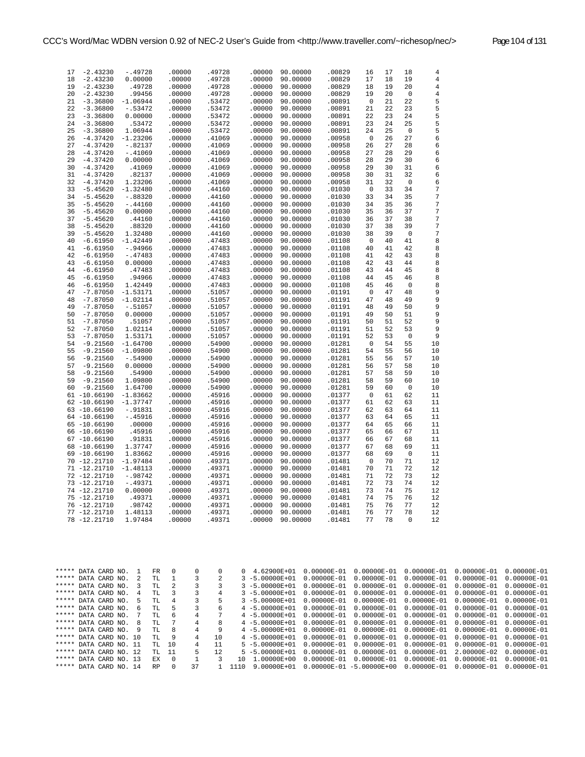```
 17  -2.43230   -.49728    .00000    .49728    .00000  90.00000    .00829   16   17   18    4
 18  -2.43230   0.00000    .00000    .49728    .00000  90.00000    .00829   17   18   19    4
 19  -2.43230    .49728    .00000    .49728    .00000  90.00000    .00829   18   19   20    4
 20  -2.43230    .99456    .00000    .49728    .00000  90.00000    .00829   19   20    0    4
 21  -3.36800  -1.06944    .00000    .53472    .00000  90.00000    .00891    0   21   22    5
 22  -3.36800   -.53472    .00000    .53472    .00000  90.00000    .00891   21   22   23    5
 23  -3.36800   0.00000    .00000    .53472    .00000  90.00000    .00891   22   23   24    5
 24  -3.36800    .53472    .00000    .53472    .00000  90.00000    .00891   23   24   25    5
 25  -3.36800   1.06944    .00000    .53472    .00000  90.00000    .00891   24   25    0    5
 26  -4.37420  -1.23206    .00000    .41069    .00000  90.00000    .00958    0   26   27    6
 27  -4.37420   -.82137    .00000    .41069    .00000  90.00000    .00958   26   27   28    6
 28  -4.37420   -.41069    .00000    .41069    .00000  90.00000    .00958   27   28   29    6
 29  -4.37420   0.00000    .00000    .41069    .00000  90.00000    .00958   28   29   30    6
 30  -4.37420    .41069    .00000    .41069    .00000  90.00000    .00958   29   30   31    6
 31  -4.37420    .82137    .00000    .41069    .00000  90.00000    .00958   30   31   32    6
 32  -4.37420   1.23206    .00000    .41069    .00000  90.00000    .00958   31   32    0    6
 33  -5.45620  -1.32480    .00000    .44160    .00000  90.00000    .01030    0   33   34    7
 34  -5.45620   -.88320    .00000    .44160    .00000  90.00000    .01030   33   34   35    7
 35  -5.45620   -.44160    .00000    .44160    .00000  90.00000    .01030   34   35   36    7
 36  -5.45620   0.00000    .00000    .44160    .00000  90.00000    .01030   35   36   37    7
 37  -5.45620    .44160    .00000    .44160    .00000  90.00000    .01030   36   37   38    7
 38  -5.45620    .88320    .00000    .44160    .00000  90.00000    .01030   37   38   39    7
 39  -5.45620   1.32480    .00000    .44160    .00000  90.00000    .01030   38   39    0    7
 40  -6.61950  -1.42449    .00000    .47483    .00000  90.00000    .01108    0   40   41    8
 41  -6.61950   -.94966    .00000    .47483    .00000  90.00000    .01108   40   41   42    8
 42  -6.61950   -.47483    .00000    .47483    .00000  90.00000    .01108   41   42   43    8
 43  -6.61950   0.00000    .00000    .47483    .00000  90.00000    .01108   42   43   44    8
 44  -6.61950    .47483    .00000    .47483    .00000  90.00000    .01108   43   44   45    8
 45  -6.61950    .94966    .00000    .47483    .00000  90.00000    .01108   44   45   46    8
 46  -6.61950   1.42449    .00000    .47483    .00000  90.00000    .01108   45   46    0    8
 47  -7.87050  -1.53171    .00000    .51057    .00000  90.00000    .01191    0   47   48    9
 48  -7.87050  -1.02114    .00000    .51057    .00000  90.00000    .01191   47   48   49    9
 49  -7.87050   -.51057    .00000    .51057    .00000  90.00000    .01191   48   49   50    9
 50  -7.87050   0.00000    .00000    .51057    .00000  90.00000    .01191   49   50   51    9
 51  -7.87050    .51057    .00000    .51057    .00000  90.00000    .01191   50   51   52    9
 52  -7.87050   1.02114    .00000    .51057    .00000  90.00000    .01191   51   52   53    9
 53  -7.87050   1.53171    .00000    .51057    .00000  90.00000    .01191   52   53    0    9
 54  -9.21560  -1.64700    .00000    .54900    .00000  90.00000    .01281    0   54   55   10
 55  -9.21560  -1.09800    .00000    .54900    .00000  90.00000    .01281   54   55   56   10
 56  -9.21560   -.54900    .00000    .54900    .00000  90.00000    .01281   55   56   57   10
 57  -9.21560   0.00000    .00000    .54900    .00000  90.00000    .01281   56   57   58   10
 58  -9.21560    .54900    .00000    .54900    .00000  90.00000    .01281   57   58   59   10
 59  -9.21560   1.09800    .00000    .54900    .00000  90.00000    .01281   58   59   60   10
 60  -9.21560   1.64700    .00000    .54900    .00000  90.00000    .01281   59   60    0   10
 61 -10.66190  -1.83662    .00000    .45916    .00000  90.00000    .01377    0   61   62   11
 62 -10.66190  -1.37747    .00000    .45916    .00000  90.00000    .01377   61   62   63   11
 63 -10.66190   -.91831    .00000    .45916    .00000  90.00000    .01377   62   63   64   11
 64 -10.66190   -.45916    .00000    .45916    .00000  90.00000    .01377   63   64   65   11
 65 -10.66190    .00000    .00000    .45916    .00000  90.00000    .01377   64   65   66   11
 66 -10.66190    .45916    .00000    .45916    .00000  90.00000    .01377   65   66   67   11
 67 -10.66190    .91831    .00000    .45916    .00000  90.00000    .01377   66   67   68   11
 68 -10.66190   1.37747    .00000    .45916    .00000  90.00000    .01377   67   68   69   11
 69 -10.66190   1.83662    .00000    .45916    .00000  90.00000    .01377   68   69    0   11
 70 -12.21710  -1.97484    .00000    .49371    .00000  90.00000    .01481    0   70   71   12
 71 -12.21710  -1.48113    .00000    .49371    .00000  90.00000    .01481   70   71   72   12
 72 -12.21710   -.98742    .00000    .49371    .00000  90.00000    .01481   71   72   73   12
 73 -12.21710   -.49371    .00000    .49371    .00000  90.00000    .01481   72   73   74   12
 74 -12.21710   0.00000    .00000    .49371    .00000  90.00000    .01481   73   74   75   12
 75 -12.21710    .49371    .00000    .49371    .00000  90.00000    .01481   74   75   76   12
 76 -12.21710    .98742    .00000    .49371    .00000  90.00000    .01481   75   76   77   12
 77 -12.21710   1.48113    .00000    .49371    .00000  90.00000    .01481   76   77   78   12
 78 -12.21710   1.97484    .00000    .49371    .00000  90.00000    .01481   77   78    0   12
```

```
***** DATA CARD NO.  1   FR   0     0    0     0  4.62900E+01  0.00000E-01  0.00000E-01  0.00000E-01  0.00000E-01  0.00000E-01
***** DATA CARD NO.  2   TL   1     3    2     3 -5.00000E+01  0.00000E-01  0.00000E-01  0.00000E-01  0.00000E-01  0.00000E-01
***** DATA CARD NO.  3   TL   2     3    3     3 -5.00000E+01  0.00000E-01  0.00000E-01  0.00000E-01  0.00000E-01  0.00000E-01
***** DATA CARD NO.  4   TL   3     3    4     3 -5.00000E+01  0.00000E-01  0.00000E-01  0.00000E-01  0.00000E-01  0.00000E-01
***** DATA CARD NO.  5   TL   4     3    5     3 -5.00000E+01  0.00000E-01  0.00000E-01  0.00000E-01  0.00000E-01  0.00000E-01
***** DATA CARD NO.  6   TL   5     3    6     4 -5.00000E+01  0.00000E-01  0.00000E-01  0.00000E-01  0.00000E-01  0.00000E-01
***** DATA CARD NO.  7   TL   6     4    7     4 -5.00000E+01  0.00000E-01  0.00000E-01  0.00000E-01  0.00000E-01  0.00000E-01
***** DATA CARD NO.  8   TL   7     4    8     4 -5.00000E+01  0.00000E-01  0.00000E-01  0.00000E-01  0.00000E-01  0.00000E-01
***** DATA CARD NO.  9   TL   8     4    9     4 -5.00000E+01  0.00000E-01  0.00000E-01  0.00000E-01  0.00000E-01  0.00000E-01
***** DATA CARD NO. 10   TL   9     4   10     4 -5.00000E+01  0.00000E-01  0.00000E-01  0.00000E-01  0.00000E-01  0.00000E-01
***** DATA CARD NO. 11   TL  10     4   11     5 -5.00000E+01  0.00000E-01  0.00000E-01  0.00000E-01  0.00000E-01  0.00000E-01
***** DATA CARD NO. 12   TL  11     5   12     5 -5.00000E+01  0.00000E-01  0.00000E-01  0.00000E-01  2.00000E-02  0.00000E-01
***** DATA CARD NO. 13   EX   0     1    3    10  1.00000E+00  0.00000E-01  0.00000E-01  0.00000E-01  0.00000E-01  0.00000E-01
***** DATA CARD NO. 14   RP   0    37    1  1110  9.00000E+01  0.00000E-01 -5.00000E+00  0.00000E-01  0.00000E-01  0.00000E-01
```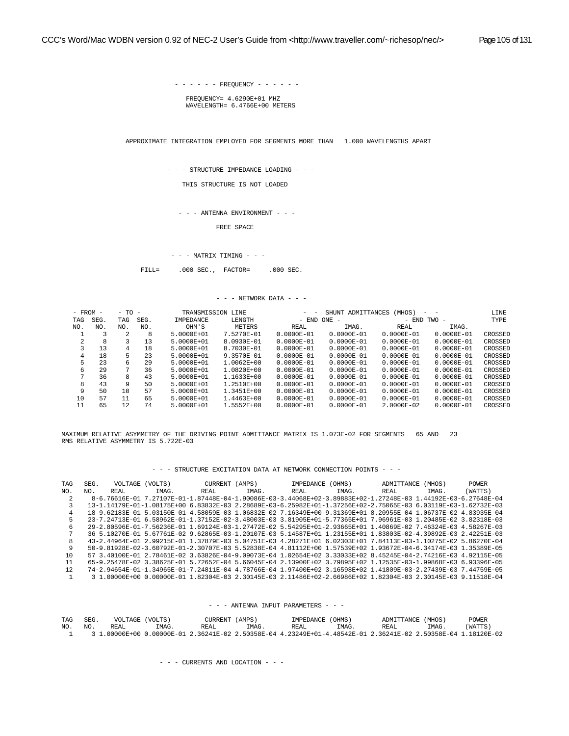```
                         - - - - - - FREQUENCY - - - - - -

                            FREQUENCY= 4.6290E+01 MHZ
                            WAVELENGTH= 6.4766E+00 METERS


                APPROXIMATE INTEGRATION EMPLOYED FOR SEGMENTS MORE THAN   1.000 WAVELENGTHS APART


                         - - - STRUCTURE IMPEDANCE LOADING - - -

                              THIS STRUCTURE IS NOT LOADED


                           - - - ANTENNA ENVIRONMENT - - -

                                        FREE SPACE


                             - - - MATRIX TIMING - - -

                       FILL=     .000 SEC.,  FACTOR=     .000 SEC.


                                  - - - NETWORK DATA - - -

  - FROM -    - TO -          TRANSMISSION LINE              -  -  SHUNT ADMITTANCES (MHOS)  -  -              LINE
 TAG  SEG.   TAG  SEG.        IMPEDANCE      LENGTH          - END ONE -                  - END TWO -          TYPE
 NO.   NO.   NO.   NO.          OHM'S        METERS         REAL         IMAG.         REAL         IMAG.
   1     3     2     8       5.0000E+01    7.5270E-01    0.0000E-01    0.0000E-01    0.0000E-01    0.0000E-01   CROSSED
   2     8     3    13       5.0000E+01    8.0930E-01    0.0000E-01    0.0000E-01    0.0000E-01    0.0000E-01   CROSSED
   3    13     4    18       5.0000E+01    8.7030E-01    0.0000E-01    0.0000E-01    0.0000E-01    0.0000E-01   CROSSED
   4    18     5    23       5.0000E+01    9.3570E-01    0.0000E-01    0.0000E-01    0.0000E-01    0.0000E-01   CROSSED
   5    23     6    29       5.0000E+01    1.0062E+00    0.0000E-01    0.0000E-01    0.0000E-01    0.0000E-01   CROSSED
   6    29     7    36       5.0000E+01    1.0820E+00    0.0000E-01    0.0000E-01    0.0000E-01    0.0000E-01   CROSSED
   7    36     8    43       5.0000E+01    1.1633E+00    0.0000E-01    0.0000E-01    0.0000E-01    0.0000E-01   CROSSED
   8    43     9    50       5.0000E+01    1.2510E+00    0.0000E-01    0.0000E-01    0.0000E-01    0.0000E-01   CROSSED
   9    50    10    57       5.0000E+01    1.3451E+00    0.0000E-01    0.0000E-01    0.0000E-01    0.0000E-01   CROSSED
  10    57    11    65       5.0000E+01    1.4463E+00    0.0000E-01    0.0000E-01    0.0000E-01    0.0000E-01   CROSSED
  11    65    12    74       5.0000E+01    1.5552E+00    0.0000E-01    0.0000E-01    2.0000E-02    0.0000E-01   CROSSED


 MAXIMUM RELATIVE ASYMMETRY OF THE DRIVING POINT ADMITTANCE MATRIX IS 1.073E-02 FOR SEGMENTS   65 AND   23
 RMS RELATIVE ASYMMETRY IS 5.722E-03


                    - - - STRUCTURE EXCITATION DATA AT NETWORK CONNECTION POINTS - - -

 TAG   SEG.    VOLTAGE (VOLTS)         CURRENT (AMPS)         IMPEDANCE (OHMS)        ADMITTANCE (MHOS)       POWER
 NO.   NO.    REAL        IMAG.       REAL        IMAG.       REAL        IMAG.       REAL        IMAG.      (WATTS)
   2     8-6.76616E-01 7.27107E-01-1.87448E-04-1.90086E-03-3.44068E+02-3.89883E+02-1.27248E-03 1.44192E-03-6.27648E-04
   3    13-1.14179E-01-1.08175E+00 6.83832E-03 2.28689E-03-6.25982E+01-1.37256E+02-2.75065E-03 6.03119E-03-1.62732E-03
   4    18 9.62183E-01 5.03150E-01-4.58059E-03 1.06832E-02 7.16349E+00-9.31369E+01 8.20955E-04 1.06737E-02 4.83935E-04
   5    23-7.24713E-01 6.58962E-01-1.37152E-02-3.48003E-03 3.81905E+01-5.77365E+01 7.96961E-03 1.20485E-02 3.82318E-03
   6    29-2.80596E-01-7.56236E-01 1.69124E-03-1.27472E-02 5.54295E+01-2.93665E+01 1.40869E-02 7.46324E-03 4.58267E-03
   7    36 5.10270E-01 5.67761E-02 9.62865E-03-1.20107E-03 5.14587E+01 1.23155E+01 1.83803E-02-4.39892E-03 2.42251E-03
   8    43-2.44964E-01 2.99215E-01 1.37879E-03 5.04751E-03 4.28271E+01 6.02303E+01 7.84113E-03-1.10275E-02 5.86270E-04
   9    50-9.81928E-02-3.60792E-01-2.30707E-03 5.52838E-04 4.81112E+00 1.57539E+02 1.93672E-04-6.34174E-03 1.35389E-05
  10    57 3.40100E-01 2.78461E-02 3.63826E-04-9.09073E-04 1.02654E+02 3.33033E+02 8.45245E-04-2.74216E-03 4.92115E-05
  11    65-9.25478E-02 3.38625E-01 5.72652E-04 5.66045E-04 2.13900E+02 3.79895E+02 1.12535E-03-1.99868E-03 6.93396E-05
  12    74-2.94654E-01-1.34965E-01-7.24811E-04 4.78766E-04 1.97400E+02 3.16598E+02 1.41809E-03-2.27439E-03 7.44759E-05
   1     3 1.00000E+00 0.00000E-01 1.82304E-03 2.30145E-03 2.11486E+02-2.66986E+02 1.82304E-03 2.30145E-03 9.11518E-04


                              - - - ANTENNA INPUT PARAMETERS - - -

 TAG   SEG.    VOLTAGE (VOLTS)         CURRENT (AMPS)         IMPEDANCE (OHMS)        ADMITTANCE (MHOS)       POWER
 NO.   NO.    REAL        IMAG.       REAL        IMAG.       REAL        IMAG.       REAL        IMAG.      (WATTS)
   1     3 1.00000E+00 0.00000E-01 2.36241E-02 2.50358E-04 4.23249E+01-4.48542E-01 2.36241E-02 2.50358E-04 1.18120E-02


                            - - - CURRENTS AND LOCATION - - -
```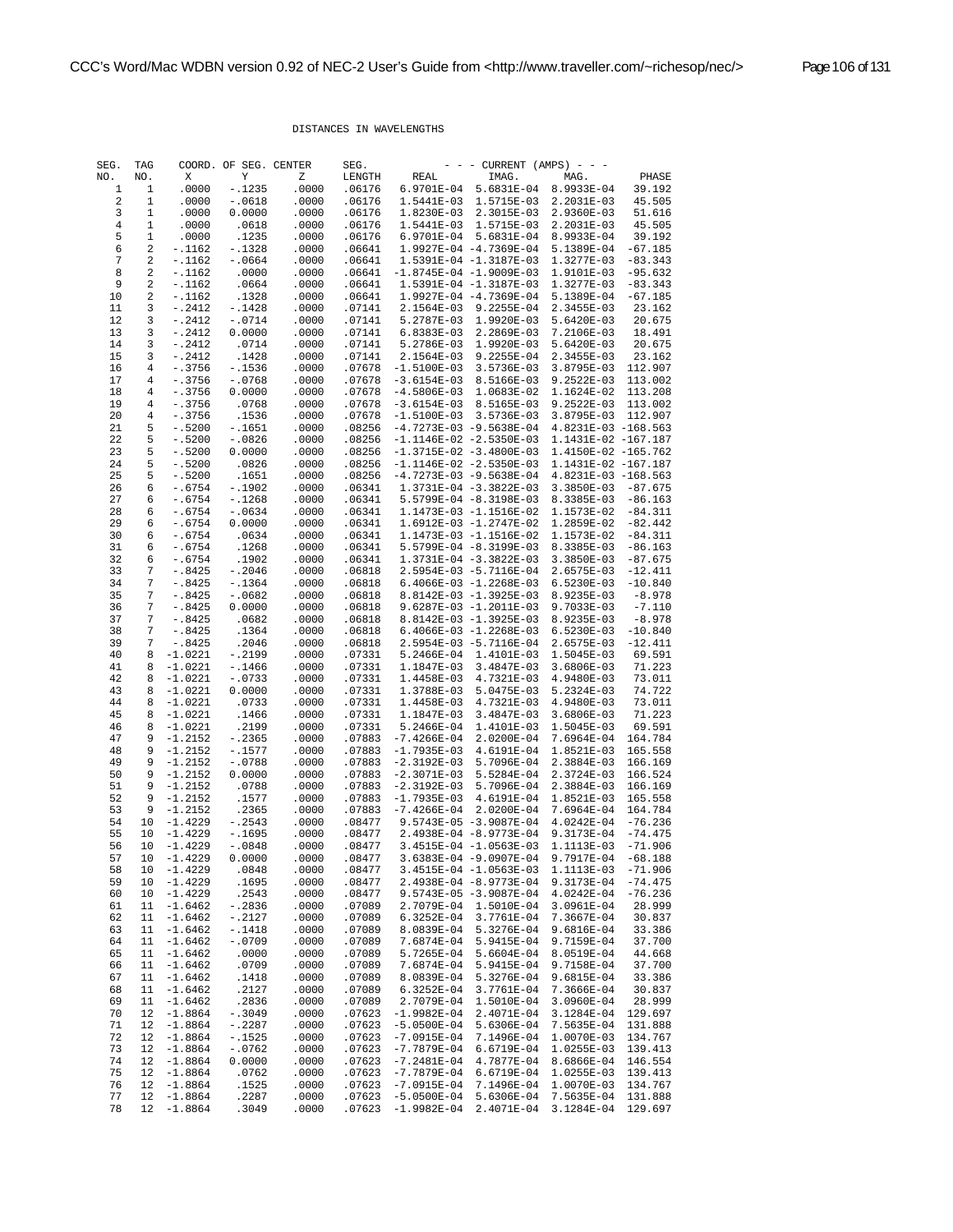DISTANCES IN WAVELENGTHS

| SEG. NO. | TAG NO. | COORD. OF SEG. CENTER X | Y | Z | SEG. LENGTH | - - - CURRENT (AMPS) - - - REAL | IMAG. | MAG. | PHASE |
|---|---|---|---|---|---|---|---|---|---|
| 1 | 1 | .0000 | -.1235 | .0000 | .06176 | 6.9701E-04 | 5.6831E-04 | 8.9933E-04 | 39.192 |
| 2 | 1 | .0000 | -.0618 | .0000 | .06176 | 1.5441E-03 | 1.5715E-03 | 2.2031E-03 | 45.505 |
| 3 | 1 | .0000 | 0.0000 | .0000 | .06176 | 1.8230E-03 | 2.3015E-03 | 2.9360E-03 | 51.616 |
| 4 | 1 | .0000 | .0618 | .0000 | .06176 | 1.5441E-03 | 1.5715E-03 | 2.2031E-03 | 45.505 |
| 5 | 1 | .0000 | .1235 | .0000 | .06176 | 6.9701E-04 | 5.6831E-04 | 8.9933E-04 | 39.192 |
| 6 | 2 | -.1162 | -.1328 | .0000 | .06641 | 1.9927E-04 | -4.7369E-04 | 5.1389E-04 | -67.185 |
| 7 | 2 | -.1162 | -.0664 | .0000 | .06641 | 1.5391E-04 | -1.3187E-03 | 1.3277E-03 | -83.343 |
| 8 | 2 | -.1162 | .0000 | .0000 | .06641 | -1.8745E-04 | -1.9009E-03 | 1.9101E-03 | -95.632 |
| 9 | 2 | -.1162 | .0664 | .0000 | .06641 | 1.5391E-04 | -1.3187E-03 | 1.3277E-03 | -83.343 |
| 10 | 2 | -.1162 | .1328 | .0000 | .06641 | 1.9927E-04 | -4.7369E-04 | 5.1389E-04 | -67.185 |
| 11 | 3 | -.2412 | -.1428 | .0000 | .07141 | 2.1564E-03 | 9.2255E-04 | 2.3455E-03 | 23.162 |
| 12 | 3 | -.2412 | -.0714 | .0000 | .07141 | 5.2787E-03 | 1.9920E-03 | 5.6420E-03 | 20.675 |
| 13 | 3 | -.2412 | 0.0000 | .0000 | .07141 | 6.8383E-03 | 2.2869E-03 | 7.2106E-03 | 18.491 |
| 14 | 3 | -.2412 | .0714 | .0000 | .07141 | 5.2786E-03 | 1.9920E-03 | 5.6420E-03 | 20.675 |
| 15 | 3 | -.2412 | .1428 | .0000 | .07141 | 2.1564E-03 | 9.2255E-04 | 2.3455E-03 | 23.162 |
| 16 | 4 | -.3756 | -.1536 | .0000 | .07678 | -1.5100E-03 | 3.5736E-03 | 3.8795E-03 | 112.907 |
| 17 | 4 | -.3756 | -.0768 | .0000 | .07678 | -3.6154E-03 | 8.5166E-03 | 9.2522E-03 | 113.002 |
| 18 | 4 | -.3756 | 0.0000 | .0000 | .07678 | -4.5806E-03 | 1.0683E-02 | 1.1624E-02 | 113.208 |
| 19 | 4 | -.3756 | .0768 | .0000 | .07678 | -3.6154E-03 | 8.5165E-03 | 9.2522E-03 | 113.002 |
| 20 | 4 | -.3756 | .1536 | .0000 | .07678 | -1.5100E-03 | 3.5736E-03 | 3.8795E-03 | 112.907 |
| 21 | 5 | -.5200 | -.1651 | .0000 | .08256 | -4.7273E-03 | -9.5638E-04 | 4.8231E-03 | -168.563 |
| 22 | 5 | -.5200 | -.0826 | .0000 | .08256 | -1.1146E-02 | -2.5350E-03 | 1.1431E-02 | -167.187 |
| 23 | 5 | -.5200 | 0.0000 | .0000 | .08256 | -1.3715E-02 | -3.4800E-03 | 1.4150E-02 | -165.762 |
| 24 | 5 | -.5200 | .0826 | .0000 | .08256 | -1.1146E-02 | -2.5350E-03 | 1.1431E-02 | -167.187 |
| 25 | 5 | -.5200 | .1651 | .0000 | .08256 | -4.7273E-03 | -9.5638E-04 | 4.8231E-03 | -168.563 |
| 26 | 6 | -.6754 | -.1902 | .0000 | .06341 | 1.3731E-04 | -3.3822E-03 | 3.3850E-03 | -87.675 |
| 27 | 6 | -.6754 | -.1268 | .0000 | .06341 | 5.5799E-04 | -8.3198E-03 | 8.3385E-03 | -86.163 |
| 28 | 6 | -.6754 | -.0634 | .0000 | .06341 | 1.1473E-03 | -1.1516E-02 | 1.1573E-02 | -84.311 |
| 29 | 6 | -.6754 | 0.0000 | .0000 | .06341 | 1.6912E-03 | -1.2747E-02 | 1.2859E-02 | -82.442 |
| 30 | 6 | -.6754 | .0634 | .0000 | .06341 | 1.1473E-03 | -1.1516E-02 | 1.1573E-02 | -84.311 |
| 31 | 6 | -.6754 | .1268 | .0000 | .06341 | 5.5799E-04 | -8.3199E-03 | 8.3385E-03 | -86.163 |
| 32 | 6 | -.6754 | .1902 | .0000 | .06341 | 1.3731E-04 | -3.3822E-03 | 3.3850E-03 | -87.675 |
| 33 | 7 | -.8425 | -.2046 | .0000 | .06818 | 2.5954E-03 | -5.7116E-04 | 2.6575E-03 | -12.411 |
| 34 | 7 | -.8425 | -.1364 | .0000 | .06818 | 6.4066E-03 | -1.2268E-03 | 6.5230E-03 | -10.840 |
| 35 | 7 | -.8425 | -.0682 | .0000 | .06818 | 8.8142E-03 | -1.3925E-03 | 8.9235E-03 | -8.978 |
| 36 | 7 | -.8425 | 0.0000 | .0000 | .06818 | 9.6287E-03 | -1.2011E-03 | 9.7033E-03 | -7.110 |
| 37 | 7 | -.8425 | .0682 | .0000 | .06818 | 8.8142E-03 | -1.3925E-03 | 8.9235E-03 | -8.978 |
| 38 | 7 | -.8425 | .1364 | .0000 | .06818 | 6.4066E-03 | -1.2268E-03 | 6.5230E-03 | -10.840 |
| 39 | 7 | -.8425 | .2046 | .0000 | .06818 | 2.5954E-03 | -5.7116E-04 | 2.6575E-03 | -12.411 |
| 40 | 8 | -1.0221 | -.2199 | .0000 | .07331 | 5.2466E-04 | 1.4101E-03 | 1.5045E-03 | 69.591 |
| 41 | 8 | -1.0221 | -.1466 | .0000 | .07331 | 1.1847E-03 | 3.4847E-03 | 3.6806E-03 | 71.223 |
| 42 | 8 | -1.0221 | -.0733 | .0000 | .07331 | 1.4458E-03 | 4.7321E-03 | 4.9480E-03 | 73.011 |
| 43 | 8 | -1.0221 | 0.0000 | .0000 | .07331 | 1.3788E-03 | 5.0475E-03 | 5.2324E-03 | 74.722 |
| 44 | 8 | -1.0221 | .0733 | .0000 | .07331 | 1.4458E-03 | 4.7321E-03 | 4.9480E-03 | 73.011 |
| 45 | 8 | -1.0221 | .1466 | .0000 | .07331 | 1.1847E-03 | 3.4847E-03 | 3.6806E-03 | 71.223 |
| 46 | 8 | -1.0221 | .2199 | .0000 | .07331 | 5.2466E-04 | 1.4101E-03 | 1.5045E-03 | 69.591 |
| 47 | 9 | -1.2152 | -.2365 | .0000 | .07883 | -7.4266E-04 | 2.0200E-04 | 7.6964E-04 | 164.784 |
| 48 | 9 | -1.2152 | -.1577 | .0000 | .07883 | -1.7935E-03 | 4.6191E-04 | 1.8521E-03 | 165.558 |
| 49 | 9 | -1.2152 | -.0788 | .0000 | .07883 | -2.3192E-03 | 5.7096E-04 | 2.3884E-03 | 166.169 |
| 50 | 9 | -1.2152 | 0.0000 | .0000 | .07883 | -2.3071E-03 | 5.5284E-04 | 2.3724E-03 | 166.524 |
| 51 | 9 | -1.2152 | .0788 | .0000 | .07883 | -2.3192E-03 | 5.7096E-04 | 2.3884E-03 | 166.169 |
| 52 | 9 | -1.2152 | .1577 | .0000 | .07883 | -1.7935E-03 | 4.6191E-04 | 1.8521E-03 | 165.558 |
| 53 | 9 | -1.2152 | .2365 | .0000 | .07883 | -7.4266E-04 | 2.0200E-04 | 7.6964E-04 | 164.784 |
| 54 | 10 | -1.4229 | -.2543 | .0000 | .08477 | 9.5743E-05 | -3.9087E-04 | 4.0242E-04 | -76.236 |
| 55 | 10 | -1.4229 | -.1695 | .0000 | .08477 | 2.4938E-04 | -8.9773E-04 | 9.3173E-04 | -74.475 |
| 56 | 10 | -1.4229 | -.0848 | .0000 | .08477 | 3.4515E-04 | -1.0563E-03 | 1.1113E-03 | -71.906 |
| 57 | 10 | -1.4229 | 0.0000 | .0000 | .08477 | 3.6383E-04 | -9.0907E-04 | 9.7917E-04 | -68.188 |
| 58 | 10 | -1.4229 | .0848 | .0000 | .08477 | 3.4515E-04 | -1.0563E-03 | 1.1113E-03 | -71.906 |
| 59 | 10 | -1.4229 | .1695 | .0000 | .08477 | 2.4938E-04 | -8.9773E-04 | 9.3173E-04 | -74.475 |
| 60 | 10 | -1.4229 | .2543 | .0000 | .08477 | 9.5743E-05 | -3.9087E-04 | 4.0242E-04 | -76.236 |
| 61 | 11 | -1.6462 | -.2836 | .0000 | .07089 | 2.7079E-04 | 1.5010E-04 | 3.0961E-04 | 28.999 |
| 62 | 11 | -1.6462 | -.2127 | .0000 | .07089 | 6.3252E-04 | 3.7761E-04 | 7.3667E-04 | 30.837 |
| 63 | 11 | -1.6462 | -.1418 | .0000 | .07089 | 8.0839E-04 | 5.3276E-04 | 9.6816E-04 | 33.386 |
| 64 | 11 | -1.6462 | -.0709 | .0000 | .07089 | 7.6874E-04 | 5.9415E-04 | 9.7159E-04 | 37.700 |
| 65 | 11 | -1.6462 | .0000 | .0000 | .07089 | 5.7265E-04 | 5.6604E-04 | 8.0519E-04 | 44.668 |
| 66 | 11 | -1.6462 | .0709 | .0000 | .07089 | 7.6874E-04 | 5.9415E-04 | 9.7158E-04 | 37.700 |
| 67 | 11 | -1.6462 | .1418 | .0000 | .07089 | 8.0839E-04 | 5.3276E-04 | 9.6815E-04 | 33.386 |
| 68 | 11 | -1.6462 | .2127 | .0000 | .07089 | 6.3252E-04 | 3.7761E-04 | 7.3666E-04 | 30.837 |
| 69 | 11 | -1.6462 | .2836 | .0000 | .07089 | 2.7079E-04 | 1.5010E-04 | 3.0960E-04 | 28.999 |
| 70 | 12 | -1.8864 | -.3049 | .0000 | .07623 | -1.9982E-04 | 2.4071E-04 | 3.1284E-04 | 129.697 |
| 71 | 12 | -1.8864 | -.2287 | .0000 | .07623 | -5.0500E-04 | 5.6306E-04 | 7.5635E-04 | 131.888 |
| 72 | 12 | -1.8864 | -.1525 | .0000 | .07623 | -7.0915E-04 | 7.1496E-04 | 1.0070E-03 | 134.767 |
| 73 | 12 | -1.8864 | -.0762 | .0000 | .07623 | -7.7879E-04 | 6.6719E-04 | 1.0255E-03 | 139.413 |
| 74 | 12 | -1.8864 | 0.0000 | .0000 | .07623 | -7.2481E-04 | 4.7877E-04 | 8.6866E-04 | 146.554 |
| 75 | 12 | -1.8864 | .0762 | .0000 | .07623 | -7.7879E-04 | 6.6719E-04 | 1.0255E-03 | 139.413 |
| 76 | 12 | -1.8864 | .1525 | .0000 | .07623 | -7.0915E-04 | 7.1496E-04 | 1.0070E-03 | 134.767 |
| 77 | 12 | -1.8864 | .2287 | .0000 | .07623 | -5.0500E-04 | 5.6306E-04 | 7.5635E-04 | 131.888 |
| 78 | 12 | -1.8864 | .3049 | .0000 | .07623 | -1.9982E-04 | 2.4071E-04 | 3.1284E-04 | 129.697 |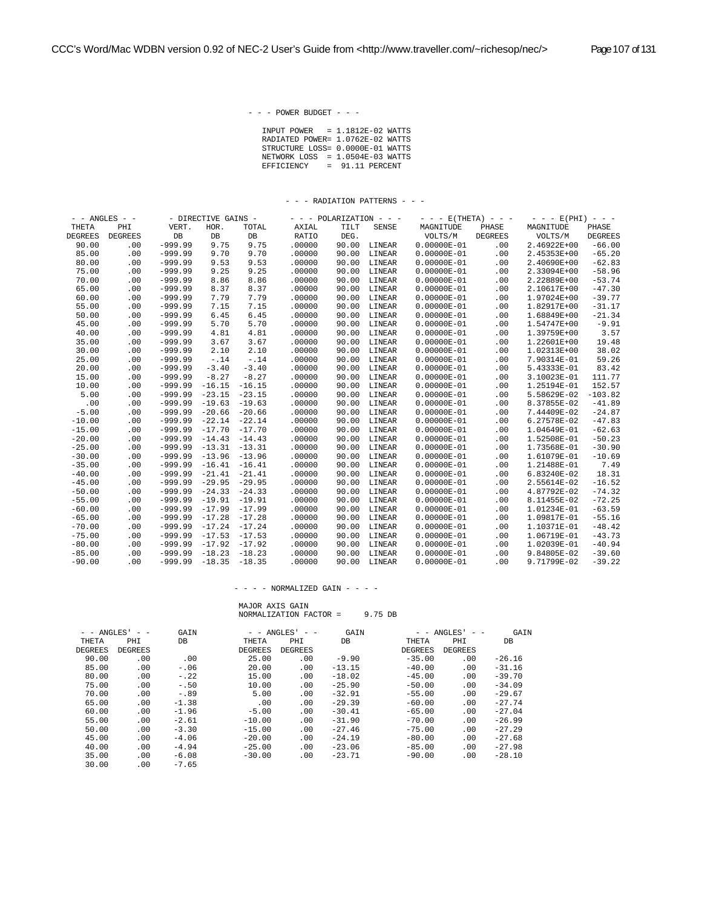```
                              - - - POWER BUDGET - - -

                                INPUT POWER   = 1.1812E-02 WATTS
                                RADIATED POWER= 1.0762E-02 WATTS
                                STRUCTURE LOSS= 0.0000E-01 WATTS
                                NETWORK LOSS  = 1.0504E-03 WATTS
                                EFFICIENCY    =  91.11 PERCENT


                              - - - RADIATION PATTERNS - - -

 - - ANGLES - -       - DIRECTIVE GAINS -     - - - POLARIZATION - - -    - - - E(THETA) - - -     - - - E(PHI) - - -
 THETA     PHI        VERT.    HOR.    TOTAL      AXIAL     TILT   SENSE     MAGNITUDE     PHASE      MAGNITUDE     PHASE
DEGREES  DEGREES       DB       DB      DB        RATIO     DEG.              VOLTS/M     DEGREES      VOLTS/M     DEGREES
  90.00      .00    -999.99    9.75     9.75     .00000    90.00  LINEAR   0.00000E-01       .00    2.46922E+00    -66.00
  85.00      .00    -999.99    9.70     9.70     .00000    90.00  LINEAR   0.00000E-01       .00    2.45353E+00    -65.20
  80.00      .00    -999.99    9.53     9.53     .00000    90.00  LINEAR   0.00000E-01       .00    2.40690E+00    -62.83
  75.00      .00    -999.99    9.25     9.25     .00000    90.00  LINEAR   0.00000E-01       .00    2.33094E+00    -58.96
  70.00      .00    -999.99    8.86     8.86     .00000    90.00  LINEAR   0.00000E-01       .00    2.22889E+00    -53.74
  65.00      .00    -999.99    8.37     8.37     .00000    90.00  LINEAR   0.00000E-01       .00    2.10617E+00    -47.30
  60.00      .00    -999.99    7.79     7.79     .00000    90.00  LINEAR   0.00000E-01       .00    1.97024E+00    -39.77
  55.00      .00    -999.99    7.15     7.15     .00000    90.00  LINEAR   0.00000E-01       .00    1.82917E+00    -31.17
  50.00      .00    -999.99    6.45     6.45     .00000    90.00  LINEAR   0.00000E-01       .00    1.68849E+00    -21.34
  45.00      .00    -999.99    5.70     5.70     .00000    90.00  LINEAR   0.00000E-01       .00    1.54747E+00     -9.91
  40.00      .00    -999.99    4.81     4.81     .00000    90.00  LINEAR   0.00000E-01       .00    1.39759E+00      3.57
  35.00      .00    -999.99    3.67     3.67     .00000    90.00  LINEAR   0.00000E-01       .00    1.22601E+00     19.48
  30.00      .00    -999.99    2.10     2.10     .00000    90.00  LINEAR   0.00000E-01       .00    1.02313E+00     38.02
  25.00      .00    -999.99    -.14     -.14     .00000    90.00  LINEAR   0.00000E-01       .00    7.90314E-01     59.26
  20.00      .00    -999.99   -3.40    -3.40     .00000    90.00  LINEAR   0.00000E-01       .00    5.43333E-01     83.42
  15.00      .00    -999.99   -8.27    -8.27     .00000    90.00  LINEAR   0.00000E-01       .00    3.10023E-01    111.77
  10.00      .00    -999.99  -16.15   -16.15     .00000    90.00  LINEAR   0.00000E-01       .00    1.25194E-01    152.57
   5.00      .00    -999.99  -23.15   -23.15     .00000    90.00  LINEAR   0.00000E-01       .00    5.58629E-02   -103.82
    .00      .00    -999.99  -19.63   -19.63     .00000    90.00  LINEAR   0.00000E-01       .00    8.37855E-02    -41.89
  -5.00      .00    -999.99  -20.66   -20.66     .00000    90.00  LINEAR   0.00000E-01       .00    7.44409E-02    -24.87
 -10.00      .00    -999.99  -22.14   -22.14     .00000    90.00  LINEAR   0.00000E-01       .00    6.27578E-02    -47.83
 -15.00      .00    -999.99  -17.70   -17.70     .00000    90.00  LINEAR   0.00000E-01       .00    1.04649E-01    -62.63
 -20.00      .00    -999.99  -14.43   -14.43     .00000    90.00  LINEAR   0.00000E-01       .00    1.52508E-01    -50.23
 -25.00      .00    -999.99  -13.31   -13.31     .00000    90.00  LINEAR   0.00000E-01       .00    1.73568E-01    -30.90
 -30.00      .00    -999.99  -13.96   -13.96     .00000    90.00  LINEAR   0.00000E-01       .00    1.61079E-01    -10.69
 -35.00      .00    -999.99  -16.41   -16.41     .00000    90.00  LINEAR   0.00000E-01       .00    1.21488E-01      7.49
 -40.00      .00    -999.99  -21.41   -21.41     .00000    90.00  LINEAR   0.00000E-01       .00    6.83240E-02     18.31
 -45.00      .00    -999.99  -29.95   -29.95     .00000    90.00  LINEAR   0.00000E-01       .00    2.55614E-02    -16.52
 -50.00      .00    -999.99  -24.33   -24.33     .00000    90.00  LINEAR   0.00000E-01       .00    4.87792E-02    -74.32
 -55.00      .00    -999.99  -19.91   -19.91     .00000    90.00  LINEAR   0.00000E-01       .00    8.11455E-02    -72.25
 -60.00      .00    -999.99  -17.99   -17.99     .00000    90.00  LINEAR   0.00000E-01       .00    1.01234E-01    -63.59
 -65.00      .00    -999.99  -17.28   -17.28     .00000    90.00  LINEAR   0.00000E-01       .00    1.09817E-01    -55.16
 -70.00      .00    -999.99  -17.24   -17.24     .00000    90.00  LINEAR   0.00000E-01       .00    1.10371E-01    -48.42
 -75.00      .00    -999.99  -17.53   -17.53     .00000    90.00  LINEAR   0.00000E-01       .00    1.06719E-01    -43.73
 -80.00      .00    -999.99  -17.92   -17.92     .00000    90.00  LINEAR   0.00000E-01       .00    1.02039E-01    -40.94
 -85.00      .00    -999.99  -18.23   -18.23     .00000    90.00  LINEAR   0.00000E-01       .00    9.84805E-02    -39.60
 -90.00      .00    -999.99  -18.35   -18.35     .00000    90.00  LINEAR   0.00000E-01       .00    9.71799E-02    -39.22


                              - - - - NORMALIZED GAIN - - - -

                                 MAJOR AXIS GAIN
                                 NORMALIZATION FACTOR =     9.75 DB

  - - ANGLES' - -     GAIN        - - ANGLES' - -     GAIN        - - ANGLES' - -     GAIN
  THETA     PHI        DB         THETA     PHI        DB         THETA     PHI        DB
 DEGREES  DEGREES                DEGREES  DEGREES                DEGREES  DEGREES
   90.00      .00       .00        25.00      .00     -9.90       -35.00      .00    -26.16
   85.00      .00      -.06        20.00      .00    -13.15       -40.00      .00    -31.16
   80.00      .00      -.22        15.00      .00    -18.02       -45.00      .00    -39.70
   75.00      .00      -.50        10.00      .00    -25.90       -50.00      .00    -34.09
   70.00      .00      -.89         5.00      .00    -32.91       -55.00      .00    -29.67
   65.00      .00     -1.38          .00      .00    -29.39       -60.00      .00    -27.74
   60.00      .00     -1.96        -5.00      .00    -30.41       -65.00      .00    -27.04
   55.00      .00     -2.61       -10.00      .00    -31.90       -70.00      .00    -26.99
   50.00      .00     -3.30       -15.00      .00    -27.46       -75.00      .00    -27.29
   45.00      .00     -4.06       -20.00      .00    -24.19       -80.00      .00    -27.68
   40.00      .00     -4.94       -25.00      .00    -23.06       -85.00      .00    -27.98
   35.00      .00     -6.08       -30.00      .00    -23.71       -90.00      .00    -28.10
   30.00      .00     -7.65
```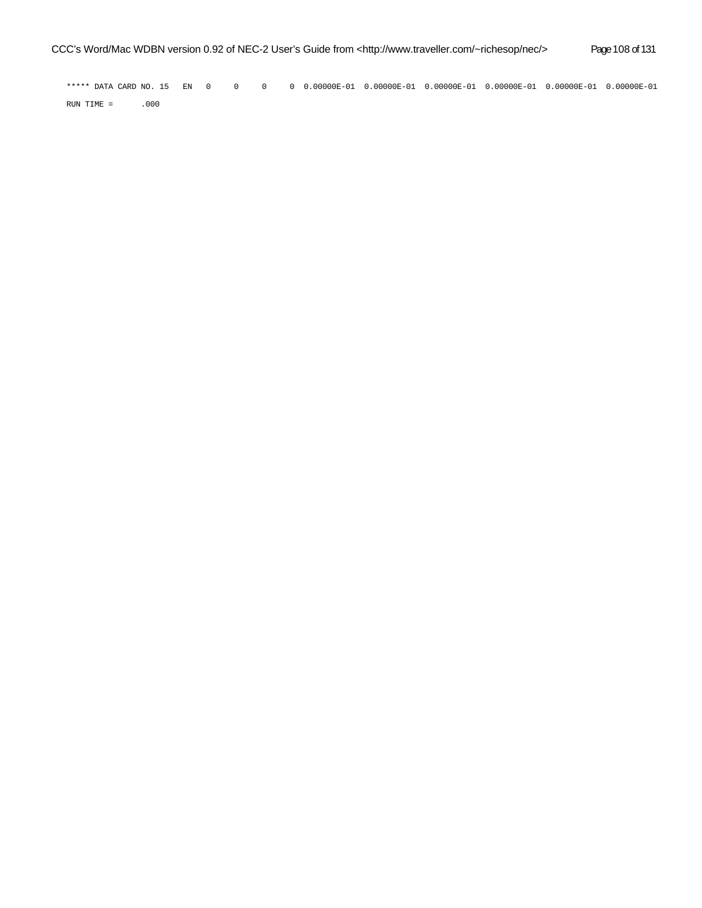```
***** DATA CARD NO. 15   EN   0     0     0     0  0.00000E-01  0.00000E-01  0.00000E-01  0.00000E-01  0.00000E-01  0.00000E-01

RUN TIME =      .000
```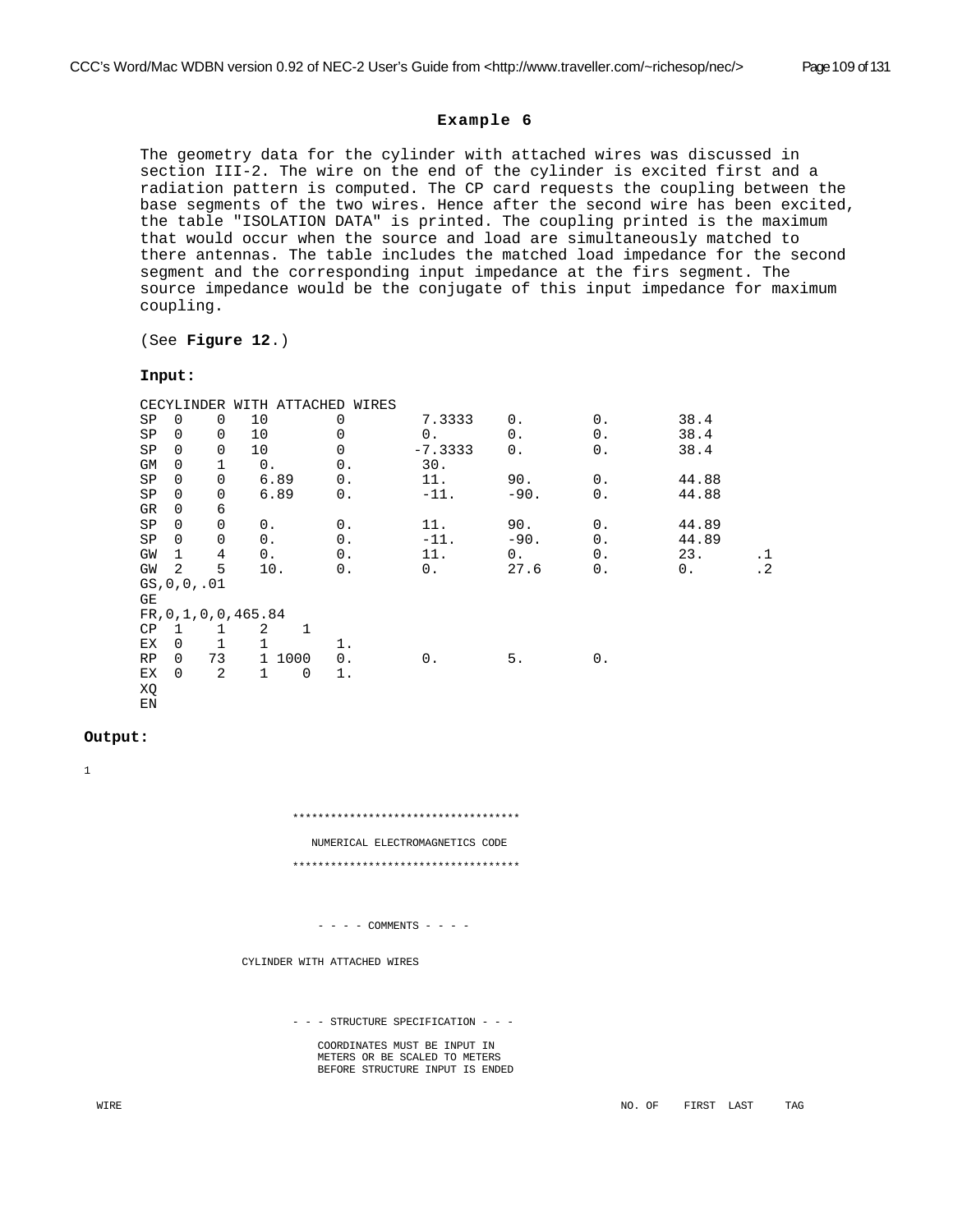### Example 6

The geometry data for the cylinder with attached wires was discussed in section III-2. The wire on the end of the cylinder is excited first and a radiation pattern is computed. The CP card requests the coupling between the base segments of the two wires. Hence after the second wire has been excited, the table "ISOLATION DATA" is printed. The coupling printed is the maximum that would occur when the source and load are simultaneously matched to there antennas. The table includes the matched load impedance for the second segment and the corresponding input impedance at the firs segment. The source impedance would be the conjugate of this input impedance for maximum coupling.

(See **Figure 12**.)

**Input:**

```
CECYLINDER WITH ATTACHED WIRES
SP  0    0   10        0        7.3333    0.        0.        38.4
SP  0    0   10        0        0.        0.        0.        38.4
SP  0    0   10        0       -7.3333    0.        0.        38.4
GM  0    1    0.       0.       30.
SP  0    0    6.89     0.       11.       90.       0.        44.88
SP  0    0    6.89     0.      -11.      -90.       0.        44.88
GR  0    6
SP  0    0    0.       0.       11.       90.       0.        44.89
SP  0    0    0.       0.      -11.      -90.       0.        44.89
GW  1    4    0.       0.       11.       0.        0.        23.      .1
GW  2    5   10.       0.       0.        27.6      0.        0.       .2
GS,0,0,.01
GE
FR,0,1,0,0,465.84
CP  1    1    2    1
EX  0    1    1        1.
RP  0   73    1 1000   0.       0.        5.        0.
EX  0    2    1    0   1.
XQ
EN
```

**Output:**

```
1

                    ***********************************

                      NUMERICAL ELECTROMAGNETICS CODE

                    ***********************************



                          - - - - COMMENTS - - - -


              CYLINDER WITH ATTACHED WIRES



                    - - - STRUCTURE SPECIFICATION - - -

                         COORDINATES MUST BE INPUT IN
                         METERS OR BE SCALED TO METERS
                         BEFORE STRUCTURE INPUT IS ENDED

 WIRE                                                          NO. OF    FIRST  LAST     TAG
```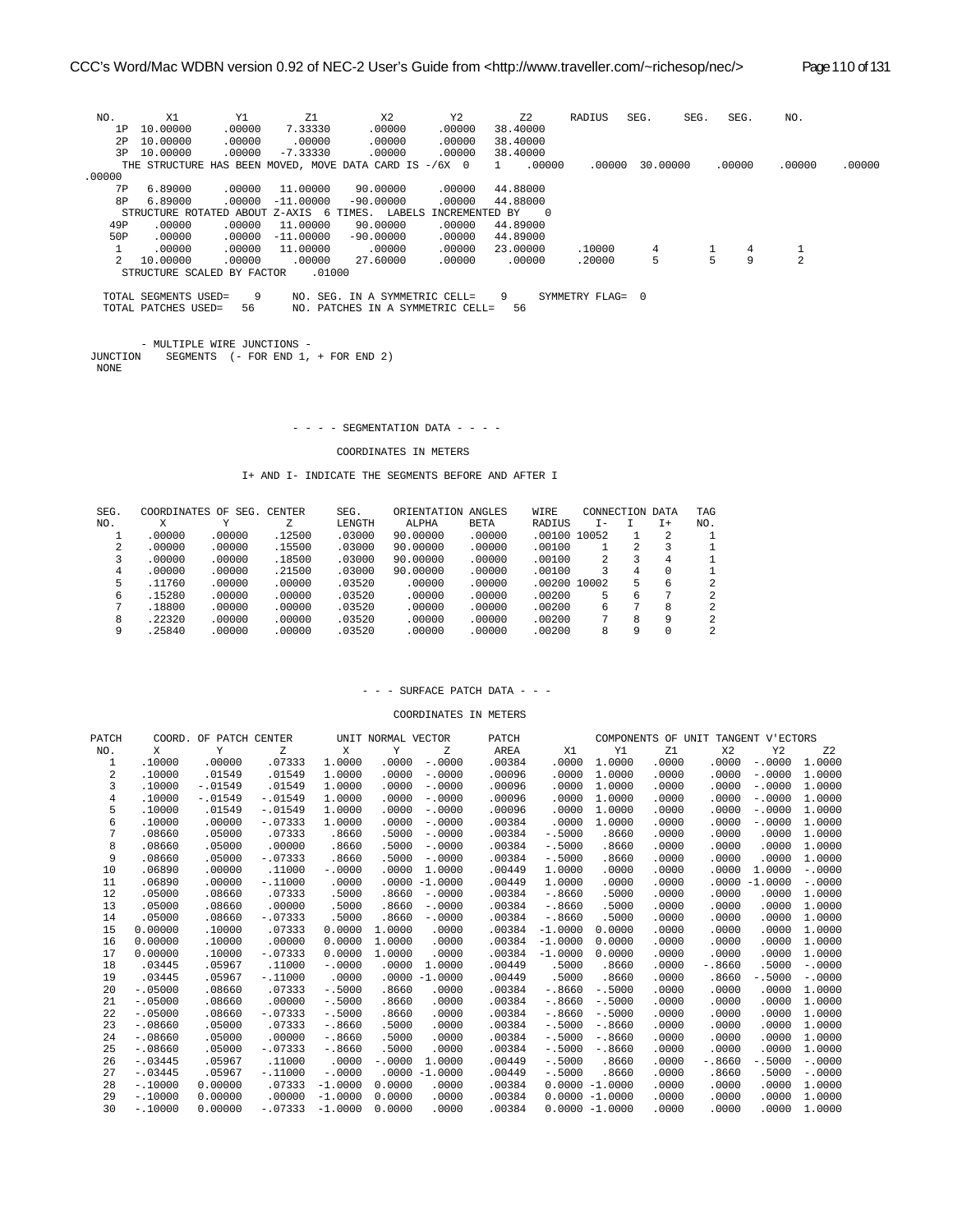```
 NO.       X1        Y1        Z1         X2        Y2        Z2      RADIUS   SEG.     SEG.   SEG.     NO.
    1P  10.00000    .00000    7.33330     .00000    .00000  38.40000
    2P  10.00000    .00000     .00000     .00000    .00000  38.40000
    3P  10.00000    .00000   -7.33330     .00000    .00000  38.40000
     THE STRUCTURE HAS BEEN MOVED, MOVE DATA CARD IS -/6X  0     1    .00000     .00000  30.00000    .00000    .00000    .00000
.00000
    7P   6.89000    .00000   11.00000   90.00000    .00000  44.88000
    8P   6.89000    .00000  -11.00000  -90.00000    .00000  44.88000
     STRUCTURE ROTATED ABOUT Z-AXIS  6 TIMES.  LABELS INCREMENTED BY    0
   49P    .00000    .00000   11.00000   90.00000    .00000  44.89000
   50P    .00000    .00000  -11.00000  -90.00000    .00000  44.89000
    1     .00000    .00000   11.00000     .00000    .00000  23.00000    .10000     4       1    4       1
    2   10.00000    .00000     .00000   27.60000    .00000    .00000    .20000     5       5    9       2
     STRUCTURE SCALED BY FACTOR    .01000

  TOTAL SEGMENTS USED=    9     NO. SEG. IN A SYMMETRIC CELL=    9     SYMMETRY FLAG=  0
  TOTAL PATCHES USED=   56      NO. PATCHES IN A SYMMETRIC CELL=   56


       - MULTIPLE WIRE JUNCTIONS -
 JUNCTION    SEGMENTS  (- FOR END 1, + FOR END 2)
  NONE



                              - - - - SEGMENTATION DATA - - - -

                                   COORDINATES IN METERS

                         I+ AND I- INDICATE THE SEGMENTS BEFORE AND AFTER I


 SEG.    COORDINATES OF SEG. CENTER     SEG.    ORIENTATION ANGLES     WIRE    CONNECTION DATA   TAG
 NO.       X         Y         Z       LENGTH     ALPHA      BETA     RADIUS    I-     I    I+    NO.
    1    .00000    .00000    .12500    .03000   90.00000    .00000    .00100 10052     1     2     1
    2    .00000    .00000    .15500    .03000   90.00000    .00000    .00100     1     2     3     1
    3    .00000    .00000    .18500    .03000   90.00000    .00000    .00100     2     3     4     1
    4    .00000    .00000    .21500    .03000   90.00000    .00000    .00100     3     4     0     1
    5    .11760    .00000    .00000    .03520     .00000    .00000    .00200 10002     5     6     2
    6    .15280    .00000    .00000    .03520     .00000    .00000    .00200     5     6     7     2
    7    .18800    .00000    .00000    .03520     .00000    .00000    .00200     6     7     8     2
    8    .22320    .00000    .00000    .03520     .00000    .00000    .00200     7     8     9     2
    9    .25840    .00000    .00000    .03520     .00000    .00000    .00200     8     9     0     2



                                      - - - SURFACE PATCH DATA - - -

                                          COORDINATES IN METERS

 PATCH      COORD. OF PATCH CENTER       UNIT NORMAL VECTOR       PATCH          COMPONENTS OF UNIT TANGENT V'ECTORS
  NO.       X         Y         Z        X       Y       Z        AREA       X1      Y1      Z1       X2      Y2      Z2
   1     .10000    .00000    .07333   1.0000   .0000  -.0000    .00384    .0000  1.0000   .0000    .0000  -.0000  1.0000
   2     .10000    .01549    .01549   1.0000   .0000  -.0000    .00096    .0000  1.0000   .0000    .0000  -.0000  1.0000
   3     .10000   -.01549    .01549   1.0000   .0000  -.0000    .00096    .0000  1.0000   .0000    .0000  -.0000  1.0000
   4     .10000   -.01549   -.01549   1.0000   .0000  -.0000    .00096    .0000  1.0000   .0000    .0000  -.0000  1.0000
   5     .10000    .01549   -.01549   1.0000   .0000  -.0000    .00096    .0000  1.0000   .0000    .0000  -.0000  1.0000
   6     .10000    .00000   -.07333   1.0000   .0000  -.0000    .00384    .0000  1.0000   .0000    .0000  -.0000  1.0000
   7     .08660    .05000    .07333    .8660   .5000  -.0000    .00384   -.5000   .8660   .0000    .0000   .0000  1.0000
   8     .08660    .05000    .00000    .8660   .5000  -.0000    .00384   -.5000   .8660   .0000    .0000   .0000  1.0000
   9     .08660    .05000   -.07333    .8660   .5000  -.0000    .00384   -.5000   .8660   .0000    .0000   .0000  1.0000
  10     .06890    .00000    .11000   -.0000   .0000  1.0000    .00449   1.0000   .0000   .0000    .0000  1.0000  -.0000
  11     .06890    .00000   -.11000    .0000   .0000 -1.0000    .00449   1.0000   .0000   .0000    .0000 -1.0000  -.0000
  12     .05000    .08660    .07333    .5000   .8660  -.0000    .00384   -.8660   .5000   .0000    .0000   .0000  1.0000
  13     .05000    .08660    .00000    .5000   .8660  -.0000    .00384   -.8660   .5000   .0000    .0000   .0000  1.0000
  14     .05000    .08660   -.07333    .5000   .8660  -.0000    .00384   -.8660   .5000   .0000    .0000   .0000  1.0000
  15    0.00000    .10000    .07333   0.0000  1.0000   .0000    .00384  -1.0000  0.0000   .0000    .0000   .0000  1.0000
  16    0.00000    .10000    .00000   0.0000  1.0000   .0000    .00384  -1.0000  0.0000   .0000    .0000   .0000  1.0000
  17    0.00000    .10000   -.07333   0.0000  1.0000   .0000    .00384  -1.0000  0.0000   .0000    .0000   .0000  1.0000
  18     .03445    .05967    .11000   -.0000   .0000  1.0000    .00449    .5000   .8660   .0000   -.8660   .5000  -.0000
  19     .03445    .05967   -.11000    .0000   .0000 -1.0000    .00449    .5000   .8660   .0000    .8660  -.5000  -.0000
  20    -.05000    .08660    .07333   -.5000   .8660   .0000    .00384   -.8660  -.5000   .0000    .0000   .0000  1.0000
  21    -.05000    .08660    .00000   -.5000   .8660   .0000    .00384   -.8660  -.5000   .0000    .0000   .0000  1.0000
  22    -.05000    .08660   -.07333   -.5000   .8660   .0000    .00384   -.8660  -.5000   .0000    .0000   .0000  1.0000
  23    -.08660    .05000    .07333   -.8660   .5000   .0000    .00384   -.5000  -.8660   .0000    .0000   .0000  1.0000
  24    -.08660    .05000    .00000   -.8660   .5000   .0000    .00384   -.5000  -.8660   .0000    .0000   .0000  1.0000
  25    -.08660    .05000   -.07333   -.8660   .5000   .0000    .00384   -.5000  -.8660   .0000    .0000   .0000  1.0000
  26    -.03445    .05967    .11000    .0000  -.0000  1.0000    .00449   -.5000   .8660   .0000   -.8660  -.5000  -.0000
  27    -.03445    .05967   -.11000   -.0000   .0000 -1.0000    .00449   -.5000   .8660   .0000    .8660   .5000  -.0000
  28    -.10000   0.00000    .07333  -1.0000  0.0000   .0000    .00384   0.0000 -1.0000   .0000    .0000   .0000  1.0000
  29    -.10000   0.00000    .00000  -1.0000  0.0000   .0000    .00384   0.0000 -1.0000   .0000    .0000   .0000  1.0000
  30    -.10000   0.00000   -.07333  -1.0000  0.0000   .0000    .00384   0.0000 -1.0000   .0000    .0000   .0000  1.0000
```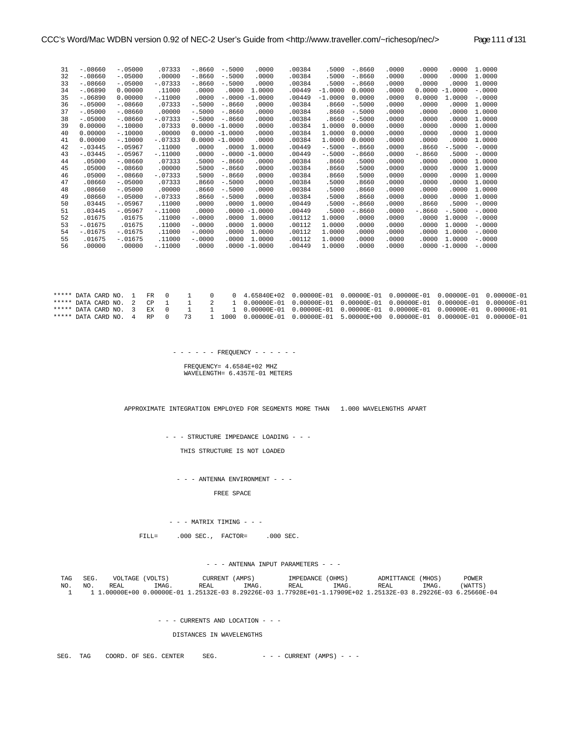```
 31   -.08660   -.05000    .07333   -.8660  -.5000    .0000    .00384    .5000  -.8660   .0000    .0000    .0000  1.0000
 32   -.08660   -.05000    .00000   -.8660  -.5000    .0000    .00384    .5000  -.8660   .0000    .0000    .0000  1.0000
 33   -.08660   -.05000   -.07333   -.8660  -.5000    .0000    .00384    .5000  -.8660   .0000    .0000    .0000  1.0000
 34   -.06890   0.00000    .11000    .0000   .0000   1.0000    .00449  -1.0000  0.0000   .0000   0.0000 -1.0000  -.0000
 35   -.06890   0.00000   -.11000    .0000  -.0000  -1.0000    .00449  -1.0000  0.0000   .0000   0.0000  1.0000  -.0000
 36   -.05000   -.08660    .07333   -.5000  -.8660    .0000    .00384    .8660  -.5000   .0000    .0000    .0000  1.0000
 37   -.05000   -.08660    .00000   -.5000  -.8660    .0000    .00384    .8660  -.5000   .0000    .0000    .0000  1.0000
 38   -.05000   -.08660   -.07333   -.5000  -.8660    .0000    .00384    .8660  -.5000   .0000    .0000    .0000  1.0000
 39   0.00000   -.10000    .07333   0.0000 -1.0000    .0000    .00384   1.0000  0.0000   .0000    .0000    .0000  1.0000
 40   0.00000   -.10000    .00000   0.0000 -1.0000    .0000    .00384   1.0000  0.0000   .0000    .0000    .0000  1.0000
 41   0.00000   -.10000   -.07333   0.0000 -1.0000    .0000    .00384   1.0000  0.0000   .0000    .0000    .0000  1.0000
 42   -.03445   -.05967    .11000    .0000   .0000   1.0000    .00449   -.5000  -.8660   .0000    .8660   -.5000  -.0000
 43   -.03445   -.05967   -.11000    .0000  -.0000  -1.0000    .00449   -.5000  -.8660   .0000   -.8660    .5000  -.0000
 44    .05000   -.08660    .07333    .5000  -.8660    .0000    .00384    .8660   .5000   .0000    .0000    .0000  1.0000
 45    .05000   -.08660    .00000    .5000  -.8660    .0000    .00384    .8660   .5000   .0000    .0000    .0000  1.0000
 46    .05000   -.08660   -.07333    .5000  -.8660    .0000    .00384    .8660   .5000   .0000    .0000    .0000  1.0000
 47    .08660   -.05000    .07333    .8660  -.5000    .0000    .00384    .5000   .8660   .0000    .0000    .0000  1.0000
 48    .08660   -.05000    .00000    .8660  -.5000    .0000    .00384    .5000   .8660   .0000    .0000    .0000  1.0000
 49    .08660   -.05000   -.07333    .8660  -.5000    .0000    .00384    .5000   .8660   .0000    .0000    .0000  1.0000
 50    .03445   -.05967    .11000    .0000   .0000   1.0000    .00449    .5000  -.8660   .0000    .8660    .5000  -.0000
 51    .03445   -.05967   -.11000    .0000  -.0000  -1.0000    .00449    .5000  -.8660   .0000   -.8660   -.5000  -.0000
 52    .01675    .01675    .11000   -.0000   .0000   1.0000    .00112   1.0000   .0000   .0000    .0000   1.0000  -.0000
 53   -.01675    .01675    .11000   -.0000   .0000   1.0000    .00112   1.0000   .0000   .0000    .0000   1.0000  -.0000
 54   -.01675   -.01675    .11000   -.0000   .0000   1.0000    .00112   1.0000   .0000   .0000    .0000   1.0000  -.0000
 55    .01675   -.01675    .11000   -.0000   .0000   1.0000    .00112   1.0000   .0000   .0000    .0000   1.0000  -.0000
 56    .00000    .00000   -.11000    .0000   .0000  -1.0000    .00449   1.0000   .0000   .0000    .0000  -1.0000  -.0000



***** DATA CARD NO.  1   FR   0    1     0     0  4.65840E+02  0.00000E-01  0.00000E-01  0.00000E-01  0.00000E-01  0.00000E-01
***** DATA CARD NO.  2   CP   1    1     2     1  0.00000E-01  0.00000E-01  0.00000E-01  0.00000E-01  0.00000E-01  0.00000E-01
***** DATA CARD NO.  3   EX   0    1     1     1  0.00000E-01  0.00000E-01  0.00000E-01  0.00000E-01  0.00000E-01  0.00000E-01
***** DATA CARD NO.  4   RP   0   73     1  1000  0.00000E-01  0.00000E-01  5.00000E+00  0.00000E-01  0.00000E-01  0.00000E-01


                              - - - - - - FREQUENCY - - - - - -

                                 FREQUENCY= 4.6584E+02 MHZ
                                 WAVELENGTH= 6.4357E-01 METERS


                  APPROXIMATE INTEGRATION EMPLOYED FOR SEGMENTS MORE THAN   1.000 WAVELENGTHS APART


                           - - - STRUCTURE IMPEDANCE LOADING - - -

                              THIS STRUCTURE IS NOT LOADED


                             - - - ANTENNA ENVIRONMENT - - -

                                       FREE SPACE


                           - - - MATRIX TIMING - - -

                   FILL=     .000 SEC.,  FACTOR=     .000 SEC.


                                       - - - ANTENNA INPUT PARAMETERS - - -

  TAG   SEG.    VOLTAGE (VOLTS)         CURRENT (AMPS)          IMPEDANCE (OHMS)        ADMITTANCE (MHOS)       POWER
  NO.   NO.    REAL        IMAG.       REAL        IMAG.       REAL        IMAG.       REAL        IMAG.      (WATTS)
   1     1 1.00000E+00 0.00000E-01 1.25132E-03 8.29226E-03 1.77928E+01-1.17909E+02 1.25132E-03 8.29226E-03 6.25660E-04


                         - - - CURRENTS AND LOCATION - - -

                               DISTANCES IN WAVELENGTHS


SEG.  TAG    COORD. OF SEG. CENTER     SEG.            - - - CURRENT (AMPS) - - -
```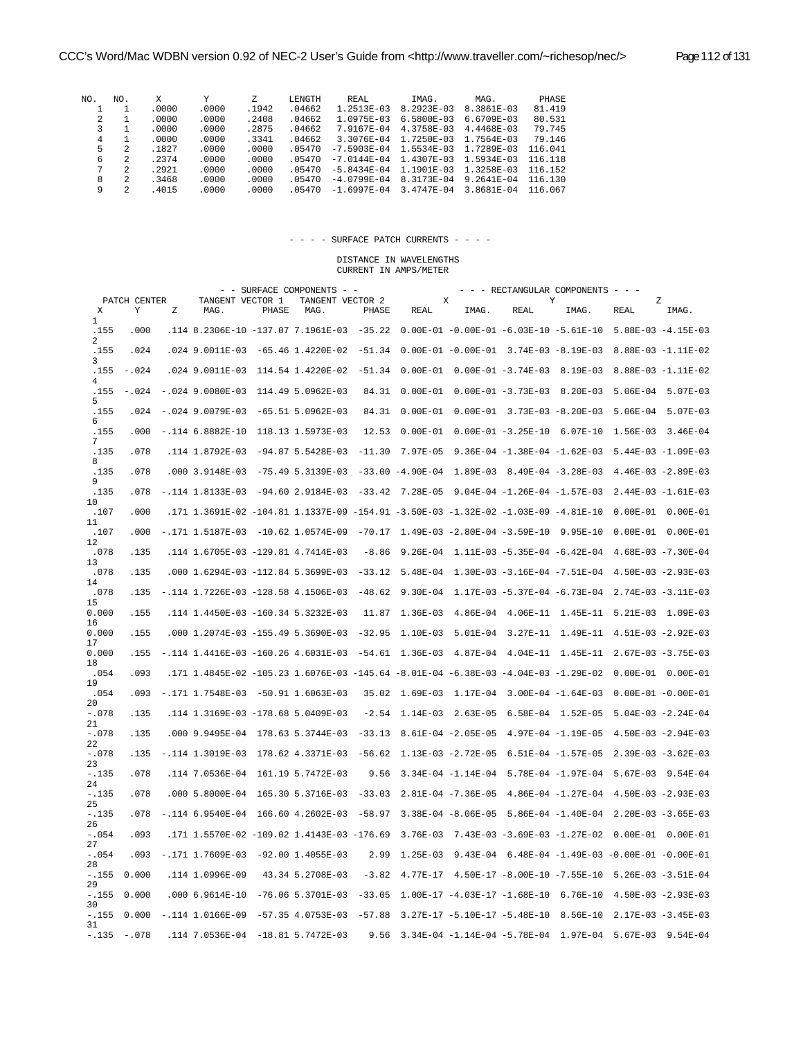| NO. | NO. | X | Y | Z | LENGTH | REAL | IMAG. | MAG. | PHASE |
|---|---|---|---|---|---|---|---|---|---|
| 1 | 1 | .0000 | .0000 | .1942 | .04662 | 1.2513E-03 | 8.2923E-03 | 8.3861E-03 | 81.419 |
| 2 | 1 | .0000 | .0000 | .2408 | .04662 | 1.0975E-03 | 6.5800E-03 | 6.6709E-03 | 80.531 |
| 3 | 1 | .0000 | .0000 | .2875 | .04662 | 7.9167E-04 | 4.3758E-03 | 4.4468E-03 | 79.745 |
| 4 | 1 | .0000 | .0000 | .3341 | .04662 | 3.3076E-04 | 1.7250E-03 | 1.7564E-03 | 79.146 |
| 5 | 2 | .1827 | .0000 | .0000 | .05470 | -7.5903E-04 | 1.5534E-03 | 1.7289E-03 | 116.041 |
| 6 | 2 | .2374 | .0000 | .0000 | .05470 | -7.0144E-04 | 1.4307E-03 | 1.5934E-03 | 116.118 |
| 7 | 2 | .2921 | .0000 | .0000 | .05470 | -5.8434E-04 | 1.1901E-03 | 1.3258E-03 | 116.152 |
| 8 | 2 | .3468 | .0000 | .0000 | .05470 | -4.0799E-04 | 8.3173E-04 | 9.2641E-04 | 116.130 |
| 9 | 2 | .4015 | .0000 | .0000 | .05470 | -1.6997E-04 | 3.4747E-04 | 3.8681E-04 | 116.067 |

- - - - SURFACE PATCH CURRENTS - - - -

DISTANCE IN WAVELENGTHS
CURRENT IN AMPS/METER

| | PATCH CENTER | | - - SURFACE COMPONENTS - - | | | | - - - RECTANGULAR COMPONENTS - - - | | | | | |
|---|---|---|---|---|---|---|---|---|---|---|---|---|
| | | | TANGENT VECTOR 1 | | TANGENT VECTOR 2 | | X | | Y | | Z | |
| X | Y | Z | MAG. | PHASE | MAG. | PHASE | REAL | IMAG. | REAL | IMAG. | REAL | IMAG. |
| 1 | | | | | | | | | | | | |
| .155 | .000 | .114 | 8.2306E-10 | -137.07 | 7.1961E-03 | -35.22 | 0.00E-01 | -0.00E-01 | -6.03E-10 | -5.61E-10 | 5.88E-03 | -4.15E-03 |
| 2 | | | | | | | | | | | | |
| .155 | .024 | .024 | 9.0011E-03 | -65.46 | 1.4220E-02 | -51.34 | 0.00E-01 | -0.00E-01 | 3.74E-03 | -8.19E-03 | 8.88E-03 | -1.11E-02 |
| 3 | | | | | | | | | | | | |
| .155 | -.024 | .024 | 9.0011E-03 | 114.54 | 1.4220E-02 | -51.34 | 0.00E-01 | 0.00E-01 | -3.74E-03 | 8.19E-03 | 8.88E-03 | -1.11E-02 |
| 4 | | | | | | | | | | | | |
| .155 | -.024 | -.024 | 9.0080E-03 | 114.49 | 5.0962E-03 | 84.31 | 0.00E-01 | 0.00E-01 | -3.73E-03 | 8.20E-03 | 5.06E-04 | 5.07E-03 |
| 5 | | | | | | | | | | | | |
| .155 | .024 | -.024 | 9.0079E-03 | -65.51 | 5.0962E-03 | 84.31 | 0.00E-01 | 0.00E-01 | 3.73E-03 | -8.20E-03 | 5.06E-04 | 5.07E-03 |
| 6 | | | | | | | | | | | | |
| .155 | .000 | -.114 | 6.8882E-10 | 118.13 | 1.5973E-03 | 12.53 | 0.00E-01 | 0.00E-01 | -3.25E-10 | 6.07E-10 | 1.56E-03 | 3.46E-04 |
| 7 | | | | | | | | | | | | |
| .135 | .078 | .114 | 1.8792E-03 | -94.87 | 5.5428E-03 | -11.30 | 7.97E-05 | 9.36E-04 | -1.38E-04 | -1.62E-03 | 5.44E-03 | -1.09E-03 |
| 8 | | | | | | | | | | | | |
| .135 | .078 | .000 | 3.9148E-03 | -75.49 | 5.3139E-03 | -33.00 | -4.90E-04 | 1.89E-03 | 8.49E-04 | -3.28E-03 | 4.46E-03 | -2.89E-03 |
| 9 | | | | | | | | | | | | |
| .135 | .078 | -.114 | 1.8133E-03 | -94.60 | 2.9184E-03 | -33.42 | 7.28E-05 | 9.04E-04 | -1.26E-04 | -1.57E-03 | 2.44E-03 | -1.61E-03 |
| 10 | | | | | | | | | | | | |
| .107 | .000 | .171 | 1.3691E-02 | -104.81 | 1.1337E-09 | -154.91 | -3.50E-03 | -1.32E-02 | -1.03E-09 | -4.81E-10 | 0.00E-01 | 0.00E-01 |
| 11 | | | | | | | | | | | | |
| .107 | .000 | -.171 | 1.5187E-03 | -10.62 | 1.0574E-09 | -70.17 | 1.49E-03 | -2.80E-04 | -3.59E-10 | 9.95E-10 | 0.00E-01 | 0.00E-01 |
| 12 | | | | | | | | | | | | |
| .078 | .135 | .114 | 1.6705E-03 | -129.81 | 4.7414E-03 | -8.86 | 9.26E-04 | 1.11E-03 | -5.35E-04 | -6.42E-04 | 4.68E-03 | -7.30E-04 |
| 13 | | | | | | | | | | | | |
| .078 | .135 | .000 | 1.6294E-03 | -112.84 | 5.3699E-03 | -33.12 | 5.48E-04 | 1.30E-03 | -3.16E-04 | -7.51E-04 | 4.50E-03 | -2.93E-03 |
| 14 | | | | | | | | | | | | |
| .078 | .135 | -.114 | 1.7226E-03 | -128.58 | 4.1506E-03 | -48.62 | 9.30E-04 | 1.17E-03 | -5.37E-04 | -6.73E-04 | 2.74E-03 | -3.11E-03 |
| 15 | | | | | | | | | | | | |
| 0.000 | .155 | .114 | 1.4450E-03 | -160.34 | 5.3232E-03 | 11.87 | 1.36E-03 | 4.86E-04 | 4.06E-11 | 1.45E-11 | 5.21E-03 | 1.09E-03 |
| 16 | | | | | | | | | | | | |
| 0.000 | .155 | .000 | 1.2074E-03 | -155.49 | 5.3690E-03 | -32.95 | 1.10E-03 | 5.01E-04 | 3.27E-11 | 1.49E-11 | 4.51E-03 | -2.92E-03 |
| 17 | | | | | | | | | | | | |
| 0.000 | .155 | -.114 | 1.4416E-03 | -160.26 | 4.6031E-03 | -54.61 | 1.36E-03 | 4.87E-04 | 4.04E-11 | 1.45E-11 | 2.67E-03 | -3.75E-03 |
| 18 | | | | | | | | | | | | |
| .054 | .093 | .171 | 1.4845E-02 | -105.23 | 1.6076E-03 | -145.64 | -8.01E-04 | -6.38E-03 | -4.04E-03 | -1.29E-02 | 0.00E-01 | 0.00E-01 |
| 19 | | | | | | | | | | | | |
| .054 | .093 | -.171 | 1.7548E-03 | -50.91 | 1.6063E-03 | 35.02 | 1.69E-03 | 1.17E-04 | 3.00E-04 | -1.64E-03 | 0.00E-01 | -0.00E-01 |
| 20 | | | | | | | | | | | | |
| -.078 | .135 | .114 | 1.3169E-03 | -178.68 | 5.0409E-03 | -2.54 | 1.14E-03 | 2.63E-05 | 6.58E-04 | 1.52E-05 | 5.04E-03 | -2.24E-04 |
| 21 | | | | | | | | | | | | |
| -.078 | .135 | .000 | 9.9495E-04 | 178.63 | 5.3744E-03 | -33.13 | 8.61E-04 | -2.05E-05 | 4.97E-04 | -1.19E-05 | 4.50E-03 | -2.94E-03 |
| 22 | | | | | | | | | | | | |
| -.078 | .135 | -.114 | 1.3019E-03 | 178.62 | 4.3371E-03 | -56.62 | 1.13E-03 | -2.72E-05 | 6.51E-04 | -1.57E-05 | 2.39E-03 | -3.62E-03 |
| 23 | | | | | | | | | | | | |
| -.135 | .078 | .114 | 7.0536E-04 | 161.19 | 5.7472E-03 | 9.56 | 3.34E-04 | -1.14E-04 | 5.78E-04 | -1.97E-04 | 5.67E-03 | 9.54E-04 |
| 24 | | | | | | | | | | | | |
| -.135 | .078 | .000 | 5.8000E-04 | 165.30 | 5.3716E-03 | -33.03 | 2.81E-04 | -7.36E-05 | 4.86E-04 | -1.27E-04 | 4.50E-03 | -2.93E-03 |
| 25 | | | | | | | | | | | | |
| -.135 | .078 | -.114 | 6.9540E-04 | 166.60 | 4.2602E-03 | -58.97 | 3.38E-04 | -8.06E-05 | 5.86E-04 | -1.40E-04 | 2.20E-03 | -3.65E-03 |
| 26 | | | | | | | | | | | | |
| -.054 | .093 | .171 | 1.5570E-02 | -109.02 | 1.4143E-03 | -176.69 | 3.76E-03 | 7.43E-03 | -3.69E-03 | -1.27E-02 | 0.00E-01 | 0.00E-01 |
| 27 | | | | | | | | | | | | |
| -.054 | .093 | -.171 | 1.7609E-03 | -92.00 | 1.4055E-03 | 2.99 | 1.25E-03 | 9.43E-04 | 6.48E-04 | -1.49E-03 | -0.00E-01 | -0.00E-01 |
| 28 | | | | | | | | | | | | |
| -.155 | 0.000 | .114 | 1.0996E-09 | 43.34 | 5.2708E-03 | -3.82 | 4.77E-17 | 4.50E-17 | -8.00E-10 | -7.55E-10 | 5.26E-03 | -3.51E-04 |
| 29 | | | | | | | | | | | | |
| -.155 | 0.000 | .000 | 6.9614E-10 | -76.06 | 5.3701E-03 | -33.05 | 1.00E-17 | -4.03E-17 | -1.68E-10 | 6.76E-10 | 4.50E-03 | -2.93E-03 |
| 30 | | | | | | | | | | | | |
| -.155 | 0.000 | -.114 | 1.0166E-09 | -57.35 | 4.0753E-03 | -57.88 | 3.27E-17 | -5.10E-17 | -5.48E-10 | 8.56E-10 | 2.17E-03 | -3.45E-03 |
| 31 | | | | | | | | | | | | |
| -.135 | -.078 | .114 | 7.0536E-04 | -18.81 | 5.7472E-03 | 9.56 | 3.34E-04 | -1.14E-04 | -5.78E-04 | 1.97E-04 | 5.67E-03 | 9.54E-04 |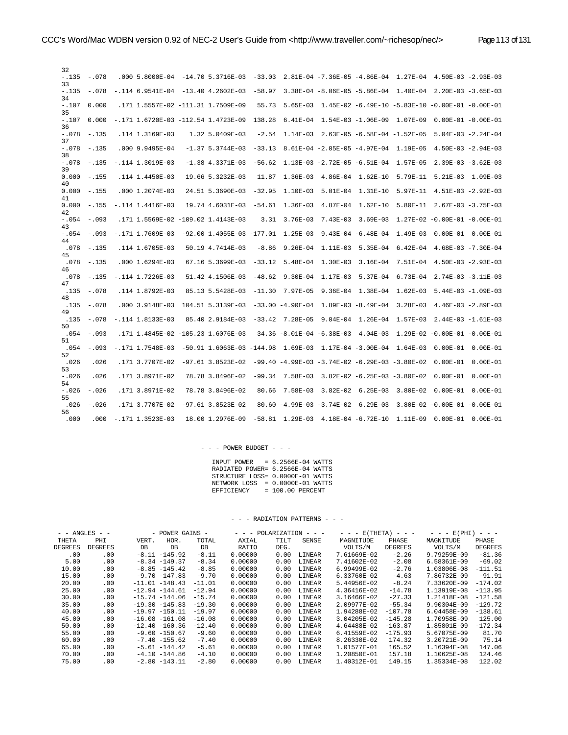```
 32
 -.135  -.078   .000 5.8000E-04  -14.70 5.3716E-03  -33.03  2.81E-04 -7.36E-05 -4.86E-04  1.27E-04  4.50E-03 -2.93E-03
 33
 -.135  -.078  -.114 6.9541E-04  -13.40 4.2602E-03  -58.97  3.38E-04 -8.06E-05 -5.86E-04  1.40E-04  2.20E-03 -3.65E-03
 34
 -.107  0.000   .171 1.5557E-02 -111.31 1.7509E-09   55.73  5.65E-03  1.45E-02 -6.49E-10 -5.83E-10 -0.00E-01 -0.00E-01
 35
 -.107  0.000  -.171 1.6720E-03 -112.54 1.4723E-09  138.28  6.41E-04  1.54E-03 -1.06E-09  1.07E-09  0.00E-01 -0.00E-01
 36
 -.078  -.135   .114 1.3169E-03    1.32 5.0409E-03   -2.54  1.14E-03  2.63E-05 -6.58E-04 -1.52E-05  5.04E-03 -2.24E-04
 37
 -.078  -.135   .000 9.9495E-04   -1.37 5.3744E-03  -33.13  8.61E-04 -2.05E-05 -4.97E-04  1.19E-05  4.50E-03 -2.94E-03
 38
 -.078  -.135  -.114 1.3019E-03   -1.38 4.3371E-03  -56.62  1.13E-03 -2.72E-05 -6.51E-04  1.57E-05  2.39E-03 -3.62E-03
 39
 0.000  -.155   .114 1.4450E-03   19.66 5.3232E-03   11.87  1.36E-03  4.86E-04  1.62E-10  5.79E-11  5.21E-03  1.09E-03
 40
 0.000  -.155   .000 1.2074E-03   24.51 5.3690E-03  -32.95  1.10E-03  5.01E-04  1.31E-10  5.97E-11  4.51E-03 -2.92E-03
 41
 0.000  -.155  -.114 1.4416E-03   19.74 4.6031E-03  -54.61  1.36E-03  4.87E-04  1.62E-10  5.80E-11  2.67E-03 -3.75E-03
 42
 -.054  -.093   .171 1.5569E-02 -109.02 1.4143E-03    3.31  3.76E-03  7.43E-03  3.69E-03  1.27E-02 -0.00E-01 -0.00E-01
 43
 -.054  -.093  -.171 1.7609E-03  -92.00 1.4055E-03 -177.01  1.25E-03  9.43E-04 -6.48E-04  1.49E-03  0.00E-01  0.00E-01
 44
  .078  -.135   .114 1.6705E-03   50.19 4.7414E-03   -8.86  9.26E-04  1.11E-03  5.35E-04  6.42E-04  4.68E-03 -7.30E-04
 45
  .078  -.135   .000 1.6294E-03   67.16 5.3699E-03  -33.12  5.48E-04  1.30E-03  3.16E-04  7.51E-04  4.50E-03 -2.93E-03
 46
  .078  -.135  -.114 1.7226E-03   51.42 4.1506E-03  -48.62  9.30E-04  1.17E-03  5.37E-04  6.73E-04  2.74E-03 -3.11E-03
 47
  .135  -.078   .114 1.8792E-03   85.13 5.5428E-03  -11.30  7.97E-05  9.36E-04  1.38E-04  1.62E-03  5.44E-03 -1.09E-03
 48
  .135  -.078   .000 3.9148E-03  104.51 5.3139E-03  -33.00 -4.90E-04  1.89E-03 -8.49E-04  3.28E-03  4.46E-03 -2.89E-03
 49
  .135  -.078  -.114 1.8133E-03   85.40 2.9184E-03  -33.42  7.28E-05  9.04E-04  1.26E-04  1.57E-03  2.44E-03 -1.61E-03
 50
  .054  -.093   .171 1.4845E-02 -105.23 1.6076E-03   34.36 -8.01E-04 -6.38E-03  4.04E-03  1.29E-02 -0.00E-01 -0.00E-01
 51
  .054  -.093  -.171 1.7548E-03  -50.91 1.6063E-03 -144.98  1.69E-03  1.17E-04 -3.00E-04  1.64E-03  0.00E-01  0.00E-01
 52
  .026   .026   .171 3.7707E-02  -97.61 3.8523E-02  -99.40 -4.99E-03 -3.74E-02 -6.29E-03 -3.80E-02  0.00E-01  0.00E-01
 53
 -.026   .026   .171 3.8971E-02   78.78 3.8496E-02  -99.34  7.58E-03  3.82E-02 -6.25E-03 -3.80E-02  0.00E-01  0.00E-01
 54
 -.026  -.026   .171 3.8971E-02   78.78 3.8496E-02   80.66  7.58E-03  3.82E-02  6.25E-03  3.80E-02  0.00E-01  0.00E-01
 55
  .026  -.026   .171 3.7707E-02  -97.61 3.8523E-02   80.60 -4.99E-03 -3.74E-02  6.29E-03  3.80E-02 -0.00E-01 -0.00E-01
 56
  .000   .000  -.171 1.3523E-03   18.00 1.2976E-09  -58.81  1.29E-03  4.18E-04 -6.72E-10  1.11E-09  0.00E-01  0.00E-01


                                   - - - POWER BUDGET - - -

                                     INPUT POWER   = 6.2566E-04 WATTS
                                     RADIATED POWER= 6.2566E-04 WATTS
                                     STRUCTURE LOSS= 0.0000E-01 WATTS
                                     NETWORK LOSS  = 0.0000E-01 WATTS
                                     EFFICIENCY    = 100.00 PERCENT


                                   - - - RADIATION PATTERNS - - -

 - - ANGLES - -         - POWER GAINS -      - - - POLARIZATION - - -    - - - E(THETA) - - -     - - - E(PHI) - - -
  THETA     PHI        VERT.   HOR.    TOTAL      AXIAL    TILT   SENSE      MAGNITUDE    PHASE      MAGNITUDE    PHASE
 DEGREES  DEGREES       DB      DB      DB        RATIO    DEG.               VOLTS/M    DEGREES      VOLTS/M    DEGREES
    .00      .00      -8.11 -145.92   -8.11     0.00000    0.00  LINEAR    7.61669E-02    -2.26     9.79259E-09   -81.36
   5.00      .00      -8.34 -149.37   -8.34     0.00000    0.00  LINEAR    7.41602E-02    -2.08     6.58361E-09   -69.02
  10.00      .00      -8.85 -145.42   -8.85     0.00000    0.00  LINEAR    6.99499E-02    -2.76     1.03806E-08  -111.51
  15.00      .00      -9.70 -147.83   -9.70     0.00000    0.00  LINEAR    6.33760E-02    -4.63     7.86732E-09   -91.91
  20.00      .00     -11.01 -148.43  -11.01     0.00000    0.00  LINEAR    5.44956E-02    -8.24     7.33620E-09  -174.02
  25.00      .00     -12.94 -144.61  -12.94     0.00000    0.00  LINEAR    4.36416E-02   -14.78     1.13919E-08  -113.95
  30.00      .00     -15.74 -144.06  -15.74     0.00000    0.00  LINEAR    3.16466E-02   -27.33     1.21418E-08  -121.58
  35.00      .00     -19.30 -145.83  -19.30     0.00000    0.00  LINEAR    2.09977E-02   -55.34     9.90304E-09  -129.72
  40.00      .00     -19.97 -150.11  -19.97     0.00000    0.00  LINEAR    1.94288E-02  -107.78     6.04458E-09  -138.61
  45.00      .00     -16.08 -161.08  -16.08     0.00000    0.00  LINEAR    3.04205E-02  -145.28     1.70958E-09   125.00
  50.00      .00     -12.40 -160.36  -12.40     0.00000    0.00  LINEAR    4.64488E-02  -163.87     1.85801E-09  -172.34
  55.00      .00      -9.60 -150.67   -9.60     0.00000    0.00  LINEAR    6.41559E-02  -175.93     5.67075E-09    81.70
  60.00      .00      -7.40 -155.62   -7.40     0.00000    0.00  LINEAR    8.26330E-02   174.32     3.20721E-09    75.14
  65.00      .00      -5.61 -144.42   -5.61     0.00000    0.00  LINEAR    1.01577E-01   165.52     1.16394E-08   147.06
  70.00      .00      -4.10 -144.86   -4.10     0.00000    0.00  LINEAR    1.20850E-01   157.18     1.10625E-08   124.46
  75.00      .00      -2.80 -143.11   -2.80     0.00000    0.00  LINEAR    1.40312E-01   149.15     1.35334E-08   122.02
```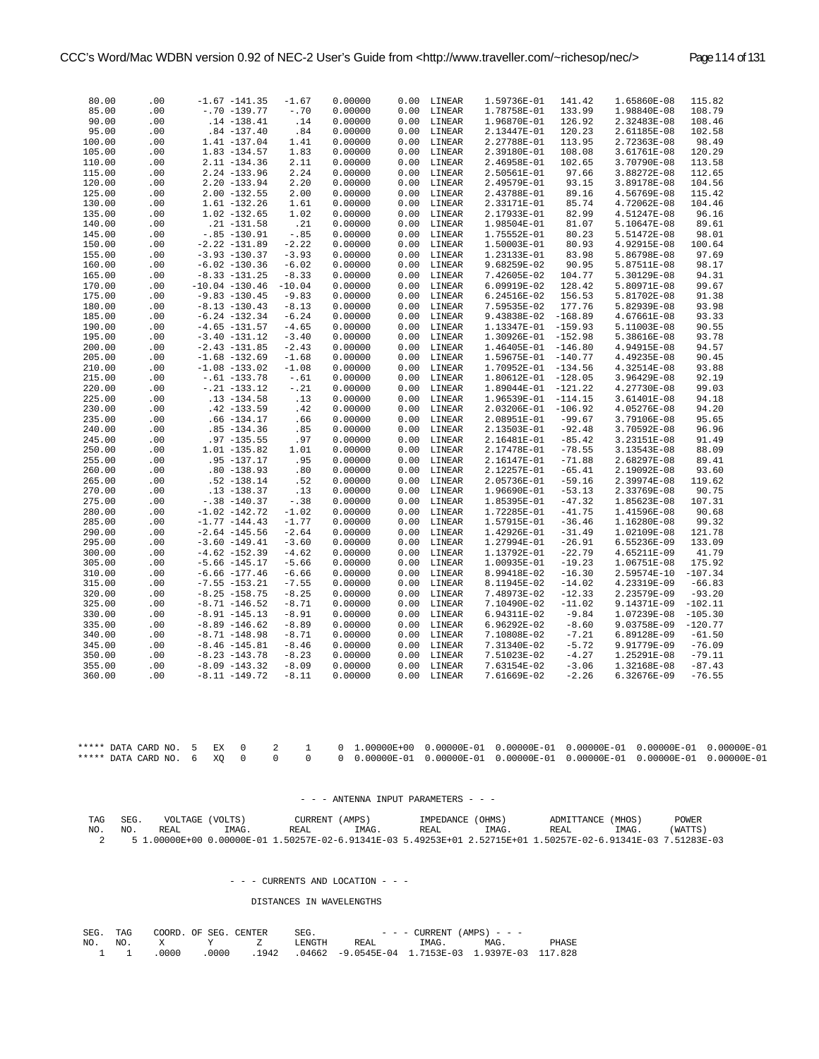```
  80.00      .00      -1.67 -141.35   -1.67    0.00000    0.00  LINEAR    1.59736E-01   141.42    1.65860E-08   115.82
  85.00      .00       -.70 -139.77    -.70    0.00000    0.00  LINEAR    1.78758E-01   133.99    1.98840E-08   108.79
  90.00      .00        .14 -138.41     .14    0.00000    0.00  LINEAR    1.96870E-01   126.92    2.32483E-08   108.46
  95.00      .00        .84 -137.40     .84    0.00000    0.00  LINEAR    2.13447E-01   120.23    2.61185E-08   102.58
 100.00      .00       1.41 -137.04    1.41    0.00000    0.00  LINEAR    2.27788E-01   113.95    2.72363E-08    98.49
 105.00      .00       1.83 -134.57    1.83    0.00000    0.00  LINEAR    2.39180E-01   108.08    3.61761E-08   120.29
 110.00      .00       2.11 -134.36    2.11    0.00000    0.00  LINEAR    2.46958E-01   102.65    3.70790E-08   113.58
 115.00      .00       2.24 -133.96    2.24    0.00000    0.00  LINEAR    2.50561E-01    97.66    3.88272E-08   112.65
 120.00      .00       2.20 -133.94    2.20    0.00000    0.00  LINEAR    2.49579E-01    93.15    3.89178E-08   104.56
 125.00      .00       2.00 -132.55    2.00    0.00000    0.00  LINEAR    2.43788E-01    89.16    4.56769E-08   115.42
 130.00      .00       1.61 -132.26    1.61    0.00000    0.00  LINEAR    2.33171E-01    85.74    4.72062E-08   104.46
 135.00      .00       1.02 -132.65    1.02    0.00000    0.00  LINEAR    2.17933E-01    82.99    4.51247E-08    96.16
 140.00      .00        .21 -131.58     .21    0.00000    0.00  LINEAR    1.98504E-01    81.07    5.10647E-08    89.61
 145.00      .00       -.85 -130.91    -.85    0.00000    0.00  LINEAR    1.75552E-01    80.23    5.51472E-08    98.01
 150.00      .00      -2.22 -131.89   -2.22    0.00000    0.00  LINEAR    1.50003E-01    80.93    4.92915E-08   100.64
 155.00      .00      -3.93 -130.37   -3.93    0.00000    0.00  LINEAR    1.23133E-01    83.98    5.86798E-08    97.69
 160.00      .00      -6.02 -130.36   -6.02    0.00000    0.00  LINEAR    9.68259E-02    90.95    5.87511E-08    98.17
 165.00      .00      -8.33 -131.25   -8.33    0.00000    0.00  LINEAR    7.42605E-02   104.77    5.30129E-08    94.31
 170.00      .00     -10.04 -130.46  -10.04    0.00000    0.00  LINEAR    6.09919E-02   128.42    5.80971E-08    99.67
 175.00      .00      -9.83 -130.45   -9.83    0.00000    0.00  LINEAR    6.24516E-02   156.53    5.81702E-08    91.38
 180.00      .00      -8.13 -130.43   -8.13    0.00000    0.00  LINEAR    7.59535E-02   177.76    5.82939E-08    93.98
 185.00      .00      -6.24 -132.34   -6.24    0.00000    0.00  LINEAR    9.43838E-02  -168.89    4.67661E-08    93.33
 190.00      .00      -4.65 -131.57   -4.65    0.00000    0.00  LINEAR    1.13347E-01  -159.93    5.11003E-08    90.55
 195.00      .00      -3.40 -131.12   -3.40    0.00000    0.00  LINEAR    1.30926E-01  -152.98    5.38616E-08    93.78
 200.00      .00      -2.43 -131.85   -2.43    0.00000    0.00  LINEAR    1.46405E-01  -146.80    4.94915E-08    94.57
 205.00      .00      -1.68 -132.69   -1.68    0.00000    0.00  LINEAR    1.59675E-01  -140.77    4.49235E-08    90.45
 210.00      .00      -1.08 -133.02   -1.08    0.00000    0.00  LINEAR    1.70952E-01  -134.56    4.32514E-08    93.88
 215.00      .00       -.61 -133.78    -.61    0.00000    0.00  LINEAR    1.80612E-01  -128.05    3.96429E-08    92.19
 220.00      .00       -.21 -133.12    -.21    0.00000    0.00  LINEAR    1.89044E-01  -121.22    4.27730E-08    99.03
 225.00      .00        .13 -134.58     .13    0.00000    0.00  LINEAR    1.96539E-01  -114.15    3.61401E-08    94.18
 230.00      .00        .42 -133.59     .42    0.00000    0.00  LINEAR    2.03206E-01  -106.92    4.05276E-08    94.20
 235.00      .00        .66 -134.17     .66    0.00000    0.00  LINEAR    2.08951E-01   -99.67    3.79106E-08    95.65
 240.00      .00        .85 -134.36     .85    0.00000    0.00  LINEAR    2.13503E-01   -92.48    3.70592E-08    96.96
 245.00      .00        .97 -135.55     .97    0.00000    0.00  LINEAR    2.16481E-01   -85.42    3.23151E-08    91.49
 250.00      .00       1.01 -135.82    1.01    0.00000    0.00  LINEAR    2.17478E-01   -78.55    3.13543E-08    88.09
 255.00      .00        .95 -137.17     .95    0.00000    0.00  LINEAR    2.16147E-01   -71.88    2.68297E-08    89.41
 260.00      .00        .80 -138.93     .80    0.00000    0.00  LINEAR    2.12257E-01   -65.41    2.19092E-08    93.60
 265.00      .00        .52 -138.14     .52    0.00000    0.00  LINEAR    2.05736E-01   -59.16    2.39974E-08   119.62
 270.00      .00        .13 -138.37     .13    0.00000    0.00  LINEAR    1.96690E-01   -53.13    2.33769E-08    90.75
 275.00      .00       -.38 -140.37    -.38    0.00000    0.00  LINEAR    1.85395E-01   -47.32    1.85623E-08   107.31
 280.00      .00      -1.02 -142.72   -1.02    0.00000    0.00  LINEAR    1.72285E-01   -41.75    1.41596E-08    90.68
 285.00      .00      -1.77 -144.43   -1.77    0.00000    0.00  LINEAR    1.57915E-01   -36.46    1.16280E-08    99.32
 290.00      .00      -2.64 -145.56   -2.64    0.00000    0.00  LINEAR    1.42926E-01   -31.49    1.02109E-08   121.78
 295.00      .00      -3.60 -149.41   -3.60    0.00000    0.00  LINEAR    1.27994E-01   -26.91    6.55236E-09   133.09
 300.00      .00      -4.62 -152.39   -4.62    0.00000    0.00  LINEAR    1.13792E-01   -22.79    4.65211E-09    41.79
 305.00      .00      -5.66 -145.17   -5.66    0.00000    0.00  LINEAR    1.00935E-01   -19.23    1.06751E-08   175.92
 310.00      .00      -6.66 -177.46   -6.66    0.00000    0.00  LINEAR    8.99418E-02   -16.30    2.59574E-10  -107.34
 315.00      .00      -7.55 -153.21   -7.55    0.00000    0.00  LINEAR    8.11945E-02   -14.02    4.23319E-09   -66.83
 320.00      .00      -8.25 -158.75   -8.25    0.00000    0.00  LINEAR    7.48973E-02   -12.33    2.23579E-09   -93.20
 325.00      .00      -8.71 -146.52   -8.71    0.00000    0.00  LINEAR    7.10490E-02   -11.02    9.14371E-09  -102.11
 330.00      .00      -8.91 -145.13   -8.91    0.00000    0.00  LINEAR    6.94311E-02    -9.84    1.07239E-08  -105.30
 335.00      .00      -8.89 -146.62   -8.89    0.00000    0.00  LINEAR    6.96292E-02    -8.60    9.03758E-09  -120.77
 340.00      .00      -8.71 -148.98   -8.71    0.00000    0.00  LINEAR    7.10808E-02    -7.21    6.89128E-09   -61.50
 345.00      .00      -8.46 -145.81   -8.46    0.00000    0.00  LINEAR    7.31340E-02    -5.72    9.91779E-09   -76.09
 350.00      .00      -8.23 -143.78   -8.23    0.00000    0.00  LINEAR    7.51023E-02    -4.27    1.25291E-08   -79.11
 355.00      .00      -8.09 -143.32   -8.09    0.00000    0.00  LINEAR    7.63154E-02    -3.06    1.32168E-08   -87.43
 360.00      .00      -8.11 -149.72   -8.11    0.00000    0.00  LINEAR    7.61669E-02    -2.26    6.32676E-09   -76.55



 ***** DATA CARD NO.  5   EX   0     2     1     0  1.00000E+00  0.00000E-01  0.00000E-01  0.00000E-01  0.00000E-01  0.00000E-01
 ***** DATA CARD NO.  6   XQ   0     0     0     0  0.00000E-01  0.00000E-01  0.00000E-01  0.00000E-01  0.00000E-01  0.00000E-01


                                         - - - ANTENNA INPUT PARAMETERS - - -

   TAG   SEG.     VOLTAGE (VOLTS)          CURRENT (AMPS)          IMPEDANCE (OHMS)          ADMITTANCE (MHOS)        POWER
   NO.   NO.    REAL        IMAG.        REAL        IMAG.        REAL        IMAG.        REAL        IMAG.        (WATTS)
     2      5 1.00000E+00 0.00000E-01 1.50257E-02-6.91341E-03 5.49253E+01 2.52715E+01 1.50257E-02-6.91341E-03 7.51283E-03


                              - - - CURRENTS AND LOCATION - - -

                                 DISTANCES IN WAVELENGTHS


 SEG.  TAG    COORD. OF SEG. CENTER     SEG.            - - - CURRENT (AMPS) - - -
 NO.   NO.     X        Y        Z      LENGTH     REAL        IMAG.       MAG.        PHASE
   1    1    .0000    .0000    .1942    .04662  -9.0545E-04  1.7153E-03  1.9397E-03  117.828
```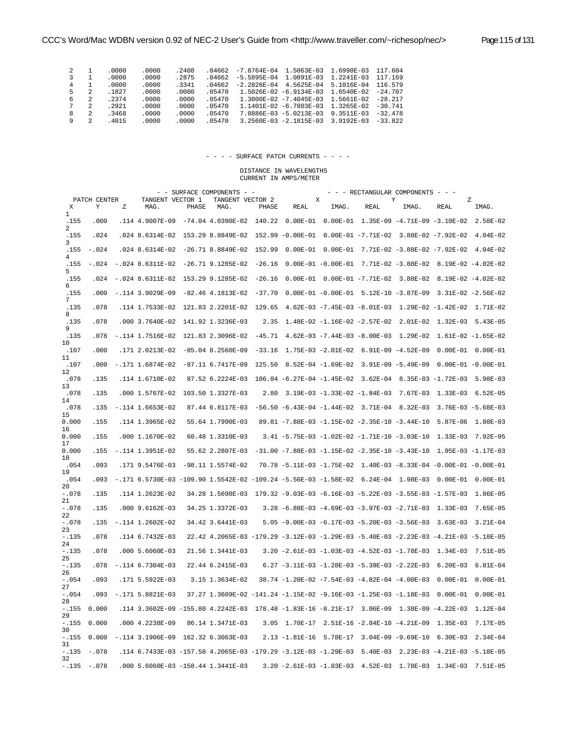```
  2   1    .0000    .0000    .2408   .04662  -7.8764E-04  1.5063E-03  1.6998E-03  117.604
  3   1    .0000    .0000    .2875   .04662  -5.5895E-04  1.0891E-03  1.2241E-03  117.169
  4   1    .0000    .0000    .3341   .04662  -2.2826E-04  4.5625E-04  5.1016E-04  116.579
  5   2    .1827    .0000    .0000   .05470   1.5026E-02 -6.9134E-03  1.6540E-02  -24.707
  6   2    .2374    .0000    .0000   .05470   1.3800E-02 -7.4045E-03  1.5661E-02  -28.217
  7   2    .2921    .0000    .0000   .05470   1.1401E-02 -6.7803E-03  1.3265E-02  -30.741
  8   2    .3468    .0000    .0000   .05470   7.8886E-03 -5.0213E-03  9.3511E-03  -32.478
  9   2    .4015    .0000    .0000   .05470   3.2560E-03 -2.1815E-03  3.9192E-03  -33.822
```

```
                                          - - - - SURFACE PATCH CURRENTS - - - -

                                               DISTANCE IN WAVELENGTHS
                                               CURRENT IN AMPS/METER

                            - - SURFACE COMPONENTS - -                    - - - RECTANGULAR COMPONENTS - - -
   PATCH CENTER        TANGENT VECTOR 1    TANGENT VECTOR 2           X                      Y                      Z
  X      Y      Z      MAG.       PHASE    MAG.       PHASE     REAL      IMAG.      REAL       IMAG.      REAL       IMAG.
  1
 .155   .000   .114 4.9007E-09  -74.04 4.0390E-02  140.22  0.00E-01  0.00E-01  1.35E-09 -4.71E-09 -3.10E-02  2.58E-02
  2
 .155   .024   .024 8.6314E-02  153.29 8.8849E-02  152.99 -0.00E-01  0.00E-01 -7.71E-02  3.88E-02 -7.92E-02  4.04E-02
  3
 .155  -.024   .024 8.6314E-02  -26.71 8.8849E-02  152.99  0.00E-01  0.00E-01  7.71E-02 -3.88E-02 -7.92E-02  4.04E-02
  4
 .155  -.024  -.024 8.6311E-02  -26.71 9.1285E-02  -26.16  0.00E-01 -0.00E-01  7.71E-02 -3.88E-02  8.19E-02 -4.02E-02
  5
 .155   .024  -.024 8.6311E-02  153.29 9.1285E-02  -26.16  0.00E-01  0.00E-01 -7.71E-02  3.88E-02  8.19E-02 -4.02E-02
  6
 .155   .000  -.114 3.9029E-09  -82.46 4.1813E-02  -37.70  0.00E-01 -0.00E-01  5.12E-10 -3.87E-09  3.31E-02 -2.56E-02
  7
 .135   .078   .114 1.7533E-02  121.83 2.2201E-02  129.65  4.62E-03 -7.45E-03 -8.01E-03  1.29E-02 -1.42E-02  1.71E-02
  8
 .135   .078   .000 3.7640E-02  141.92 1.3236E-03    2.35  1.48E-02 -1.16E-02 -2.57E-02  2.01E-02  1.32E-03  5.43E-05
  9
 .135   .078  -.114 1.7516E-02  121.83 2.3096E-02  -45.71  4.62E-03 -7.44E-03 -8.00E-03  1.29E-02  1.61E-02 -1.65E-02
 10
 .107   .000   .171 2.0213E-02  -85.04 8.2560E-09  -33.16  1.75E-03 -2.01E-02  6.91E-09 -4.52E-09  0.00E-01  0.00E-01
 11
 .107   .000  -.171 1.6874E-02  -87.11 6.7417E-09  125.50  8.52E-04 -1.69E-02  3.91E-09 -5.49E-09  0.00E-01 -0.00E-01
 12
 .078   .135   .114 1.6710E-02   87.52 6.2224E-03  106.04 -6.27E-04 -1.45E-02  3.62E-04  8.35E-03 -1.72E-03  5.98E-03
 13
 .078   .135   .000 1.5767E-02  103.50 1.3327E-03    2.80  3.19E-03 -1.33E-02 -1.84E-03  7.67E-03  1.33E-03  6.52E-05
 14
 .078   .135  -.114 1.6653E-02   87.44 6.8117E-03  -56.50 -6.43E-04 -1.44E-02  3.71E-04  8.32E-03  3.76E-03 -5.68E-03
 15
0.000   .155   .114 1.3965E-02   55.64 1.7990E-03   89.81 -7.88E-03 -1.15E-02 -2.35E-10 -3.44E-10  5.87E-06  1.80E-03
 16
0.000   .155   .000 1.1670E-02   60.48 1.3310E-03    3.41 -5.75E-03 -1.02E-02 -1.71E-10 -3.03E-10  1.33E-03  7.92E-05
 17
0.000   .155  -.114 1.3951E-02   55.62 2.2807E-03  -31.00 -7.88E-03 -1.15E-02 -2.35E-10 -3.43E-10  1.95E-03 -1.17E-03
 18
 .054   .093   .171 9.5476E-03  -98.11 1.5574E-02   70.78 -5.11E-03 -1.75E-02  1.40E-03 -8.33E-04 -0.00E-01 -0.00E-01
 19
 .054   .093  -.171 6.5730E-03 -109.90 1.5542E-02 -109.24 -5.56E-03 -1.58E-02  6.24E-04  1.98E-03  0.00E-01  0.00E-01
 20
-.078   .135   .114 1.2623E-02   34.28 1.5698E-03  179.32 -9.03E-03 -6.16E-03 -5.22E-03 -3.55E-03 -1.57E-03  1.86E-05
 21
-.078   .135   .000 9.6162E-03   34.25 1.3372E-03    3.28 -6.88E-03 -4.69E-03 -3.97E-03 -2.71E-03  1.33E-03  7.65E-05
 22
-.078   .135  -.114 1.2602E-02   34.42 3.6441E-03    5.05 -9.00E-03 -6.17E-03 -5.20E-03 -3.56E-03  3.63E-03  3.21E-04
 23
-.135   .078   .114 6.7432E-03   22.42 4.2065E-03 -179.29 -3.12E-03 -1.29E-03 -5.40E-03 -2.23E-03 -4.21E-03 -5.18E-05
 24
-.135   .078   .000 5.6060E-03   21.56 1.3441E-03    3.20 -2.61E-03 -1.03E-03 -4.52E-03 -1.78E-03  1.34E-03  7.51E-05
 25
-.135   .078  -.114 6.7304E-03   22.44 6.2415E-03    6.27 -3.11E-03 -1.28E-03 -5.39E-03 -2.22E-03  6.20E-03  6.81E-04
 26
-.054   .093   .171 5.5922E-03    3.15 1.3634E-02   38.74 -1.20E-02 -7.54E-03 -4.82E-04 -4.00E-03  0.00E-01  0.00E-01
 27
-.054   .093  -.171 5.8821E-03   37.27 1.3609E-02 -141.24 -1.15E-02 -9.16E-03 -1.25E-03 -1.18E-03  0.00E-01  0.00E-01
 28
-.155  0.000   .114 3.3602E-09 -155.80 4.2242E-03  178.48 -1.83E-16 -8.21E-17  3.06E-09  1.38E-09 -4.22E-03  1.12E-04
 29
-.155  0.000   .000 4.2238E-09   86.14 1.3471E-03    3.05  1.70E-17  2.51E-16 -2.84E-10 -4.21E-09  1.35E-03  7.17E-05
 30
-.155  0.000  -.114 3.1906E-09  162.32 6.3063E-03    2.13 -1.81E-16  5.78E-17  3.04E-09 -9.69E-10  6.30E-03  2.34E-04
 31
-.135  -.078   .114 6.7433E-03 -157.58 4.2065E-03 -179.29 -3.12E-03 -1.29E-03  5.40E-03  2.23E-03 -4.21E-03 -5.18E-05
 32
-.135  -.078   .000 5.6060E-03 -158.44 1.3441E-03    3.20 -2.61E-03 -1.03E-03  4.52E-03  1.78E-03  1.34E-03  7.51E-05
```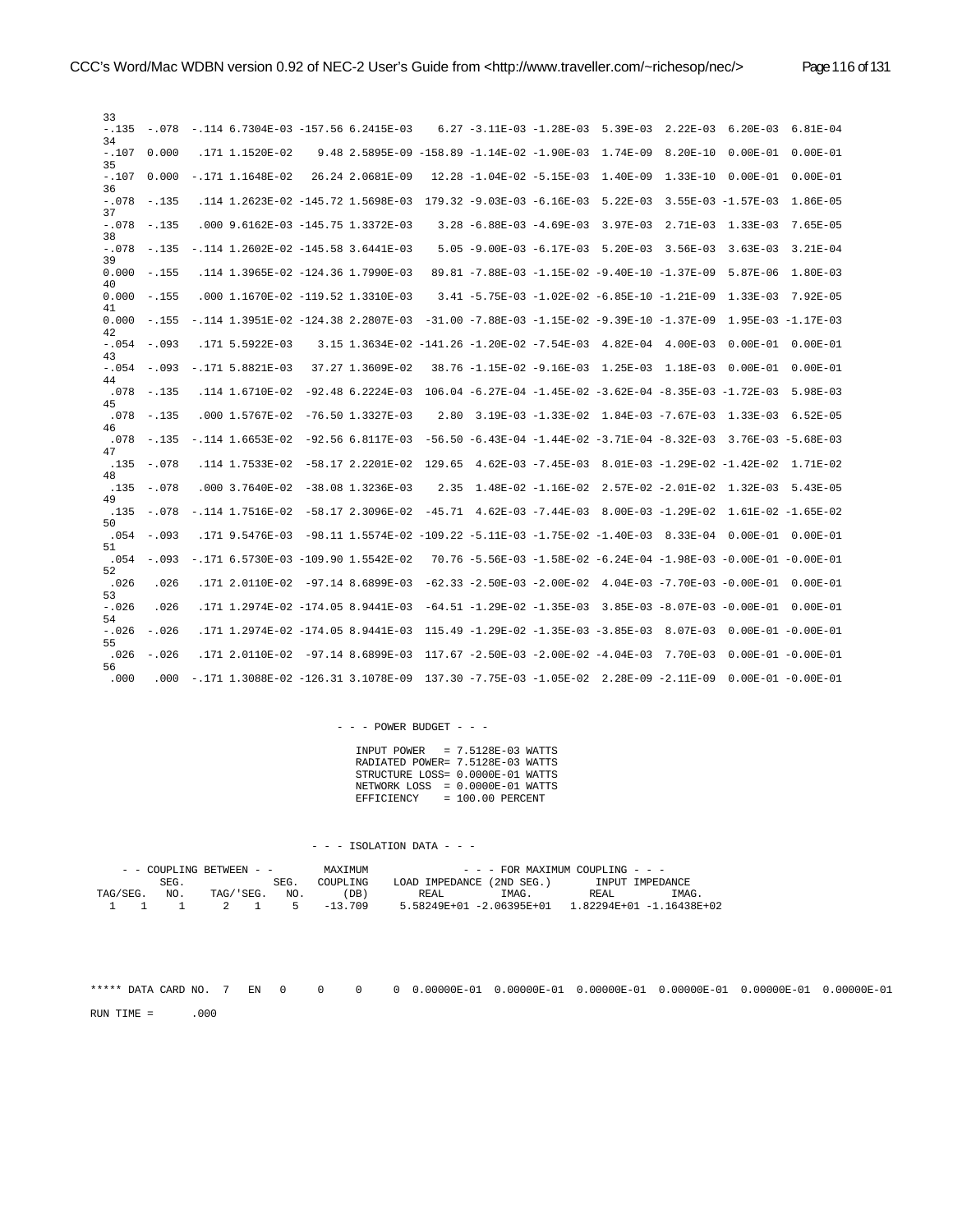```
 33
 -.135  -.078  -.114 6.7304E-03 -157.56 6.2415E-03    6.27 -3.11E-03 -1.28E-03  5.39E-03  2.22E-03  6.20E-03  6.81E-04
 34
 -.107  0.000   .171 1.1520E-02    9.48 2.5895E-09 -158.89 -1.14E-02 -1.90E-03  1.74E-09  8.20E-10  0.00E-01  0.00E-01
 35
 -.107  0.000  -.171 1.1648E-02   26.24 2.0681E-09   12.28 -1.04E-02 -5.15E-03  1.40E-09  1.33E-10  0.00E-01  0.00E-01
 36
 -.078  -.135   .114 1.2623E-02 -145.72 1.5698E-03  179.32 -9.03E-03 -6.16E-03  5.22E-03  3.55E-03 -1.57E-03  1.86E-05
 37
 -.078  -.135   .000 9.6162E-03 -145.75 1.3372E-03    3.28 -6.88E-03 -4.69E-03  3.97E-03  2.71E-03  1.33E-03  7.65E-05
 38
 -.078  -.135  -.114 1.2602E-02 -145.58 3.6441E-03    5.05 -9.00E-03 -6.17E-03  5.20E-03  3.56E-03  3.63E-03  3.21E-04
 39
 0.000  -.155   .114 1.3965E-02 -124.36 1.7990E-03   89.81 -7.88E-03 -1.15E-02 -9.40E-10 -1.37E-09  5.87E-06  1.80E-03
 40
 0.000  -.155   .000 1.1670E-02 -119.52 1.3310E-03    3.41 -5.75E-03 -1.02E-02 -6.85E-10 -1.21E-09  1.33E-03  7.92E-05
 41
 0.000  -.155  -.114 1.3951E-02 -124.38 2.2807E-03  -31.00 -7.88E-03 -1.15E-02 -9.39E-10 -1.37E-09  1.95E-03 -1.17E-03
 42
 -.054  -.093   .171 5.5922E-03    3.15 1.3634E-02 -141.26 -1.20E-02 -7.54E-03  4.82E-04  4.00E-03  0.00E-01  0.00E-01
 43
 -.054  -.093  -.171 5.8821E-03   37.27 1.3609E-02   38.76 -1.15E-02 -9.16E-03  1.25E-03  1.18E-03  0.00E-01  0.00E-01
 44
  .078  -.135   .114 1.6710E-02  -92.48 6.2224E-03  106.04 -6.27E-04 -1.45E-02 -3.62E-04 -8.35E-03 -1.72E-03  5.98E-03
 45
  .078  -.135   .000 1.5767E-02  -76.50 1.3327E-03    2.80  3.19E-03 -1.33E-02  1.84E-03 -7.67E-03  1.33E-03  6.52E-05
 46
  .078  -.135  -.114 1.6653E-02  -92.56 6.8117E-03  -56.50 -6.43E-04 -1.44E-02 -3.71E-04 -8.32E-03  3.76E-03 -5.68E-03
 47
  .135  -.078   .114 1.7533E-02  -58.17 2.2201E-02  129.65  4.62E-03 -7.45E-03  8.01E-03 -1.29E-02 -1.42E-02  1.71E-02
 48
  .135  -.078   .000 3.7640E-02  -38.08 1.3236E-03    2.35  1.48E-02 -1.16E-02  2.57E-02 -2.01E-02  1.32E-03  5.43E-05
 49
  .135  -.078  -.114 1.7516E-02  -58.17 2.3096E-02  -45.71  4.62E-03 -7.44E-03  8.00E-03 -1.29E-02  1.61E-02 -1.65E-02
 50
  .054  -.093   .171 9.5476E-03  -98.11 1.5574E-02 -109.22 -5.11E-03 -1.75E-02 -1.40E-03  8.33E-04  0.00E-01  0.00E-01
 51
  .054  -.093  -.171 6.5730E-03 -109.90 1.5542E-02   70.76 -5.56E-03 -1.58E-02 -6.24E-04 -1.98E-03 -0.00E-01 -0.00E-01
 52
  .026   .026   .171 2.0110E-02  -97.14 8.6899E-03  -62.33 -2.50E-03 -2.00E-02  4.04E-03 -7.70E-03 -0.00E-01  0.00E-01
 53
 -.026   .026   .171 1.2974E-02 -174.05 8.9441E-03  -64.51 -1.29E-02 -1.35E-03  3.85E-03 -8.07E-03 -0.00E-01  0.00E-01
 54
 -.026  -.026   .171 1.2974E-02 -174.05 8.9441E-03  115.49 -1.29E-02 -1.35E-03 -3.85E-03  8.07E-03  0.00E-01 -0.00E-01
 55
  .026  -.026   .171 2.0110E-02  -97.14 8.6899E-03  117.67 -2.50E-03 -2.00E-02 -4.04E-03  7.70E-03  0.00E-01 -0.00E-01
 56
  .000   .000  -.171 1.3088E-02 -126.31 3.1078E-09  137.30 -7.75E-03 -1.05E-02  2.28E-09 -2.11E-09  0.00E-01 -0.00E-01


                              - - - POWER BUDGET - - -

                                INPUT POWER   = 7.5128E-03 WATTS
                                RADIATED POWER= 7.5128E-03 WATTS
                                STRUCTURE LOSS= 0.0000E-01 WATTS
                                NETWORK LOSS  = 0.0000E-01 WATTS
                                EFFICIENCY    = 100.00 PERCENT


                            - - - ISOLATION DATA - - -

    - - COUPLING BETWEEN - -        MAXIMUM             - - - FOR MAXIMUM COUPLING - - -
         SEG.            SEG.   COUPLING    LOAD IMPEDANCE (2ND SEG.)       INPUT IMPEDANCE
 TAG/SEG.   NO.    TAG/'SEG.   NO.     (DB)        REAL        IMAG.         REAL        IMAG.
   1    1     1      2    1     5    -13.709     5.58249E+01 -2.06395E+01   1.82294E+01 -1.16438E+02



 ***** DATA CARD NO.  7   EN   0     0     0     0  0.00000E-01  0.00000E-01  0.00000E-01  0.00000E-01  0.00000E-01  0.00000E-01

 RUN TIME =      .000
```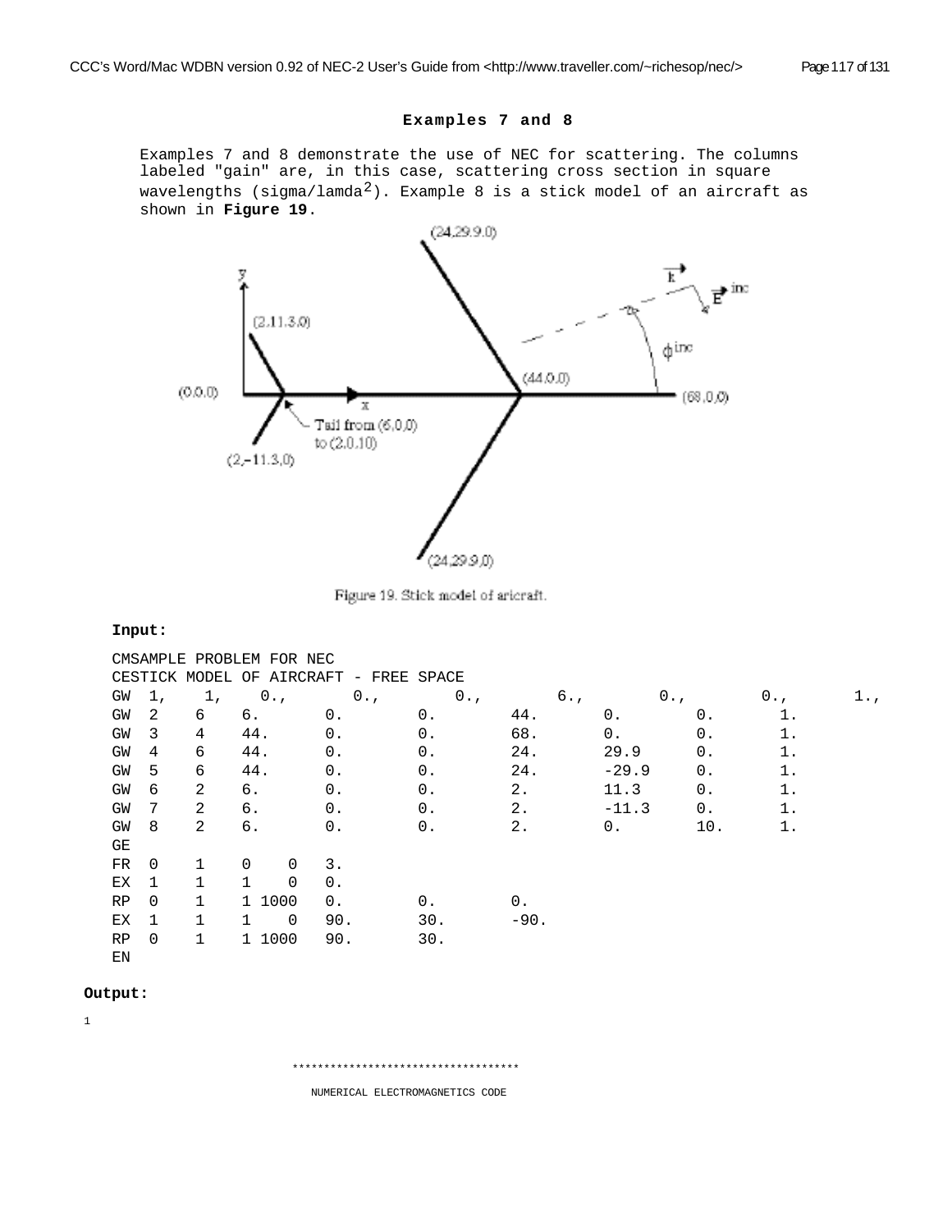### Examples 7 and 8

Examples 7 and 8 demonstrate the use of NEC for scattering. The columns labeled "gain" are, in this case, scattering cross section in square wavelengths (sigma/lamda$^2$). Example 8 is a stick model of an aircraft as shown in **Figure 19**.

Figure 19. Stick model of aricraft.

**Input:**

```
CMSAMPLE PROBLEM FOR NEC
CESTICK MODEL OF AIRCRAFT - FREE SPACE
GW  1,    1,    0.,       0.,       0.,       6.,       0.,       0.,       1.,
GW  2    6    6.       0.       0.       44.      0.       0.       1.
GW  3    4    44.      0.       0.       68.      0.       0.       1.
GW  4    6    44.      0.       0.       24.      29.9     0.       1.
GW  5    6    44.      0.       0.       24.      -29.9    0.       1.
GW  6    2    6.       0.       0.       2.       11.3     0.       1.
GW  7    2    6.       0.       0.       2.       -11.3    0.       1.
GW  8    2    6.       0.       0.       2.       0.       10.      1.
GE
FR  0    1    0    0    3.
EX  1    1    1    0    0.
RP  0    1    1 1000   0.       0.       0.
EX  1    1    1    0    90.      30.      -90.
RP  0    1    1 1000   90.      30.
EN
```

**Output:**

```
1

                    ***********************************

                      NUMERICAL ELECTROMAGNETICS CODE
```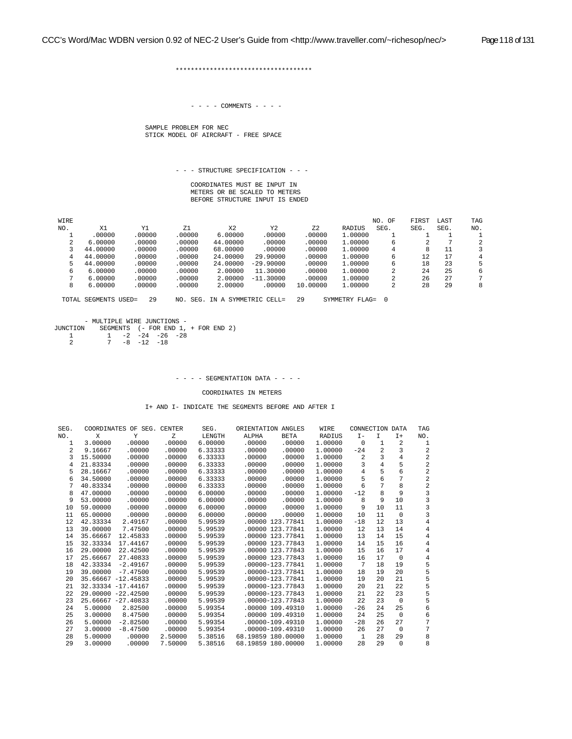```
************************************

                    - - - - COMMENTS - - - -

             SAMPLE PROBLEM FOR NEC
             STICK MODEL OF AIRCRAFT - FREE SPACE



                 - - - STRUCTURE SPECIFICATION - - -

                    COORDINATES MUST BE INPUT IN
                    METERS OR BE SCALED TO METERS
                    BEFORE STRUCTURE INPUT IS ENDED
```

| WIRE NO. | X1 | Y1 | Z1 | X2 | Y2 | Z2 | RADIUS | NO. OF SEG. | FIRST SEG. | LAST SEG. | TAG NO. |
|---|---|---|---|---|---|---|---|---|---|---|---|
| 1 | .00000 | .00000 | .00000 | 6.00000 | .00000 | .00000 | 1.00000 | 1 | 1 | 1 | 1 |
| 2 | 6.00000 | .00000 | .00000 | 44.00000 | .00000 | .00000 | 1.00000 | 6 | 2 | 7 | 2 |
| 3 | 44.00000 | .00000 | .00000 | 68.00000 | .00000 | .00000 | 1.00000 | 4 | 8 | 11 | 3 |
| 4 | 44.00000 | .00000 | .00000 | 24.00000 | 29.90000 | .00000 | 1.00000 | 6 | 12 | 17 | 4 |
| 5 | 44.00000 | .00000 | .00000 | 24.00000 | -29.90000 | .00000 | 1.00000 | 6 | 18 | 23 | 5 |
| 6 | 6.00000 | .00000 | .00000 | 2.00000 | 11.30000 | .00000 | 1.00000 | 2 | 24 | 25 | 6 |
| 7 | 6.00000 | .00000 | .00000 | 2.00000 | -11.30000 | .00000 | 1.00000 | 2 | 26 | 27 | 7 |
| 8 | 6.00000 | .00000 | .00000 | 2.00000 | .00000 | 10.00000 | 1.00000 | 2 | 28 | 29 | 8 |

```
 TOTAL SEGMENTS USED=   29     NO. SEG. IN A SYMMETRIC CELL=   29     SYMMETRY FLAG=  0


       - MULTIPLE WIRE JUNCTIONS -
JUNCTION    SEGMENTS  (- FOR END 1, + FOR END 2)
   1         1   -2  -24  -26  -28
   2         7   -8  -12  -18



                 - - - - SEGMENTATION DATA - - - -

                        COORDINATES IN METERS

             I+ AND I- INDICATE THE SEGMENTS BEFORE AND AFTER I
```

| SEG. NO. | X | Y | Z | SEG. LENGTH | ALPHA | BETA | WIRE RADIUS | I- | I | I+ | TAG NO. |
|---|---|---|---|---|---|---|---|---|---|---|---|
| | COORDINATES OF SEG. CENTER | | | | ORIENTATION ANGLES | | | CONNECTION DATA | | | |
| 1 | 3.00000 | .00000 | .00000 | 6.00000 | .00000 | .00000 | 1.00000 | 0 | 1 | 2 | 1 |
| 2 | 9.16667 | .00000 | .00000 | 6.33333 | .00000 | .00000 | 1.00000 | -24 | 2 | 3 | 2 |
| 3 | 15.50000 | .00000 | .00000 | 6.33333 | .00000 | .00000 | 1.00000 | 2 | 3 | 4 | 2 |
| 4 | 21.83334 | .00000 | .00000 | 6.33333 | .00000 | .00000 | 1.00000 | 3 | 4 | 5 | 2 |
| 5 | 28.16667 | .00000 | .00000 | 6.33333 | .00000 | .00000 | 1.00000 | 4 | 5 | 6 | 2 |
| 6 | 34.50000 | .00000 | .00000 | 6.33333 | .00000 | .00000 | 1.00000 | 5 | 6 | 7 | 2 |
| 7 | 40.83334 | .00000 | .00000 | 6.33333 | .00000 | .00000 | 1.00000 | 6 | 7 | 8 | 2 |
| 8 | 47.00000 | .00000 | .00000 | 6.00000 | .00000 | .00000 | 1.00000 | -12 | 8 | 9 | 3 |
| 9 | 53.00000 | .00000 | .00000 | 6.00000 | .00000 | .00000 | 1.00000 | 8 | 9 | 10 | 3 |
| 10 | 59.00000 | .00000 | .00000 | 6.00000 | .00000 | .00000 | 1.00000 | 9 | 10 | 11 | 3 |
| 11 | 65.00000 | .00000 | .00000 | 6.00000 | .00000 | .00000 | 1.00000 | 10 | 11 | 0 | 3 |
| 12 | 42.33334 | 2.49167 | .00000 | 5.99539 | .00000 | 123.77841 | 1.00000 | -18 | 12 | 13 | 4 |
| 13 | 39.00000 | 7.47500 | .00000 | 5.99539 | .00000 | 123.77841 | 1.00000 | 12 | 13 | 14 | 4 |
| 14 | 35.66667 | 12.45833 | .00000 | 5.99539 | .00000 | 123.77841 | 1.00000 | 13 | 14 | 15 | 4 |
| 15 | 32.33334 | 17.44167 | .00000 | 5.99539 | .00000 | 123.77843 | 1.00000 | 14 | 15 | 16 | 4 |
| 16 | 29.00000 | 22.42500 | .00000 | 5.99539 | .00000 | 123.77843 | 1.00000 | 15 | 16 | 17 | 4 |
| 17 | 25.66667 | 27.40833 | .00000 | 5.99539 | .00000 | 123.77843 | 1.00000 | 16 | 17 | 0 | 4 |
| 18 | 42.33334 | -2.49167 | .00000 | 5.99539 | .00000 | -123.77841 | 1.00000 | 7 | 18 | 19 | 5 |
| 19 | 39.00000 | -7.47500 | .00000 | 5.99539 | .00000 | -123.77841 | 1.00000 | 18 | 19 | 20 | 5 |
| 20 | 35.66667 | -12.45833 | .00000 | 5.99539 | .00000 | -123.77841 | 1.00000 | 19 | 20 | 21 | 5 |
| 21 | 32.33334 | -17.44167 | .00000 | 5.99539 | .00000 | -123.77843 | 1.00000 | 20 | 21 | 22 | 5 |
| 22 | 29.00000 | -22.42500 | .00000 | 5.99539 | .00000 | -123.77843 | 1.00000 | 21 | 22 | 23 | 5 |
| 23 | 25.66667 | -27.40833 | .00000 | 5.99539 | .00000 | -123.77843 | 1.00000 | 22 | 23 | 0 | 5 |
| 24 | 5.00000 | 2.82500 | .00000 | 5.99354 | .00000 | 109.49310 | 1.00000 | -26 | 24 | 25 | 6 |
| 25 | 3.00000 | 8.47500 | .00000 | 5.99354 | .00000 | 109.49310 | 1.00000 | 24 | 25 | 0 | 6 |
| 26 | 5.00000 | -2.82500 | .00000 | 5.99354 | .00000 | -109.49310 | 1.00000 | -28 | 26 | 27 | 7 |
| 27 | 3.00000 | -8.47500 | .00000 | 5.99354 | .00000 | -109.49310 | 1.00000 | 26 | 27 | 0 | 7 |
| 28 | 5.00000 | .00000 | 2.50000 | 5.38516 | 68.19859 | 180.00000 | 1.00000 | 1 | 28 | 29 | 8 |
| 29 | 3.00000 | .00000 | 7.50000 | 5.38516 | 68.19859 | 180.00000 | 1.00000 | 28 | 29 | 0 | 8 |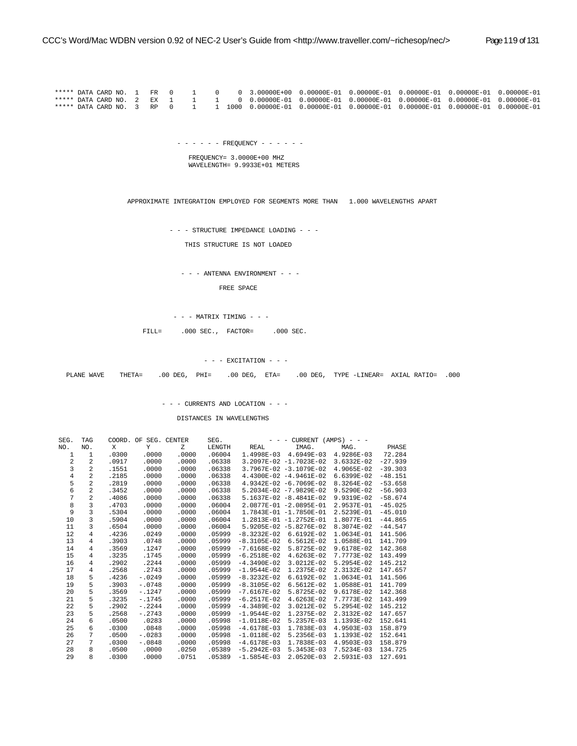```
***** DATA CARD NO.  1   FR   0     1     0     0  3.00000E+00  0.00000E-01  0.00000E-01  0.00000E-01  0.00000E-01  0.00000E-01
***** DATA CARD NO.  2   EX   1     1     1     0  0.00000E-01  0.00000E-01  0.00000E-01  0.00000E-01  0.00000E-01  0.00000E-01
***** DATA CARD NO.  3   RP   0     1     1  1000  0.00000E-01  0.00000E-01  0.00000E-01  0.00000E-01  0.00000E-01  0.00000E-01
```

```
                              - - - - - - FREQUENCY - - - - - -

                                 FREQUENCY= 3.0000E+00 MHZ
                                 WAVELENGTH= 9.9933E+01 METERS


                  APPROXIMATE INTEGRATION EMPLOYED FOR SEGMENTS MORE THAN   1.000 WAVELENGTHS APART


                            - - - STRUCTURE IMPEDANCE LOADING - - -

                                THIS STRUCTURE IS NOT LOADED


                               - - - ANTENNA ENVIRONMENT - - -

                                       FREE SPACE


                              - - - MATRIX TIMING - - -

                      FILL=     .000 SEC.,  FACTOR=     .000 SEC.


                                    - - - EXCITATION - - -

   PLANE WAVE    THETA=    .00 DEG,  PHI=    .00 DEG,  ETA=    .00 DEG,  TYPE -LINEAR=  AXIAL RATIO=  .000


                           - - - CURRENTS AND LOCATION - - -

                                DISTANCES IN WAVELENGTHS
```

| SEG. NO. | TAG NO. | COORD. OF SEG. CENTER X | Y | Z | SEG. LENGTH | - - - CURRENT (AMPS) - - - REAL | IMAG. | MAG. | PHASE |
|---|---|---|---|---|---|---|---|---|---|
| 1 | 1 | .0300 | .0000 | .0000 | .06004 | 1.4998E-03 | 4.6949E-03 | 4.9286E-03 | 72.284 |
| 2 | 2 | .0917 | .0000 | .0000 | .06338 | 3.2097E-02 | -1.7023E-02 | 3.6332E-02 | -27.939 |
| 3 | 2 | .1551 | .0000 | .0000 | .06338 | 3.7967E-02 | -3.1079E-02 | 4.9065E-02 | -39.303 |
| 4 | 2 | .2185 | .0000 | .0000 | .06338 | 4.4300E-02 | -4.9461E-02 | 6.6399E-02 | -48.151 |
| 5 | 2 | .2819 | .0000 | .0000 | .06338 | 4.9342E-02 | -6.7069E-02 | 8.3264E-02 | -53.658 |
| 6 | 2 | .3452 | .0000 | .0000 | .06338 | 5.2034E-02 | -7.9829E-02 | 9.5290E-02 | -56.903 |
| 7 | 2 | .4086 | .0000 | .0000 | .06338 | 5.1637E-02 | -8.4841E-02 | 9.9319E-02 | -58.674 |
| 8 | 3 | .4703 | .0000 | .0000 | .06004 | 2.0877E-01 | -2.0895E-01 | 2.9537E-01 | -45.025 |
| 9 | 3 | .5304 | .0000 | .0000 | .06004 | 1.7843E-01 | -1.7850E-01 | 2.5239E-01 | -45.010 |
| 10 | 3 | .5904 | .0000 | .0000 | .06004 | 1.2813E-01 | -1.2752E-01 | 1.8077E-01 | -44.865 |
| 11 | 3 | .6504 | .0000 | .0000 | .06004 | 5.9205E-02 | -5.8276E-02 | 8.3074E-02 | -44.547 |
| 12 | 4 | .4236 | .0249 | .0000 | .05999 | -8.3232E-02 | 6.6192E-02 | 1.0634E-01 | 141.506 |
| 13 | 4 | .3903 | .0748 | .0000 | .05999 | -8.3105E-02 | 6.5612E-02 | 1.0588E-01 | 141.709 |
| 14 | 4 | .3569 | .1247 | .0000 | .05999 | -7.6168E-02 | 5.8725E-02 | 9.6178E-02 | 142.368 |
| 15 | 4 | .3235 | .1745 | .0000 | .05999 | -6.2518E-02 | 4.6263E-02 | 7.7773E-02 | 143.499 |
| 16 | 4 | .2902 | .2244 | .0000 | .05999 | -4.3490E-02 | 3.0212E-02 | 5.2954E-02 | 145.212 |
| 17 | 4 | .2568 | .2743 | .0000 | .05999 | -1.9544E-02 | 1.2375E-02 | 2.3132E-02 | 147.657 |
| 18 | 5 | .4236 | -.0249 | .0000 | .05999 | -8.3232E-02 | 6.6192E-02 | 1.0634E-01 | 141.506 |
| 19 | 5 | .3903 | -.0748 | .0000 | .05999 | -8.3105E-02 | 6.5612E-02 | 1.0588E-01 | 141.709 |
| 20 | 5 | .3569 | -.1247 | .0000 | .05999 | -7.6167E-02 | 5.8725E-02 | 9.6178E-02 | 142.368 |
| 21 | 5 | .3235 | -.1745 | .0000 | .05999 | -6.2517E-02 | 4.6263E-02 | 7.7773E-02 | 143.499 |
| 22 | 5 | .2902 | -.2244 | .0000 | .05999 | -4.3489E-02 | 3.0212E-02 | 5.2954E-02 | 145.212 |
| 23 | 5 | .2568 | -.2743 | .0000 | .05999 | -1.9544E-02 | 1.2375E-02 | 2.3132E-02 | 147.657 |
| 24 | 6 | .0500 | .0283 | .0000 | .05998 | -1.0118E-02 | 5.2357E-03 | 1.1393E-02 | 152.641 |
| 25 | 6 | .0300 | .0848 | .0000 | .05998 | -4.6178E-03 | 1.7838E-03 | 4.9503E-03 | 158.879 |
| 26 | 7 | .0500 | -.0283 | .0000 | .05998 | -1.0118E-02 | 5.2356E-03 | 1.1393E-02 | 152.641 |
| 27 | 7 | .0300 | -.0848 | .0000 | .05998 | -4.6178E-03 | 1.7838E-03 | 4.9503E-03 | 158.879 |
| 28 | 8 | .0500 | .0000 | .0250 | .05389 | -5.2942E-03 | 5.3453E-03 | 7.5234E-03 | 134.725 |
| 29 | 8 | .0300 | .0000 | .0751 | .05389 | -1.5854E-03 | 2.0520E-03 | 2.5931E-03 | 127.691 |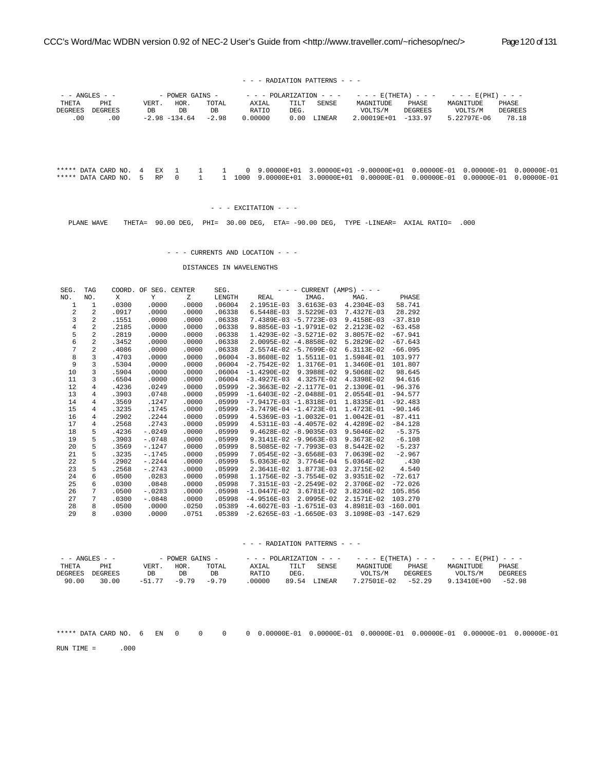```
                              - - - RADIATION PATTERNS - - -

 - - ANGLES - -          - POWER GAINS -       - - - POLARIZATION - - -    - - - E(THETA) - - -    - - - E(PHI) - - -
 THETA    PHI          VERT.   HOR.   TOTAL       AXIAL    TILT   SENSE     MAGNITUDE    PHASE     MAGNITUDE    PHASE
DEGREES  DEGREES        DB      DB     DB         RATIO    DEG.               VOLTS/M    DEGREES     VOLTS/M    DEGREES
   .00      .00       -2.98 -134.64   -2.98     0.00000    0.00  LINEAR   2.00019E+01  -133.97   5.22797E-06    78.18




***** DATA CARD NO.  4   EX   1     1     1     0  9.00000E+01  3.00000E+01 -9.00000E+01  0.00000E-01  0.00000E-01  0.00000E-01
***** DATA CARD NO.  5   RP   0     1     1  1000  9.00000E+01  3.00000E+01  0.00000E-01  0.00000E-01  0.00000E-01  0.00000E-01


                              - - - EXCITATION - - -

   PLANE WAVE    THETA=  90.00 DEG,  PHI=  30.00 DEG,  ETA= -90.00 DEG,  TYPE -LINEAR=  AXIAL RATIO=  .000


                         - - - CURRENTS AND LOCATION - - -

                               DISTANCES IN WAVELENGTHS


 SEG.  TAG    COORD. OF SEG. CENTER     SEG.          - - - CURRENT (AMPS) - - -
 NO.   NO.     X        Y        Z      LENGTH     REAL         IMAG.        MAG.        PHASE
   1     1   .0300    .0000    .0000   .06004   2.1951E-03  3.6163E-03  4.2304E-03   58.741
   2     2   .0917    .0000    .0000   .06338   6.5448E-03  3.5229E-03  7.4327E-03   28.292
   3     2   .1551    .0000    .0000   .06338   7.4389E-03 -5.7723E-03  9.4158E-03  -37.810
   4     2   .2185    .0000    .0000   .06338   9.8856E-03 -1.9791E-02  2.2123E-02  -63.458
   5     2   .2819    .0000    .0000   .06338   1.4293E-02 -3.5271E-02  3.8057E-02  -67.941
   6     2   .3452    .0000    .0000   .06338   2.0095E-02 -4.8858E-02  5.2829E-02  -67.643
   7     2   .4086    .0000    .0000   .06338   2.5574E-02 -5.7699E-02  6.3113E-02  -66.095
   8     3   .4703    .0000    .0000   .06004  -3.8608E-02  1.5511E-01  1.5984E-01  103.977
   9     3   .5304    .0000    .0000   .06004  -2.7542E-02  1.3176E-01  1.3460E-01  101.807
  10     3   .5904    .0000    .0000   .06004  -1.4290E-02  9.3988E-02  9.5068E-02   98.645
  11     3   .6504    .0000    .0000   .06004  -3.4927E-03  4.3257E-02  4.3398E-02   94.616
  12     4   .4236    .0249    .0000   .05999  -2.3663E-02 -2.1177E-01  2.1309E-01  -96.376
  13     4   .3903    .0748    .0000   .05999  -1.6403E-02 -2.0488E-01  2.0554E-01  -94.577
  14     4   .3569    .1247    .0000   .05999  -7.9417E-03 -1.8318E-01  1.8335E-01  -92.483
  15     4   .3235    .1745    .0000   .05999  -3.7479E-04 -1.4723E-01  1.4723E-01  -90.146
  16     4   .2902    .2244    .0000   .05999   4.5369E-03 -1.0032E-01  1.0042E-01  -87.411
  17     4   .2568    .2743    .0000   .05999   4.5311E-03 -4.4057E-02  4.4289E-02  -84.128
  18     5   .4236   -.0249    .0000   .05999   9.4628E-02 -8.9035E-03  9.5046E-02   -5.375
  19     5   .3903   -.0748    .0000   .05999   9.3141E-02 -9.9663E-03  9.3673E-02   -6.108
  20     5   .3569   -.1247    .0000   .05999   8.5085E-02 -7.7993E-03  8.5442E-02   -5.237
  21     5   .3235   -.1745    .0000   .05999   7.0545E-02 -3.6568E-03  7.0639E-02   -2.967
  22     5   .2902   -.2244    .0000   .05999   5.0363E-02  3.7764E-04  5.0364E-02     .430
  23     5   .2568   -.2743    .0000   .05999   2.3641E-02  1.8773E-03  2.3715E-02    4.540
  24     6   .0500    .0283    .0000   .05998   1.1756E-02 -3.7554E-02  3.9351E-02  -72.617
  25     6   .0300    .0848    .0000   .05998   7.3151E-03 -2.2549E-02  2.3706E-02  -72.026
  26     7   .0500   -.0283    .0000   .05998  -1.0447E-02  3.6781E-02  3.8236E-02  105.856
  27     7   .0300   -.0848    .0000   .05998  -4.9516E-03  2.0995E-02  2.1571E-02  103.270
  28     8   .0500    .0000    .0250   .05389  -4.6027E-03 -1.6751E-03  4.8981E-03 -160.001
  29     8   .0300    .0000    .0751   .05389  -2.6265E-03 -1.6650E-03  3.1098E-03 -147.629


                              - - - RADIATION PATTERNS - - -

 - - ANGLES - -          - POWER GAINS -       - - - POLARIZATION - - -    - - - E(THETA) - - -    - - - E(PHI) - - -
 THETA    PHI          VERT.   HOR.   TOTAL       AXIAL    TILT   SENSE     MAGNITUDE    PHASE     MAGNITUDE    PHASE
DEGREES  DEGREES        DB      DB     DB         RATIO    DEG.               VOLTS/M    DEGREES     VOLTS/M    DEGREES
 90.00    30.00       -51.77   -9.79   -9.79      .00000   89.54  LINEAR   7.27501E-02   -52.29   9.13410E+00   -52.98




***** DATA CARD NO.  6   EN   0     0     0     0  0.00000E-01  0.00000E-01  0.00000E-01  0.00000E-01  0.00000E-01  0.00000E-01

RUN TIME =       .000
```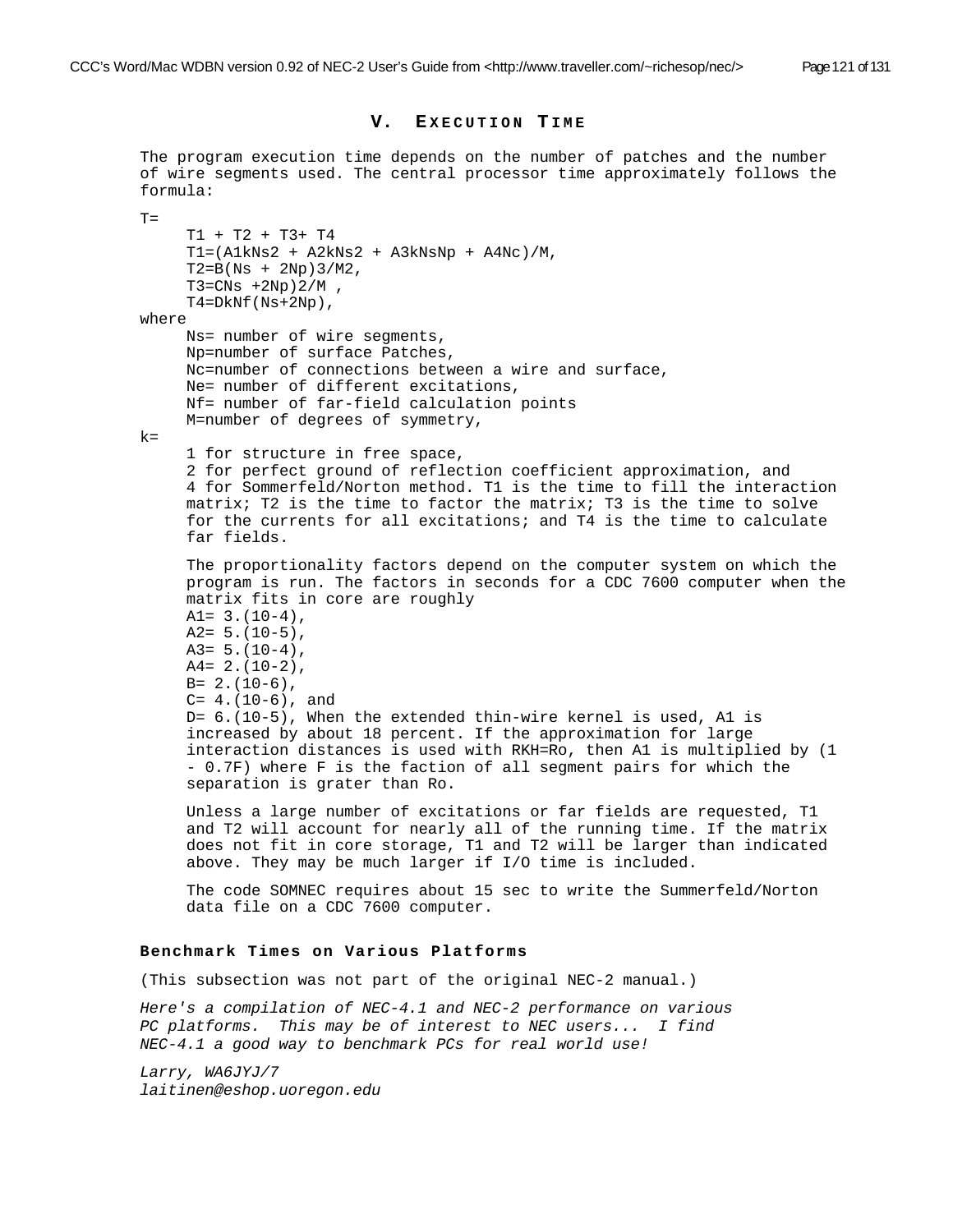## V. Execution Time

The program execution time depends on the number of patches and the number of wire segments used. The central processor time approximately follows the formula:

T=

T1 + T2 + T3+ T4

T1=(A1kNs2 + A2kNs2 + A3kNsNp + A4Nc)/M,

T2=B(Ns + 2Np)3/M2,

T3=CNs +2Np)2/M ,

T4=DkNf(Ns+2Np),

where

Ns= number of wire segments,

Np=number of surface Patches,

Nc=number of connections between a wire and surface,

Ne= number of different excitations,

Nf= number of far-field calculation points

M=number of degrees of symmetry,

k=

1 for structure in free space,

2 for perfect ground of reflection coefficient approximation, and

4 for Sommerfeld/Norton method. T1 is the time to fill the interaction matrix; T2 is the time to factor the matrix; T3 is the time to solve for the currents for all excitations; and T4 is the time to calculate far fields.

The proportionality factors depend on the computer system on which the program is run. The factors in seconds for a CDC 7600 computer when the matrix fits in core are roughly

A1= 3.(10-4),

A2= 5.(10-5),

A3= 5.(10-4),

A4= 2.(10-2),

B= 2.(10-6),

C= 4.(10-6), and

D= 6.(10-5), When the extended thin-wire kernel is used, A1 is increased by about 18 percent. If the approximation for large interaction distances is used with RKH=Ro, then A1 is multiplied by (1 - 0.7F) where F is the faction of all segment pairs for which the separation is grater than Ro.

Unless a large number of excitations or far fields are requested, T1 and T2 will account for nearly all of the running time. If the matrix does not fit in core storage, T1 and T2 will be larger than indicated above. They may be much larger if I/O time is included.

The code SOMNEC requires about 15 sec to write the Summerfeld/Norton data file on a CDC 7600 computer.

### Benchmark Times on Various Platforms

(This subsection was not part of the original NEC-2 manual.)

*Here's a compilation of NEC-4.1 and NEC-2 performance on various PC platforms. This may be of interest to NEC users... I find NEC-4.1 a good way to benchmark PCs for real world use!*

*Larry, WA6JYJ/7*
*laitinen@eshop.uoregon.edu*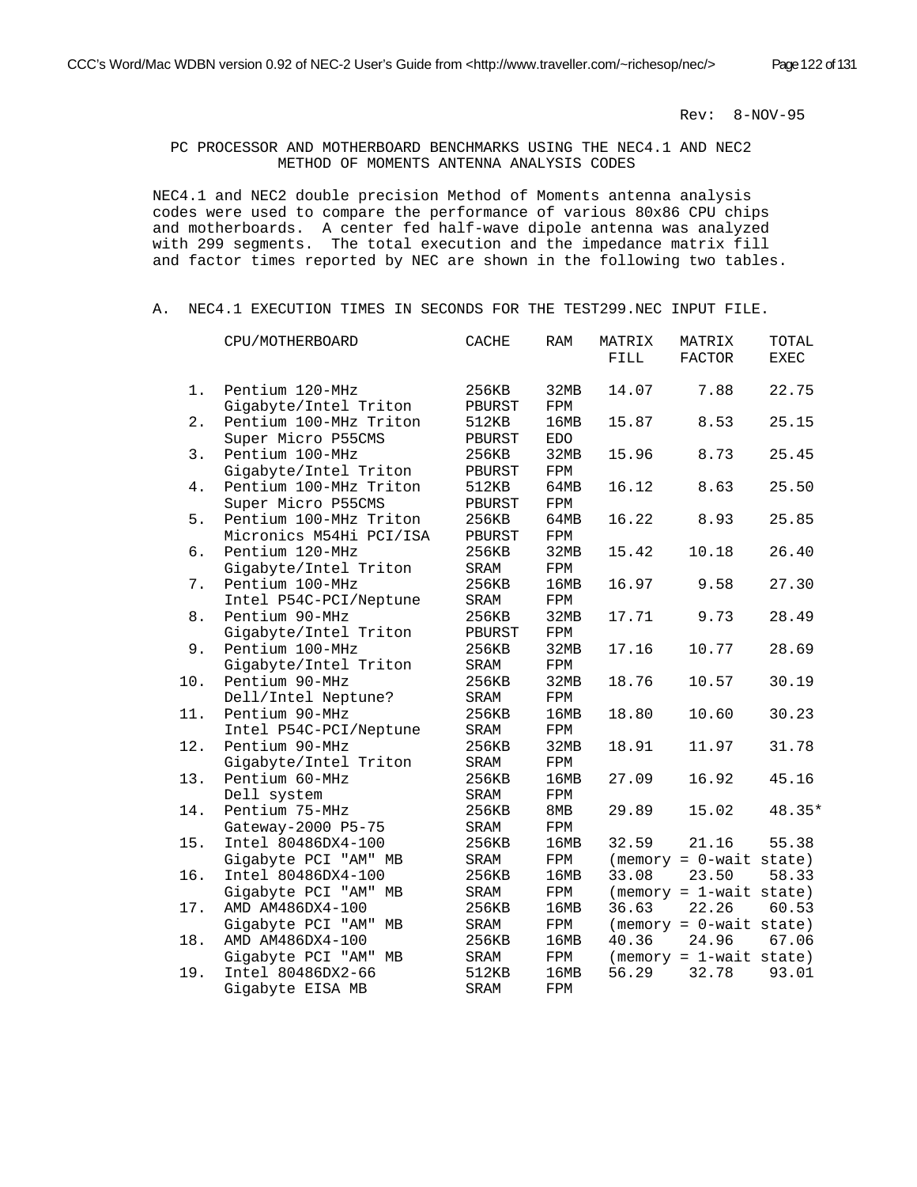Rev: 8-NOV-95

## PC PROCESSOR AND MOTHERBOARD BENCHMARKS USING THE NEC4.1 AND NEC2 METHOD OF MOMENTS ANTENNA ANALYSIS CODES

NEC4.1 and NEC2 double precision Method of Moments antenna analysis codes were used to compare the performance of various 80x86 CPU chips and motherboards. A center fed half-wave dipole antenna was analyzed with 299 segments. The total execution and the impedance matrix fill and factor times reported by NEC are shown in the following two tables.

### A. NEC4.1 EXECUTION TIMES IN SECONDS FOR THE TEST299.NEC INPUT FILE.

| | CPU/MOTHERBOARD | CACHE | RAM | MATRIX FILL | MATRIX FACTOR | TOTAL EXEC |
|---|---|---|---|---|---|---|
| 1. | Pentium 120-MHz Gigabyte/Intel Triton | 256KB PBURST | 32MB FPM | 14.07 | 7.88 | 22.75 |
| 2. | Pentium 100-MHz Triton Super Micro P55CMS | 512KB PBURST | 16MB EDO | 15.87 | 8.53 | 25.15 |
| 3. | Pentium 100-MHz Gigabyte/Intel Triton | 256KB PBURST | 32MB FPM | 15.96 | 8.73 | 25.45 |
| 4. | Pentium 100-MHz Triton Super Micro P55CMS | 512KB PBURST | 64MB FPM | 16.12 | 8.63 | 25.50 |
| 5. | Pentium 100-MHz Triton Micronics M54Hi PCI/ISA | 256KB PBURST | 64MB FPM | 16.22 | 8.93 | 25.85 |
| 6. | Pentium 120-MHz Gigabyte/Intel Triton | 256KB SRAM | 32MB FPM | 15.42 | 10.18 | 26.40 |
| 7. | Pentium 100-MHz Intel P54C-PCI/Neptune | 256KB SRAM | 16MB FPM | 16.97 | 9.58 | 27.30 |
| 8. | Pentium 90-MHz Gigabyte/Intel Triton | 256KB PBURST | 32MB FPM | 17.71 | 9.73 | 28.49 |
| 9. | Pentium 100-MHz Gigabyte/Intel Triton | 256KB SRAM | 32MB FPM | 17.16 | 10.77 | 28.69 |
| 10. | Pentium 90-MHz Dell/Intel Neptune? | 256KB SRAM | 32MB FPM | 18.76 | 10.57 | 30.19 |
| 11. | Pentium 90-MHz Intel P54C-PCI/Neptune | 256KB SRAM | 16MB FPM | 18.80 | 10.60 | 30.23 |
| 12. | Pentium 90-MHz Gigabyte/Intel Triton | 256KB SRAM | 32MB FPM | 18.91 | 11.97 | 31.78 |
| 13. | Pentium 60-MHz Dell system | 256KB SRAM | 16MB FPM | 27.09 | 16.92 | 45.16 |
| 14. | Pentium 75-MHz Gateway-2000 P5-75 | 256KB SRAM | 8MB FPM | 29.89 | 15.02 | 48.35* |
| 15. | Intel 80486DX4-100 Gigabyte PCI "AM" MB | 256KB SRAM | 16MB FPM | 32.59 (memory = 0-wait state) | 21.16 | 55.38 |
| 16. | Intel 80486DX4-100 Gigabyte PCI "AM" MB | 256KB SRAM | 16MB FPM | 33.08 (memory = 1-wait state) | 23.50 | 58.33 |
| 17. | AMD AM486DX4-100 Gigabyte PCI "AM" MB | 256KB SRAM | 16MB FPM | 36.63 (memory = 0-wait state) | 22.26 | 60.53 |
| 18. | AMD AM486DX4-100 Gigabyte PCI "AM" MB | 256KB SRAM | 16MB FPM | 40.36 (memory = 1-wait state) | 24.96 | 67.06 |
| 19. | Intel 80486DX2-66 Gigabyte EISA MB | 512KB SRAM | 16MB FPM | 56.29 | 32.78 | 93.01 |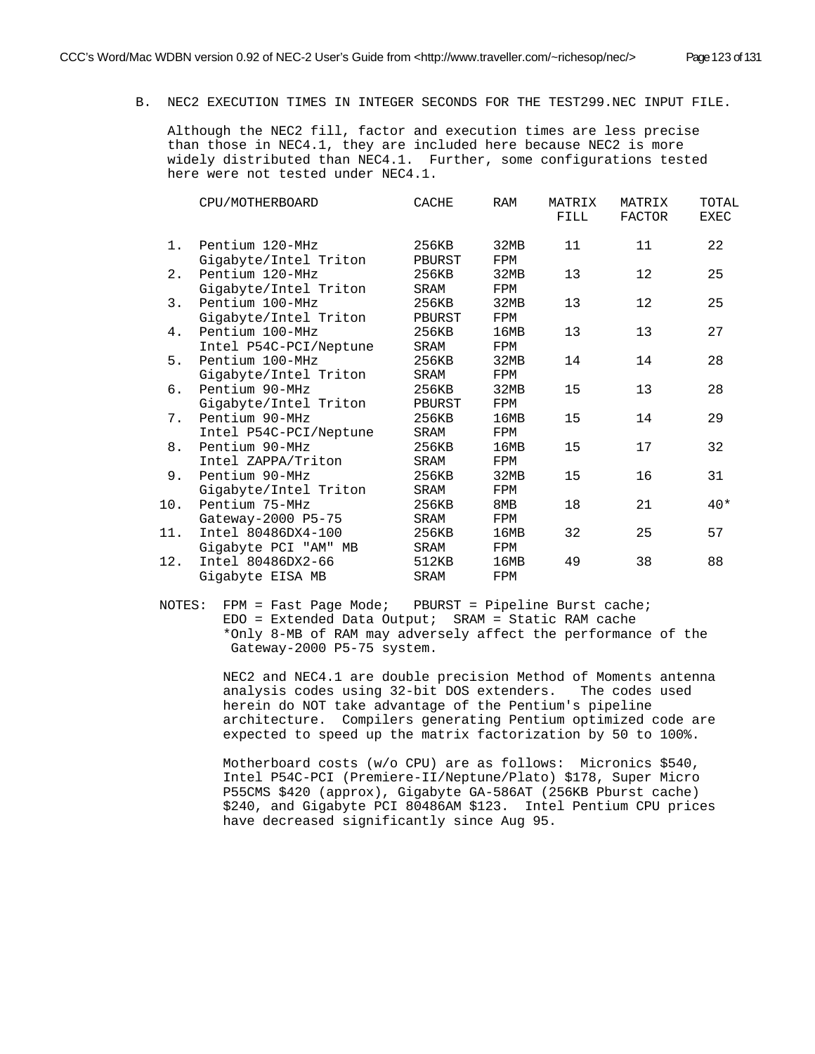B. NEC2 EXECUTION TIMES IN INTEGER SECONDS FOR THE TEST299.NEC INPUT FILE.

Although the NEC2 fill, factor and execution times are less precise than those in NEC4.1, they are included here because NEC2 is more widely distributed than NEC4.1. Further, some configurations tested here were not tested under NEC4.1.

| | CPU/MOTHERBOARD | CACHE | RAM | MATRIX FILL | MATRIX FACTOR | TOTAL EXEC |
|---|---|---|---|---|---|---|
| 1. | Pentium 120-MHz Gigabyte/Intel Triton | 256KB PBURST | 32MB FPM | 11 | 11 | 22 |
| 2. | Pentium 120-MHz Gigabyte/Intel Triton | 256KB SRAM | 32MB FPM | 13 | 12 | 25 |
| 3. | Pentium 100-MHz Gigabyte/Intel Triton | 256KB PBURST | 32MB FPM | 13 | 12 | 25 |
| 4. | Pentium 100-MHz Intel P54C-PCI/Neptune | 256KB SRAM | 16MB FPM | 13 | 13 | 27 |
| 5. | Pentium 100-MHz Gigabyte/Intel Triton | 256KB SRAM | 32MB FPM | 14 | 14 | 28 |
| 6. | Pentium 90-MHz Gigabyte/Intel Triton | 256KB PBURST | 32MB FPM | 15 | 13 | 28 |
| 7. | Pentium 90-MHz Intel P54C-PCI/Neptune | 256KB SRAM | 16MB FPM | 15 | 14 | 29 |
| 8. | Pentium 90-MHz Intel ZAPPA/Triton | 256KB SRAM | 16MB FPM | 15 | 17 | 32 |
| 9. | Pentium 90-MHz Gigabyte/Intel Triton | 256KB SRAM | 32MB FPM | 15 | 16 | 31 |
| 10. | Pentium 75-MHz Gateway-2000 P5-75 | 256KB SRAM | 8MB FPM | 18 | 21 | 40* |
| 11. | Intel 80486DX4-100 Gigabyte PCI "AM" MB | 256KB SRAM | 16MB FPM | 32 | 25 | 57 |
| 12. | Intel 80486DX2-66 Gigabyte EISA MB | 512KB SRAM | 16MB FPM | 49 | 38 | 88 |

NOTES: FPM = Fast Page Mode; PBURST = Pipeline Burst cache;
EDO = Extended Data Output; SRAM = Static RAM cache
*Only 8-MB of RAM may adversely affect the performance of the Gateway-2000 P5-75 system.

NEC2 and NEC4.1 are double precision Method of Moments antenna analysis codes using 32-bit DOS extenders. The codes used herein do NOT take advantage of the Pentium's pipeline architecture. Compilers generating Pentium optimized code are expected to speed up the matrix factorization by 50 to 100%.

Motherboard costs (w/o CPU) are as follows: Micronics $540, Intel P54C-PCI (Premiere-II/Neptune/Plato) $178, Super Micro P55CMS $420 (approx), Gigabyte GA-586AT (256KB Pburst cache) $240, and Gigabyte PCI 80486AM $123. Intel Pentium CPU prices have decreased significantly since Aug 95.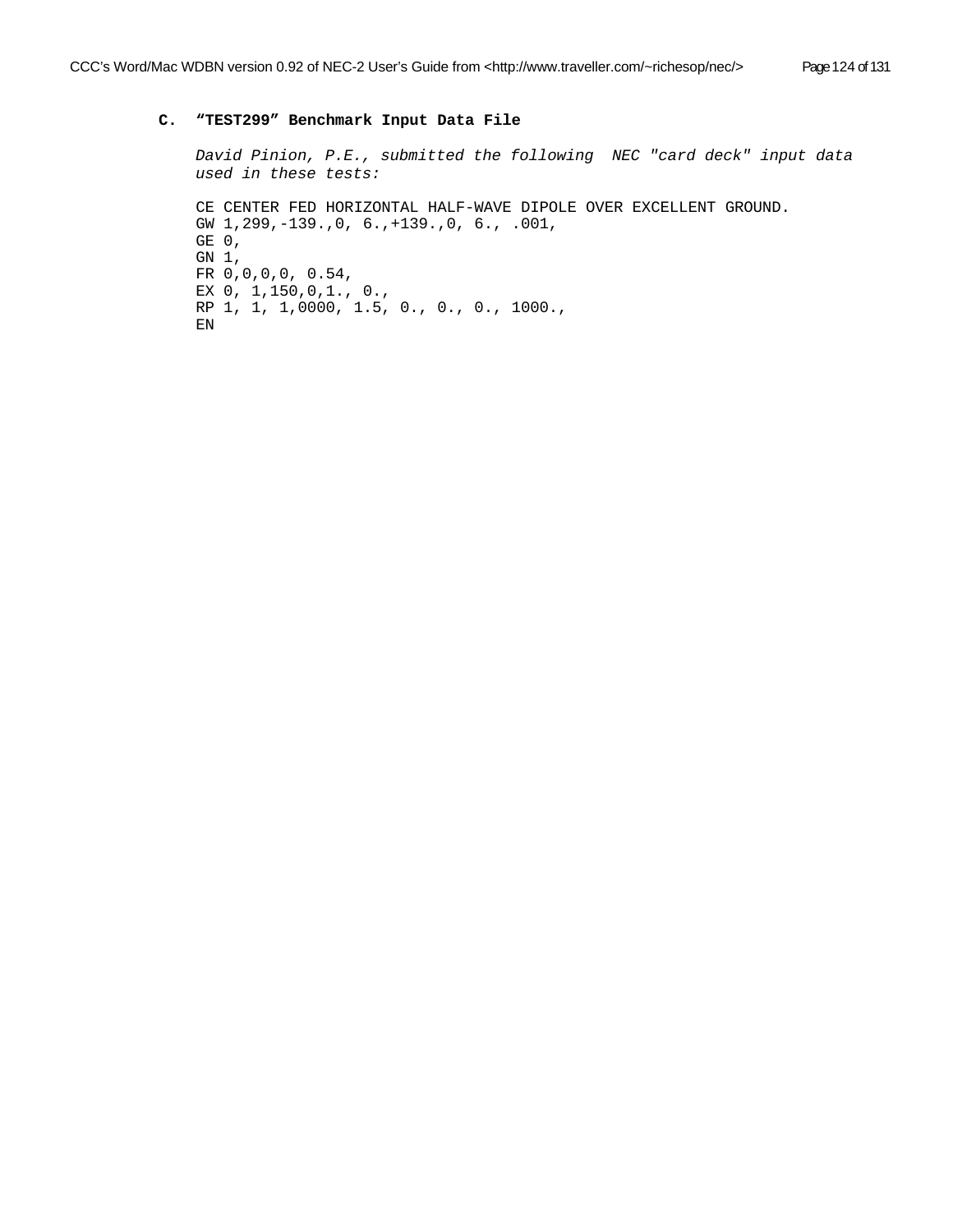### C. "TEST299" Benchmark Input Data File

*David Pinion, P.E., submitted the following NEC "card deck" input data used in these tests:*

```
CE CENTER FED HORIZONTAL HALF-WAVE DIPOLE OVER EXCELLENT GROUND.
GW 1,299,-139.,0, 6.,+139.,0, 6., .001,
GE 0,
GN 1,
FR 0,0,0,0, 0.54,
EX 0, 1,150,0,1., 0.,
RP 1, 1, 1,0000, 1.5, 0., 0., 0., 1000.,
EN
```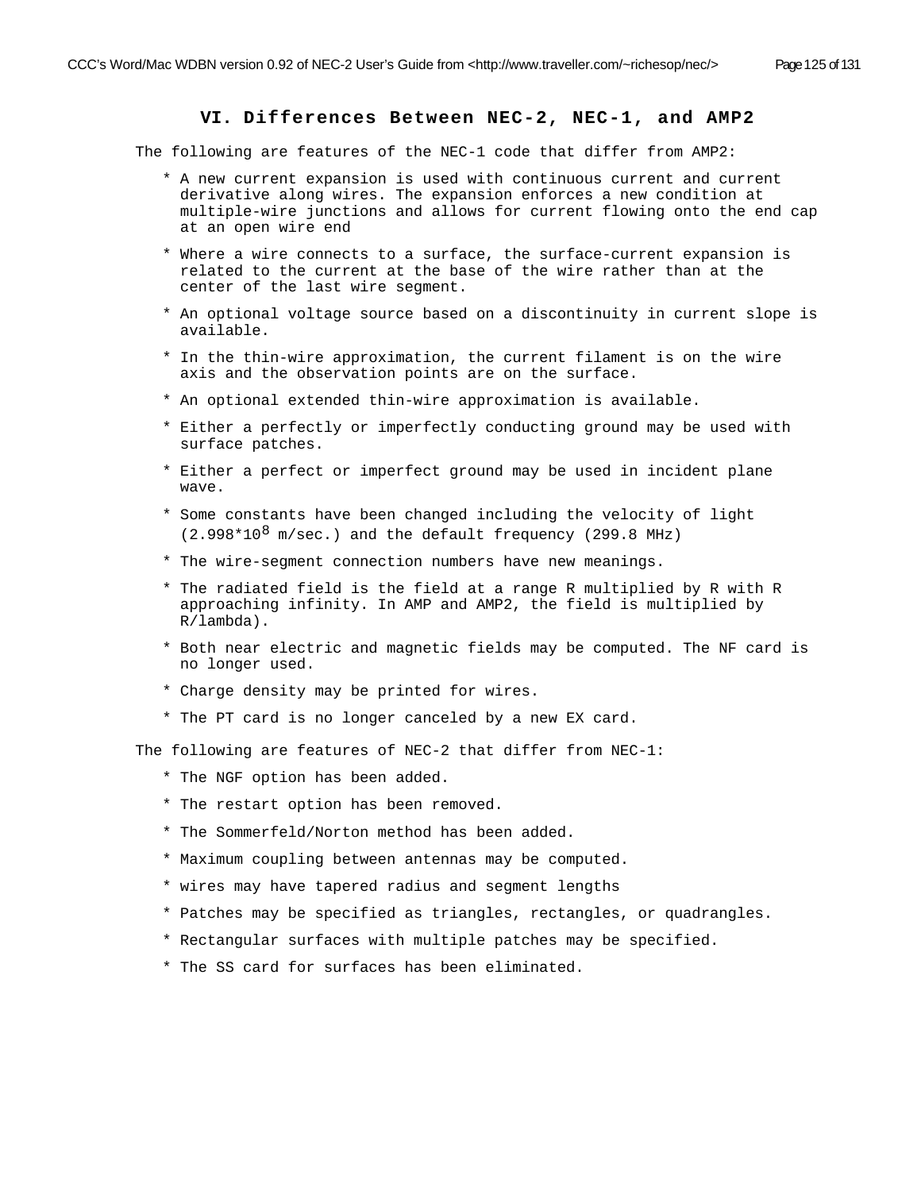# VI. Differences Between NEC-2, NEC-1, and AMP2

The following are features of the NEC-1 code that differ from AMP2:

* A new current expansion is used with continuous current and current derivative along wires. The expansion enforces a new condition at multiple-wire junctions and allows for current flowing onto the end cap at an open wire end
* Where a wire connects to a surface, the surface-current expansion is related to the current at the base of the wire rather than at the center of the last wire segment.
* An optional voltage source based on a discontinuity in current slope is available.
* In the thin-wire approximation, the current filament is on the wire axis and the observation points are on the surface.
* An optional extended thin-wire approximation is available.
* Either a perfectly or imperfectly conducting ground may be used with surface patches.
* Either a perfect or imperfect ground may be used in incident plane wave.
* Some constants have been changed including the velocity of light ($2.998*10^8$ m/sec.) and the default frequency (299.8 MHz)
* The wire-segment connection numbers have new meanings.
* The radiated field is the field at a range R multiplied by R with R approaching infinity. In AMP and AMP2, the field is multiplied by R/lambda).
* Both near electric and magnetic fields may be computed. The NF card is no longer used.
* Charge density may be printed for wires.
* The PT card is no longer canceled by a new EX card.

The following are features of NEC-2 that differ from NEC-1:

* The NGF option has been added.
* The restart option has been removed.
* The Sommerfeld/Norton method has been added.
* Maximum coupling between antennas may be computed.
* wires may have tapered radius and segment lengths
* Patches may be specified as triangles, rectangles, or quadrangles.
* Rectangular surfaces with multiple patches may be specified.
* The SS card for surfaces has been eliminated.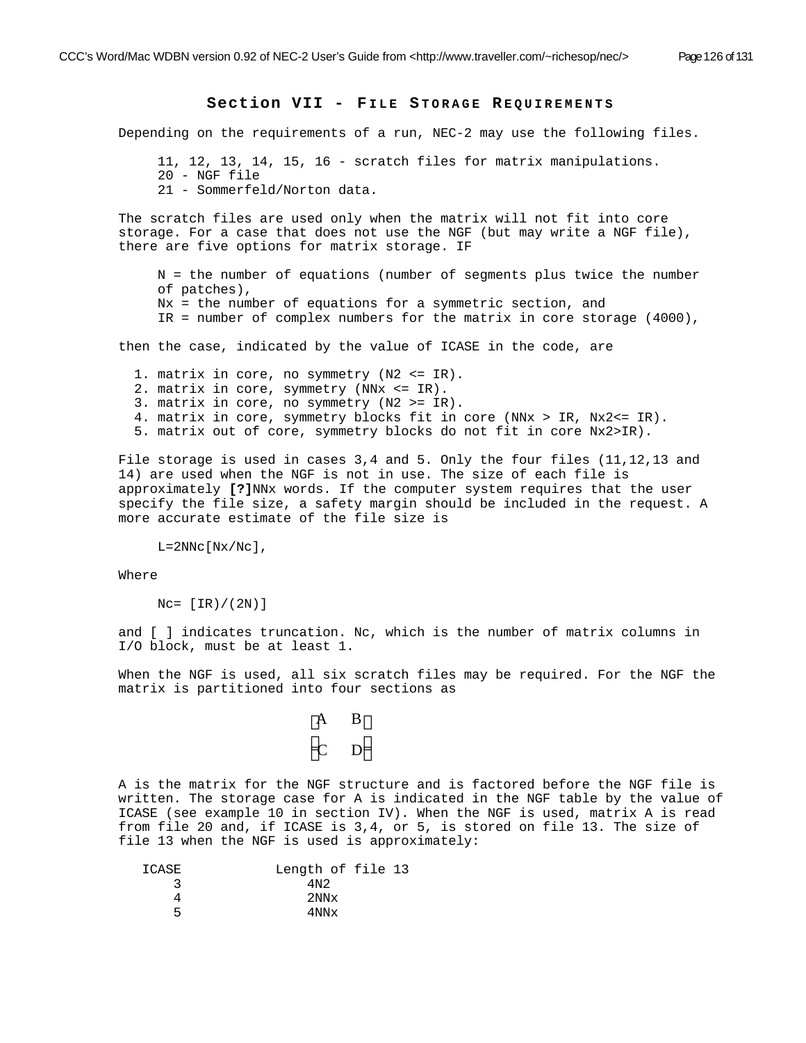## Section VII - File Storage Requirements

Depending on the requirements of a run, NEC-2 may use the following files.

- 11, 12, 13, 14, 15, 16 - scratch files for matrix manipulations.
- 20 - NGF file
- 21 - Sommerfeld/Norton data.

The scratch files are used only when the matrix will not fit into core storage. For a case that does not use the NGF (but may write a NGF file), there are five options for matrix storage. IF

- N = the number of equations (number of segments plus twice the number of patches),
- Nx = the number of equations for a symmetric section, and
- IR = number of complex numbers for the matrix in core storage (4000),

then the case, indicated by the value of ICASE in the code, are

1. matrix in core, no symmetry (N2 <= IR).
2. matrix in core, symmetry (NNx <= IR).
3. matrix in core, no symmetry (N2 >= IR).
4. matrix in core, symmetry blocks fit in core (NNx > IR, Nx2<= IR).
5. matrix out of core, symmetry blocks do not fit in core Nx2>IR).

File storage is used in cases 3,4 and 5. Only the four files (11,12,13 and 14) are used when the NGF is not in use. The size of each file is approximately **[?]**NNx words. If the computer system requires that the user specify the file size, a safety margin should be included in the request. A more accurate estimate of the file size is

L=2NNc[Nx/Nc],

Where

Nc= [IR)/(2N)]

and [ ] indicates truncation. Nc, which is the number of matrix columns in I/O block, must be at least 1.

When the NGF is used, all six scratch files may be required. For the NGF the matrix is partitioned into four sections as

$$\begin{bmatrix} A & B \\ C & D \end{bmatrix}$$

A is the matrix for the NGF structure and is factored before the NGF file is written. The storage case for A is indicated in the NGF table by the value of ICASE (see example 10 in section IV). When the NGF is used, matrix A is read from file 20 and, if ICASE is 3,4, or 5, is stored on file 13. The size of file 13 when the NGF is used is approximately:

| ICASE | Length of file 13 |
|---|---|
| 3 | 4N2 |
| 4 | 2NNx |
| 5 | 4NNx |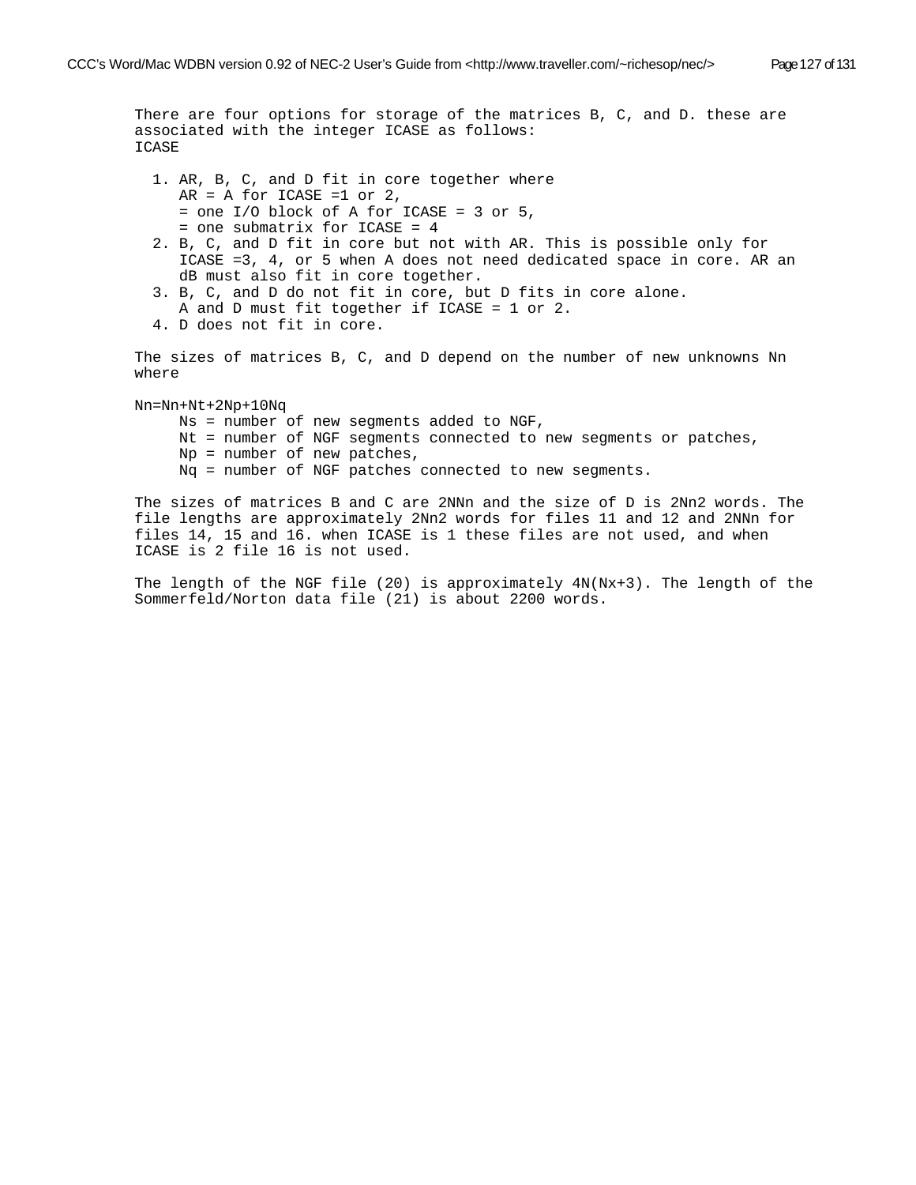There are four options for storage of the matrices B, C, and D. these are associated with the integer ICASE as follows:
ICASE

1. AR, B, C, and D fit in core together where
   AR = A for ICASE =1 or 2,
   = one I/O block of A for ICASE = 3 or 5,
   = one submatrix for ICASE = 4
2. B, C, and D fit in core but not with AR. This is possible only for ICASE =3, 4, or 5 when A does not need dedicated space in core. AR an dB must also fit in core together.
3. B, C, and D do not fit in core, but D fits in core alone.
   A and D must fit together if ICASE = 1 or 2.
4. D does not fit in core.

The sizes of matrices B, C, and D depend on the number of new unknowns Nn where

Nn=Nn+Nt+2Np+10Nq

- Ns = number of new segments added to NGF,
- Nt = number of NGF segments connected to new segments or patches,
- Np = number of new patches,
- Nq = number of NGF patches connected to new segments.

The sizes of matrices B and C are 2NNn and the size of D is 2Nn2 words. The file lengths are approximately 2Nn2 words for files 11 and 12 and 2NNn for files 14, 15 and 16. when ICASE is 1 these files are not used, and when ICASE is 2 file 16 is not used.

The length of the NGF file (20) is approximately 4N(Nx+3). The length of the Sommerfeld/Norton data file (21) is about 2200 words.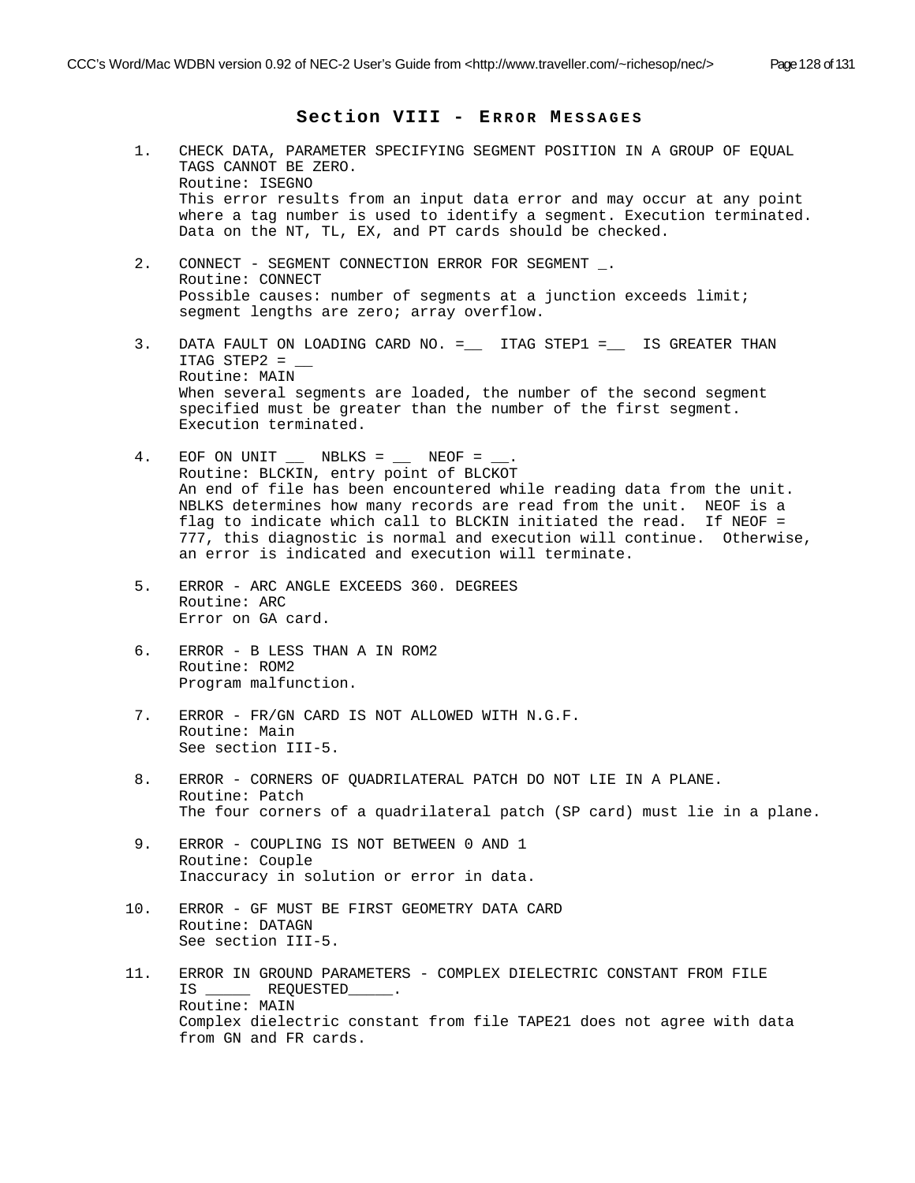## Section VIII - Error Messages

1. CHECK DATA, PARAMETER SPECIFYING SEGMENT POSITION IN A GROUP OF EQUAL TAGS CANNOT BE ZERO.
   Routine: ISEGNO
   This error results from an input data error and may occur at any point where a tag number is used to identify a segment. Execution terminated. Data on the NT, TL, EX, and PT cards should be checked.

2. CONNECT - SEGMENT CONNECTION ERROR FOR SEGMENT _.
   Routine: CONNECT
   Possible causes: number of segments at a junction exceeds limit; segment lengths are zero; array overflow.

3. DATA FAULT ON LOADING CARD NO. =__ ITAG STEP1 =__ IS GREATER THAN ITAG STEP2 = __
   Routine: MAIN
   When several segments are loaded, the number of the second segment specified must be greater than the number of the first segment. Execution terminated.

4. EOF ON UNIT __ NBLKS = __ NEOF = __.
   Routine: BLCKIN, entry point of BLCKOT
   An end of file has been encountered while reading data from the unit. NBLKS determines how many records are read from the unit. NEOF is a flag to indicate which call to BLCKIN initiated the read. If NEOF = 777, this diagnostic is normal and execution will continue. Otherwise, an error is indicated and execution will terminate.

5. ERROR - ARC ANGLE EXCEEDS 360. DEGREES
   Routine: ARC
   Error on GA card.

6. ERROR - B LESS THAN A IN ROM2
   Routine: ROM2
   Program malfunction.

7. ERROR - FR/GN CARD IS NOT ALLOWED WITH N.G.F.
   Routine: Main
   See section III-5.

8. ERROR - CORNERS OF QUADRILATERAL PATCH DO NOT LIE IN A PLANE.
   Routine: Patch
   The four corners of a quadrilateral patch (SP card) must lie in a plane.

9. ERROR - COUPLING IS NOT BETWEEN 0 AND 1
   Routine: Couple
   Inaccuracy in solution or error in data.

10. ERROR - GF MUST BE FIRST GEOMETRY DATA CARD
    Routine: DATAGN
    See section III-5.

11. ERROR IN GROUND PARAMETERS - COMPLEX DIELECTRIC CONSTANT FROM FILE IS _____ REQUESTED_____.
    Routine: MAIN
    Complex dielectric constant from file TAPE21 does not agree with data from GN and FR cards.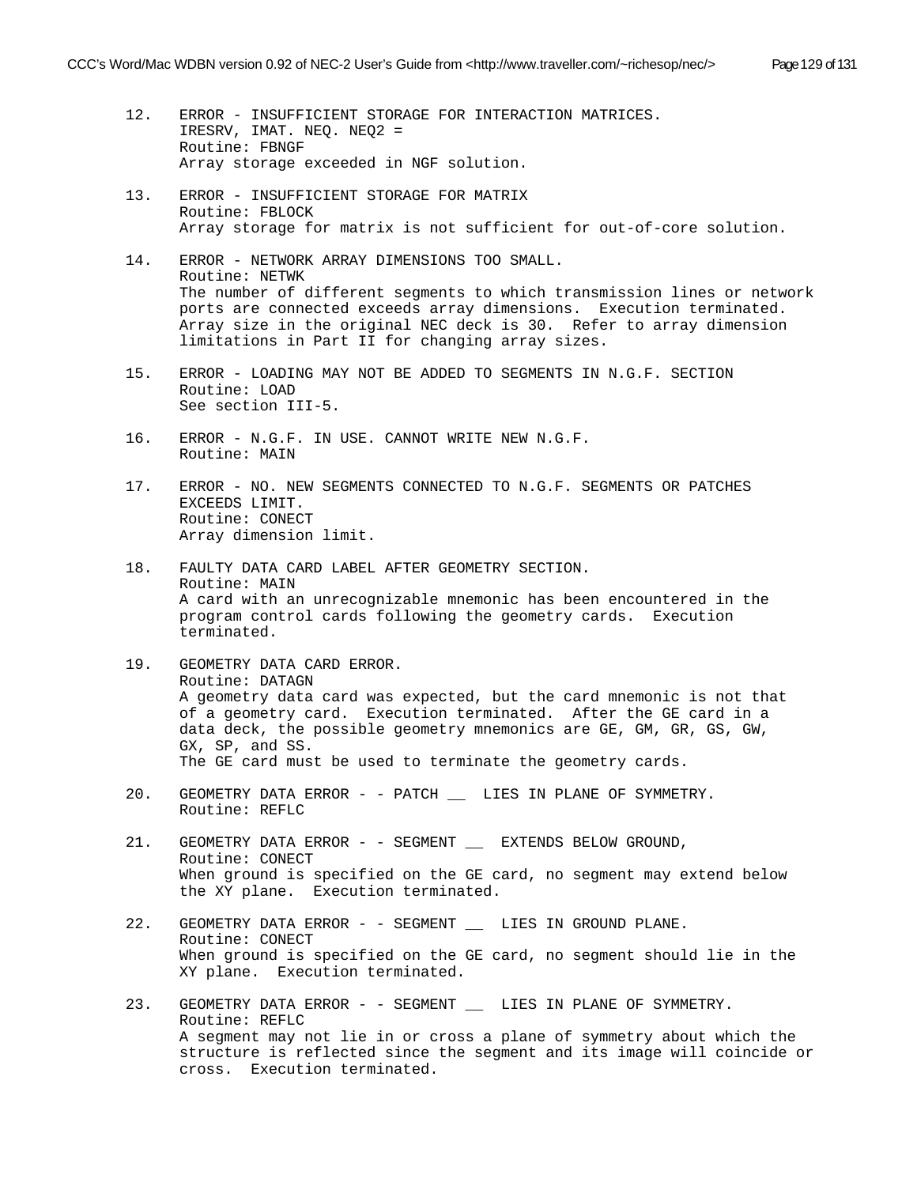12. ERROR - INSUFFICIENT STORAGE FOR INTERACTION MATRICES.
    IRESRV, IMAT. NEQ. NEQ2 =
    Routine: FBNGF
    Array storage exceeded in NGF solution.

13. ERROR - INSUFFICIENT STORAGE FOR MATRIX
    Routine: FBLOCK
    Array storage for matrix is not sufficient for out-of-core solution.

14. ERROR - NETWORK ARRAY DIMENSIONS TOO SMALL.
    Routine: NETWK
    The number of different segments to which transmission lines or network ports are connected exceeds array dimensions. Execution terminated. Array size in the original NEC deck is 30. Refer to array dimension limitations in Part II for changing array sizes.

15. ERROR - LOADING MAY NOT BE ADDED TO SEGMENTS IN N.G.F. SECTION
    Routine: LOAD
    See section III-5.

16. ERROR - N.G.F. IN USE. CANNOT WRITE NEW N.G.F.
    Routine: MAIN

17. ERROR - NO. NEW SEGMENTS CONNECTED TO N.G.F. SEGMENTS OR PATCHES EXCEEDS LIMIT.
    Routine: CONECT
    Array dimension limit.

18. FAULTY DATA CARD LABEL AFTER GEOMETRY SECTION.
    Routine: MAIN
    A card with an unrecognizable mnemonic has been encountered in the program control cards following the geometry cards. Execution terminated.

19. GEOMETRY DATA CARD ERROR.
    Routine: DATAGN
    A geometry data card was expected, but the card mnemonic is not that of a geometry card. Execution terminated. After the GE card in a data deck, the possible geometry mnemonics are GE, GM, GR, GS, GW, GX, SP, and SS.
    The GE card must be used to terminate the geometry cards.

20. GEOMETRY DATA ERROR - - PATCH __ LIES IN PLANE OF SYMMETRY.
    Routine: REFLC

21. GEOMETRY DATA ERROR - - SEGMENT __ EXTENDS BELOW GROUND,
    Routine: CONECT
    When ground is specified on the GE card, no segment may extend below the XY plane. Execution terminated.

22. GEOMETRY DATA ERROR - - SEGMENT __ LIES IN GROUND PLANE.
    Routine: CONECT
    When ground is specified on the GE card, no segment should lie in the XY plane. Execution terminated.

23. GEOMETRY DATA ERROR - - SEGMENT __ LIES IN PLANE OF SYMMETRY.
    Routine: REFLC
    A segment may not lie in or cross a plane of symmetry about which the structure is reflected since the segment and its image will coincide or cross. Execution terminated.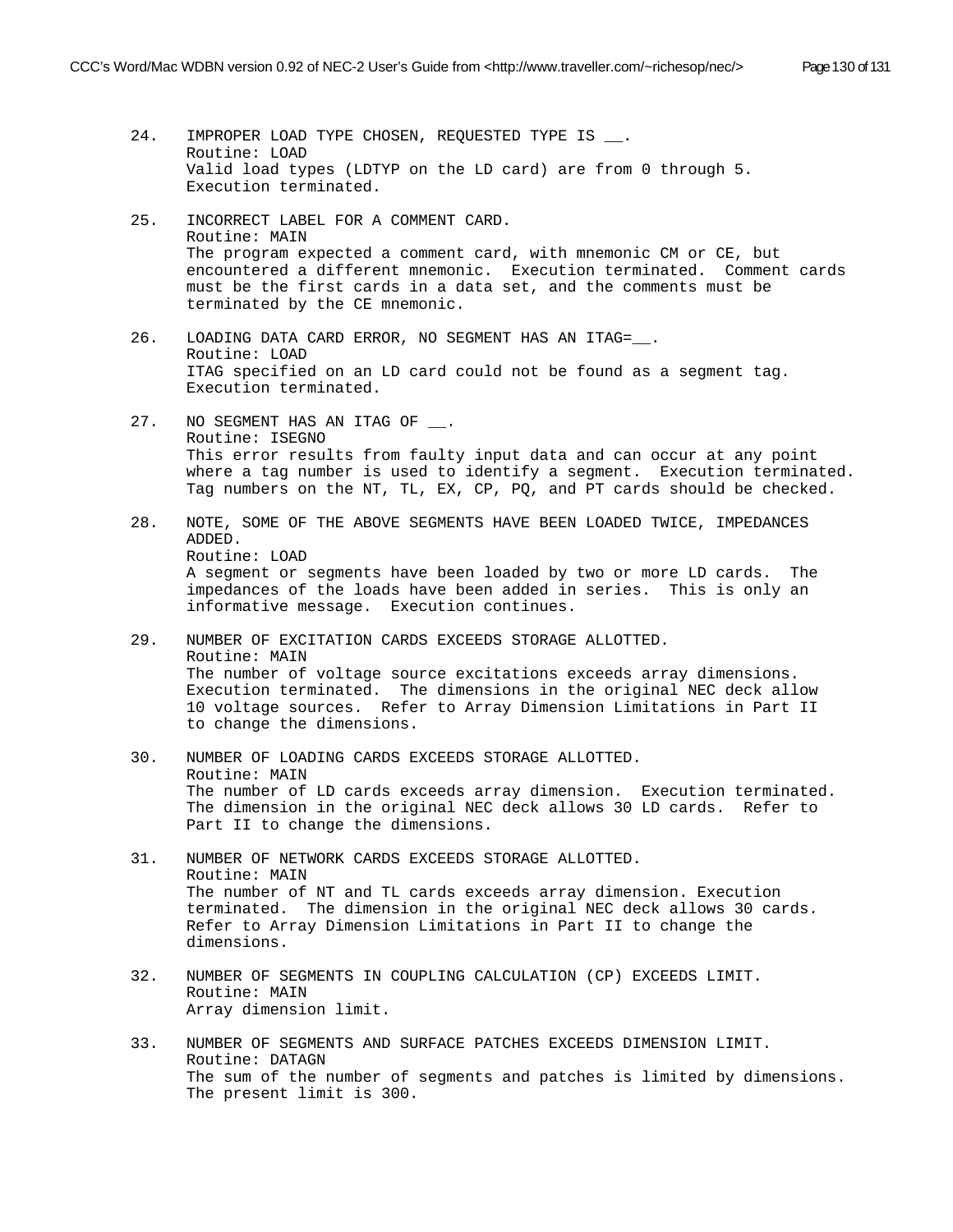24. IMPROPER LOAD TYPE CHOSEN, REQUESTED TYPE IS __.
    Routine: LOAD
    Valid load types (LDTYP on the LD card) are from 0 through 5.
    Execution terminated.

25. INCORRECT LABEL FOR A COMMENT CARD.
    Routine: MAIN
    The program expected a comment card, with mnemonic CM or CE, but encountered a different mnemonic. Execution terminated. Comment cards must be the first cards in a data set, and the comments must be terminated by the CE mnemonic.

26. LOADING DATA CARD ERROR, NO SEGMENT HAS AN ITAG=__.
    Routine: LOAD
    ITAG specified on an LD card could not be found as a segment tag.
    Execution terminated.

27. NO SEGMENT HAS AN ITAG OF __.
    Routine: ISEGNO
    This error results from faulty input data and can occur at any point where a tag number is used to identify a segment. Execution terminated. Tag numbers on the NT, TL, EX, CP, PQ, and PT cards should be checked.

28. NOTE, SOME OF THE ABOVE SEGMENTS HAVE BEEN LOADED TWICE, IMPEDANCES ADDED.
    Routine: LOAD
    A segment or segments have been loaded by two or more LD cards. The impedances of the loads have been added in series. This is only an informative message. Execution continues.

29. NUMBER OF EXCITATION CARDS EXCEEDS STORAGE ALLOTTED.
    Routine: MAIN
    The number of voltage source excitations exceeds array dimensions. Execution terminated. The dimensions in the original NEC deck allow 10 voltage sources. Refer to Array Dimension Limitations in Part II to change the dimensions.

30. NUMBER OF LOADING CARDS EXCEEDS STORAGE ALLOTTED.
    Routine: MAIN
    The number of LD cards exceeds array dimension. Execution terminated. The dimension in the original NEC deck allows 30 LD cards. Refer to Part II to change the dimensions.

31. NUMBER OF NETWORK CARDS EXCEEDS STORAGE ALLOTTED.
    Routine: MAIN
    The number of NT and TL cards exceeds array dimension. Execution terminated. The dimension in the original NEC deck allows 30 cards. Refer to Array Dimension Limitations in Part II to change the dimensions.

32. NUMBER OF SEGMENTS IN COUPLING CALCULATION (CP) EXCEEDS LIMIT.
    Routine: MAIN
    Array dimension limit.

33. NUMBER OF SEGMENTS AND SURFACE PATCHES EXCEEDS DIMENSION LIMIT.
    Routine: DATAGN
    The sum of the number of segments and patches is limited by dimensions. The present limit is 300.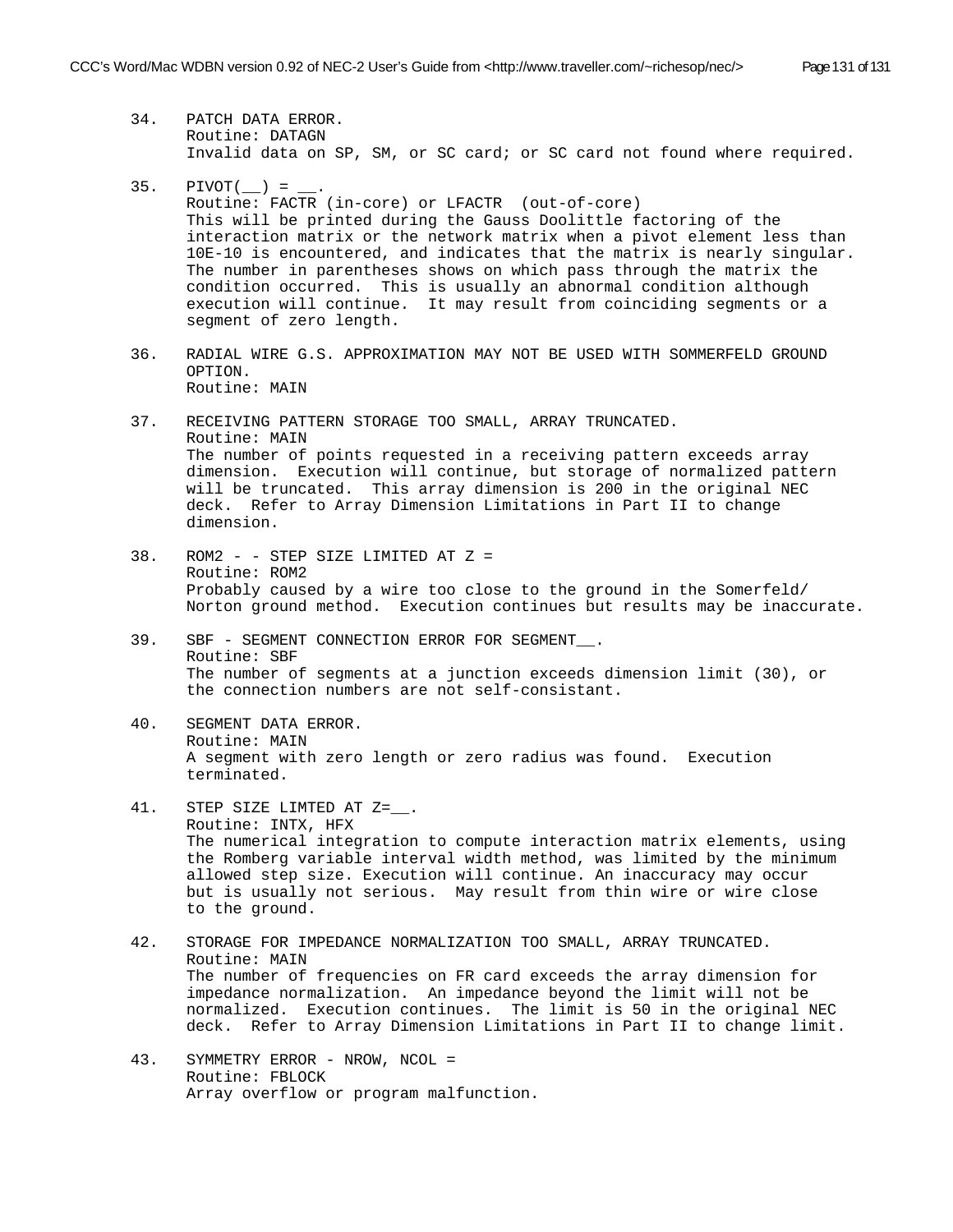34. PATCH DATA ERROR.
    Routine: DATAGN
    Invalid data on SP, SM, or SC card; or SC card not found where required.

35. PIVOT(__) = __.
    Routine: FACTR (in-core) or LFACTR (out-of-core)
    This will be printed during the Gauss Doolittle factoring of the interaction matrix or the network matrix when a pivot element less than 10E-10 is encountered, and indicates that the matrix is nearly singular. The number in parentheses shows on which pass through the matrix the condition occurred. This is usually an abnormal condition although execution will continue. It may result from coinciding segments or a segment of zero length.

36. RADIAL WIRE G.S. APPROXIMATION MAY NOT BE USED WITH SOMMERFELD GROUND OPTION.
    Routine: MAIN

37. RECEIVING PATTERN STORAGE TOO SMALL, ARRAY TRUNCATED.
    Routine: MAIN
    The number of points requested in a receiving pattern exceeds array dimension. Execution will continue, but storage of normalized pattern will be truncated. This array dimension is 200 in the original NEC deck. Refer to Array Dimension Limitations in Part II to change dimension.

38. ROM2 - - STEP SIZE LIMITED AT Z =
    Routine: ROM2
    Probably caused by a wire too close to the ground in the Somerfeld/ Norton ground method. Execution continues but results may be inaccurate.

39. SBF - SEGMENT CONNECTION ERROR FOR SEGMENT__.
    Routine: SBF
    The number of segments at a junction exceeds dimension limit (30), or the connection numbers are not self-consistant.

40. SEGMENT DATA ERROR.
    Routine: MAIN
    A segment with zero length or zero radius was found. Execution terminated.

41. STEP SIZE LIMTED AT Z=__.
    Routine: INTX, HFX
    The numerical integration to compute interaction matrix elements, using the Romberg variable interval width method, was limited by the minimum allowed step size. Execution will continue. An inaccuracy may occur but is usually not serious. May result from thin wire or wire close to the ground.

42. STORAGE FOR IMPEDANCE NORMALIZATION TOO SMALL, ARRAY TRUNCATED.
    Routine: MAIN
    The number of frequencies on FR card exceeds the array dimension for impedance normalization. An impedance beyond the limit will not be normalized. Execution continues. The limit is 50 in the original NEC deck. Refer to Array Dimension Limitations in Part II to change limit.

43. SYMMETRY ERROR - NROW, NCOL =
    Routine: FBLOCK
    Array overflow or program malfunction.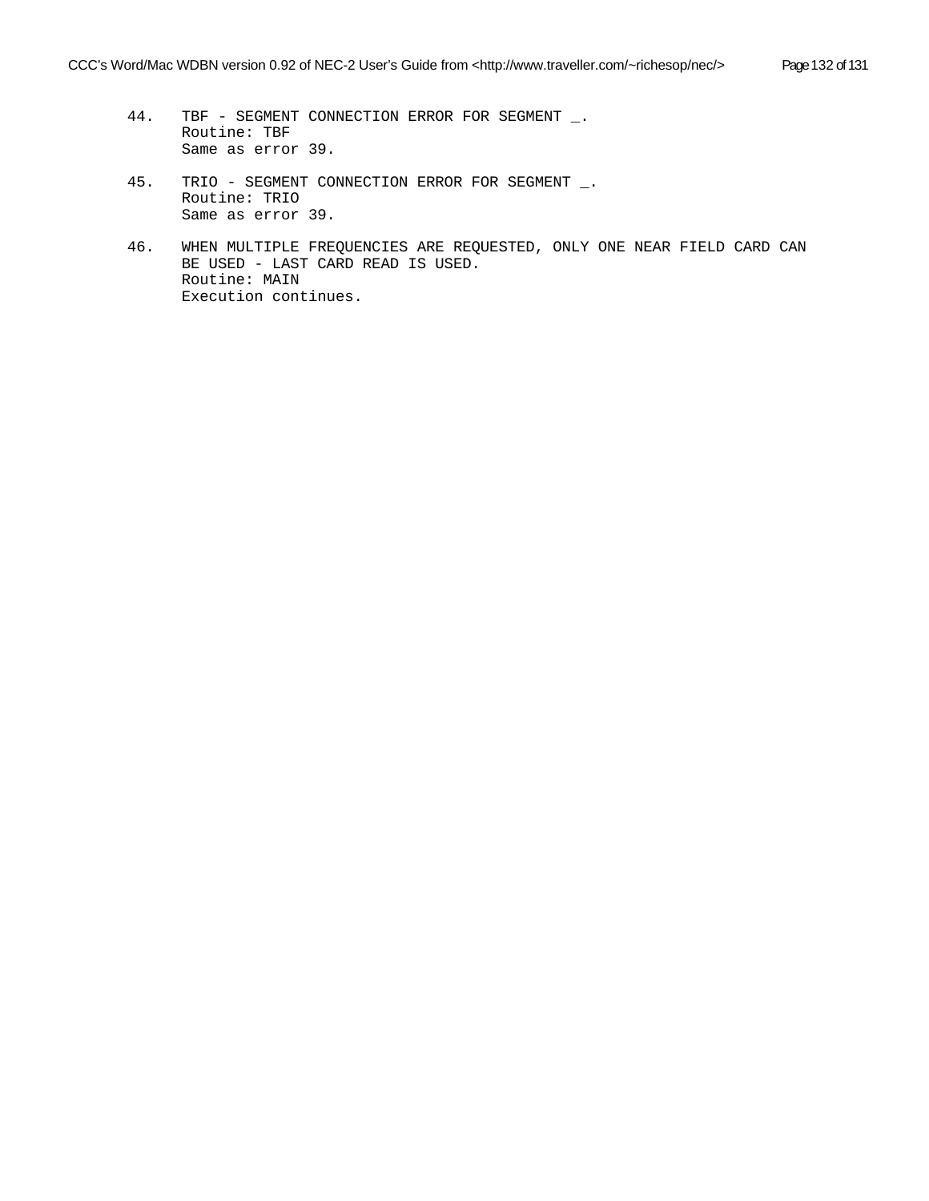44. TBF - SEGMENT CONNECTION ERROR FOR SEGMENT _.
    Routine: TBF
    Same as error 39.

45. TRIO - SEGMENT CONNECTION ERROR FOR SEGMENT _.
    Routine: TRIO
    Same as error 39.

46. WHEN MULTIPLE FREQUENCIES ARE REQUESTED, ONLY ONE NEAR FIELD CARD CAN BE USED - LAST CARD READ IS USED.
    Routine: MAIN
    Execution continues.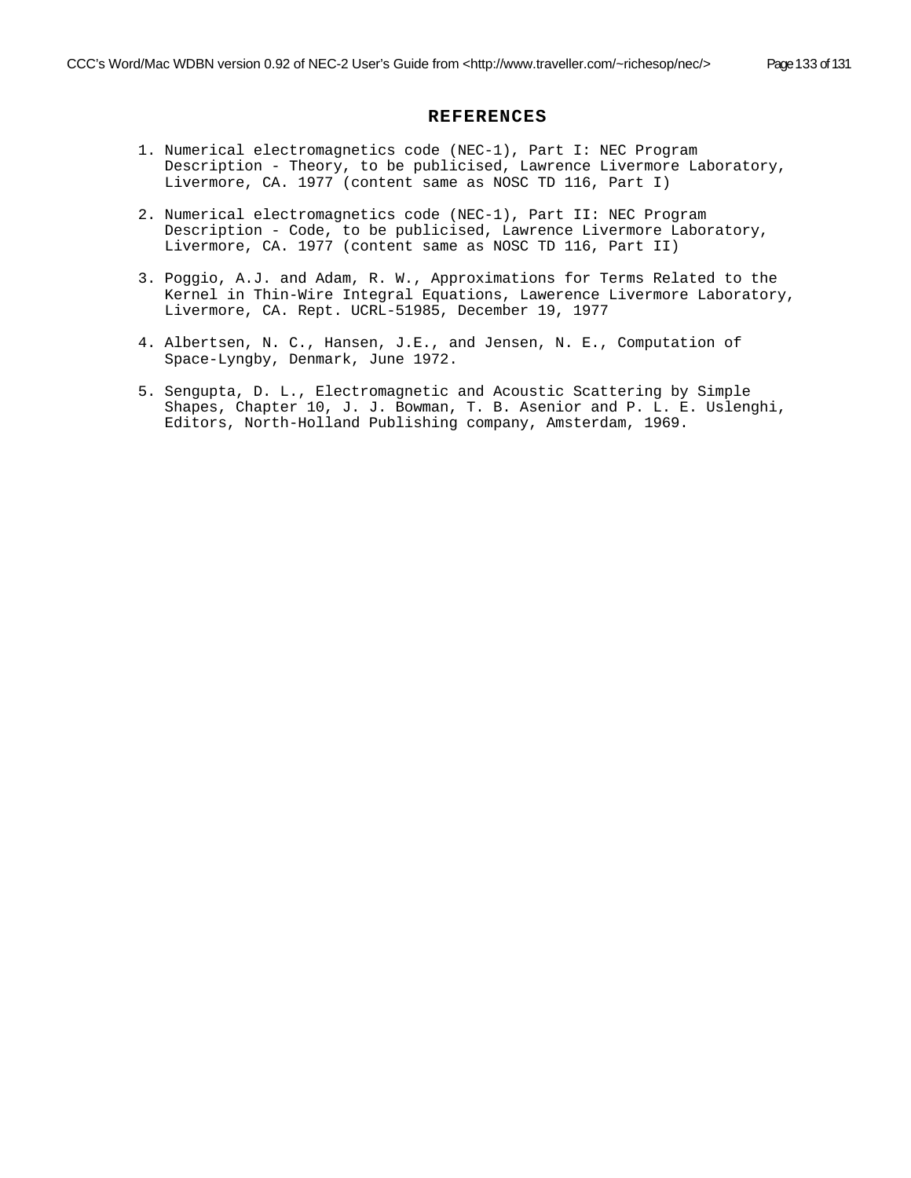# REFERENCES

1. Numerical electromagnetics code (NEC-1), Part I: NEC Program Description - Theory, to be publicised, Lawrence Livermore Laboratory, Livermore, CA. 1977 (content same as NOSC TD 116, Part I)

2. Numerical electromagnetics code (NEC-1), Part II: NEC Program Description - Code, to be publicised, Lawrence Livermore Laboratory, Livermore, CA. 1977 (content same as NOSC TD 116, Part II)

3. Poggio, A.J. and Adam, R. W., Approximations for Terms Related to the Kernel in Thin-Wire Integral Equations, Lawerence Livermore Laboratory, Livermore, CA. Rept. UCRL-51985, December 19, 1977

4. Albertsen, N. C., Hansen, J.E., and Jensen, N. E., Computation of Space-Lyngby, Denmark, June 1972.

5. Sengupta, D. L., Electromagnetic and Acoustic Scattering by Simple Shapes, Chapter 10, J. J. Bowman, T. B. Asenior and P. L. E. Uslenghi, Editors, North-Holland Publishing company, Amsterdam, 1969.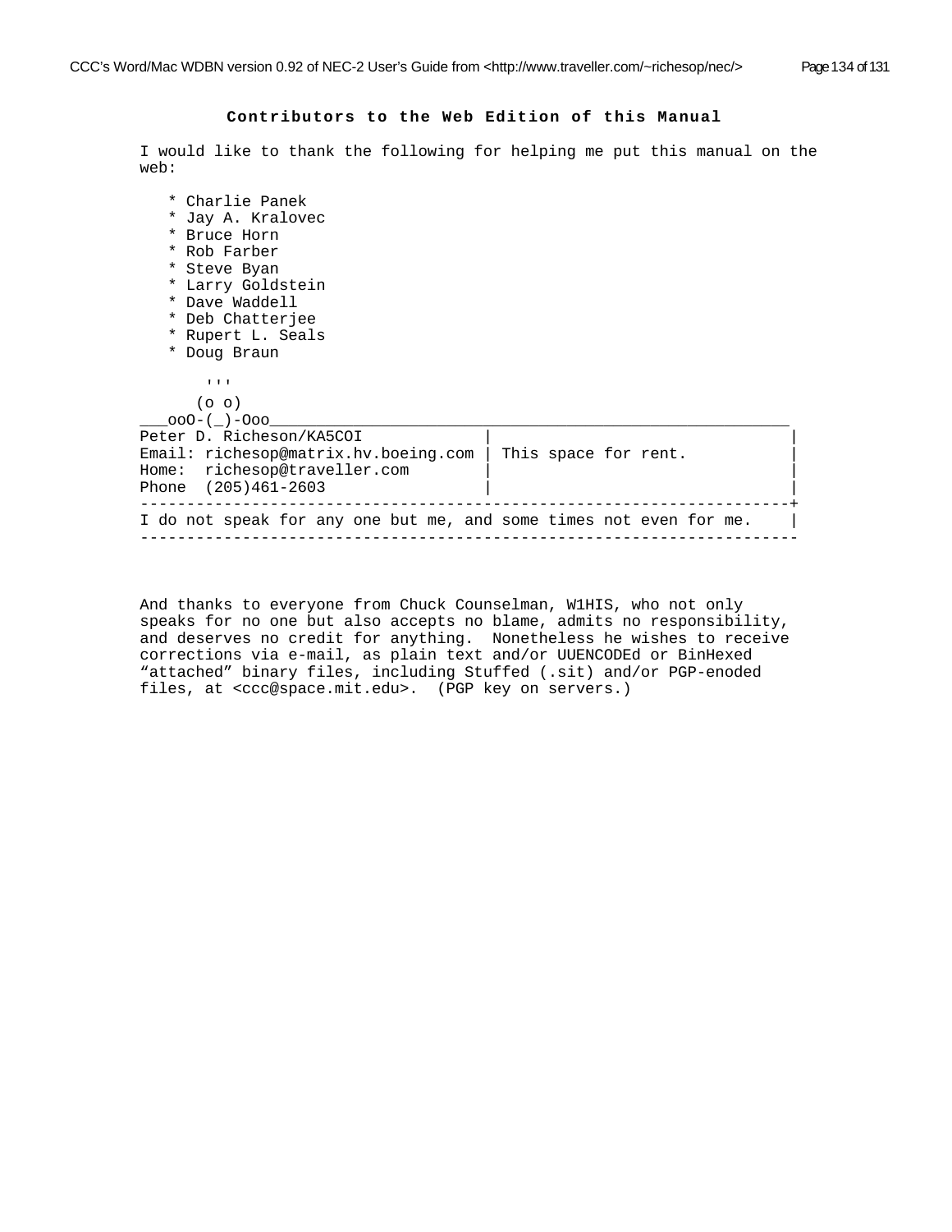## Contributors to the Web Edition of this Manual

I would like to thank the following for helping me put this manual on the web:

* Charlie Panek
* Jay A. Kralovec
* Bruce Horn
* Rob Farber
* Steve Byan
* Larry Goldstein
* Dave Waddell
* Deb Chatterjee
* Rupert L. Seals
* Doug Braun

```
       '''
      (o o)
___ooO-(_)-Ooo________________________________________________________
Peter D. Richeson/KA5COI              |                               |
Email: richesop@matrix.hv.boeing.com  | This space for rent.          |
Home:  richesop@traveller.com         |                               |
Phone  (205)461-2603                  |                               |
----------------------------------------------------------------------+
I do not speak for any one but me, and some times not even for me.    |
----------------------------------------------------------------------
```

And thanks to everyone from Chuck Counselman, W1HIS, who not only speaks for no one but also accepts no blame, admits no responsibility, and deserves no credit for anything. Nonetheless he wishes to receive corrections via e-mail, as plain text and/or UUENCODEd or BinHexed "attached" binary files, including Stuffed (.sit) and/or PGP-enoded files, at <ccc@space.mit.edu>. (PGP key on servers.)